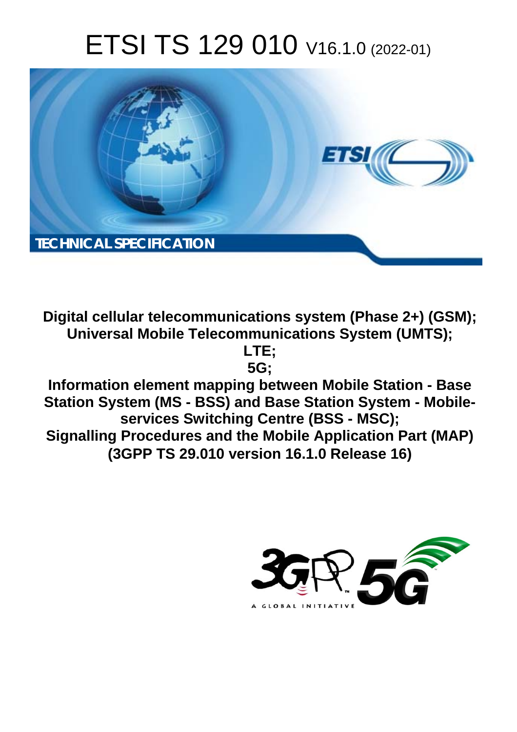# ETSI TS 129 010 V16.1.0 (2022-01)

TECHNICAL SPECIFICATION

**Digital cellular telecommunications system (Phase 2+) (GSM); Universal Mobile Telecommunications System (UMTS); LTE; 5G; Information element mapping between Mobile Station - Base Station System (MS - BSS) and Base Station System - Mobile-services Switching Centre (BSS - MSC); Signalling Procedures and the Mobile Application Part (MAP) (3GPP TS 29.010 version 16.1.0 Release 16)**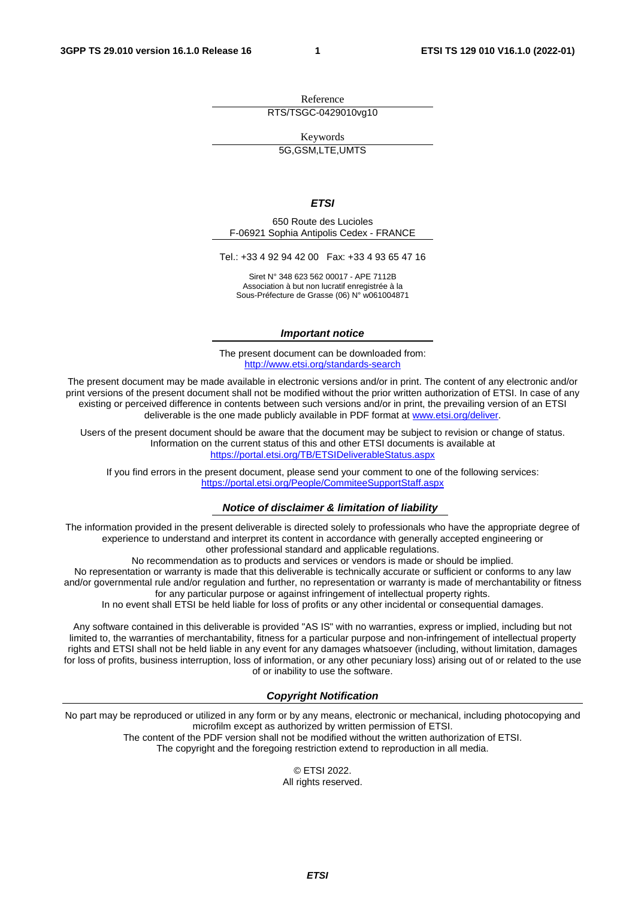Reference

RTS/TSGC-0429010vg10

Keywords

5G,GSM,LTE,UMTS

***ETSI***

650 Route des Lucioles
F-06921 Sophia Antipolis Cedex - FRANCE

Tel.: +33 4 92 94 42 00   Fax: +33 4 93 65 47 16

Siret N° 348 623 562 00017 - APE 7112B
Association à but non lucratif enregistrée à la
Sous-Préfecture de Grasse (06) N° w061004871

***Important notice***

The present document can be downloaded from:
http://www.etsi.org/standards-search

The present document may be made available in electronic versions and/or in print. The content of any electronic and/or print versions of the present document shall not be modified without the prior written authorization of ETSI. In case of any existing or perceived difference in contents between such versions and/or in print, the prevailing version of an ETSI deliverable is the one made publicly available in PDF format at www.etsi.org/deliver.

Users of the present document should be aware that the document may be subject to revision or change of status. Information on the current status of this and other ETSI documents is available at https://portal.etsi.org/TB/ETSIDeliverableStatus.aspx

If you find errors in the present document, please send your comment to one of the following services: https://portal.etsi.org/People/CommiteeSupportStaff.aspx

***Notice of disclaimer & limitation of liability***

The information provided in the present deliverable is directed solely to professionals who have the appropriate degree of experience to understand and interpret its content in accordance with generally accepted engineering or other professional standard and applicable regulations.
No recommendation as to products and services or vendors is made or should be implied.
No representation or warranty is made that this deliverable is technically accurate or sufficient or conforms to any law and/or governmental rule and/or regulation and further, no representation or warranty is made of merchantability or fitness for any particular purpose or against infringement of intellectual property rights.
In no event shall ETSI be held liable for loss of profits or any other incidental or consequential damages.

Any software contained in this deliverable is provided "AS IS" with no warranties, express or implied, including but not limited to, the warranties of merchantability, fitness for a particular purpose and non-infringement of intellectual property rights and ETSI shall not be held liable in any event for any damages whatsoever (including, without limitation, damages for loss of profits, business interruption, loss of information, or any other pecuniary loss) arising out of or related to the use of or inability to use the software.

***Copyright Notification***

No part may be reproduced or utilized in any form or by any means, electronic or mechanical, including photocopying and microfilm except as authorized by written permission of ETSI.
The content of the PDF version shall not be modified without the written authorization of ETSI.
The copyright and the foregoing restriction extend to reproduction in all media.

© ETSI 2022.
All rights reserved.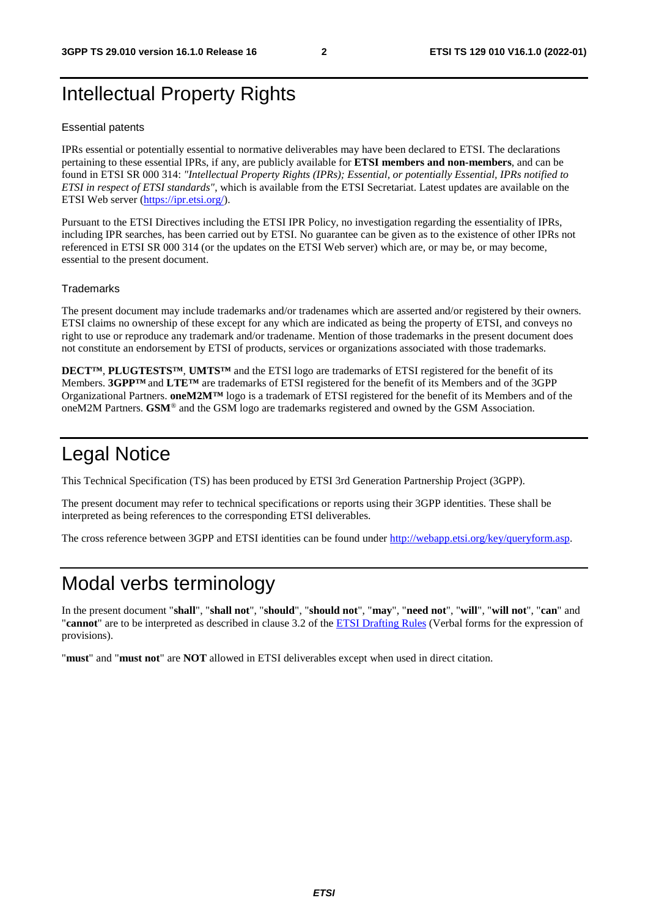# Intellectual Property Rights

### Essential patents

IPRs essential or potentially essential to normative deliverables may have been declared to ETSI. The declarations pertaining to these essential IPRs, if any, are publicly available for **ETSI members and non-members**, and can be found in ETSI SR 000 314: *"Intellectual Property Rights (IPRs); Essential, or potentially Essential, IPRs notified to ETSI in respect of ETSI standards"*, which is available from the ETSI Secretariat. Latest updates are available on the ETSI Web server (https://ipr.etsi.org/).

Pursuant to the ETSI Directives including the ETSI IPR Policy, no investigation regarding the essentiality of IPRs, including IPR searches, has been carried out by ETSI. No guarantee can be given as to the existence of other IPRs not referenced in ETSI SR 000 314 (or the updates on the ETSI Web server) which are, or may be, or may become, essential to the present document.

### Trademarks

The present document may include trademarks and/or tradenames which are asserted and/or registered by their owners. ETSI claims no ownership of these except for any which are indicated as being the property of ETSI, and conveys no right to use or reproduce any trademark and/or tradename. Mention of those trademarks in the present document does not constitute an endorsement by ETSI of products, services or organizations associated with those trademarks.

**DECT™**, **PLUGTESTS™**, **UMTS™** and the ETSI logo are trademarks of ETSI registered for the benefit of its Members. **3GPP™** and **LTE™** are trademarks of ETSI registered for the benefit of its Members and of the 3GPP Organizational Partners. **oneM2M™** logo is a trademark of ETSI registered for the benefit of its Members and of the oneM2M Partners. **GSM**® and the GSM logo are trademarks registered and owned by the GSM Association.

# Legal Notice

This Technical Specification (TS) has been produced by ETSI 3rd Generation Partnership Project (3GPP).

The present document may refer to technical specifications or reports using their 3GPP identities. These shall be interpreted as being references to the corresponding ETSI deliverables.

The cross reference between 3GPP and ETSI identities can be found under http://webapp.etsi.org/key/queryform.asp.

# Modal verbs terminology

In the present document "**shall**", "**shall not**", "**should**", "**should not**", "**may**", "**need not**", "**will**", "**will not**", "**can**" and "**cannot**" are to be interpreted as described in clause 3.2 of the ETSI Drafting Rules (Verbal forms for the expression of provisions).

"**must**" and "**must not**" are **NOT** allowed in ETSI deliverables except when used in direct citation.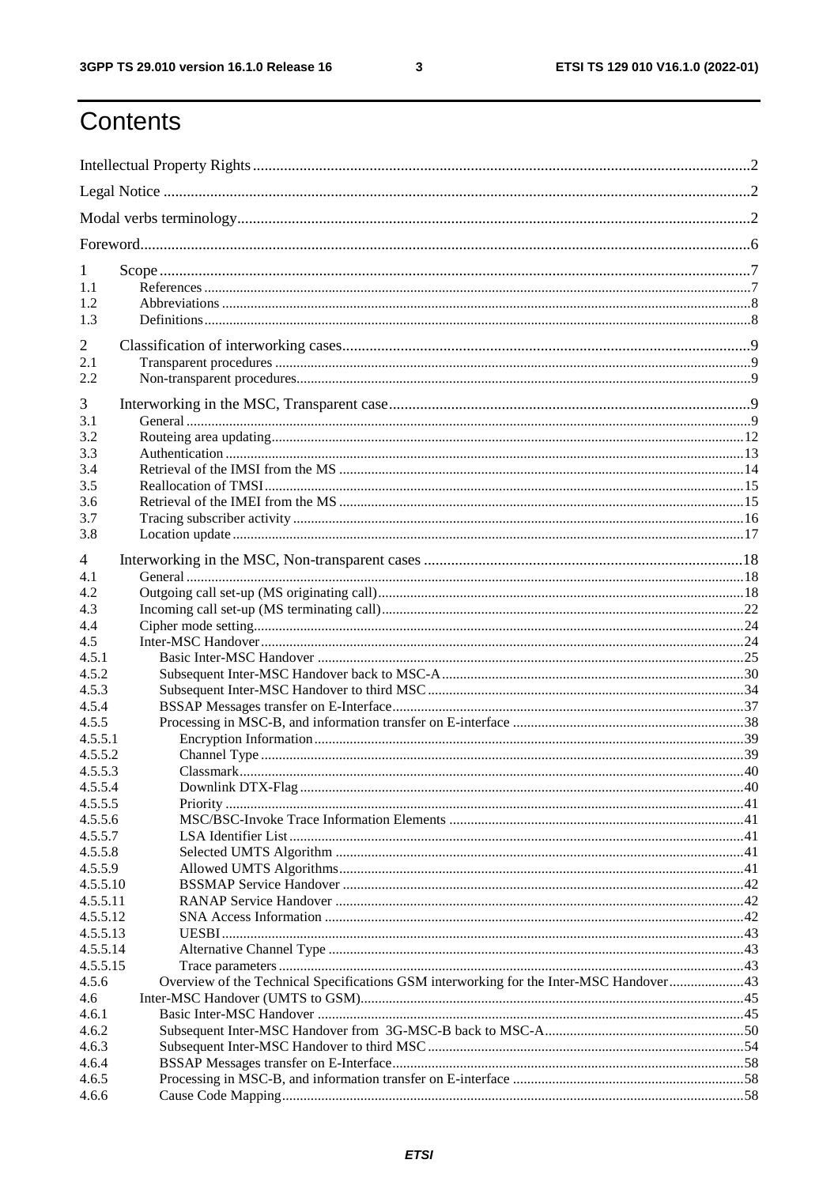# Contents

Intellectual Property Rights ............................................................................................................................. 2

Legal Notice ....................................................................................................................................................... 2

Modal verbs terminology .................................................................................................................................... 2

Foreword ............................................................................................................................................................ 6

1 Scope ........................................................................................................................................................ 7
1.1 References ............................................................................................................................................ 7
1.2 Abbreviations ........................................................................................................................................ 8
1.3 Definitions ............................................................................................................................................ 8

2 Classification of interworking cases ......................................................................................................... 9
2.1 Transparent procedures ......................................................................................................................... 9
2.2 Non-transparent procedures .................................................................................................................. 9

3 Interworking in the MSC, Transparent case ............................................................................................. 9
3.1 General .................................................................................................................................................. 9
3.2 Routeing area updating ........................................................................................................................ 12
3.3 Authentication ..................................................................................................................................... 13
3.4 Retrieval of the IMSI from the MS ..................................................................................................... 14
3.5 Reallocation of TMSI .......................................................................................................................... 15
3.6 Retrieval of the IMEI from the MS ..................................................................................................... 15
3.7 Tracing subscriber activity .................................................................................................................. 16
3.8 Location update ................................................................................................................................... 17

4 Interworking in the MSC, Non-transparent cases .................................................................................. 18
4.1 General ................................................................................................................................................ 18
4.2 Outgoing call set-up (MS originating call) .......................................................................................... 18
4.3 Incoming call set-up (MS terminating call) ......................................................................................... 22
4.4 Cipher mode setting ............................................................................................................................. 24
4.5 Inter-MSC Handover ........................................................................................................................... 24
4.5.1 Basic Inter-MSC Handover ............................................................................................................ 25
4.5.2 Subsequent Inter-MSC Handover back to MSC-A ........................................................................ 30
4.5.3 Subsequent Inter-MSC Handover to third MSC ............................................................................ 34
4.5.4 BSSAP Messages transfer on E-Interface ...................................................................................... 37
4.5.5 Processing in MSC-B, and information transfer on E-interface .................................................... 38
4.5.5.1 Encryption Information ............................................................................................................ 39
4.5.5.2 Channel Type ........................................................................................................................... 39
4.5.5.3 Classmark ................................................................................................................................. 40
4.5.5.4 Downlink DTX-Flag ................................................................................................................ 40
4.5.5.5 Priority ..................................................................................................................................... 41
4.5.5.6 MSC/BSC-Invoke Trace Information Elements ...................................................................... 41
4.5.5.7 LSA Identifier List ................................................................................................................... 41
4.5.5.8 Selected UMTS Algorithm ...................................................................................................... 41
4.5.5.9 Allowed UMTS Algorithms ..................................................................................................... 41
4.5.5.10 BSSMAP Service Handover .................................................................................................... 42
4.5.5.11 RANAP Service Handover ...................................................................................................... 42
4.5.5.12 SNA Access Information ......................................................................................................... 42
4.5.5.13 UESBI ...................................................................................................................................... 43
4.5.5.14 Alternative Channel Type ........................................................................................................ 43
4.5.5.15 Trace parameters ..................................................................................................................... 43
4.5.6 Overview of the Technical Specifications GSM interworking for the Inter-MSC Handover .......... 43
4.6 Inter-MSC Handover (UMTS to GSM) ............................................................................................... 45
4.6.1 Basic Inter-MSC Handover ............................................................................................................ 45
4.6.2 Subsequent Inter-MSC Handover from 3G-MSC-B back to MSC-A ............................................. 50
4.6.3 Subsequent Inter-MSC Handover to third MSC ............................................................................ 54
4.6.4 BSSAP Messages transfer on E-Interface ...................................................................................... 58
4.6.5 Processing in MSC-B, and information transfer on E-interface .................................................... 58
4.6.6 Cause Code Mapping ..................................................................................................................... 58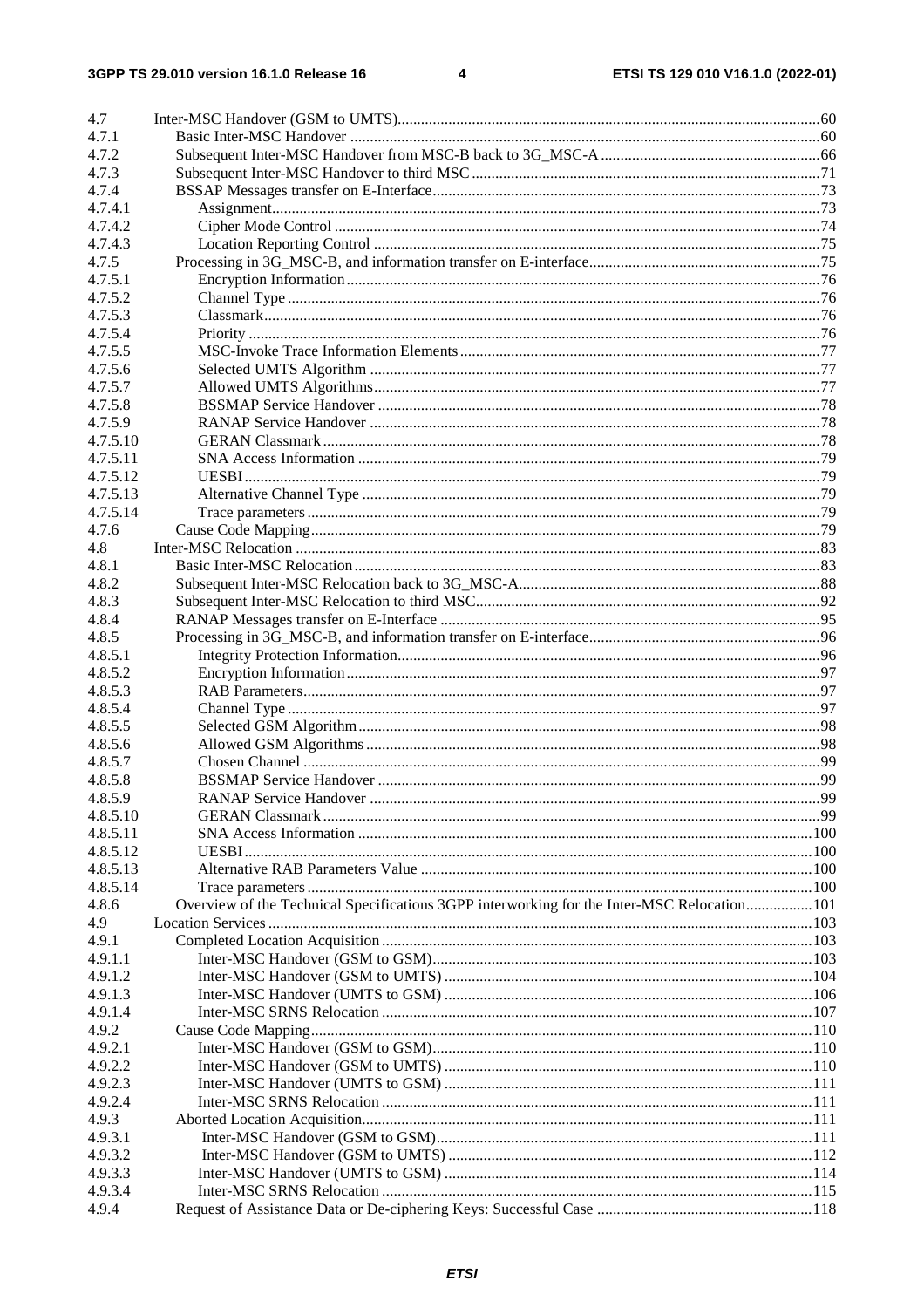4.7 Inter-MSC Handover (GSM to UMTS) 60
4.7.1 Basic Inter-MSC Handover 60
4.7.2 Subsequent Inter-MSC Handover from MSC-B back to 3G_MSC-A 66
4.7.3 Subsequent Inter-MSC Handover to third MSC 71
4.7.4 BSSAP Messages transfer on E-Interface 73
4.7.4.1 Assignment 73
4.7.4.2 Cipher Mode Control 74
4.7.4.3 Location Reporting Control 75
4.7.5 Processing in 3G_MSC-B, and information transfer on E-interface 75
4.7.5.1 Encryption Information 76
4.7.5.2 Channel Type 76
4.7.5.3 Classmark 76
4.7.5.4 Priority 76
4.7.5.5 MSC-Invoke Trace Information Elements 77
4.7.5.6 Selected UMTS Algorithm 77
4.7.5.7 Allowed UMTS Algorithms 77
4.7.5.8 BSSMAP Service Handover 78
4.7.5.9 RANAP Service Handover 78
4.7.5.10 GERAN Classmark 78
4.7.5.11 SNA Access Information 79
4.7.5.12 UESBI 79
4.7.5.13 Alternative Channel Type 79
4.7.5.14 Trace parameters 79
4.7.6 Cause Code Mapping 79
4.8 Inter-MSC Relocation 83
4.8.1 Basic Inter-MSC Relocation 83
4.8.2 Subsequent Inter-MSC Relocation back to 3G_MSC-A 88
4.8.3 Subsequent Inter-MSC Relocation to third MSC 92
4.8.4 RANAP Messages transfer on E-Interface 95
4.8.5 Processing in 3G_MSC-B, and information transfer on E-interface 96
4.8.5.1 Integrity Protection Information 96
4.8.5.2 Encryption Information 97
4.8.5.3 RAB Parameters 97
4.8.5.4 Channel Type 97
4.8.5.5 Selected GSM Algorithm 98
4.8.5.6 Allowed GSM Algorithms 98
4.8.5.7 Chosen Channel 99
4.8.5.8 BSSMAP Service Handover 99
4.8.5.9 RANAP Service Handover 99
4.8.5.10 GERAN Classmark 99
4.8.5.11 SNA Access Information 100
4.8.5.12 UESBI 100
4.8.5.13 Alternative RAB Parameters Value 100
4.8.5.14 Trace parameters 100
4.8.6 Overview of the Technical Specifications 3GPP interworking for the Inter-MSC Relocation 101
4.9 Location Services 103
4.9.1 Completed Location Acquisition 103
4.9.1.1 Inter-MSC Handover (GSM to GSM) 103
4.9.1.2 Inter-MSC Handover (GSM to UMTS) 104
4.9.1.3 Inter-MSC Handover (UMTS to GSM) 106
4.9.1.4 Inter-MSC SRNS Relocation 107
4.9.2 Cause Code Mapping 110
4.9.2.1 Inter-MSC Handover (GSM to GSM) 110
4.9.2.2 Inter-MSC Handover (GSM to UMTS) 110
4.9.2.3 Inter-MSC Handover (UMTS to GSM) 111
4.9.2.4 Inter-MSC SRNS Relocation 111
4.9.3 Aborted Location Acquisition 111
4.9.3.1 Inter-MSC Handover (GSM to GSM) 111
4.9.3.2 Inter-MSC Handover (GSM to UMTS) 112
4.9.3.3 Inter-MSC Handover (UMTS to GSM) 114
4.9.3.4 Inter-MSC SRNS Relocation 115
4.9.4 Request of Assistance Data or De-ciphering Keys: Successful Case 118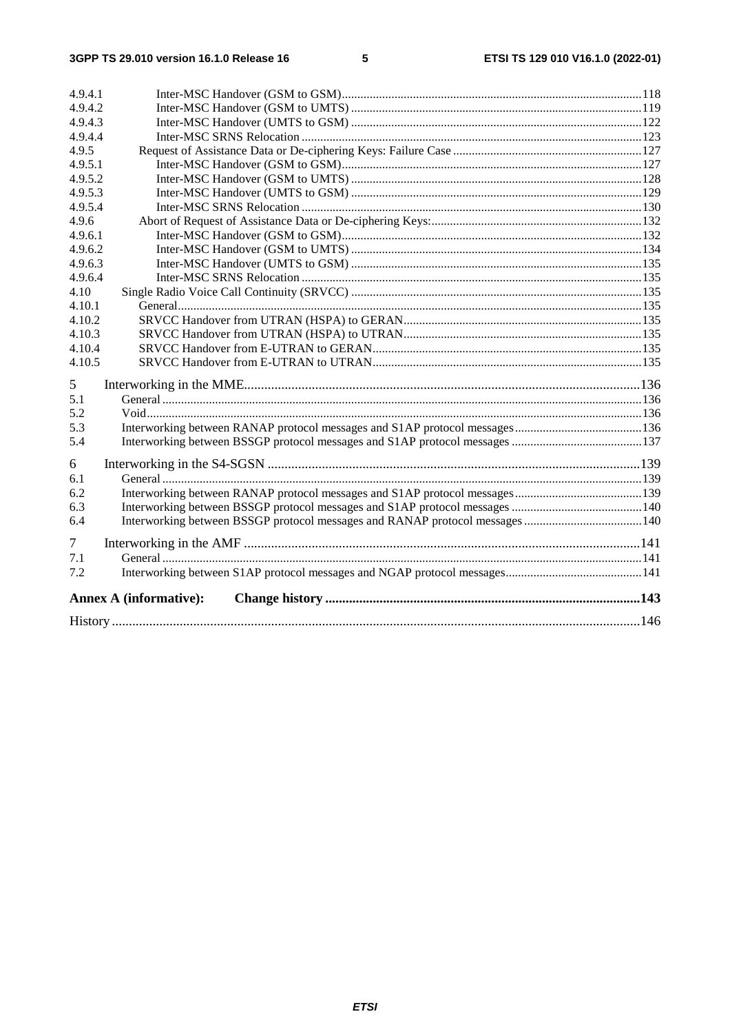4.9.4.1 Inter-MSC Handover (GSM to GSM) ..... 118
4.9.4.2 Inter-MSC Handover (GSM to UMTS) ..... 119
4.9.4.3 Inter-MSC Handover (UMTS to GSM) ..... 122
4.9.4.4 Inter-MSC SRNS Relocation ..... 123
4.9.5 Request of Assistance Data or De-ciphering Keys: Failure Case ..... 127
4.9.5.1 Inter-MSC Handover (GSM to GSM) ..... 127
4.9.5.2 Inter-MSC Handover (GSM to UMTS) ..... 128
4.9.5.3 Inter-MSC Handover (UMTS to GSM) ..... 129
4.9.5.4 Inter-MSC SRNS Relocation ..... 130
4.9.6 Abort of Request of Assistance Data or De-ciphering Keys: ..... 132
4.9.6.1 Inter-MSC Handover (GSM to GSM) ..... 132
4.9.6.2 Inter-MSC Handover (GSM to UMTS) ..... 134
4.9.6.3 Inter-MSC Handover (UMTS to GSM) ..... 135
4.9.6.4 Inter-MSC SRNS Relocation ..... 135
4.10 Single Radio Voice Call Continuity (SRVCC) ..... 135
4.10.1 General ..... 135
4.10.2 SRVCC Handover from UTRAN (HSPA) to GERAN ..... 135
4.10.3 SRVCC Handover from UTRAN (HSPA) to UTRAN ..... 135
4.10.4 SRVCC Handover from E-UTRAN to GERAN ..... 135
4.10.5 SRVCC Handover from E-UTRAN to UTRAN ..... 135

5 Interworking in the MME ..... 136
5.1 General ..... 136
5.2 Void ..... 136
5.3 Interworking between RANAP protocol messages and S1AP protocol messages ..... 136
5.4 Interworking between BSSGP protocol messages and S1AP protocol messages ..... 137

6 Interworking in the S4-SGSN ..... 139
6.1 General ..... 139
6.2 Interworking between RANAP protocol messages and S1AP protocol messages ..... 139
6.3 Interworking between BSSGP protocol messages and S1AP protocol messages ..... 140
6.4 Interworking between BSSGP protocol messages and RANAP protocol messages ..... 140

7 Interworking in the AMF ..... 141
7.1 General ..... 141
7.2 Interworking between S1AP protocol messages and NGAP protocol messages ..... 141

**Annex A (informative): Change history ..... 143**

History ..... 146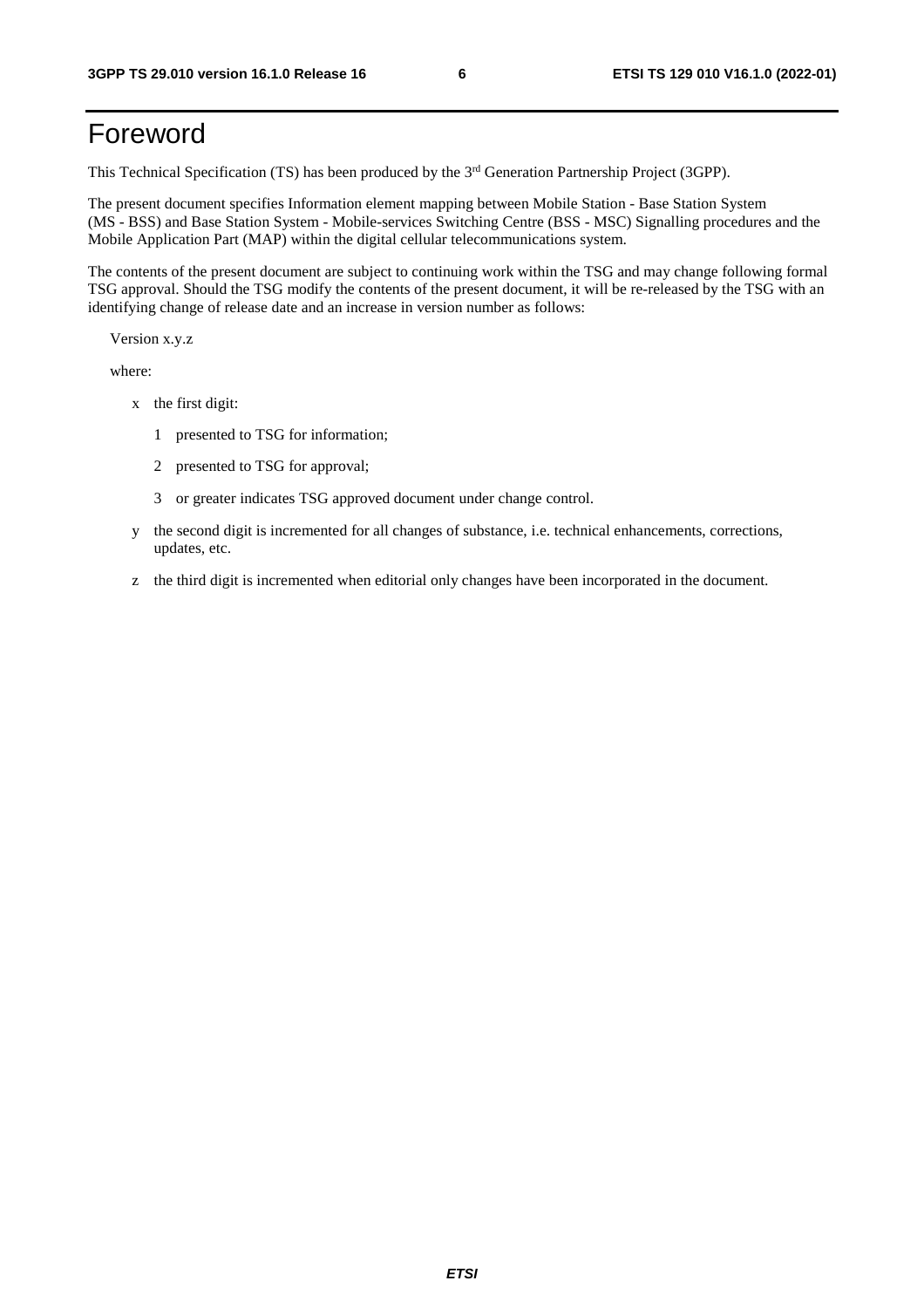# Foreword

This Technical Specification (TS) has been produced by the 3rd Generation Partnership Project (3GPP).

The present document specifies Information element mapping between Mobile Station - Base Station System (MS - BSS) and Base Station System - Mobile-services Switching Centre (BSS - MSC) Signalling procedures and the Mobile Application Part (MAP) within the digital cellular telecommunications system.

The contents of the present document are subject to continuing work within the TSG and may change following formal TSG approval. Should the TSG modify the contents of the present document, it will be re-released by the TSG with an identifying change of release date and an increase in version number as follows:

Version x.y.z

where:

- x the first digit:
  - 1 presented to TSG for information;
  - 2 presented to TSG for approval;
  - 3 or greater indicates TSG approved document under change control.
- y the second digit is incremented for all changes of substance, i.e. technical enhancements, corrections, updates, etc.
- z the third digit is incremented when editorial only changes have been incorporated in the document.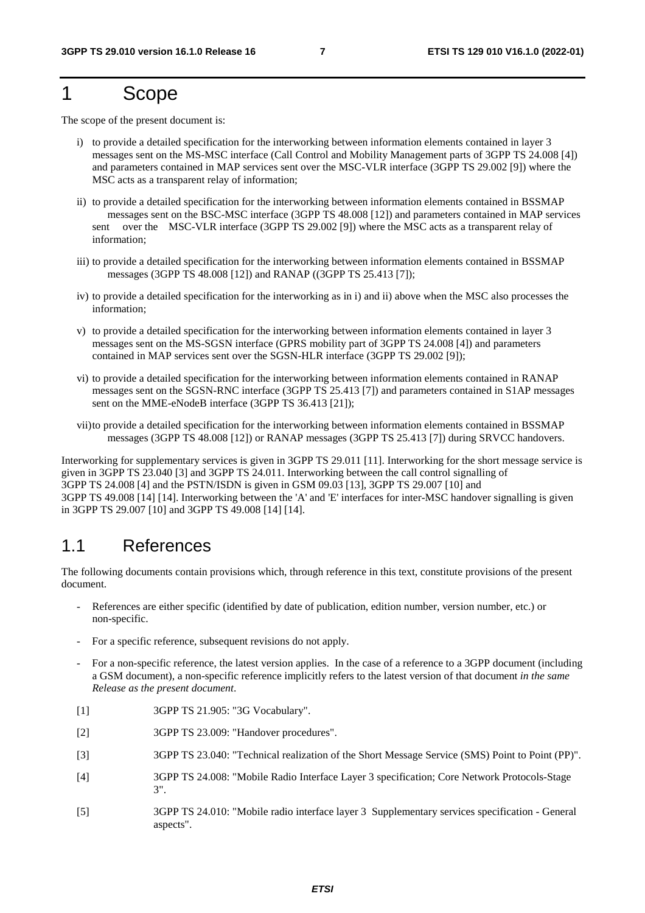# 1 Scope

The scope of the present document is:

i) to provide a detailed specification for the interworking between information elements contained in layer 3 messages sent on the MS-MSC interface (Call Control and Mobility Management parts of 3GPP TS 24.008 [4]) and parameters contained in MAP services sent over the MSC-VLR interface (3GPP TS 29.002 [9]) where the MSC acts as a transparent relay of information;

ii) to provide a detailed specification for the interworking between information elements contained in BSSMAP messages sent on the BSC-MSC interface (3GPP TS 48.008 [12]) and parameters contained in MAP services sent over the MSC-VLR interface (3GPP TS 29.002 [9]) where the MSC acts as a transparent relay of information;

iii) to provide a detailed specification for the interworking between information elements contained in BSSMAP messages (3GPP TS 48.008 [12]) and RANAP ((3GPP TS 25.413 [7]);

iv) to provide a detailed specification for the interworking as in i) and ii) above when the MSC also processes the information;

v) to provide a detailed specification for the interworking between information elements contained in layer 3 messages sent on the MS-SGSN interface (GPRS mobility part of 3GPP TS 24.008 [4]) and parameters contained in MAP services sent over the SGSN-HLR interface (3GPP TS 29.002 [9]);

vi) to provide a detailed specification for the interworking between information elements contained in RANAP messages sent on the SGSN-RNC interface (3GPP TS 25.413 [7]) and parameters contained in S1AP messages sent on the MME-eNodeB interface (3GPP TS 36.413 [21]);

vii) to provide a detailed specification for the interworking between information elements contained in BSSMAP messages (3GPP TS 48.008 [12]) or RANAP messages (3GPP TS 25.413 [7]) during SRVCC handovers.

Interworking for supplementary services is given in 3GPP TS 29.011 [11]. Interworking for the short message service is given in 3GPP TS 23.040 [3] and 3GPP TS 24.011. Interworking between the call control signalling of 3GPP TS 24.008 [4] and the PSTN/ISDN is given in GSM 09.03 [13], 3GPP TS 29.007 [10] and 3GPP TS 49.008 [14] [14]. Interworking between the 'A' and 'E' interfaces for inter-MSC handover signalling is given in 3GPP TS 29.007 [10] and 3GPP TS 49.008 [14] [14].

## 1.1 References

The following documents contain provisions which, through reference in this text, constitute provisions of the present document.

- References are either specific (identified by date of publication, edition number, version number, etc.) or non-specific.
- For a specific reference, subsequent revisions do not apply.
- For a non-specific reference, the latest version applies. In the case of a reference to a 3GPP document (including a GSM document), a non-specific reference implicitly refers to the latest version of that document *in the same Release as the present document*.

[1] 3GPP TS 21.905: "3G Vocabulary".

[2] 3GPP TS 23.009: "Handover procedures".

[3] 3GPP TS 23.040: "Technical realization of the Short Message Service (SMS) Point to Point (PP)".

[4] 3GPP TS 24.008: "Mobile Radio Interface Layer 3 specification; Core Network Protocols-Stage 3".

[5] 3GPP TS 24.010: "Mobile radio interface layer 3 Supplementary services specification - General aspects".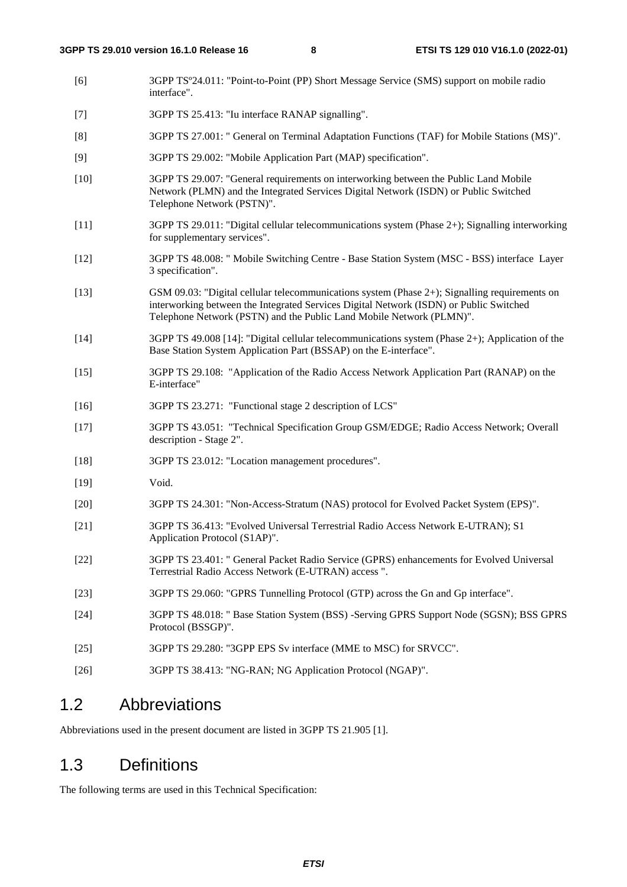[6] 3GPP TSº24.011: "Point-to-Point (PP) Short Message Service (SMS) support on mobile radio interface".

[7] 3GPP TS 25.413: "Iu interface RANAP signalling".

[8] 3GPP TS 27.001: " General on Terminal Adaptation Functions (TAF) for Mobile Stations (MS)".

[9] 3GPP TS 29.002: "Mobile Application Part (MAP) specification".

[10] 3GPP TS 29.007: "General requirements on interworking between the Public Land Mobile Network (PLMN) and the Integrated Services Digital Network (ISDN) or Public Switched Telephone Network (PSTN)".

[11] 3GPP TS 29.011: "Digital cellular telecommunications system (Phase 2+); Signalling interworking for supplementary services".

[12] 3GPP TS 48.008: " Mobile Switching Centre - Base Station System (MSC - BSS) interface Layer 3 specification".

[13] GSM 09.03: "Digital cellular telecommunications system (Phase 2+); Signalling requirements on interworking between the Integrated Services Digital Network (ISDN) or Public Switched Telephone Network (PSTN) and the Public Land Mobile Network (PLMN)".

[14] 3GPP TS 49.008 [14]: "Digital cellular telecommunications system (Phase 2+); Application of the Base Station System Application Part (BSSAP) on the E-interface".

[15] 3GPP TS 29.108: "Application of the Radio Access Network Application Part (RANAP) on the E-interface"

[16] 3GPP TS 23.271: "Functional stage 2 description of LCS"

[17] 3GPP TS 43.051: "Technical Specification Group GSM/EDGE; Radio Access Network; Overall description - Stage 2".

[18] 3GPP TS 23.012: "Location management procedures".

[19] Void.

[20] 3GPP TS 24.301: "Non-Access-Stratum (NAS) protocol for Evolved Packet System (EPS)".

[21] 3GPP TS 36.413: "Evolved Universal Terrestrial Radio Access Network E-UTRAN); S1 Application Protocol (S1AP)".

[22] 3GPP TS 23.401: " General Packet Radio Service (GPRS) enhancements for Evolved Universal Terrestrial Radio Access Network (E-UTRAN) access ".

[23] 3GPP TS 29.060: "GPRS Tunnelling Protocol (GTP) across the Gn and Gp interface".

[24] 3GPP TS 48.018: " Base Station System (BSS) -Serving GPRS Support Node (SGSN); BSS GPRS Protocol (BSSGP)".

[25] 3GPP TS 29.280: "3GPP EPS Sv interface (MME to MSC) for SRVCC".

[26] 3GPP TS 38.413: "NG-RAN; NG Application Protocol (NGAP)".

## 1.2 Abbreviations

Abbreviations used in the present document are listed in 3GPP TS 21.905 [1].

## 1.3 Definitions

The following terms are used in this Technical Specification: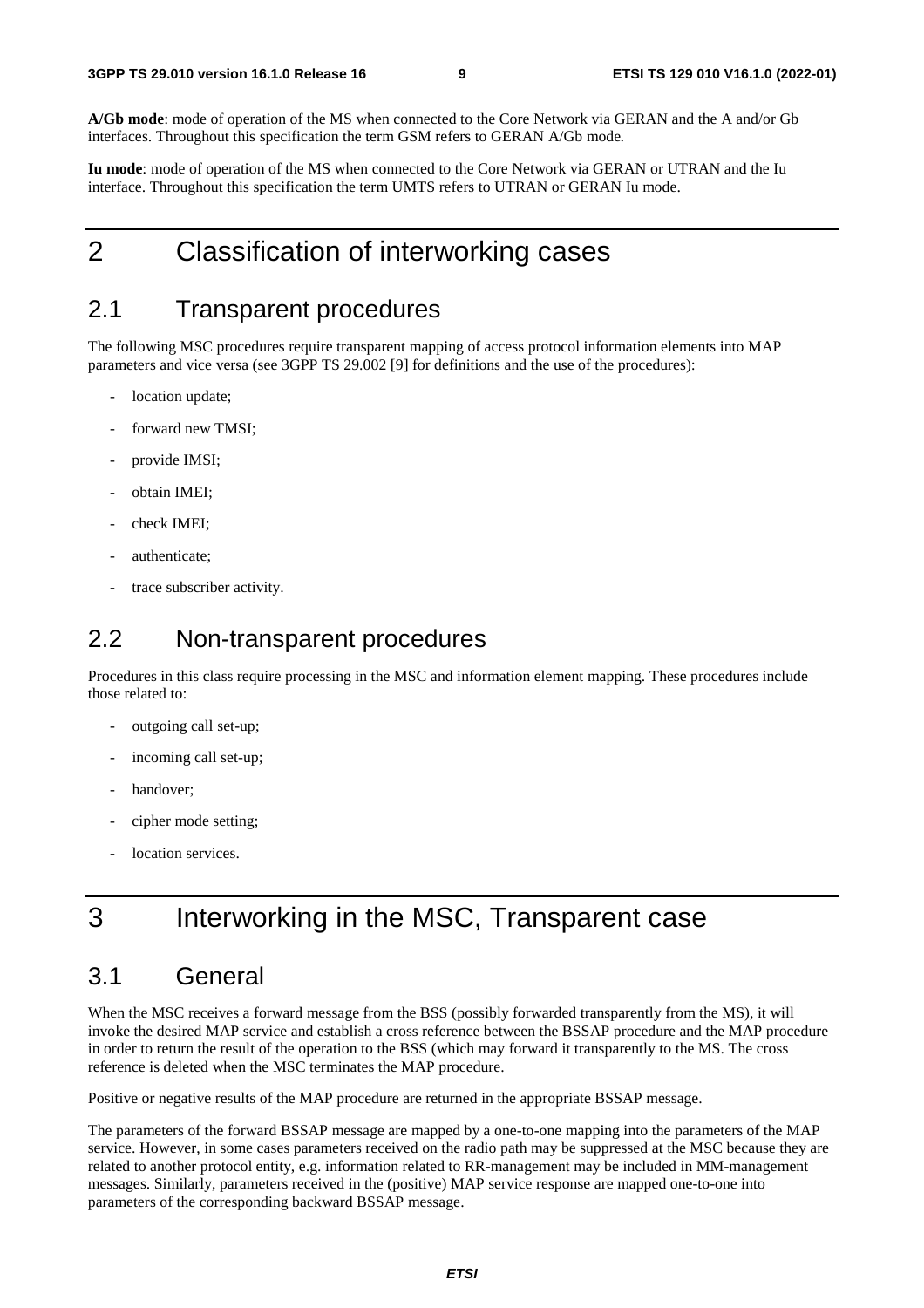**A/Gb mode**: mode of operation of the MS when connected to the Core Network via GERAN and the A and/or Gb interfaces. Throughout this specification the term GSM refers to GERAN A/Gb mode.

**Iu mode**: mode of operation of the MS when connected to the Core Network via GERAN or UTRAN and the Iu interface. Throughout this specification the term UMTS refers to UTRAN or GERAN Iu mode.

# 2 Classification of interworking cases

## 2.1 Transparent procedures

The following MSC procedures require transparent mapping of access protocol information elements into MAP parameters and vice versa (see 3GPP TS 29.002 [9] for definitions and the use of the procedures):

- location update;
- forward new TMSI;
- provide IMSI;
- obtain IMEI;
- check IMEI;
- authenticate;
- trace subscriber activity.

## 2.2 Non-transparent procedures

Procedures in this class require processing in the MSC and information element mapping. These procedures include those related to:

- outgoing call set-up;
- incoming call set-up;
- handover;
- cipher mode setting;
- location services.

# 3 Interworking in the MSC, Transparent case

## 3.1 General

When the MSC receives a forward message from the BSS (possibly forwarded transparently from the MS), it will invoke the desired MAP service and establish a cross reference between the BSSAP procedure and the MAP procedure in order to return the result of the operation to the BSS (which may forward it transparently to the MS. The cross reference is deleted when the MSC terminates the MAP procedure.

Positive or negative results of the MAP procedure are returned in the appropriate BSSAP message.

The parameters of the forward BSSAP message are mapped by a one-to-one mapping into the parameters of the MAP service. However, in some cases parameters received on the radio path may be suppressed at the MSC because they are related to another protocol entity, e.g. information related to RR-management may be included in MM-management messages. Similarly, parameters received in the (positive) MAP service response are mapped one-to-one into parameters of the corresponding backward BSSAP message.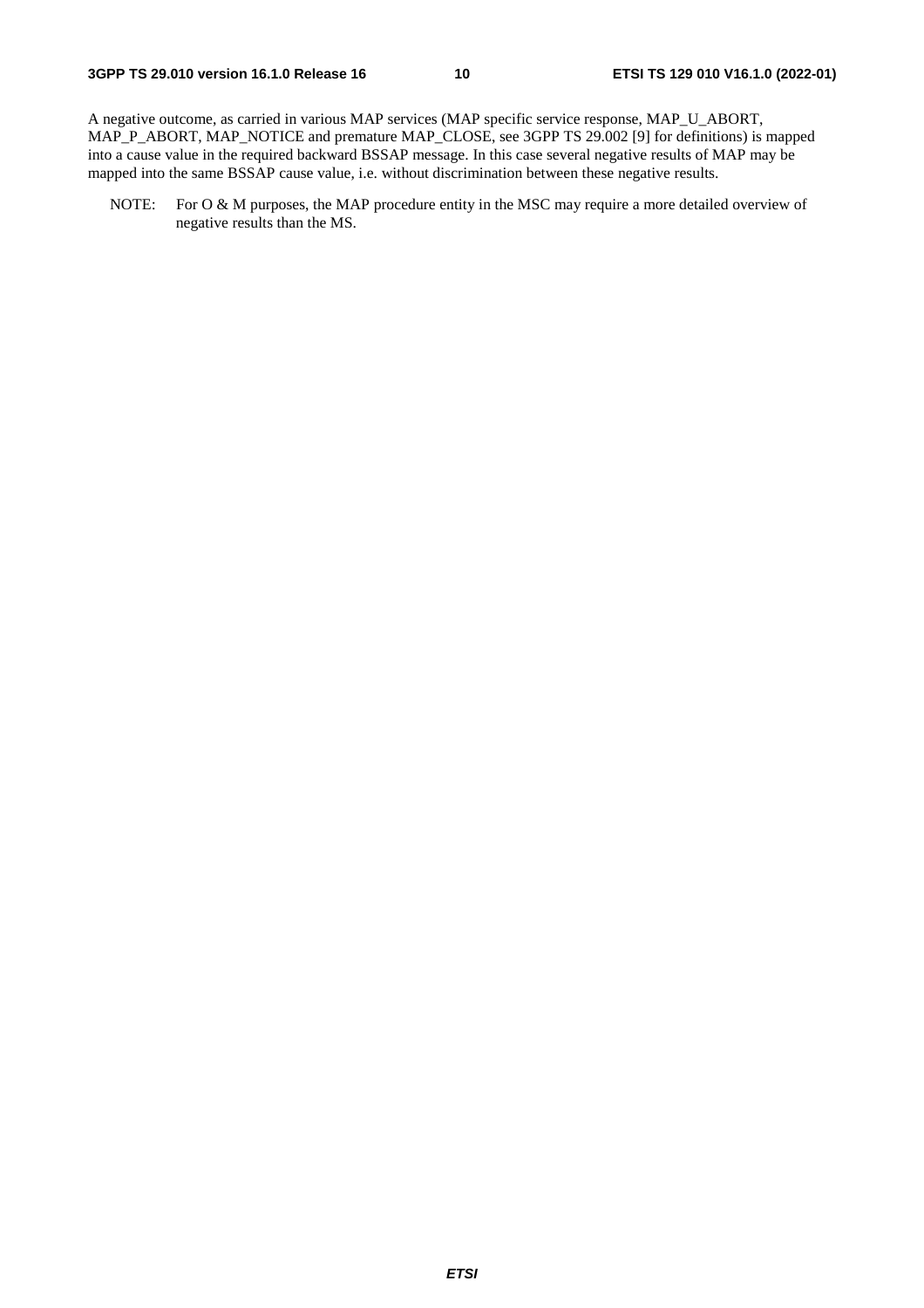A negative outcome, as carried in various MAP services (MAP specific service response, MAP_U_ABORT, MAP_P_ABORT, MAP_NOTICE and premature MAP_CLOSE, see 3GPP TS 29.002 [9] for definitions) is mapped into a cause value in the required backward BSSAP message. In this case several negative results of MAP may be mapped into the same BSSAP cause value, i.e. without discrimination between these negative results.

NOTE: For O & M purposes, the MAP procedure entity in the MSC may require a more detailed overview of negative results than the MS.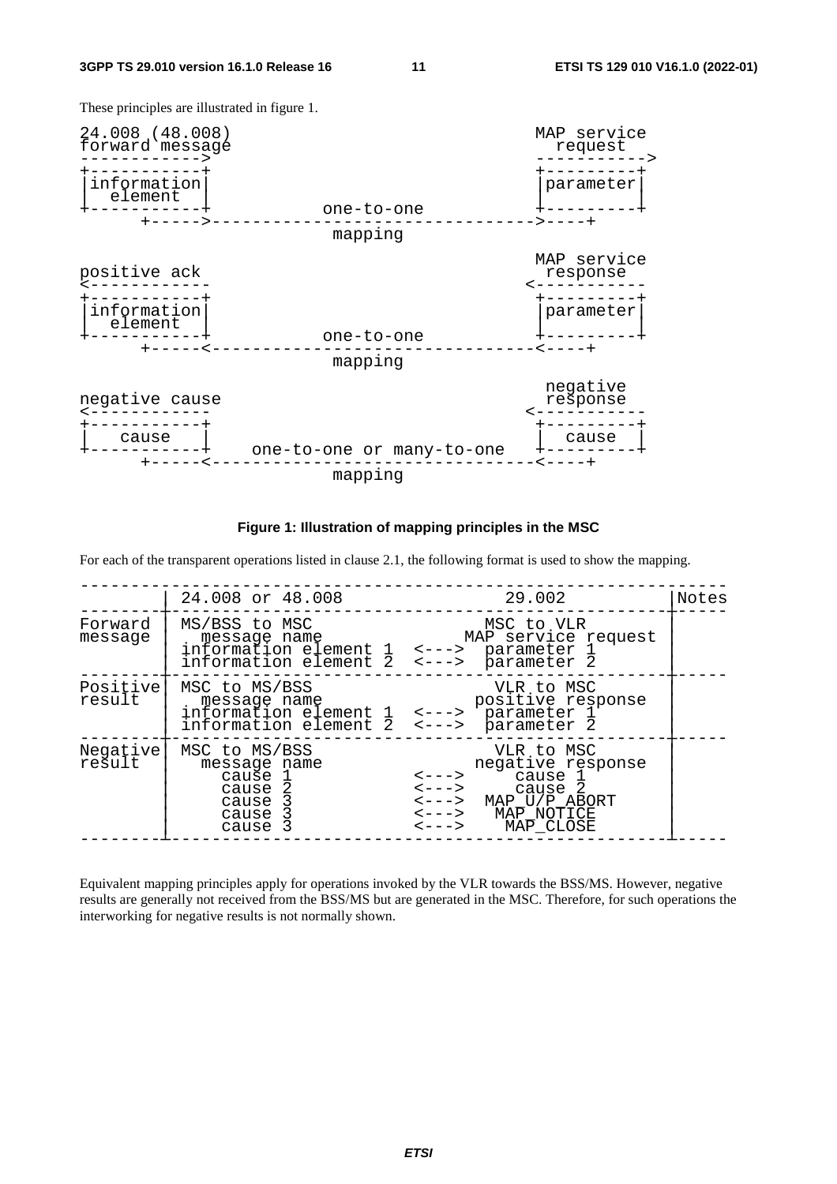These principles are illustrated in figure 1.

```
24.008 (48.008)                                         MAP service
forward message                                           request
------------>                                           ----------->
+-----------+                                           +---------+
|information|                                           |parameter|
|  element  |                                           |         |
+-----------+                 one-to-one                +---------+
      +----->----------------------------------->----+
                               mapping

                                                        MAP service
positive ack                                              response
<------------                                          <-----------
+-----------+                                           +---------+
|information|                                           |parameter|
|  element  |                                           |         |
+-----------+                 one-to-one                +---------+
      +-----<-----------------------------------<----+
                               mapping

                                                         negative
negative cause                                           response
<------------                                          <-----------
+-----------+                                           +---------+
|   cause   |                                           |  cause  |
+-----------+       one-to-one or many-to-one           +---------+
      +-----<-----------------------------------<----+
                               mapping
```

**Figure 1: Illustration of mapping principles in the MSC**

For each of the transparent operations listed in clause 2.1, the following format is used to show the mapping.

```
----------------------------------------------------------------------
        | 24.008 or 48.008                  29.002              |Notes
--------------------------------------------------------------------------
Forward | MS/BSS to MSC                    MSC to VLR           |
message |   message name                 MAP service request    |
        | information element 1  <--->   parameter 1            |
        | information element 2  <--->   parameter 2            |
--------------------------------------------------------------------------
Positive| MSC to MS/BSS                     VLR to MSC          |
result  |   message name                 positive response      |
        | information element 1  <--->   parameter 1            |
        | information element 2  <--->   parameter 2            |
--------------------------------------------------------------------------
Negative| MSC to MS/BSS                     VLR to MSC          |
result  |   message name                 negative response      |
        |     cause 1            <--->      cause 1             |
        |     cause 2            <--->      cause 2             |
        |     cause 3            <--->   MAP_U/P_ABORT          |
        |     cause 3            <--->    MAP_NOTICE            |
        |     cause 3            <--->     MAP_CLOSE            |
--------------------------------------------------------------------------
```

Equivalent mapping principles apply for operations invoked by the VLR towards the BSS/MS. However, negative results are generally not received from the BSS/MS but are generated in the MSC. Therefore, for such operations the interworking for negative results is not normally shown.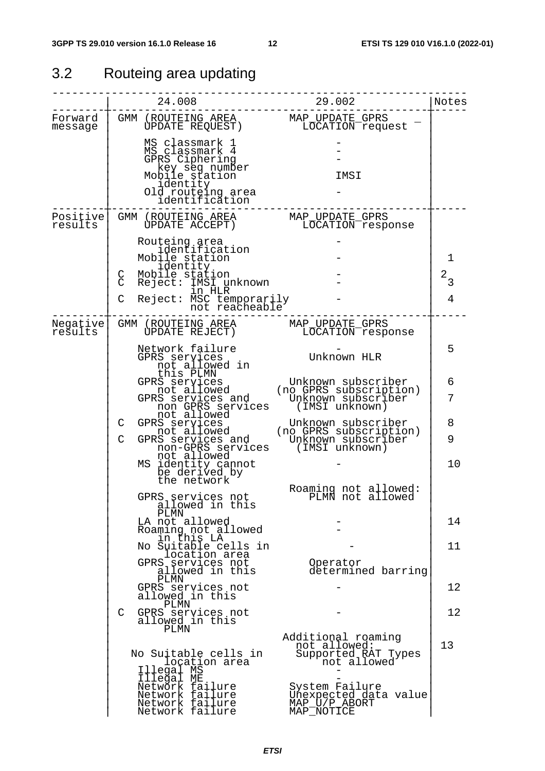## 3.2 Routeing area updating

| | 24.008 | 29.002 | Notes |
|---|---|---|---|
| Forward message | GMM (ROUTEING AREA UPDATE REQUEST) | MAP_UPDATE_GPRS_ LOCATION request | |
| | MS classmark 1 | - | |
| | MS classmark 4 | - | |
| | GPRS Ciphering key seq number | - | |
| | Mobile station identity | IMSI | |
| | Old routeing area identification | - | |
| Positive results | GMM (ROUTEING AREA UPDATE ACCEPT) | MAP_UPDATE_GPRS_ LOCATION response | |
| | Routeing area identification | - | |
| | Mobile station identity | - | 1 |
| | C Mobile station | - | 2 |
| | C Reject: IMSI unknown in HLR | - | 3 |
| | C Reject: MSC temporarily not reacheable | - | 4 |
| Negative results | GMM (ROUTEING AREA UPDATE REJECT) | MAP_UPDATE_GPRS_ LOCATION response | |
| | Network failure | - | 5 |
| | GPRS services not allowed in this PLMN | Unknown HLR | |
| | GPRS services not allowed | Unknown subscriber (no GPRS subscription) | 6 |
| | GPRS services and non GPRS services not allowed | Unknown subscriber (IMSI unknown) | 7 |
| | C GPRS services not allowed | Unknown subscriber (no GPRS subscription) | 8 |
| | C GPRS services and non-GPRS services not allowed | Unknown subscriber (IMSI unknown) | 9 |
| | MS identity cannot be derived by the network | - | 10 |
| | GPRS services not allowed in this PLMN | Roaming not allowed: PLMN not allowed | |
| | LA not allowed | - | 14 |
| | Roaming not allowed in this LA | - | |
| | No Suitable cells in location area | - | 11 |
| | GPRS services not allowed in this PLMN | Operator determined barring | |
| | GPRS services not allowed in this PLMN | - | 12 |
| | C GPRS services not allowed in this PLMN | - | 12 |
| | No Suitable cells in location area | Additional roaming not allowed: Supported RAT Types not allowed | 13 |
| | Illegal MS | - | |
| | Illegal ME | - | |
| | Network failure | System Failure | |
| | Network failure | Unexpected data value | |
| | Network failure | MAP_U/P_ABORT | |
| | Network failure | MAP_NOTICE | |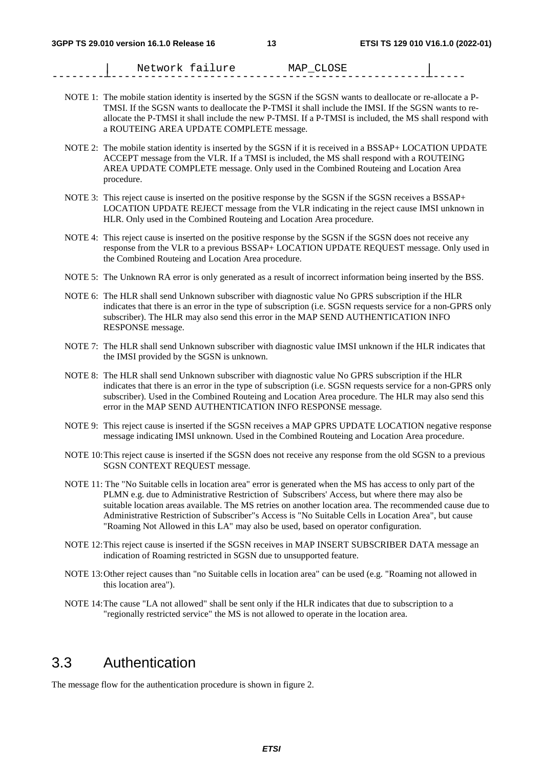```
        |    Network failure        MAP_CLOSE                |
--------------------------------------------------------------------
```

NOTE 1: The mobile station identity is inserted by the SGSN if the SGSN wants to deallocate or re-allocate a P-TMSI. If the SGSN wants to deallocate the P-TMSI it shall include the IMSI. If the SGSN wants to re-allocate the P-TMSI it shall include the new P-TMSI. If a P-TMSI is included, the MS shall respond with a ROUTEING AREA UPDATE COMPLETE message.

NOTE 2: The mobile station identity is inserted by the SGSN if it is received in a BSSAP+ LOCATION UPDATE ACCEPT message from the VLR. If a TMSI is included, the MS shall respond with a ROUTEING AREA UPDATE COMPLETE message. Only used in the Combined Routeing and Location Area procedure.

NOTE 3: This reject cause is inserted on the positive response by the SGSN if the SGSN receives a BSSAP+ LOCATION UPDATE REJECT message from the VLR indicating in the reject cause IMSI unknown in HLR. Only used in the Combined Routeing and Location Area procedure.

NOTE 4: This reject cause is inserted on the positive response by the SGSN if the SGSN does not receive any response from the VLR to a previous BSSAP+ LOCATION UPDATE REQUEST message. Only used in the Combined Routeing and Location Area procedure.

NOTE 5: The Unknown RA error is only generated as a result of incorrect information being inserted by the BSS.

NOTE 6: The HLR shall send Unknown subscriber with diagnostic value No GPRS subscription if the HLR indicates that there is an error in the type of subscription (i.e. SGSN requests service for a non-GPRS only subscriber). The HLR may also send this error in the MAP SEND AUTHENTICATION INFO RESPONSE message.

NOTE 7: The HLR shall send Unknown subscriber with diagnostic value IMSI unknown if the HLR indicates that the IMSI provided by the SGSN is unknown.

NOTE 8: The HLR shall send Unknown subscriber with diagnostic value No GPRS subscription if the HLR indicates that there is an error in the type of subscription (i.e. SGSN requests service for a non-GPRS only subscriber). Used in the Combined Routeing and Location Area procedure. The HLR may also send this error in the MAP SEND AUTHENTICATION INFO RESPONSE message.

NOTE 9: This reject cause is inserted if the SGSN receives a MAP GPRS UPDATE LOCATION negative response message indicating IMSI unknown. Used in the Combined Routeing and Location Area procedure.

NOTE 10: This reject cause is inserted if the SGSN does not receive any response from the old SGSN to a previous SGSN CONTEXT REQUEST message.

NOTE 11: The "No Suitable cells in location area" error is generated when the MS has access to only part of the PLMN e.g. due to Administrative Restriction of Subscribers' Access, but where there may also be suitable location areas available. The MS retries on another location area. The recommended cause due to Administrative Restriction of Subscriber"s Access is "No Suitable Cells in Location Area", but cause "Roaming Not Allowed in this LA" may also be used, based on operator configuration.

NOTE 12: This reject cause is inserted if the SGSN receives in MAP INSERT SUBSCRIBER DATA message an indication of Roaming restricted in SGSN due to unsupported feature.

NOTE 13: Other reject causes than "no Suitable cells in location area" can be used (e.g. "Roaming not allowed in this location area").

NOTE 14: The cause "LA not allowed" shall be sent only if the HLR indicates that due to subscription to a "regionally restricted service" the MS is not allowed to operate in the location area.

## 3.3 Authentication

The message flow for the authentication procedure is shown in figure 2.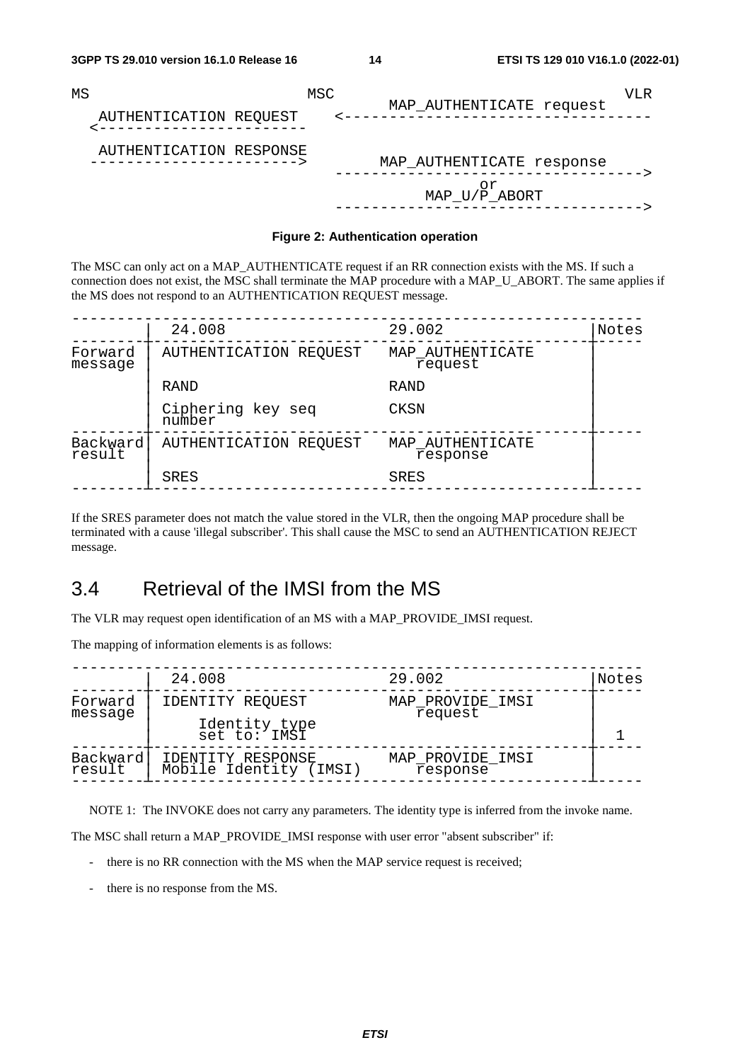```
MS                                    MSC                                         VLR
                                              MAP_AUTHENTICATE request
   AUTHENTICATION REQUEST          <-----------------------------------
  <-----------------------

   AUTHENTICATION RESPONSE
  ----------------------->            MAP_AUTHENTICATE response
                                   ----------------------------------->
                                                  or
                                             MAP_U/P_ABORT
                                   ----------------------------------->
```

**Figure 2: Authentication operation**

The MSC can only act on a MAP_AUTHENTICATE request if an RR connection exists with the MS. If such a connection does not exist, the MSC shall terminate the MAP procedure with a MAP_U_ABORT. The same applies if the MS does not respond to an AUTHENTICATION REQUEST message.

| | 24.008 | 29.002 | Notes |
|---|---|---|---|
| Forward message | AUTHENTICATION REQUEST | MAP_AUTHENTICATE request | |
| | RAND | RAND | |
| | Ciphering key seq number | CKSN | |
| Backward result | AUTHENTICATION REQUEST | MAP_AUTHENTICATE response | |
| | SRES | SRES | |

If the SRES parameter does not match the value stored in the VLR, then the ongoing MAP procedure shall be terminated with a cause 'illegal subscriber'. This shall cause the MSC to send an AUTHENTICATION REJECT message.

## 3.4 Retrieval of the IMSI from the MS

The VLR may request open identification of an MS with a MAP_PROVIDE_IMSI request.

The mapping of information elements is as follows:

| | 24.008 | 29.002 | Notes |
|---|---|---|---|
| Forward message | IDENTITY REQUEST | MAP_PROVIDE_IMSI request | |
| | Identity type set to: IMSI | | 1 |
| Backward result | IDENTITY RESPONSE Mobile Identity (IMSI) | MAP_PROVIDE_IMSI response | |

NOTE 1: The INVOKE does not carry any parameters. The identity type is inferred from the invoke name.

The MSC shall return a MAP_PROVIDE_IMSI response with user error "absent subscriber" if:

- there is no RR connection with the MS when the MAP service request is received;
- there is no response from the MS.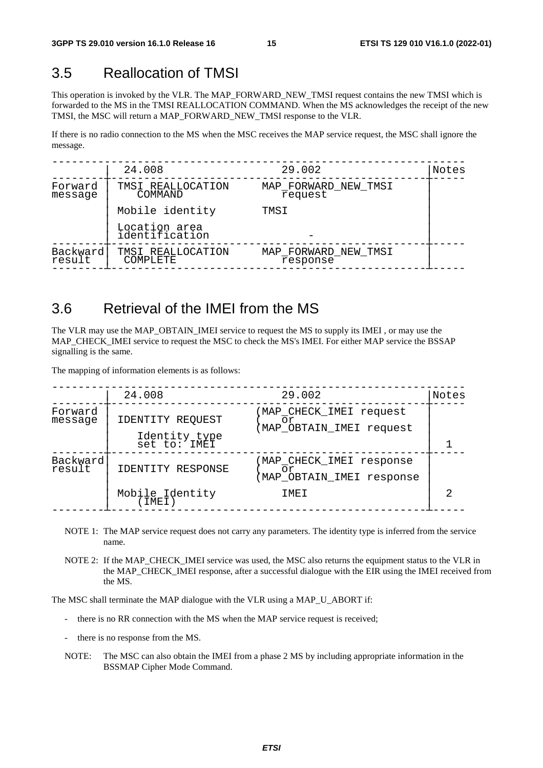## 3.5 Reallocation of TMSI

This operation is invoked by the VLR. The MAP_FORWARD_NEW_TMSI request contains the new TMSI which is forwarded to the MS in the TMSI REALLOCATION COMMAND. When the MS acknowledges the receipt of the new TMSI, the MSC will return a MAP_FORWARD_NEW_TMSI response to the VLR.

If there is no radio connection to the MS when the MSC receives the MAP service request, the MSC shall ignore the message.

| | 24.008 | 29.002 | Notes |
|---|---|---|---|
| Forward message | TMSI REALLOCATION COMMAND | MAP_FORWARD_NEW_TMSI request | |
| | Mobile identity | TMSI | |
| | Location area identification | - | |
| Backward result | TMSI REALLOCATION COMPLETE | MAP_FORWARD_NEW_TMSI response | |

## 3.6 Retrieval of the IMEI from the MS

The VLR may use the MAP_OBTAIN_IMEI service to request the MS to supply its IMEI , or may use the MAP_CHECK_IMEI service to request the MSC to check the MS's IMEI. For either MAP service the BSSAP signalling is the same.

The mapping of information elements is as follows:

| | 24.008 | 29.002 | Notes |
|---|---|---|---|
| Forward message | IDENTITY REQUEST | (MAP_CHECK_IMEI request<br>( or<br>(MAP_OBTAIN_IMEI request | |
| | Identity type set to: IMEI | | 1 |
| Backward result | IDENTITY RESPONSE | (MAP_CHECK_IMEI response<br>( or<br>(MAP_OBTAIN_IMEI response | |
| | Mobile Identity (IMEI) | IMEI | 2 |

NOTE 1: The MAP service request does not carry any parameters. The identity type is inferred from the service name.

NOTE 2: If the MAP_CHECK_IMEI service was used, the MSC also returns the equipment status to the VLR in the MAP_CHECK_IMEI response, after a successful dialogue with the EIR using the IMEI received from the MS.

The MSC shall terminate the MAP dialogue with the VLR using a MAP_U_ABORT if:

- there is no RR connection with the MS when the MAP service request is received;
- there is no response from the MS.

NOTE: The MSC can also obtain the IMEI from a phase 2 MS by including appropriate information in the BSSMAP Cipher Mode Command.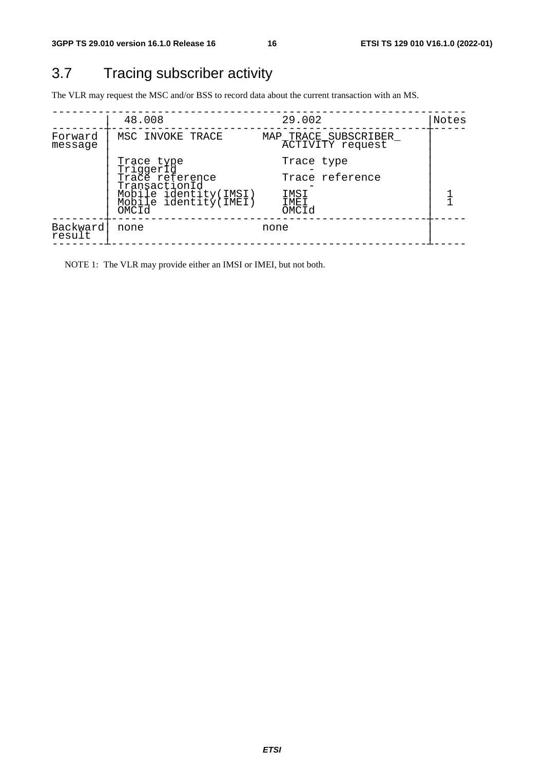## 3.7 Tracing subscriber activity

The VLR may request the MSC and/or BSS to record data about the current transaction with an MS.

| | 48.008 | 29.002 | Notes |
|---|---|---|---|
| Forward message | MSC INVOKE TRACE | MAP_TRACE_SUBSCRIBER_ ACTIVITY request | |
| | Trace type | Trace type | |
| | TriggerId | - | |
| | Trace reference | Trace reference | |
| | TransactionId | - | |
| | Mobile identity(IMSI) | IMSI | 1 |
| | Mobile identity(IMEI) | IMEI | 1 |
| | OMCId | OMCId | |
| Backward result | none | none | |

NOTE 1: The VLR may provide either an IMSI or IMEI, but not both.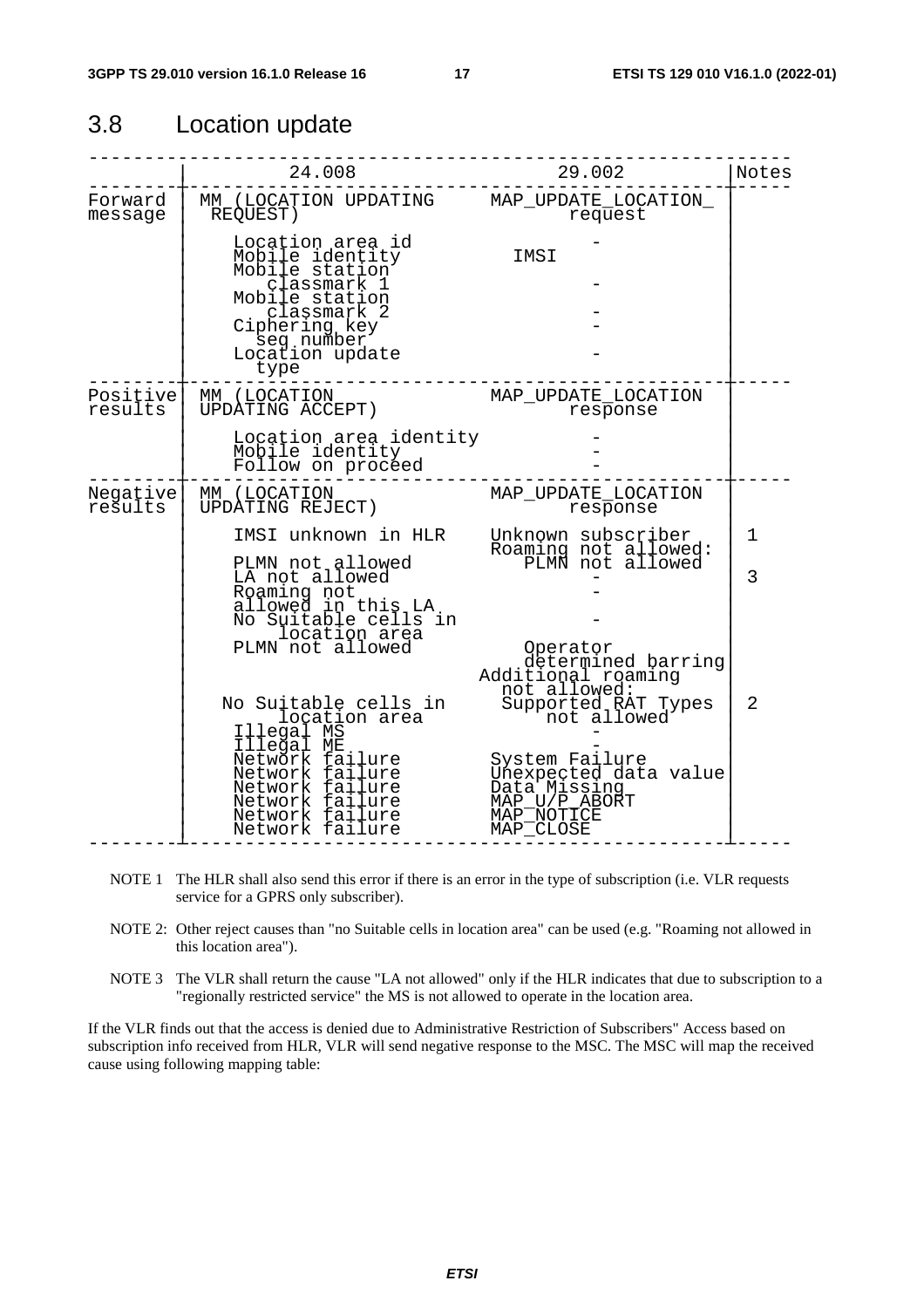## 3.8 Location update

| | 24.008 | 29.002 | Notes |
|---|---|---|---|
| Forward message | MM (LOCATION UPDATING REQUEST) | MAP_UPDATE_LOCATION_ request | |
| | Location area id | - | |
| | Mobile identity | IMSI | |
| | Mobile station classmark 1 | - | |
| | Mobile station classmark 2 | - | |
| | Ciphering key seq number | - | |
| | Location update type | - | |
| Positive results | MM (LOCATION UPDATING ACCEPT) | MAP_UPDATE_LOCATION response | |
| | Location area identity | - | |
| | Mobile identity | - | |
| | Follow on proceed | - | |
| Negative results | MM (LOCATION UPDATING REJECT) | MAP_UPDATE_LOCATION response | |
| | IMSI unknown in HLR | Unknown subscriber | 1 |
| | PLMN not allowed | Roaming not allowed: PLMN not allowed | |
| | LA not allowed | - | 3 |
| | Roaming not allowed in this LA | - | |
| | No Suitable cells in location area | - | |
| | PLMN not allowed | Operator determined barring | |
| | No Suitable cells in location area | Additional roaming not allowed: Supported RAT Types not allowed | 2 |
| | Illegal MS | - | |
| | Illegal ME | - | |
| | Network failure | System Failure | |
| | Network failure | Unexpected data value | |
| | Network failure | Data Missing | |
| | Network failure | MAP_U/P_ABORT | |
| | Network failure | MAP_NOTICE | |
| | Network failure | MAP_CLOSE | |

NOTE 1 The HLR shall also send this error if there is an error in the type of subscription (i.e. VLR requests service for a GPRS only subscriber).

NOTE 2: Other reject causes than "no Suitable cells in location area" can be used (e.g. "Roaming not allowed in this location area").

NOTE 3 The VLR shall return the cause "LA not allowed" only if the HLR indicates that due to subscription to a "regionally restricted service" the MS is not allowed to operate in the location area.

If the VLR finds out that the access is denied due to Administrative Restriction of Subscribers" Access based on subscription info received from HLR, VLR will send negative response to the MSC. The MSC will map the received cause using following mapping table: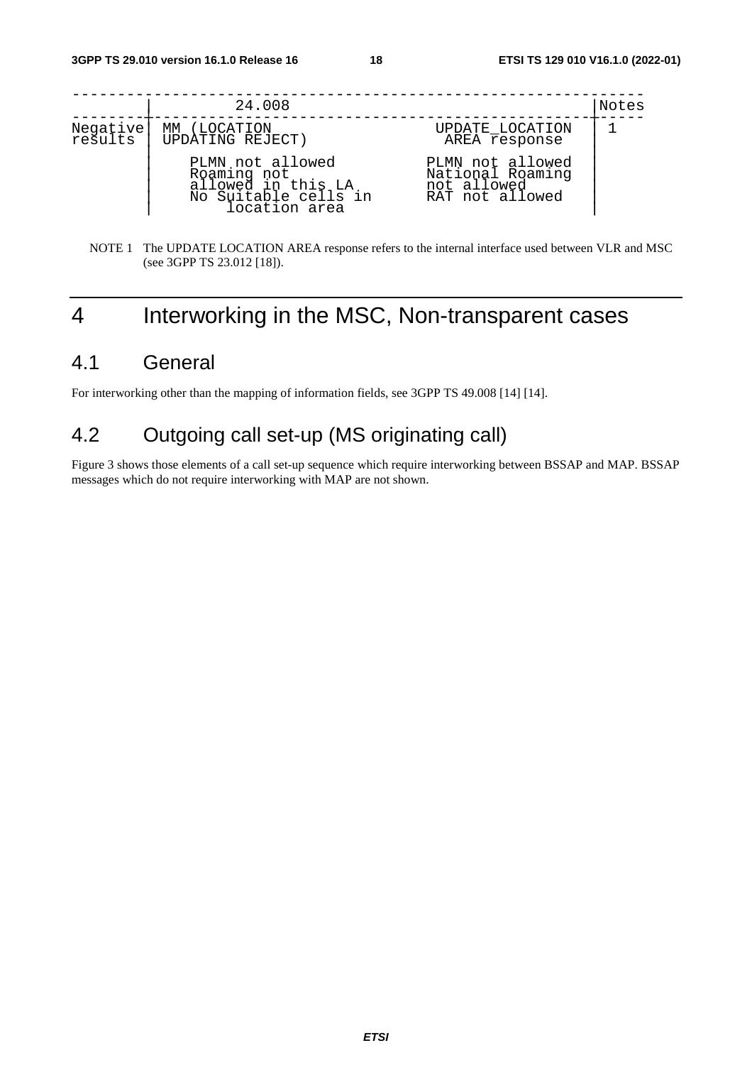|  | 24.008 |  | Notes |
|---|---|---|---|
| Negative results | MM (LOCATION UPDATING REJECT) | UPDATE_LOCATION AREA response | 1 |
|  | PLMN not allowed<br>Roaming not allowed in this LA<br>No Suitable cells in location area | PLMN not allowed<br>National Roaming not allowed<br>RAT not allowed |  |

NOTE 1 The UPDATE LOCATION AREA response refers to the internal interface used between VLR and MSC (see 3GPP TS 23.012 [18]).

# 4 Interworking in the MSC, Non-transparent cases

## 4.1 General

For interworking other than the mapping of information fields, see 3GPP TS 49.008 [14] [14].

## 4.2 Outgoing call set-up (MS originating call)

Figure 3 shows those elements of a call set-up sequence which require interworking between BSSAP and MAP. BSSAP messages which do not require interworking with MAP are not shown.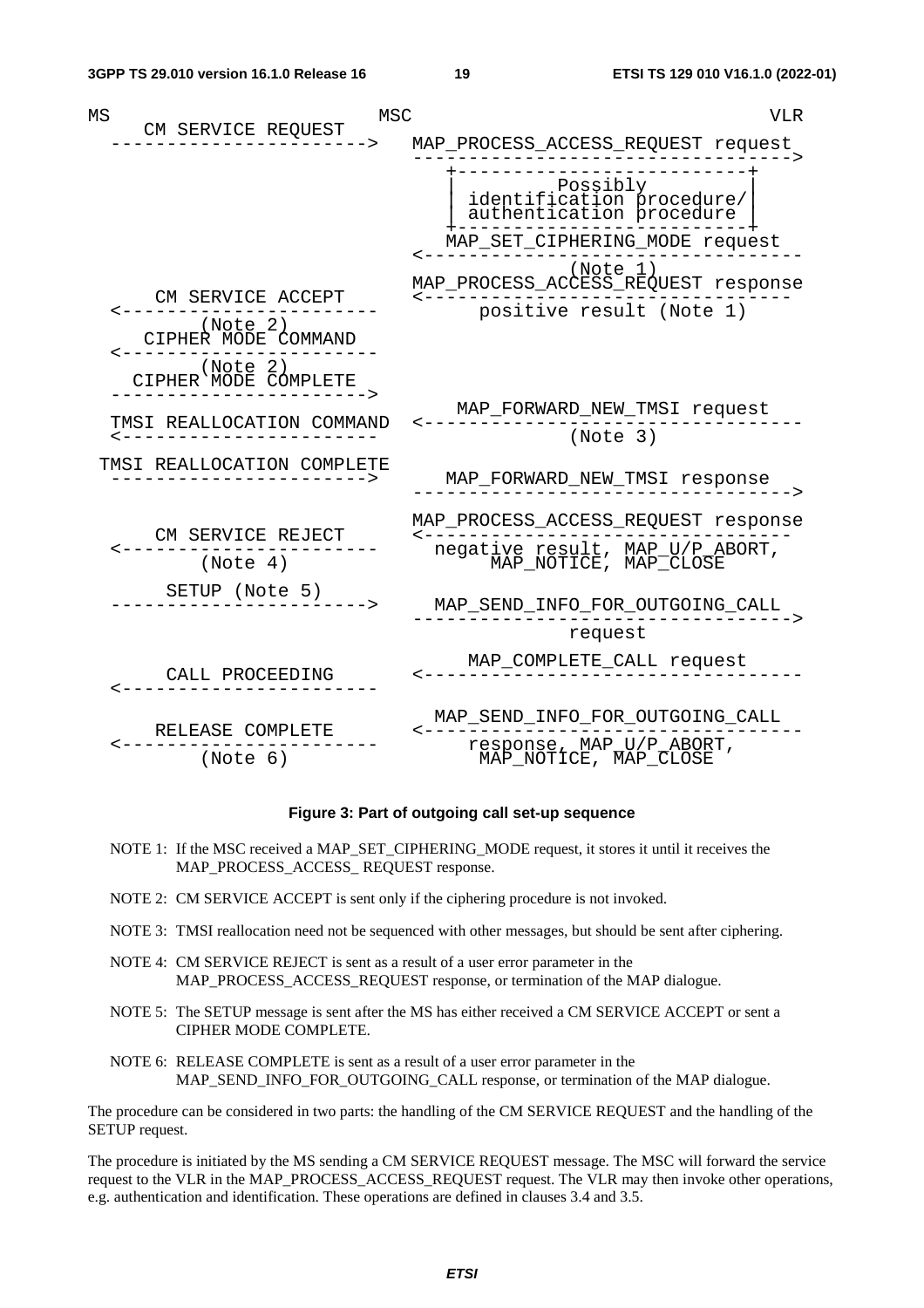```
MS                                         MSC                                            VLR
     CM SERVICE REQUEST
  ----------------------->   MAP_PROCESS_ACCESS_REQUEST request
                             ---------------------------------->
                                +------------------------+
                                |        Possibly        |
                                | identification procedure/|
                                | authentication procedure |
                                +------------------------+
                               MAP_SET_CIPHERING_MODE request
                             <----------------------------------
                                          (Note 1)
     CM SERVICE ACCEPT       MAP_PROCESS_ACCESS_REQUEST response
  <-----------------------   <---------------------------------
          (Note 2)                positive result (Note 1)
    CIPHER MODE COMMAND
  <-----------------------
          (Note 2)
   CIPHER MODE COMPLETE
  ----------------------->
                                MAP_FORWARD_NEW_TMSI request
 TMSI REALLOCATION COMMAND   <----------------------------------
  <-----------------------                (Note 3)

 TMSI REALLOCATION COMPLETE
  ----------------------->     MAP_FORWARD_NEW_TMSI response
                             ---------------------------------->

                             MAP_PROCESS_ACCESS_REQUEST response
     CM SERVICE REJECT       <---------------------------------
  <-----------------------     negative result, MAP_U/P_ABORT,
          (Note 4)                 MAP_NOTICE, MAP_CLOSE

       SETUP (Note 5)
  ----------------------->    MAP_SEND_INFO_FOR_OUTGOING_CALL
                             ---------------------------------->
                                          request

                                MAP_COMPLETE_CALL request
      CALL PROCEEDING        <----------------------------------
  <-----------------------

                              MAP_SEND_INFO_FOR_OUTGOING_CALL
     RELEASE COMPLETE        <----------------------------------
  <-----------------------       response, MAP_U/P_ABORT,
          (Note 6)                 MAP_NOTICE, MAP_CLOSE
```

**Figure 3: Part of outgoing call set-up sequence**

NOTE 1: If the MSC received a MAP_SET_CIPHERING_MODE request, it stores it until it receives the MAP_PROCESS_ACCESS_ REQUEST response.

NOTE 2: CM SERVICE ACCEPT is sent only if the ciphering procedure is not invoked.

NOTE 3: TMSI reallocation need not be sequenced with other messages, but should be sent after ciphering.

NOTE 4: CM SERVICE REJECT is sent as a result of a user error parameter in the MAP_PROCESS_ACCESS_REQUEST response, or termination of the MAP dialogue.

NOTE 5: The SETUP message is sent after the MS has either received a CM SERVICE ACCEPT or sent a CIPHER MODE COMPLETE.

NOTE 6: RELEASE COMPLETE is sent as a result of a user error parameter in the MAP_SEND_INFO_FOR_OUTGOING_CALL response, or termination of the MAP dialogue.

The procedure can be considered in two parts: the handling of the CM SERVICE REQUEST and the handling of the SETUP request.

The procedure is initiated by the MS sending a CM SERVICE REQUEST message. The MSC will forward the service request to the VLR in the MAP_PROCESS_ACCESS_REQUEST request. The VLR may then invoke other operations, e.g. authentication and identification. These operations are defined in clauses 3.4 and 3.5.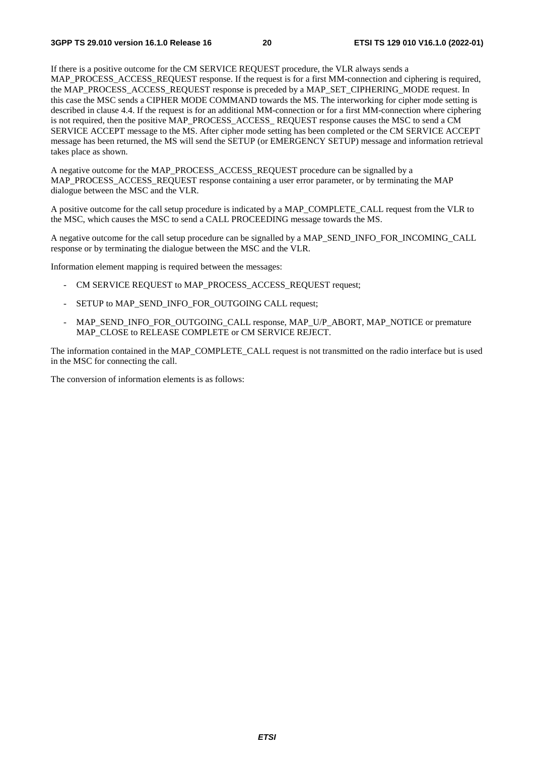If there is a positive outcome for the CM SERVICE REQUEST procedure, the VLR always sends a MAP_PROCESS_ACCESS_REQUEST response. If the request is for a first MM-connection and ciphering is required, the MAP_PROCESS_ACCESS_REQUEST response is preceded by a MAP_SET_CIPHERING_MODE request. In this case the MSC sends a CIPHER MODE COMMAND towards the MS. The interworking for cipher mode setting is described in clause 4.4. If the request is for an additional MM-connection or for a first MM-connection where ciphering is not required, then the positive MAP_PROCESS_ACCESS_ REQUEST response causes the MSC to send a CM SERVICE ACCEPT message to the MS. After cipher mode setting has been completed or the CM SERVICE ACCEPT message has been returned, the MS will send the SETUP (or EMERGENCY SETUP) message and information retrieval takes place as shown.

A negative outcome for the MAP_PROCESS_ACCESS_REQUEST procedure can be signalled by a MAP_PROCESS_ACCESS_REQUEST response containing a user error parameter, or by terminating the MAP dialogue between the MSC and the VLR.

A positive outcome for the call setup procedure is indicated by a MAP_COMPLETE_CALL request from the VLR to the MSC, which causes the MSC to send a CALL PROCEEDING message towards the MS.

A negative outcome for the call setup procedure can be signalled by a MAP_SEND_INFO_FOR_INCOMING_CALL response or by terminating the dialogue between the MSC and the VLR.

Information element mapping is required between the messages:

- CM SERVICE REQUEST to MAP_PROCESS_ACCESS_REQUEST request;
- SETUP to MAP_SEND_INFO_FOR_OUTGOING CALL request;
- MAP_SEND_INFO_FOR_OUTGOING_CALL response, MAP_U/P_ABORT, MAP_NOTICE or premature MAP_CLOSE to RELEASE COMPLETE or CM SERVICE REJECT.

The information contained in the MAP_COMPLETE_CALL request is not transmitted on the radio interface but is used in the MSC for connecting the call.

The conversion of information elements is as follows: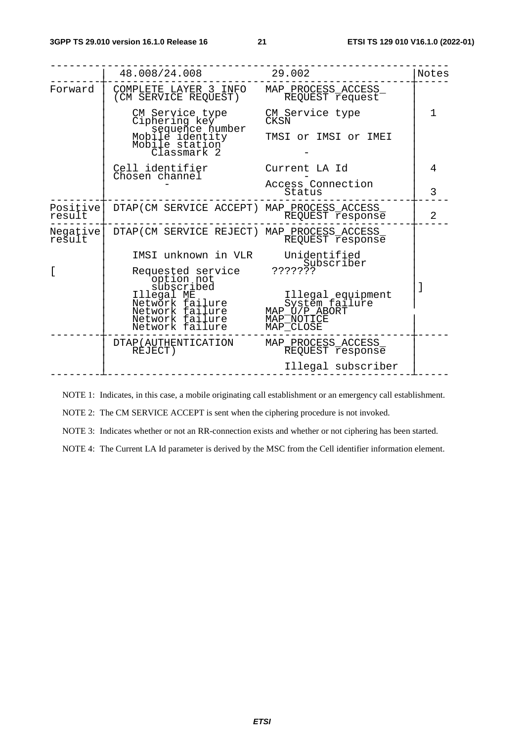|  | 48.008/24.008 | 29.002 | Notes |
|---|---|---|---|
| Forward | COMPLETE LAYER 3 INFO (CM SERVICE REQUEST) | MAP_PROCESS_ACCESS_ REQUEST request |  |
|  | CM Service type | CM Service type | 1 |
|  | Ciphering key sequence number | CKSN |  |
|  | Mobile identity | TMSI or IMSI or IMEI |  |
|  | Mobile station Classmark 2 | - |  |
|  | Cell identifier | Current LA Id | 4 |
|  | Chosen channel | - |  |
|  | - | Access Connection Status | 3 |
| Positive result | DTAP(CM SERVICE ACCEPT) | MAP_PROCESS_ACCESS_ REQUEST response | 2 |
| Negative result | DTAP(CM SERVICE REJECT) | MAP_PROCESS_ACCESS_ REQUEST response |  |
|  | IMSI unknown in VLR | Unidentified Subscriber |  |
| [ | Requested service option not subscribed | ??????? | ] |
|  | Illegal ME | Illegal equipment |  |
|  | Network failure | System failure |  |
|  | Network failure | MAP_U/P_ABORT |  |
|  | Network failure | MAP_NOTICE |  |
|  | Network failure | MAP_CLOSE |  |
|  | DTAP(AUTHENTICATION REJECT) | MAP_PROCESS_ACCESS_ REQUEST response |  |
|  |  | Illegal subscriber |  |

NOTE 1: Indicates, in this case, a mobile originating call establishment or an emergency call establishment.

NOTE 2: The CM SERVICE ACCEPT is sent when the ciphering procedure is not invoked.

NOTE 3: Indicates whether or not an RR-connection exists and whether or not ciphering has been started.

NOTE 4: The Current LA Id parameter is derived by the MSC from the Cell identifier information element.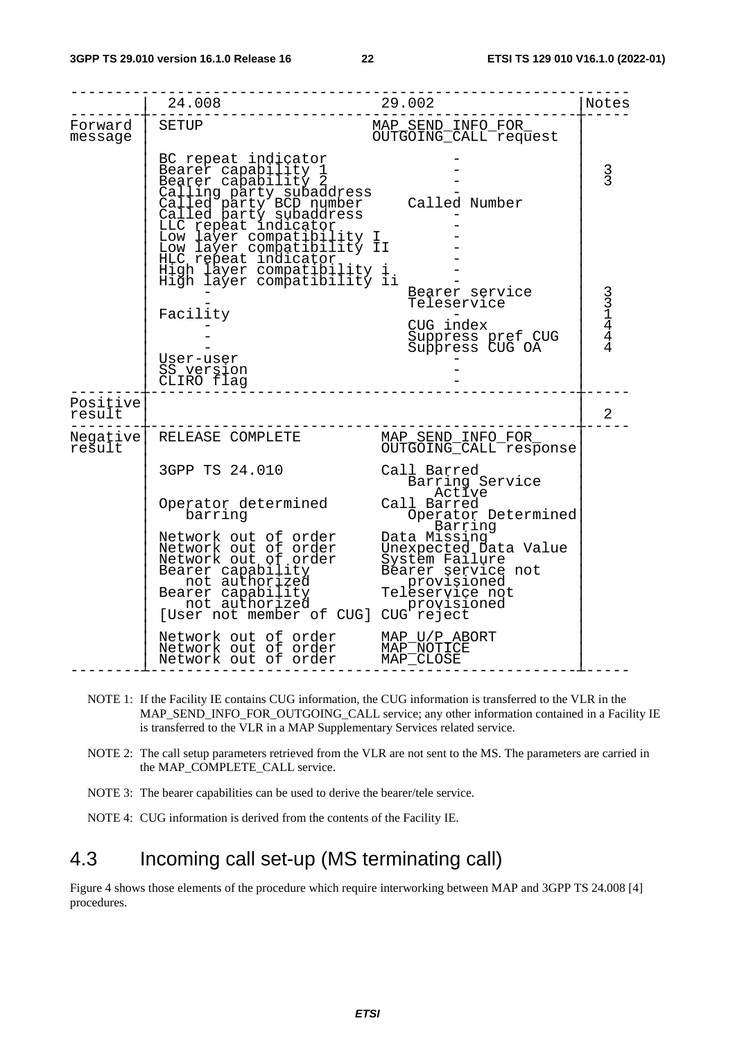| | 24.008 | 29.002 | Notes |
|---|---|---|---|
| Forward message | SETUP | MAP_SEND_INFO_FOR_OUTGOING_CALL request | |
| | BC repeat indicator | - | |
| | Bearer capability 1 | - | 3 |
| | Bearer capability 2 | - | 3 |
| | Calling party subaddress | - | |
| | Called party BCD number | Called Number | |
| | Called party subaddress | - | |
| | LLC repeat indicator | - | |
| | Low layer compatibility I | - | |
| | Low layer compatibility II | - | |
| | HLC repeat indicator | - | |
| | High layer compatibility i | - | |
| | High layer compatibility ii | - | |
| | - | Bearer service | 3 |
| | - | Teleservice | 3 |
| | Facility | - | 1 |
| | - | CUG index | 4 |
| | - | Suppress pref CUG | 4 |
| | - | Suppress CUG OA | 4 |
| | User-user | - | |
| | SS version | - | |
| | CLIRO flag | - | |
| Positive result | | | 2 |
| Negative result | RELEASE COMPLETE | MAP_SEND_INFO_FOR_OUTGOING_CALL response | |
| | 3GPP TS 24.010 | Call Barred Barring Service Active | |
| | Operator determined barring | Call Barred Operator Determined Barring | |
| | Network out of order | Data Missing | |
| | Network out of order | Unexpected Data Value | |
| | Network out of order | System Failure | |
| | Bearer capability not authorized | Bearer service not provisioned | |
| | Bearer capability not authorized | Teleservice not provisioned | |
| | [User not member of CUG] | CUG reject | |
| | Network out of order | MAP_U/P_ABORT | |
| | Network out of order | MAP_NOTICE | |
| | Network out of order | MAP_CLOSE | |

NOTE 1: If the Facility IE contains CUG information, the CUG information is transferred to the VLR in the MAP_SEND_INFO_FOR_OUTGOING_CALL service; any other information contained in a Facility IE is transferred to the VLR in a MAP Supplementary Services related service.

NOTE 2: The call setup parameters retrieved from the VLR are not sent to the MS. The parameters are carried in the MAP_COMPLETE_CALL service.

NOTE 3: The bearer capabilities can be used to derive the bearer/tele service.

NOTE 4: CUG information is derived from the contents of the Facility IE.

## 4.3 Incoming call set-up (MS terminating call)

Figure 4 shows those elements of the procedure which require interworking between MAP and 3GPP TS 24.008 [4] procedures.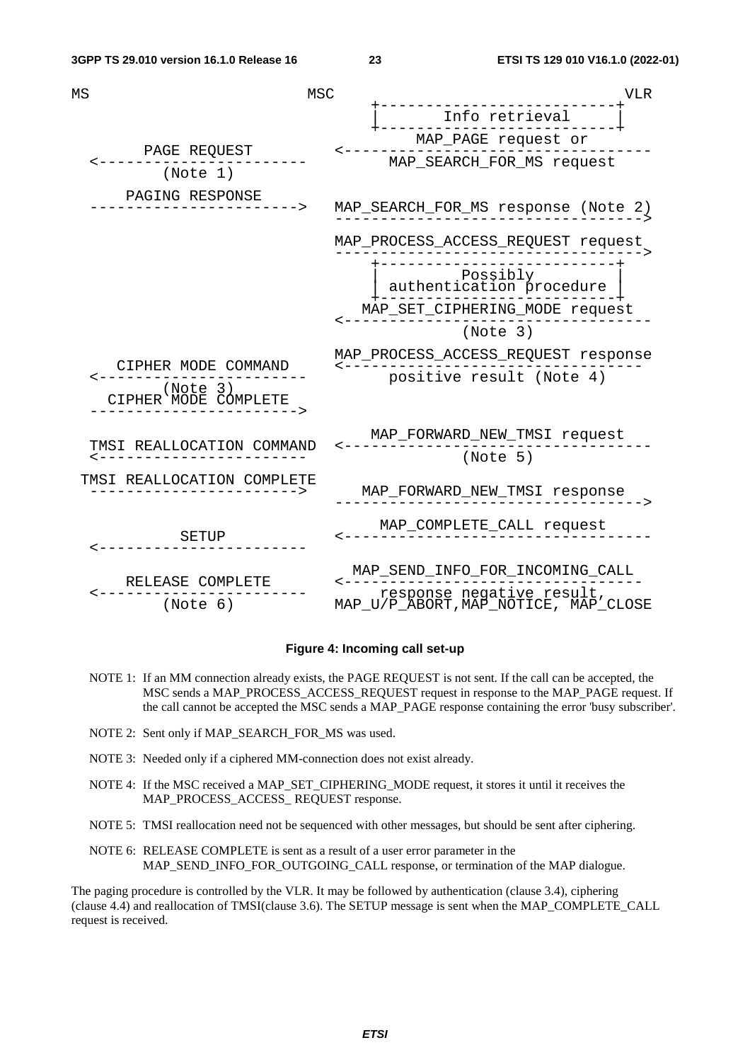```
MS                               MSC                                  VLR
                                       +--------------------------+
                                       |      Info retrieval      |
                                       +--------------------------+
                                          MAP_PAGE request or
      PAGE REQUEST                  <----------------------------------
<-----------------------              MAP_SEARCH_FOR_MS request
        (Note 1)
     PAGING RESPONSE
----------------------->            MAP_SEARCH_FOR_MS response (Note 2)
                                    ---------------------------------->
                                    MAP_PROCESS_ACCESS_REQUEST request
                                    ---------------------------------->
                                       +--------------------------+
                                       |         Possibly         |
                                       | authentication procedure |
                                       +--------------------------+
                                      MAP_SET_CIPHERING_MODE request
                                    <----------------------------------
                                                (Note 3)
                                    MAP_PROCESS_ACCESS_REQUEST response
   CIPHER MODE COMMAND              <----------------------------------
<-----------------------                positive result (Note 4)
        (Note 3)
  CIPHER MODE COMPLETE
----------------------->

                                       MAP_FORWARD_NEW_TMSI request
 TMSI REALLOCATION COMMAND          <----------------------------------
<-----------------------                        (Note 5)
TMSI REALLOCATION COMPLETE
----------------------->              MAP_FORWARD_NEW_TMSI response
                                    ---------------------------------->

                                        MAP_COMPLETE_CALL request
         SETUP                      <----------------------------------
<-----------------------

                                      MAP_SEND_INFO_FOR_INCOMING_CALL
    RELEASE COMPLETE                <----------------------------------
<-----------------------                response negative result,
        (Note 6)                    MAP_U/P_ABORT,MAP_NOTICE, MAP_CLOSE
```

**Figure 4: Incoming call set-up**

NOTE 1: If an MM connection already exists, the PAGE REQUEST is not sent. If the call can be accepted, the MSC sends a MAP_PROCESS_ACCESS_REQUEST request in response to the MAP_PAGE request. If the call cannot be accepted the MSC sends a MAP_PAGE response containing the error 'busy subscriber'.

NOTE 2: Sent only if MAP_SEARCH_FOR_MS was used.

NOTE 3: Needed only if a ciphered MM-connection does not exist already.

NOTE 4: If the MSC received a MAP_SET_CIPHERING_MODE request, it stores it until it receives the MAP_PROCESS_ACCESS_ REQUEST response.

NOTE 5: TMSI reallocation need not be sequenced with other messages, but should be sent after ciphering.

NOTE 6: RELEASE COMPLETE is sent as a result of a user error parameter in the MAP_SEND_INFO_FOR_OUTGOING_CALL response, or termination of the MAP dialogue.

The paging procedure is controlled by the VLR. It may be followed by authentication (clause 3.4), ciphering (clause 4.4) and reallocation of TMSI(clause 3.6). The SETUP message is sent when the MAP_COMPLETE_CALL request is received.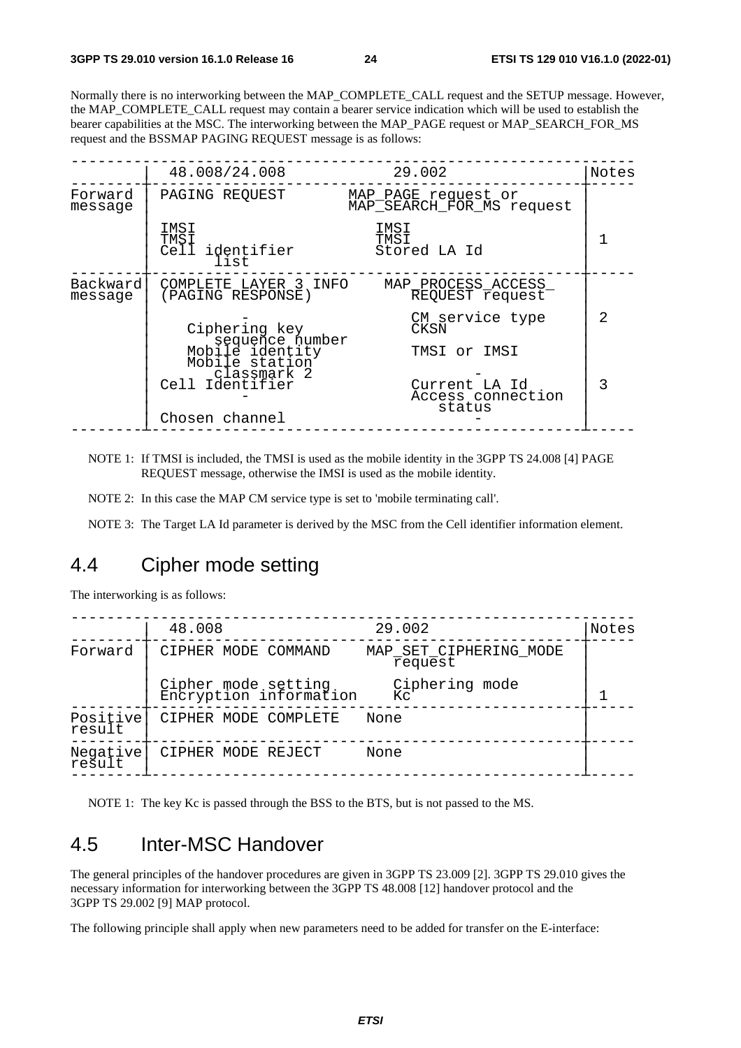Normally there is no interworking between the MAP_COMPLETE_CALL request and the SETUP message. However, the MAP_COMPLETE_CALL request may contain a bearer service indication which will be used to establish the bearer capabilities at the MSC. The interworking between the MAP_PAGE request or MAP_SEARCH_FOR_MS request and the BSSMAP PAGING REQUEST message is as follows:

| | 48.008/24.008 | 29.002 | Notes |
|---|---|---|---|
| Forward message | PAGING REQUEST | MAP_PAGE request or MAP_SEARCH_FOR_MS request | |
| | IMSI<br>TMSI<br>Cell identifier list | IMSI<br>TMSI<br>Stored LA Id | 1 |
| Backward message | COMPLETE LAYER 3 INFO (PAGING RESPONSE) | MAP_PROCESS_ACCESS_ REQUEST request | |
| | -<br>Ciphering key sequence number<br>Mobile identity<br>Mobile station classmark 2<br>Cell Identifier<br>-<br>Chosen channel | CM service type<br>CKSN<br>TMSI or IMSI<br>-<br>Current LA Id<br>Access connection status<br>- | 2<br><br><br><br>3 |

NOTE 1: If TMSI is included, the TMSI is used as the mobile identity in the 3GPP TS 24.008 [4] PAGE REQUEST message, otherwise the IMSI is used as the mobile identity.

NOTE 2: In this case the MAP CM service type is set to 'mobile terminating call'.

NOTE 3: The Target LA Id parameter is derived by the MSC from the Cell identifier information element.

## 4.4 Cipher mode setting

The interworking is as follows:

| | 48.008 | 29.002 | Notes |
|---|---|---|---|
| Forward | CIPHER MODE COMMAND | MAP_SET_CIPHERING_MODE request | |
| | Cipher mode setting<br>Encryption information | Ciphering mode<br>Kc | 1 |
| Positive result | CIPHER MODE COMPLETE | None | |
| Negative result | CIPHER MODE REJECT | None | |

NOTE 1: The key Kc is passed through the BSS to the BTS, but is not passed to the MS.

## 4.5 Inter-MSC Handover

The general principles of the handover procedures are given in 3GPP TS 23.009 [2]. 3GPP TS 29.010 gives the necessary information for interworking between the 3GPP TS 48.008 [12] handover protocol and the 3GPP TS 29.002 [9] MAP protocol.

The following principle shall apply when new parameters need to be added for transfer on the E-interface: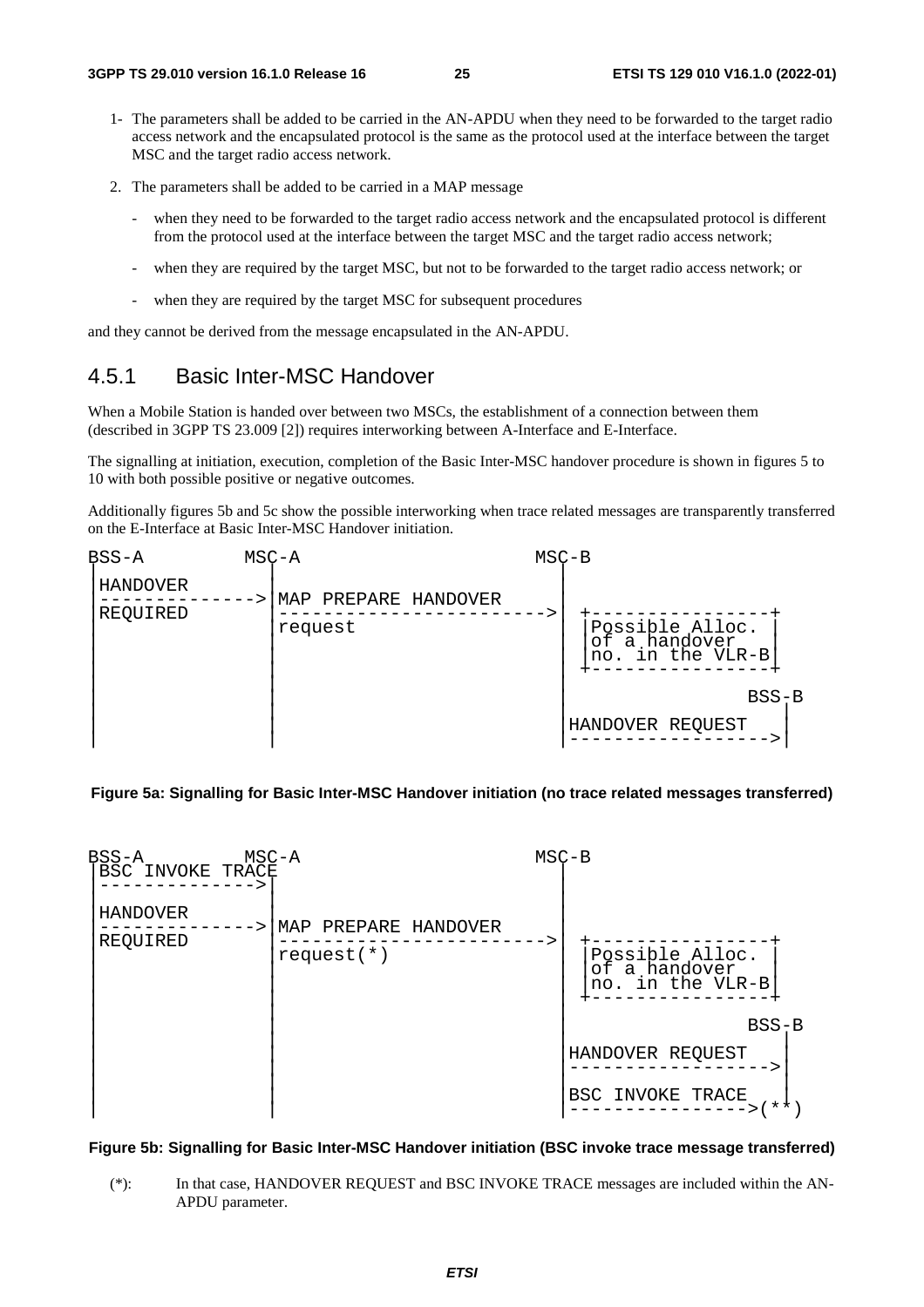1- The parameters shall be added to be carried in the AN-APDU when they need to be forwarded to the target radio access network and the encapsulated protocol is the same as the protocol used at the interface between the target MSC and the target radio access network.

2. The parameters shall be added to be carried in a MAP message

   - when they need to be forwarded to the target radio access network and the encapsulated protocol is different from the protocol used at the interface between the target MSC and the target radio access network;
   - when they are required by the target MSC, but not to be forwarded to the target radio access network; or
   - when they are required by the target MSC for subsequent procedures

and they cannot be derived from the message encapsulated in the AN-APDU.

## 4.5.1 Basic Inter-MSC Handover

When a Mobile Station is handed over between two MSCs, the establishment of a connection between them (described in 3GPP TS 23.009 [2]) requires interworking between A-Interface and E-Interface.

The signalling at initiation, execution, completion of the Basic Inter-MSC handover procedure is shown in figures 5 to 10 with both possible positive or negative outcomes.

Additionally figures 5b and 5c show the possible interworking when trace related messages are transparently transferred on the E-Interface at Basic Inter-MSC Handover initiation.

```
BSS-A          MSC-A                    MSC-B
 |HANDOVER       |                        |
 |-------------->|MAP PREPARE HANDOVER    |
 |REQUIRED       |----------------------->|  +----------------+
 |               |request                 |  |Possible Alloc. |
 |               |                        |  |of a handover   |
 |               |                        |  |no. in the VLR-B|
 |               |                        |  +----------------+
 |               |                        |                BSS-B
 |               |                        |HANDOVER REQUEST  |
 |               |                        |----------------->|
```

**Figure 5a: Signalling for Basic Inter-MSC Handover initiation (no trace related messages transferred)**

```
BSS-A          MSC-A                    MSC-B
 |BSC INVOKE TRACE                        |
 |-------------->|                        |
 |HANDOVER       |                        |
 |-------------->|MAP PREPARE HANDOVER    |
 |REQUIRED       |----------------------->|  +----------------+
 |               |request(*)              |  |Possible Alloc. |
 |               |                        |  |of a handover   |
 |               |                        |  |no. in the VLR-B|
 |               |                        |  +----------------+
 |               |                        |                BSS-B
 |               |                        |HANDOVER REQUEST  |
 |               |                        |----------------->|
 |               |                        |BSC INVOKE TRACE  |
 |               |                        |---------------->(**)
```

**Figure 5b: Signalling for Basic Inter-MSC Handover initiation (BSC invoke trace message transferred)**

(*): In that case, HANDOVER REQUEST and BSC INVOKE TRACE messages are included within the AN-APDU parameter.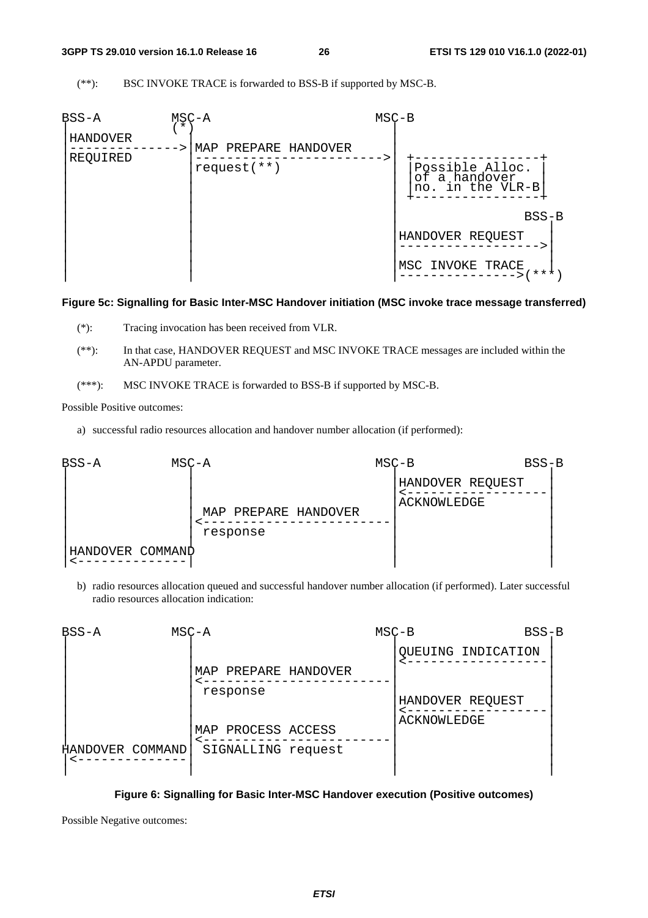(**): BSC INVOKE TRACE is forwarded to BSS-B if supported by MSC-B.

```
BSS-A          MSC-A                          MSC-B
 |              (*)                             |
 |HANDOVER       |                              |
 |-------------->|MAP PREPARE HANDOVER          |
 |REQUIRED       |----------------------------->|  +----------------+
 |               |request(**)                   |  |Possible Alloc. |
 |               |                              |  |of a handover   |
 |               |                              |  |no. in the VLR-B|
 |               |                              |  +----------------+
 |               |                              |                 BSS-B
 |               |                              |                   |
 |               |                              |HANDOVER REQUEST   |
 |               |                              |------------------>|
 |               |                              |                   |
 |               |                              |MSC INVOKE TRACE   |
 |               |                              |---------------->(***)
```

**Figure 5c: Signalling for Basic Inter-MSC Handover initiation (MSC invoke trace message transferred)**

(*): Tracing invocation has been received from VLR.

(**): In that case, HANDOVER REQUEST and MSC INVOKE TRACE messages are included within the AN-APDU parameter.

(***): MSC INVOKE TRACE is forwarded to BSS-B if supported by MSC-B.

Possible Positive outcomes:

a) successful radio resources allocation and handover number allocation (if performed):

```
BSS-A          MSC-A                          MSC-B              BSS-B
 |               |                              |HANDOVER REQUEST   |
 |               |                              |<------------------|
 |               |                              |ACKNOWLEDGE        |
 |               | MAP PREPARE HANDOVER         |                   |
 |               |<-----------------------------|                   |
 |               | response                     |                   |
 |               |                              |                   |
 |HANDOVER COMMAND                              |                   |
 |<--------------|                              |                   |
```

b) radio resources allocation queued and successful handover number allocation (if performed). Later successful radio resources allocation indication:

```
BSS-A          MSC-A                          MSC-B              BSS-B
 |               |                              |QUEUING INDICATION |
 |               |                              |<------------------|
 |               |MAP PREPARE HANDOVER          |                   |
 |               |<-----------------------------|                   |
 |               | response                     |                   |
 |               |                              |HANDOVER REQUEST   |
 |               |                              |<------------------|
 |               |                              |ACKNOWLEDGE        |
 |               |MAP PROCESS ACCESS            |                   |
 |               |<-----------------------------|                   |
HANDOVER COMMAND | SIGNALLING request           |                   |
 |<--------------|                              |                   |
 |               |                              |                   |
```

**Figure 6: Signalling for Basic Inter-MSC Handover execution (Positive outcomes)**

Possible Negative outcomes: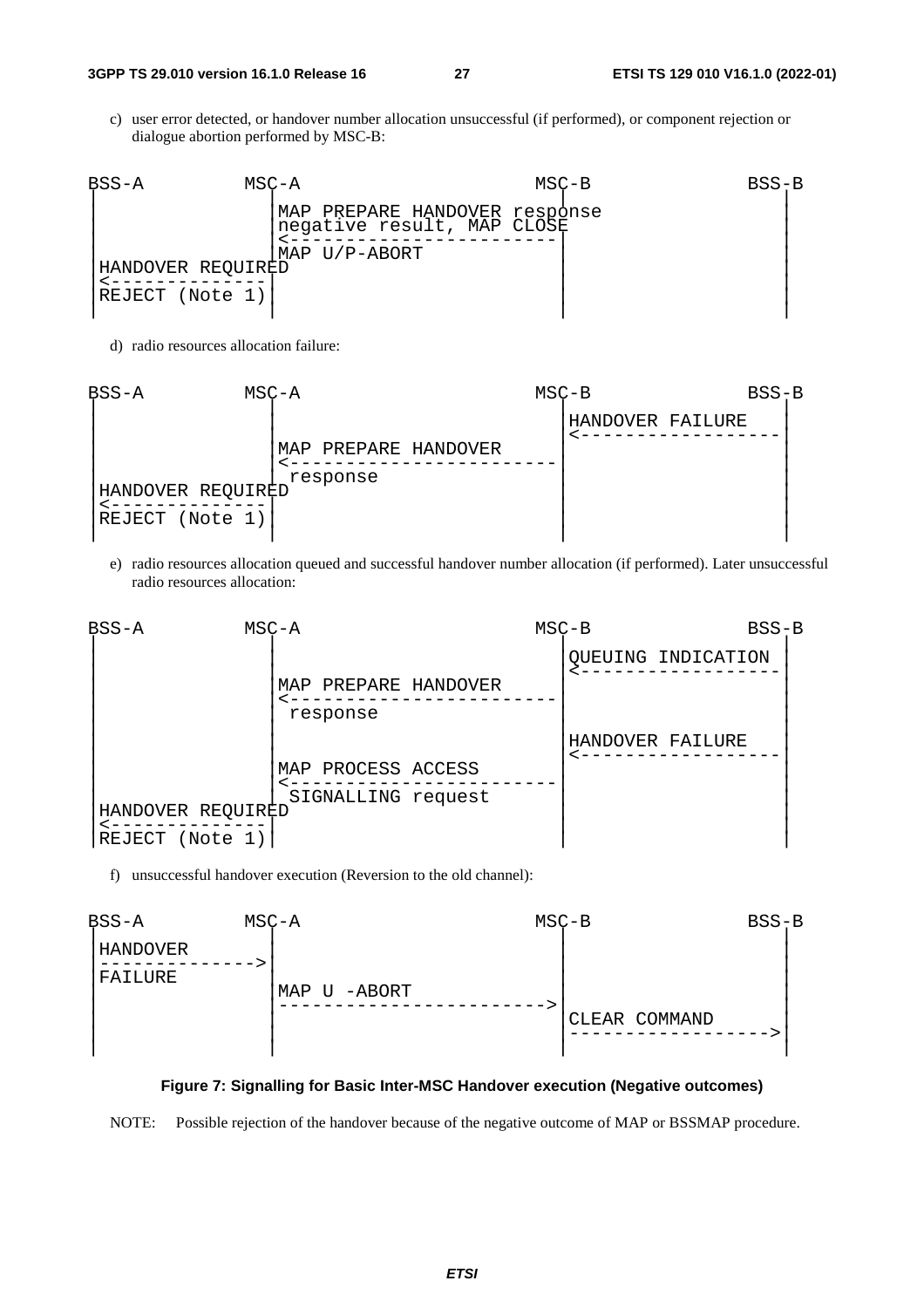c) user error detected, or handover number allocation unsuccessful (if performed), or component rejection or dialogue abortion performed by MSC-B:

```
BSS-A         MSC-A                      MSC-B               BSS-B
 |              |                          |                   |
 |              |MAP PREPARE HANDOVER response                 |
 |              |negative result, MAP CLOSE|                   |
 |              |<-------------------------|                   |
 |              |MAP U/P-ABORT             |                   |
 |HANDOVER REQUIRED                        |                   |
 |<-------------|                          |                   |
 |REJECT (Note 1)                          |                   |
 |              |                          |                   |
```

d) radio resources allocation failure:

```
BSS-A         MSC-A                      MSC-B               BSS-B
 |              |                          |                   |
 |              |                          |HANDOVER FAILURE   |
 |              |                          |<------------------|
 |              |MAP PREPARE HANDOVER      |                   |
 |              |<-------------------------|                   |
 |              | response                 |                   |
 |HANDOVER REQUIRED                        |                   |
 |<-------------|                          |                   |
 |REJECT (Note 1)                          |                   |
 |              |                          |                   |
```

e) radio resources allocation queued and successful handover number allocation (if performed). Later unsuccessful radio resources allocation:

```
BSS-A         MSC-A                      MSC-B               BSS-B
 |              |                          |                   |
 |              |                          |QUEUING INDICATION |
 |              |                          |<------------------|
 |              |MAP PREPARE HANDOVER      |                   |
 |              |<-------------------------|                   |
 |              | response                 |                   |
 |              |                          |HANDOVER FAILURE   |
 |              |                          |<------------------|
 |              |MAP PROCESS ACCESS        |                   |
 |              |<-------------------------|                   |
 |              | SIGNALLING request       |                   |
 |HANDOVER REQUIRED                        |                   |
 |<-------------|                          |                   |
 |REJECT (Note 1)                          |                   |
```

f) unsuccessful handover execution (Reversion to the old channel):

```
BSS-A         MSC-A                      MSC-B               BSS-B
 |              |                          |                   |
 |HANDOVER      |                          |                   |
 |------------->|                          |                   |
 |FAILURE       |                          |                   |
 |              |MAP U -ABORT              |                   |
 |              |------------------------->|                   |
 |              |                          |CLEAR COMMAND      |
 |              |                          |------------------>|
 |              |                          |                   |
```

**Figure 7: Signalling for Basic Inter-MSC Handover execution (Negative outcomes)**

NOTE: Possible rejection of the handover because of the negative outcome of MAP or BSSMAP procedure.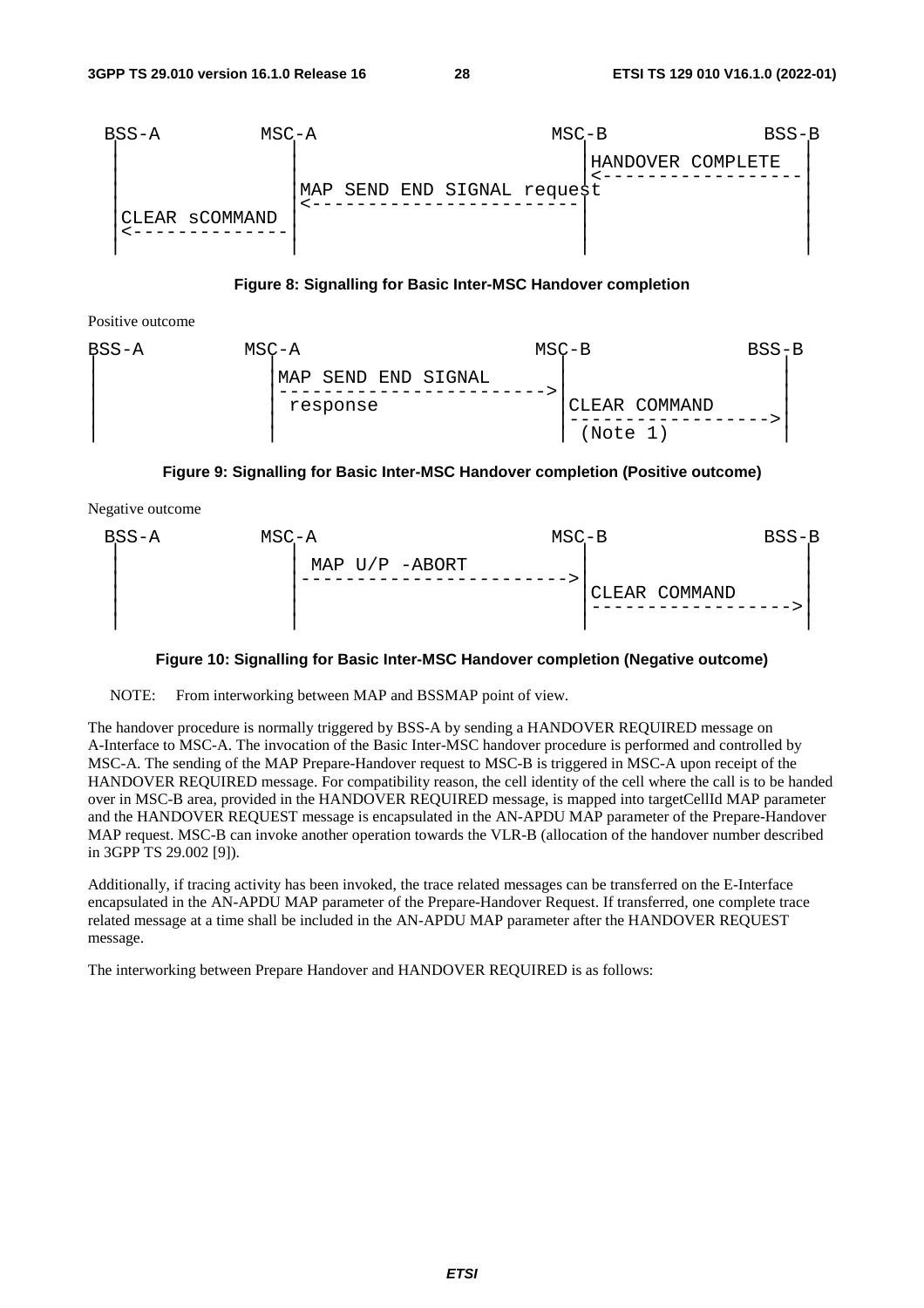```
 BSS-A          MSC-A                              MSC-B            BSS-B
   |              |                                  |HANDOVER COMPLETE |
   |              |                                  |<-----------------|
   |              |MAP SEND END SIGNAL request       |                  |
   |              |<---------------------------------|                  |
   |CLEAR sCOMMAND|                                  |                  |
   |<-------------|                                  |                  |
   |              |                                  |                  |
```

**Figure 8: Signalling for Basic Inter-MSC Handover completion**

Positive outcome

```
BSS-A           MSC-A                              MSC-B            BSS-B
  |               |MAP SEND END SIGNAL               |                  |
  |               |--------------------------------->|                  |
  |               | response                         |CLEAR COMMAND     |
  |               |                                  |----------------->|
  |               |                                  | (Note 1)         |
```

**Figure 9: Signalling for Basic Inter-MSC Handover completion (Positive outcome)**

Negative outcome

```
 BSS-A          MSC-A                              MSC-B            BSS-B
   |              | MAP U/P -ABORT                   |                  |
   |              |--------------------------------->|                  |
   |              |                                  |CLEAR COMMAND     |
   |              |                                  |----------------->|
   |              |                                  |                  |
```

**Figure 10: Signalling for Basic Inter-MSC Handover completion (Negative outcome)**

NOTE: From interworking between MAP and BSSMAP point of view.

The handover procedure is normally triggered by BSS-A by sending a HANDOVER REQUIRED message on A-Interface to MSC-A. The invocation of the Basic Inter-MSC handover procedure is performed and controlled by MSC-A. The sending of the MAP Prepare-Handover request to MSC-B is triggered in MSC-A upon receipt of the HANDOVER REQUIRED message. For compatibility reason, the cell identity of the cell where the call is to be handed over in MSC-B area, provided in the HANDOVER REQUIRED message, is mapped into targetCellId MAP parameter and the HANDOVER REQUEST message is encapsulated in the AN-APDU MAP parameter of the Prepare-Handover MAP request. MSC-B can invoke another operation towards the VLR-B (allocation of the handover number described in 3GPP TS 29.002 [9]).

Additionally, if tracing activity has been invoked, the trace related messages can be transferred on the E-Interface encapsulated in the AN-APDU MAP parameter of the Prepare-Handover Request. If transferred, one complete trace related message at a time shall be included in the AN-APDU MAP parameter after the HANDOVER REQUEST message.

The interworking between Prepare Handover and HANDOVER REQUIRED is as follows: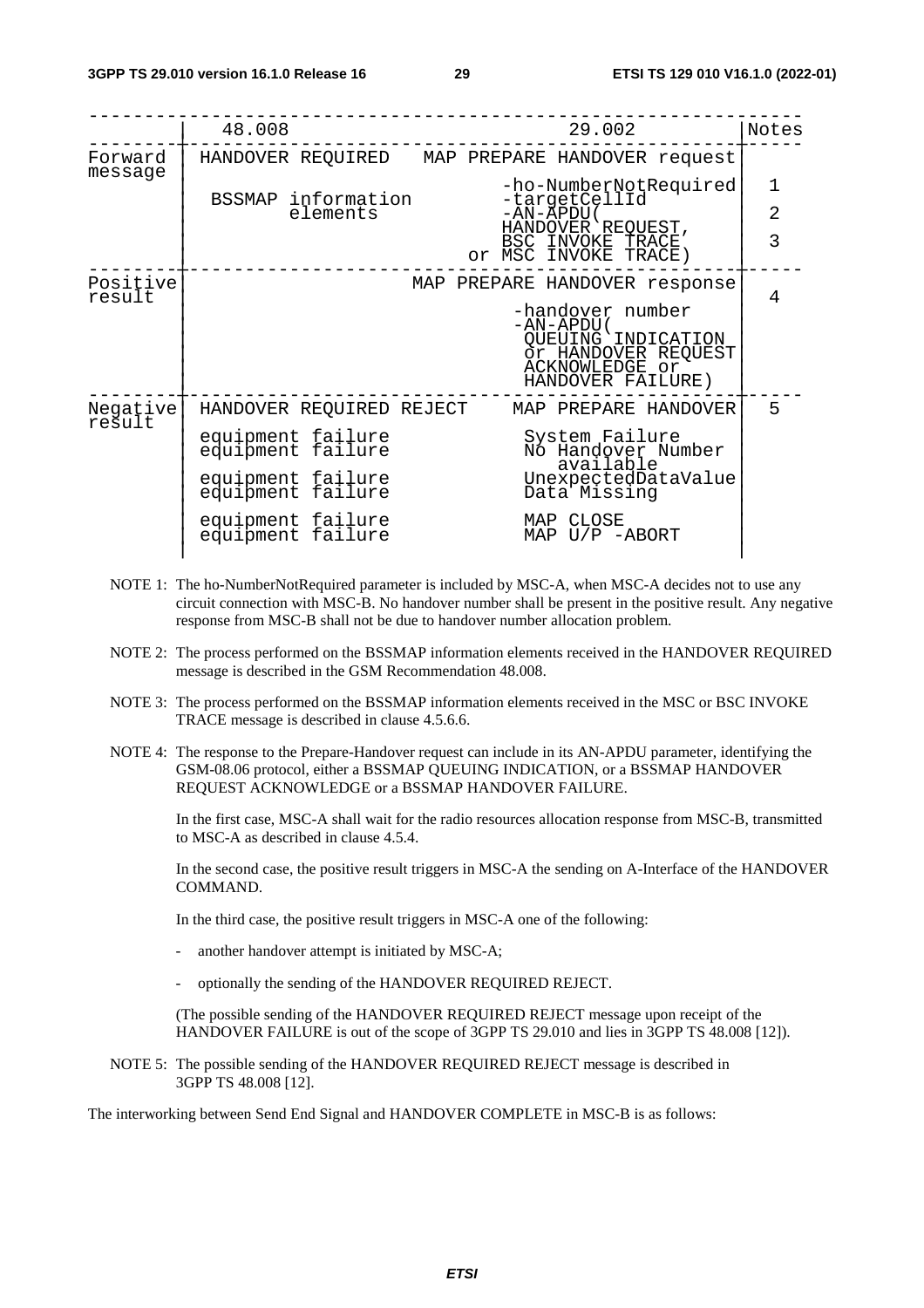|  | 48.008 | 29.002 | Notes |
|---|---|---|---|
| Forward message | HANDOVER REQUIRED | MAP PREPARE HANDOVER request |  |
|  | BSSMAP information elements | -ho-NumberNotRequired<br>-targetCellId<br>-AN-APDU(<br>HANDOVER REQUEST,<br>BSC INVOKE TRACE<br>or MSC INVOKE TRACE) | 1<br>2<br>3 |
| Positive result |  | MAP PREPARE HANDOVER response<br>-handover number<br>-AN-APDU(<br>QUEUING INDICATION<br>or HANDOVER REQUEST<br>ACKNOWLEDGE or<br>HANDOVER FAILURE) | 4 |
| Negative result | HANDOVER REQUIRED REJECT | MAP PREPARE HANDOVER | 5 |
|  | equipment failure<br>equipment failure | System Failure<br>No Handover Number available |  |
|  | equipment failure<br>equipment failure | UnexpectedDataValue<br>Data Missing |  |
|  | equipment failure<br>equipment failure | MAP CLOSE<br>MAP U/P -ABORT |  |

NOTE 1: The ho-NumberNotRequired parameter is included by MSC-A, when MSC-A decides not to use any circuit connection with MSC-B. No handover number shall be present in the positive result. Any negative response from MSC-B shall not be due to handover number allocation problem.

NOTE 2: The process performed on the BSSMAP information elements received in the HANDOVER REQUIRED message is described in the GSM Recommendation 48.008.

NOTE 3: The process performed on the BSSMAP information elements received in the MSC or BSC INVOKE TRACE message is described in clause 4.5.6.6.

NOTE 4: The response to the Prepare-Handover request can include in its AN-APDU parameter, identifying the GSM-08.06 protocol, either a BSSMAP QUEUING INDICATION, or a BSSMAP HANDOVER REQUEST ACKNOWLEDGE or a BSSMAP HANDOVER FAILURE.

In the first case, MSC-A shall wait for the radio resources allocation response from MSC-B, transmitted to MSC-A as described in clause 4.5.4.

In the second case, the positive result triggers in MSC-A the sending on A-Interface of the HANDOVER COMMAND.

In the third case, the positive result triggers in MSC-A one of the following:

- another handover attempt is initiated by MSC-A;
- optionally the sending of the HANDOVER REQUIRED REJECT.

(The possible sending of the HANDOVER REQUIRED REJECT message upon receipt of the HANDOVER FAILURE is out of the scope of 3GPP TS 29.010 and lies in 3GPP TS 48.008 [12]).

NOTE 5: The possible sending of the HANDOVER REQUIRED REJECT message is described in 3GPP TS 48.008 [12].

The interworking between Send End Signal and HANDOVER COMPLETE in MSC-B is as follows: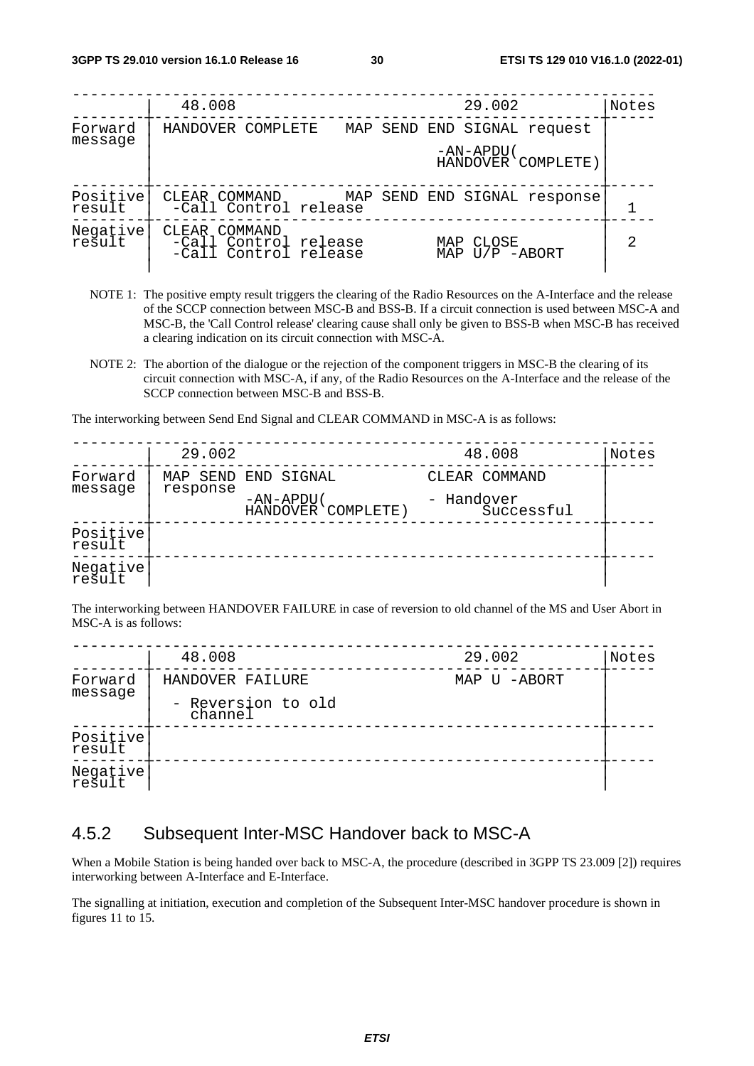| | 48.008 | 29.002 | Notes |
|---|---|---|---|
| Forward message | HANDOVER COMPLETE | MAP SEND END SIGNAL request<br>-AN-APDU( HANDOVER COMPLETE) | |
| Positive result | CLEAR COMMAND<br>-Call Control release | MAP SEND END SIGNAL response | 1 |
| Negative result | CLEAR COMMAND<br>-Call Control release<br>-Call Control release | MAP CLOSE<br>MAP U/P -ABORT | 2 |

NOTE 1: The positive empty result triggers the clearing of the Radio Resources on the A-Interface and the release of the SCCP connection between MSC-B and BSS-B. If a circuit connection is used between MSC-A and MSC-B, the 'Call Control release' clearing cause shall only be given to BSS-B when MSC-B has received a clearing indication on its circuit connection with MSC-A.

NOTE 2: The abortion of the dialogue or the rejection of the component triggers in MSC-B the clearing of its circuit connection with MSC-A, if any, of the Radio Resources on the A-Interface and the release of the SCCP connection between MSC-B and BSS-B.

The interworking between Send End Signal and CLEAR COMMAND in MSC-A is as follows:

| | 29.002 | 48.008 | Notes |
|---|---|---|---|
| Forward message | MAP SEND END SIGNAL response<br>-AN-APDU( HANDOVER COMPLETE) | CLEAR COMMAND<br>- Handover Successful | |
| Positive result | | | |
| Negative result | | | |

The interworking between HANDOVER FAILURE in case of reversion to old channel of the MS and User Abort in MSC-A is as follows:

| | 48.008 | 29.002 | Notes |
|---|---|---|---|
| Forward message | HANDOVER FAILURE<br>- Reversion to old channel | MAP U -ABORT | |
| Positive result | | | |
| Negative result | | | |

## 4.5.2 Subsequent Inter-MSC Handover back to MSC-A

When a Mobile Station is being handed over back to MSC-A, the procedure (described in 3GPP TS 23.009 [2]) requires interworking between A-Interface and E-Interface.

The signalling at initiation, execution and completion of the Subsequent Inter-MSC handover procedure is shown in figures 11 to 15.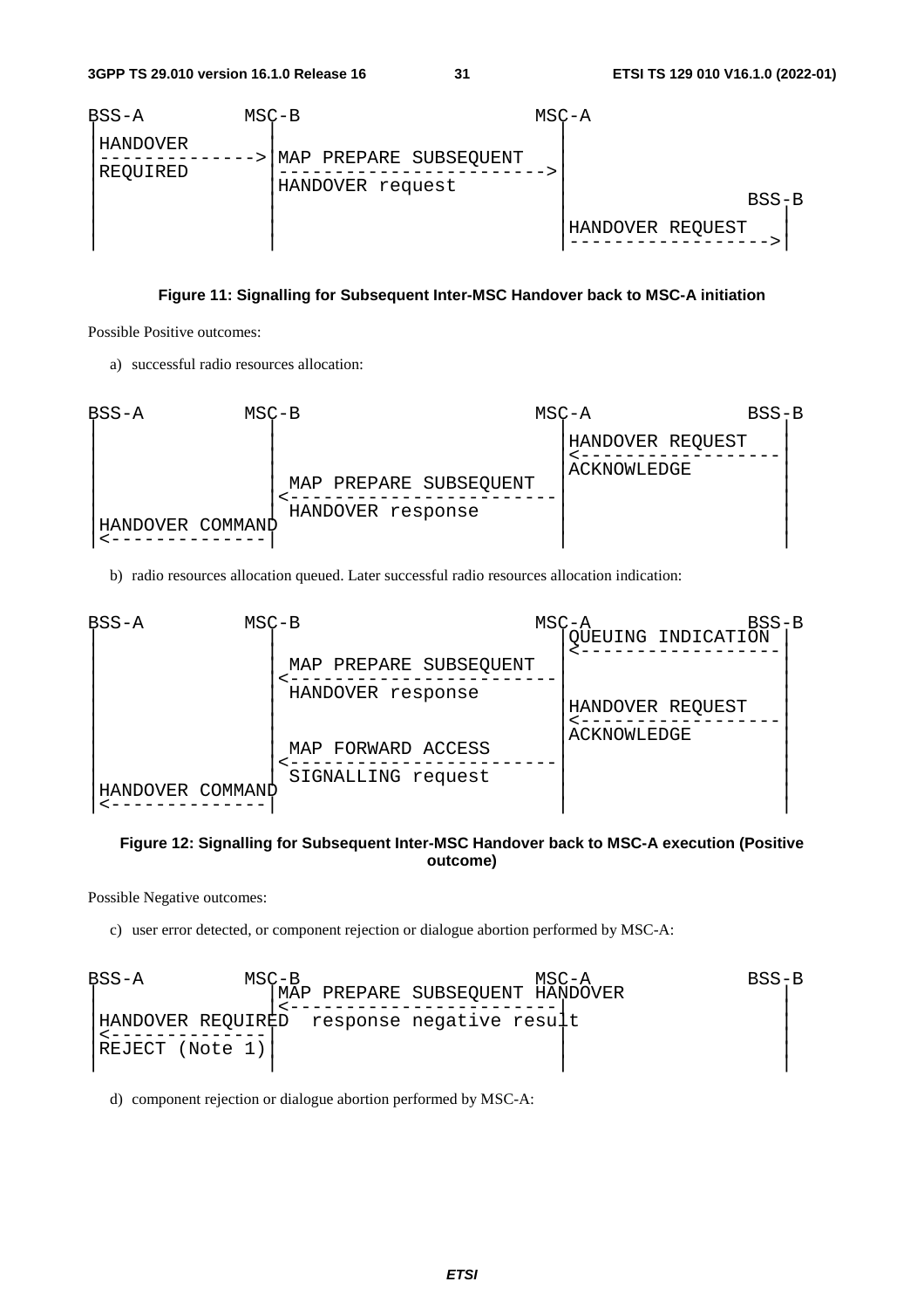```
BSS-A          MSC-B                          MSC-A
 |HANDOVER       |                              |
 |-------------->|MAP PREPARE SUBSEQUENT        |
 |REQUIRED       |----------------------------->|
 |               |HANDOVER request              |                  BSS-B
 |               |                              |                    |
 |               |                              |HANDOVER REQUEST    |
 |               |                              |------------------->|
```

**Figure 11: Signalling for Subsequent Inter-MSC Handover back to MSC-A initiation**

Possible Positive outcomes:

a) successful radio resources allocation:

```
BSS-A          MSC-B                          MSC-A              BSS-B
 |               |                              |HANDOVER REQUEST    |
 |               |                              |<-------------------|
 |               |                              |ACKNOWLEDGE         |
 |               | MAP PREPARE SUBSEQUENT       |                    |
 |               |<-----------------------------|                    |
 |               | HANDOVER response            |                    |
 |HANDOVER COMMAND                              |                    |
 |<--------------|                              |                    |
```

b) radio resources allocation queued. Later successful radio resources allocation indication:

```
BSS-A          MSC-B                          MSC-A              BSS-B
 |               |                              |QUEUING INDICATION  |
 |               |                              |<-------------------|
 |               | MAP PREPARE SUBSEQUENT       |                    |
 |               |<-----------------------------|                    |
 |               | HANDOVER response            |                    |
 |               |                              |HANDOVER REQUEST    |
 |               |                              |<-------------------|
 |               |                              |ACKNOWLEDGE         |
 |               | MAP FORWARD ACCESS           |                    |
 |               |<-----------------------------|                    |
 |               | SIGNALLING request           |                    |
 |HANDOVER COMMAND                              |                    |
 |<--------------|                              |                    |
```

**Figure 12: Signalling for Subsequent Inter-MSC Handover back to MSC-A execution (Positive outcome)**

Possible Negative outcomes:

c) user error detected, or component rejection or dialogue abortion performed by MSC-A:

```
BSS-A          MSC-B                          MSC-A              BSS-B
 |               |MAP PREPARE SUBSEQUENT HANDOVER                    |
 |               |<-----------------------------|                    |
 |HANDOVER REQUIRED  response negative result   |                    |
 |<--------------|                              |                    |
 |REJECT (Note 1)|                              |                    |
 |               |                              |                    |
```

d) component rejection or dialogue abortion performed by MSC-A: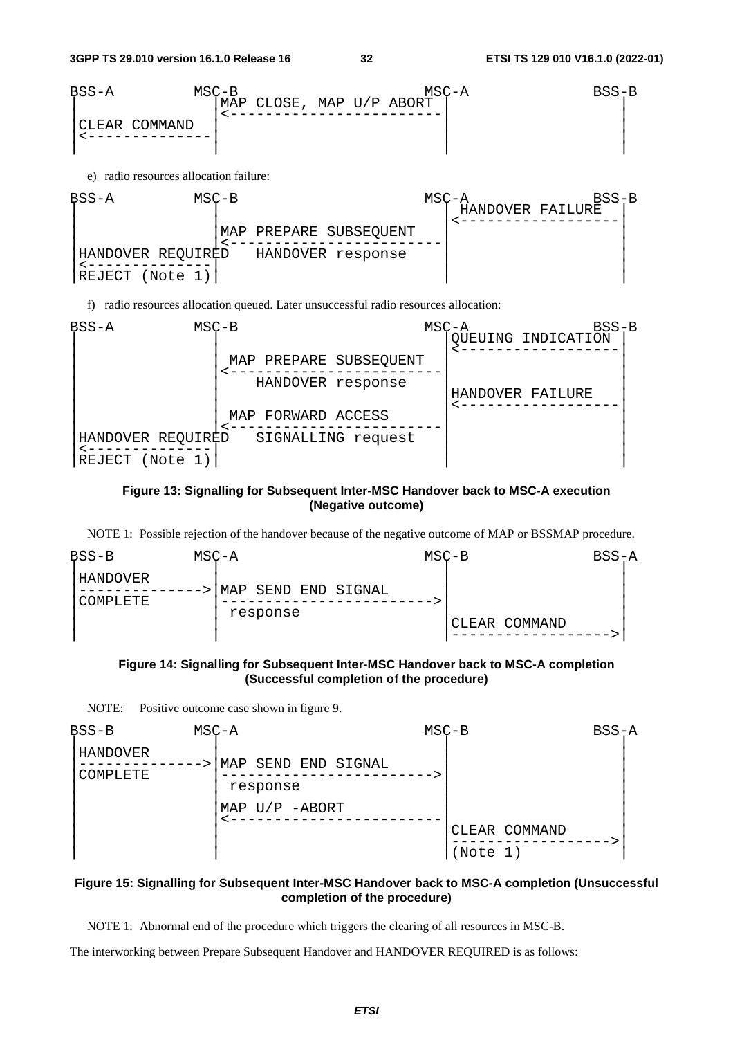```
BSS-A          MSC-B                          MSC-A              BSS-B
|              |MAP CLOSE, MAP U/P ABORT      |                  |
|              |<-----------------------------|                  |
|CLEAR COMMAND |                              |                  |
|<-------------|                              |                  |
|              |                              |                  |
```

e) radio resources allocation failure:

```
BSS-A          MSC-B                          MSC-A              BSS-B
|              |                              | HANDOVER FAILURE |
|              |                              |<-----------------|
|              |MAP PREPARE SUBSEQUENT        |                  |
|              |<-----------------------------|                  |
|HANDOVER REQUIRED   HANDOVER response        |                  |
|<-------------|                              |                  |
|REJECT (Note 1)|                             |                  |
```

f) radio resources allocation queued. Later unsuccessful radio resources allocation:

```
BSS-A          MSC-B                          MSC-A              BSS-B
|              |                              |QUEUING INDICATION|
|              |                              |<-----------------|
|              | MAP PREPARE SUBSEQUENT       |                  |
|              |<-----------------------------|                  |
|              |    HANDOVER response         |                  |
|              |                              |HANDOVER FAILURE  |
|              |                              |<-----------------|
|              | MAP FORWARD ACCESS           |                  |
|              |<-----------------------------|                  |
|HANDOVER REQUIRED   SIGNALLING request       |                  |
|<-------------|                              |                  |
|REJECT (Note 1)|                             |                  |
```

**Figure 13: Signalling for Subsequent Inter-MSC Handover back to MSC-A execution (Negative outcome)**

NOTE 1: Possible rejection of the handover because of the negative outcome of MAP or BSSMAP procedure.

```
BSS-B          MSC-A                          MSC-B              BSS-A
|HANDOVER      |                              |                  |
|------------->|MAP SEND END SIGNAL           |                  |
|COMPLETE      |----------------------------->|                  |
|              | response                     |                  |
|              |                              |CLEAR COMMAND     |
|              |                              |----------------->|
```

**Figure 14: Signalling for Subsequent Inter-MSC Handover back to MSC-A completion (Successful completion of the procedure)**

NOTE: Positive outcome case shown in figure 9.

```
BSS-B          MSC-A                          MSC-B              BSS-A
|HANDOVER      |                              |                  |
|------------->|MAP SEND END SIGNAL           |                  |
|COMPLETE      |----------------------------->|                  |
|              | response                     |                  |
|              |MAP U/P -ABORT                |                  |
|              |<-----------------------------|                  |
|              |                              |CLEAR COMMAND     |
|              |                              |----------------->|
|              |                              |(Note 1)          |
```

**Figure 15: Signalling for Subsequent Inter-MSC Handover back to MSC-A completion (Unsuccessful completion of the procedure)**

NOTE 1: Abnormal end of the procedure which triggers the clearing of all resources in MSC-B.

The interworking between Prepare Subsequent Handover and HANDOVER REQUIRED is as follows: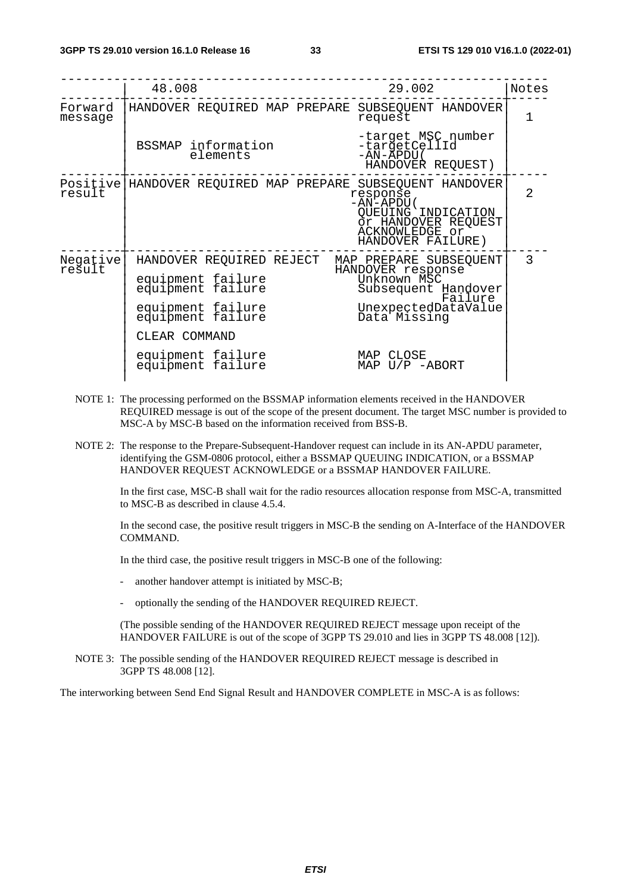|  | 48.008 | 29.002 | Notes |
|---|---|---|---|
| Forward message | HANDOVER REQUIRED | MAP PREPARE SUBSEQUENT HANDOVER request | 1 |
|  | BSSMAP information elements | -target MSC number<br>-targetCellId<br>-AN-APDU( HANDOVER REQUEST) |  |
| Positive result | HANDOVER REQUIRED | MAP PREPARE SUBSEQUENT HANDOVER response<br>-AN-APDU( QUEUING INDICATION or HANDOVER REQUEST ACKNOWLEDGE or HANDOVER FAILURE) | 2 |
| Negative result | HANDOVER REQUIRED REJECT | MAP PREPARE SUBSEQUENT HANDOVER response | 3 |
|  | equipment failure | Unknown MSC |  |
|  | equipment failure | Subsequent Handover Failure |  |
|  | equipment failure | UnexpectedDataValue |  |
|  | equipment failure | Data Missing |  |
|  | CLEAR COMMAND |  |  |
|  | equipment failure | MAP CLOSE |  |
|  | equipment failure | MAP U/P -ABORT |  |

NOTE 1: The processing performed on the BSSMAP information elements received in the HANDOVER REQUIRED message is out of the scope of the present document. The target MSC number is provided to MSC-A by MSC-B based on the information received from BSS-B.

NOTE 2: The response to the Prepare-Subsequent-Handover request can include in its AN-APDU parameter, identifying the GSM-0806 protocol, either a BSSMAP QUEUING INDICATION, or a BSSMAP HANDOVER REQUEST ACKNOWLEDGE or a BSSMAP HANDOVER FAILURE.

In the first case, MSC-B shall wait for the radio resources allocation response from MSC-A, transmitted to MSC-B as described in clause 4.5.4.

In the second case, the positive result triggers in MSC-B the sending on A-Interface of the HANDOVER COMMAND.

In the third case, the positive result triggers in MSC-B one of the following:

- another handover attempt is initiated by MSC-B;
- optionally the sending of the HANDOVER REQUIRED REJECT.

(The possible sending of the HANDOVER REQUIRED REJECT message upon receipt of the HANDOVER FAILURE is out of the scope of 3GPP TS 29.010 and lies in 3GPP TS 48.008 [12]).

NOTE 3: The possible sending of the HANDOVER REQUIRED REJECT message is described in 3GPP TS 48.008 [12].

The interworking between Send End Signal Result and HANDOVER COMPLETE in MSC-A is as follows: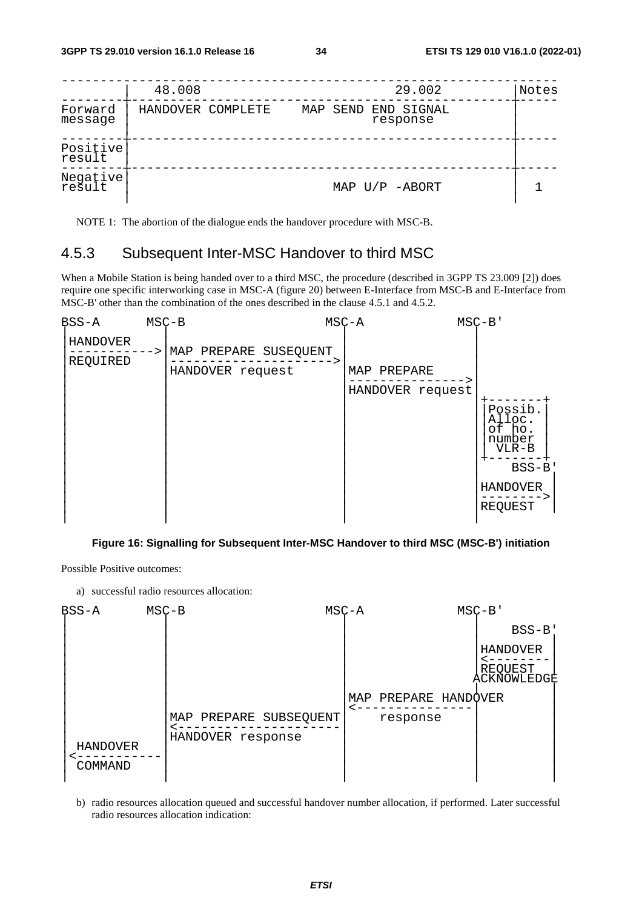| | 48.008 | 29.002 | Notes |
|---|---|---|---|
| Forward message | HANDOVER COMPLETE | MAP SEND END SIGNAL response | |
| Positive result | | | |
| Negative result | | MAP U/P -ABORT | 1 |

NOTE 1: The abortion of the dialogue ends the handover procedure with MSC-B.

### 4.5.3 Subsequent Inter-MSC Handover to third MSC

When a Mobile Station is being handed over to a third MSC, the procedure (described in 3GPP TS 23.009 [2]) does require one specific interworking case in MSC-A (figure 20) between E-Interface from MSC-B and E-Interface from MSC-B' other than the combination of the ones described in the clause 4.5.1 and 4.5.2.

```
BSS-A       MSC-B                    MSC-A           MSC-B'
 |            |                        |               |
 |HANDOVER    |                        |               |
 |----------->|MAP PREPARE SUSEQUENT   |               |
 |REQUIRED    |----------------------->|               |
 |            |HANDOVER request        |MAP PREPARE    |
 |            |                        |-------------->|
 |            |                        |HANDOVER request
 |            |                        |               +-------+
 |            |                        |               |Possib.|
 |            |                        |               |Alloc. |
 |            |                        |               |of ho. |
 |            |                        |               |number |
 |            |                        |               | VLR-B |
 |            |                        |               +-------+
 |            |                        |               |    BSS-B'
 |            |                        |               |HANDOVER |
 |            |                        |               |-------->|
 |            |                        |               |REQUEST  |
 |            |                        |               |         |
```

**Figure 16: Signalling for Subsequent Inter-MSC Handover to third MSC (MSC-B') initiation**

Possible Positive outcomes:

a) successful radio resources allocation:

```
BSS-A       MSC-B                    MSC-A           MSC-B'
 |            |                        |               |    BSS-B'
 |            |                        |               |HANDOVER |
 |            |                        |               |<--------|
 |            |                        |               |REQUEST  |
 |            |                        |              ACKNOWLEDGE
 |            |                        |MAP PREPARE HANDOVER     |
 |            |                        |<--------------|         |
 |            |MAP PREPARE SUBSEQUENT  |    response   |         |
 |            |<-----------------------|               |         |
 |            |HANDOVER response       |               |         |
 | HANDOVER   |                        |               |         |
 |<-----------|                        |               |         |
 | COMMAND    |                        |               |         |
 |            |                        |               |         |
```

b) radio resources allocation queued and successful handover number allocation, if performed. Later successful radio resources allocation indication: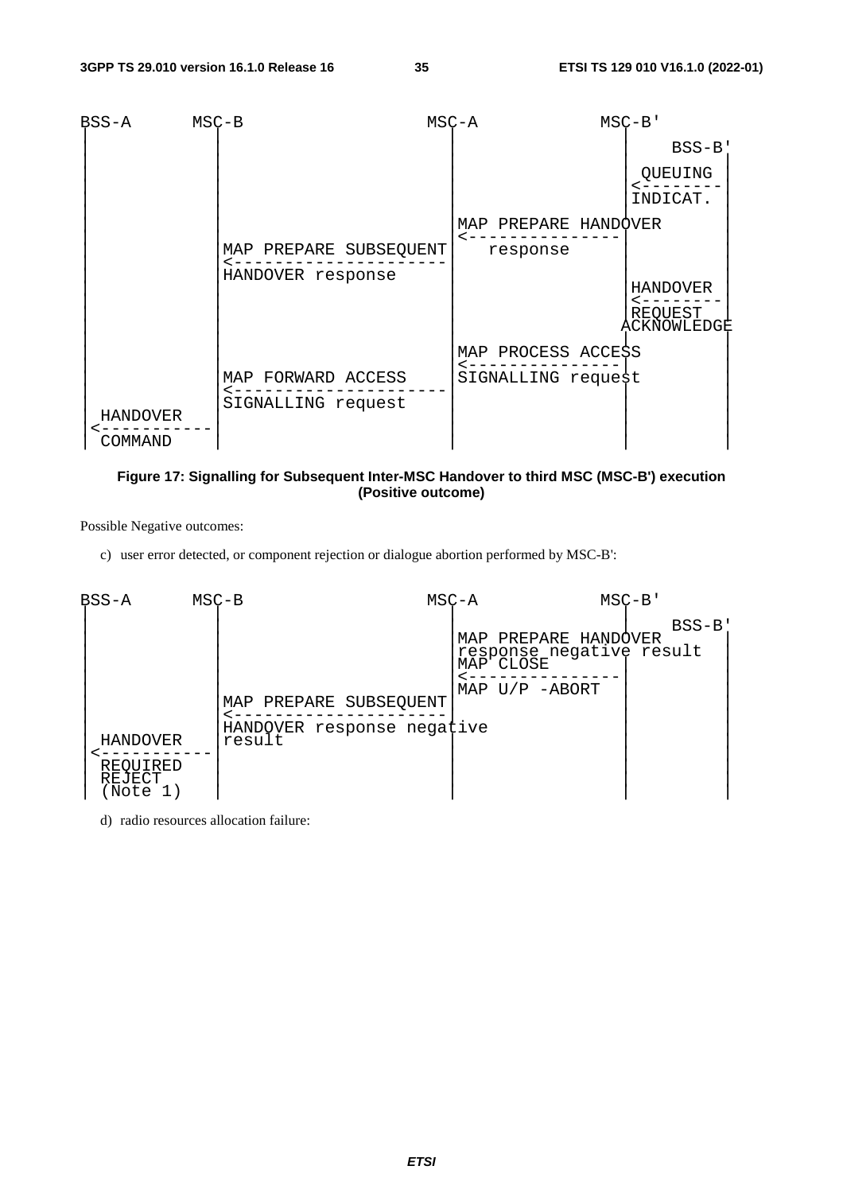```
BSS-A       MSC-B                          MSC-A            MSC-B'
 |            |                              |                 |
 |            |                              |                 |      BSS-B'
 |            |                              |                 |  QUEUING   |
 |            |                              |                 |<--------   |
 |            |                              |                 |INDICAT.    |
 |            |                              | MAP PREPARE HANDOVER         |
 |            |                              |<---------------|             |
 |            | MAP PREPARE SUBSEQUENT       |    response     |            |
 |            |<-----------------------------|                 |            |
 |            | HANDOVER response            |                 | HANDOVER   |
 |            |                              |                 |<--------   |
 |            |                              |                 | REQUEST    |
 |            |                              |                 |ACKNOWLEDGE |
 |            |                              | MAP PROCESS ACCESS           |
 |            |                              |<---------------|             |
 |            | MAP FORWARD ACCESS           | SIGNALLING request           |
 |            |<-----------------------------|                 |            |
 |            | SIGNALLING request           |                 |            |
 | HANDOVER   |                              |                 |            |
 |<-----------|                              |                 |            |
 | COMMAND    |                              |                 |            |
```

**Figure 17: Signalling for Subsequent Inter-MSC Handover to third MSC (MSC-B') execution (Positive outcome)**

Possible Negative outcomes:

c) user error detected, or component rejection or dialogue abortion performed by MSC-B':

```
BSS-A       MSC-B                          MSC-A            MSC-B'
 |            |                              |                 |
 |            |                              |                 |      BSS-B'
 |            |                              | MAP PREPARE HANDOVER         |
 |            |                              | response negative result     |
 |            |                              | MAP CLOSE       |            |
 |            |                              |<---------------|             |
 |            |                              | MAP U/P -ABORT  |            |
 |            | MAP PREPARE SUBSEQUENT       |                 |            |
 |            |<-----------------------------|                 |            |
 | HANDOVER   | HANDOVER response negative   |                 |            |
 |<-----------| result                       |                 |            |
 | REQUIRED   |                              |                 |            |
 | REJECT     |                              |                 |            |
 | (Note 1)   |                              |                 |            |
```

d) radio resources allocation failure: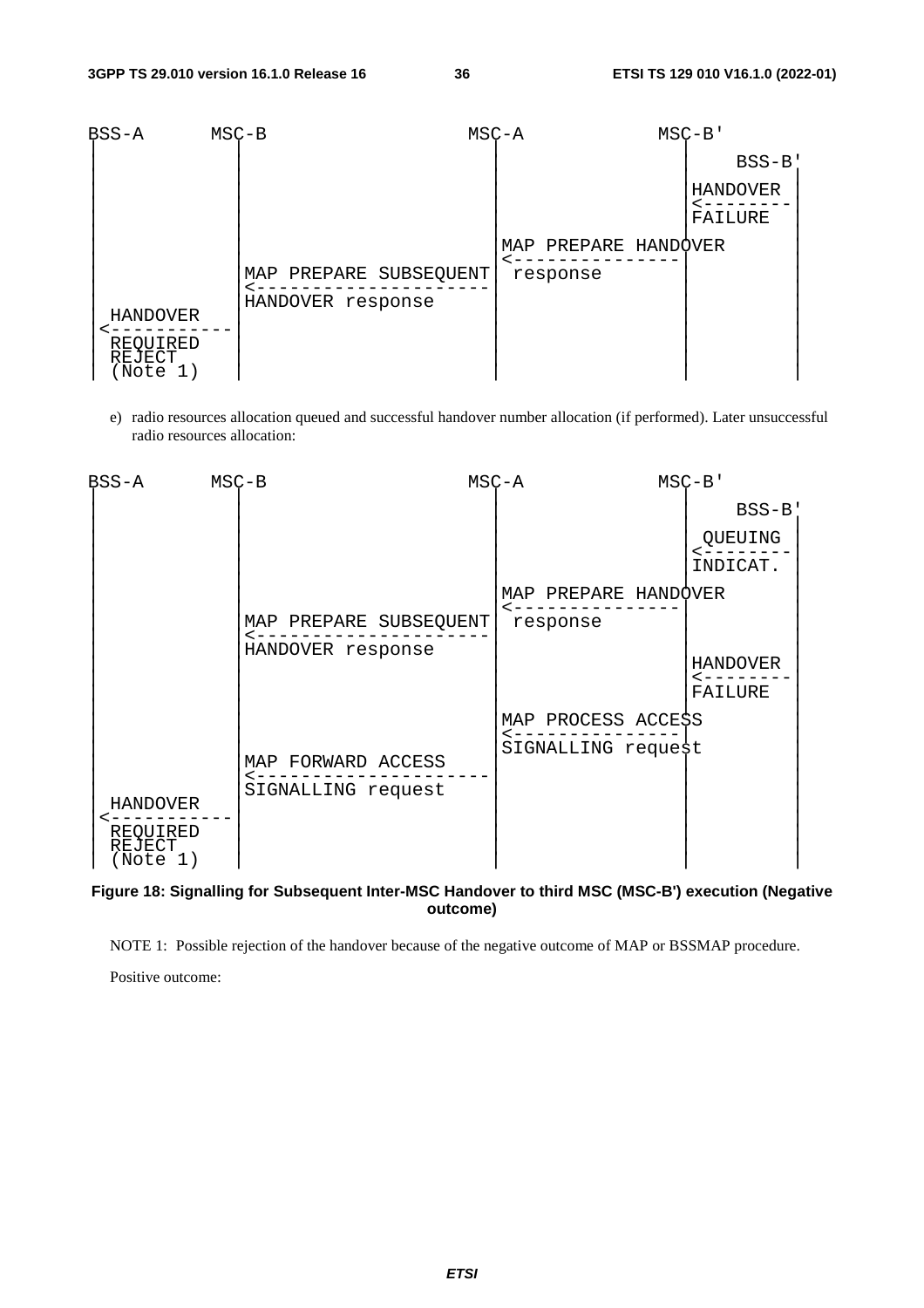```
BSS-A      MSC-B                    MSC-A          MSC-B'
 |           |                        |               |
 |           |                        |               |    BSS-B'
 |           |                        |               |HANDOVER  |
 |           |                        |               |<---------|
 |           |                        |               |FAILURE   |
 |           |                        |MAP PREPARE HANDOVER      |
 |           |                        |<--------------|          |
 |           |MAP PREPARE SUBSEQUENT  | response      |          |
 |           |<-----------------------|               |          |
 |           |HANDOVER response       |               |          |
 | HANDOVER  |                        |               |          |
 |<----------|                        |               |          |
 | REQUIRED  |                        |               |          |
 | REJECT    |                        |               |          |
 | (Note 1)  |                        |               |          |
```

e) radio resources allocation queued and successful handover number allocation (if performed). Later unsuccessful radio resources allocation:

```
BSS-A      MSC-B                    MSC-A          MSC-B'
 |           |                        |               |
 |           |                        |               |    BSS-B'
 |           |                        |               | QUEUING  |
 |           |                        |               |<---------|
 |           |                        |               |INDICAT.  |
 |           |                        |MAP PREPARE HANDOVER      |
 |           |                        |<--------------|          |
 |           |MAP PREPARE SUBSEQUENT  | response      |          |
 |           |<-----------------------|               |          |
 |           |HANDOVER response       |               |          |
 |           |                        |               |HANDOVER  |
 |           |                        |               |<---------|
 |           |                        |               |FAILURE   |
 |           |                        |MAP PROCESS ACCESS        |
 |           |                        |<--------------|          |
 |           |MAP FORWARD ACCESS      |SIGNALLING request        |
 |           |<-----------------------|               |          |
 |           |SIGNALLING request      |               |          |
 | HANDOVER  |                        |               |          |
 |<----------|                        |               |          |
 | REQUIRED  |                        |               |          |
 | REJECT    |                        |               |          |
 | (Note 1)  |                        |               |          |
```

**Figure 18: Signalling for Subsequent Inter-MSC Handover to third MSC (MSC-B') execution (Negative outcome)**

NOTE 1: Possible rejection of the handover because of the negative outcome of MAP or BSSMAP procedure.

Positive outcome: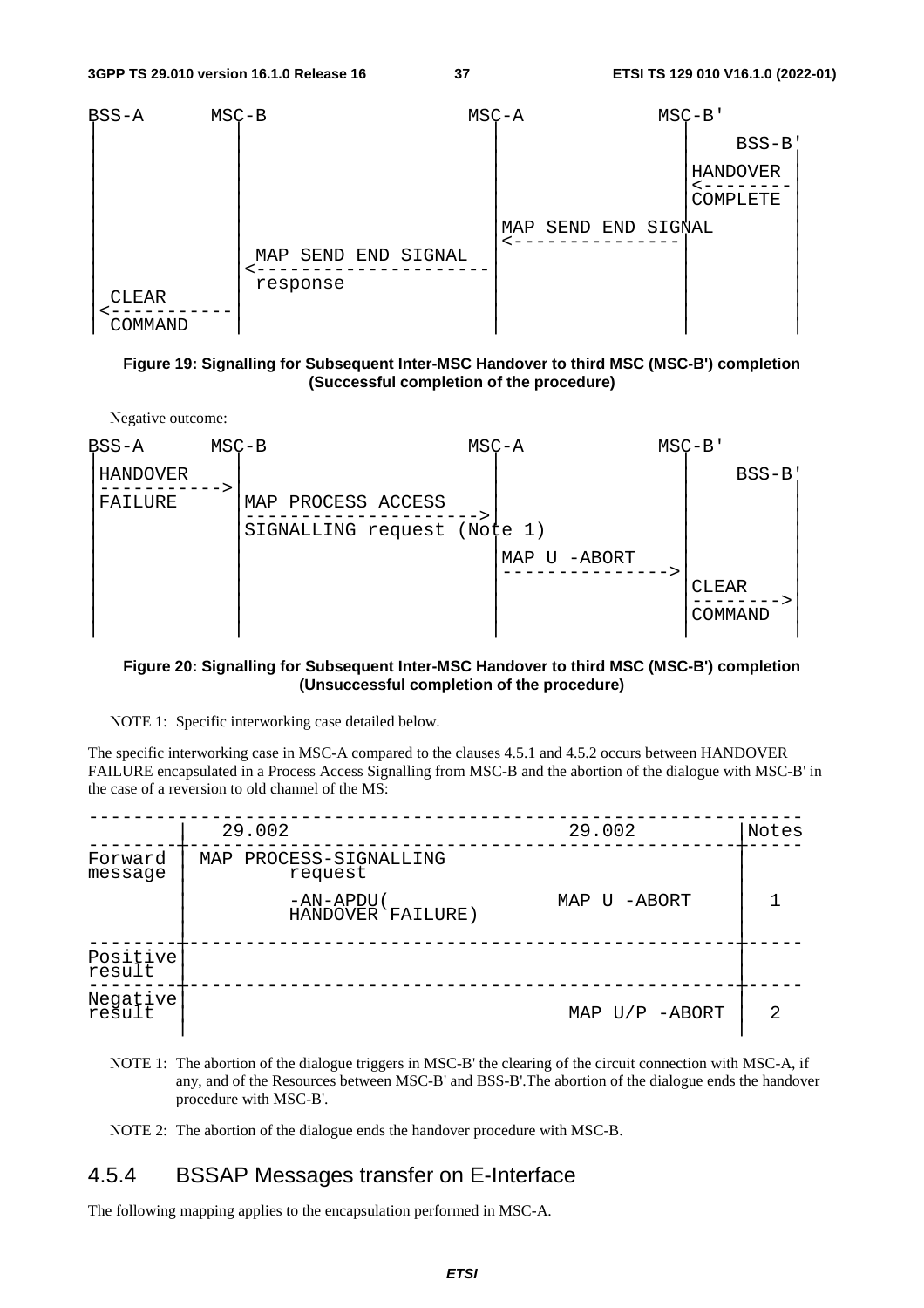```
BSS-A      MSC-B                    MSC-A           MSC-B'
 |           |                        |               |          |
 |           |                        |               |     BSS-B'
 |           |                        |               |HANDOVER  |
 |           |                        |               |<---------|
 |           |                        |               |COMPLETE  |
 |           |                        |MAP SEND END SIGNAL       |
 |           |                        |<--------------|          |
 |           | MAP SEND END SIGNAL    |               |          |
 |           |<-----------------------|               |          |
 | CLEAR     | response               |               |          |
 |<----------|                        |               |          |
 | COMMAND   |                        |               |          |
```

**Figure 19: Signalling for Subsequent Inter-MSC Handover to third MSC (MSC-B') completion (Successful completion of the procedure)**

Negative outcome:

```
BSS-A      MSC-B                    MSC-A           MSC-B'
 |           |                        |               |          |
 |HANDOVER   |                        |               |     BSS-B'
 |---------->|                        |               |          |
 |FAILURE    |MAP PROCESS ACCESS      |               |          |
 |           |----------------------->|               |          |
 |           |SIGNALLING request (Note 1)             |          |
 |           |                        |MAP U -ABORT   |          |
 |           |                        |-------------->|          |
 |           |                        |               |CLEAR     |
 |           |                        |               |--------->|
 |           |                        |               |COMMAND   |
 |           |                        |               |          |
```

**Figure 20: Signalling for Subsequent Inter-MSC Handover to third MSC (MSC-B') completion (Unsuccessful completion of the procedure)**

NOTE 1: Specific interworking case detailed below.

The specific interworking case in MSC-A compared to the clauses 4.5.1 and 4.5.2 occurs between HANDOVER FAILURE encapsulated in a Process Access Signalling from MSC-B and the abortion of the dialogue with MSC-B' in the case of a reversion to old channel of the MS:

| | 29.002 | 29.002 | Notes |
|---|---|---|---|
| Forward message | MAP PROCESS-SIGNALLING request<br>-AN-APDU( HANDOVER FAILURE) | MAP U -ABORT | 1 |
| Positive result | | | |
| Negative result | | MAP U/P -ABORT | 2 |

NOTE 1: The abortion of the dialogue triggers in MSC-B' the clearing of the circuit connection with MSC-A, if any, and of the Resources between MSC-B' and BSS-B'.The abortion of the dialogue ends the handover procedure with MSC-B'.

NOTE 2: The abortion of the dialogue ends the handover procedure with MSC-B.

### 4.5.4 BSSAP Messages transfer on E-Interface

The following mapping applies to the encapsulation performed in MSC-A.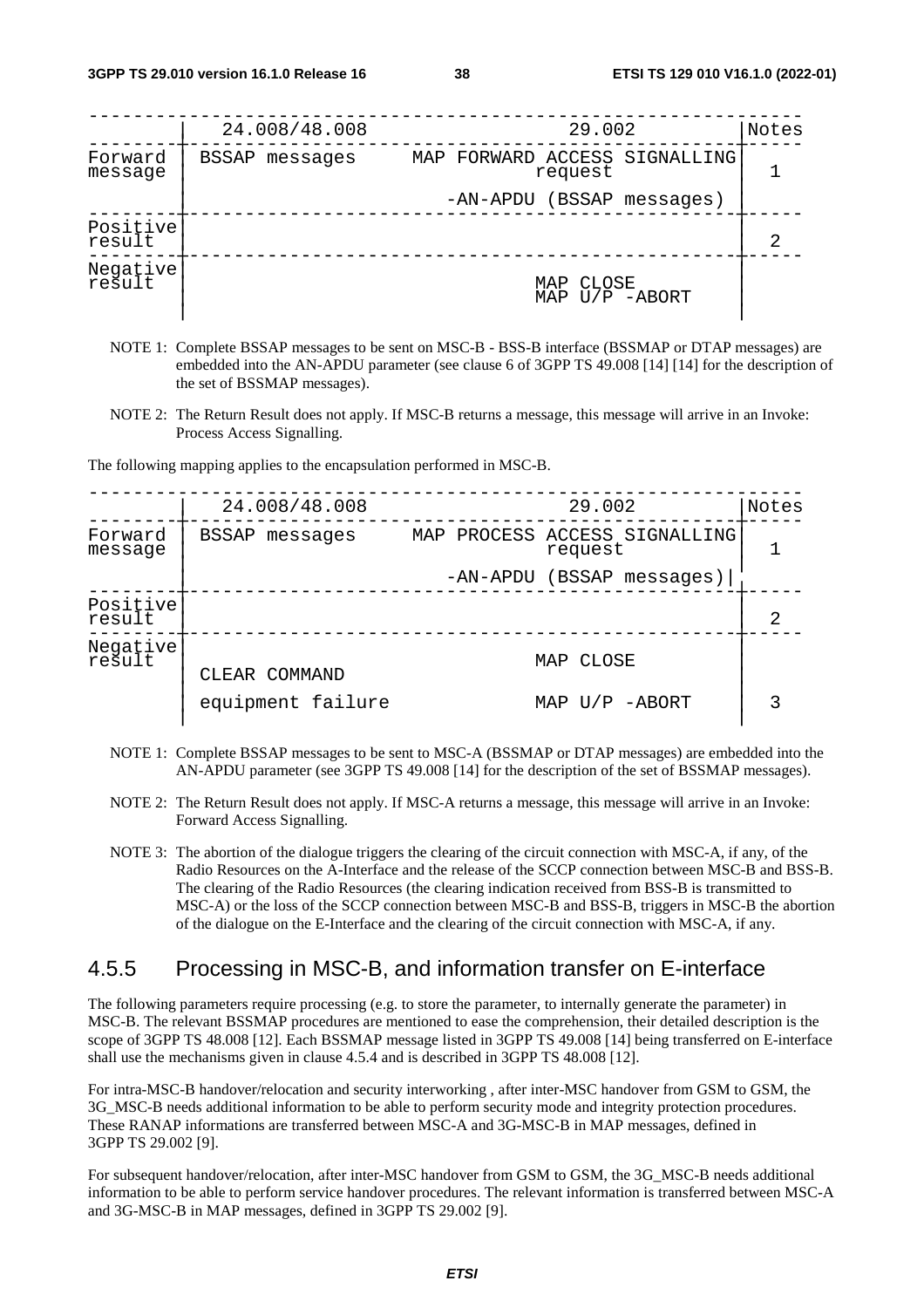|  | 24.008/48.008 | 29.002 | Notes |
| --- | --- | --- | --- |
| Forward message | BSSAP messages | MAP FORWARD ACCESS SIGNALLING request<br><br>-AN-APDU (BSSAP messages) | 1 |
| Positive result |  |  | 2 |
| Negative result |  | MAP CLOSE<br>MAP U/P -ABORT |  |

NOTE 1: Complete BSSAP messages to be sent on MSC-B - BSS-B interface (BSSMAP or DTAP messages) are embedded into the AN-APDU parameter (see clause 6 of 3GPP TS 49.008 [14] [14] for the description of the set of BSSMAP messages).

NOTE 2: The Return Result does not apply. If MSC-B returns a message, this message will arrive in an Invoke: Process Access Signalling.

The following mapping applies to the encapsulation performed in MSC-B.

|  | 24.008/48.008 | 29.002 | Notes |
| --- | --- | --- | --- |
| Forward message | BSSAP messages | MAP PROCESS ACCESS SIGNALLING request<br><br>-AN-APDU (BSSAP messages) | 1 |
| Positive result |  |  | 2 |
| Negative result | CLEAR COMMAND<br><br>equipment failure | MAP CLOSE<br><br>MAP U/P -ABORT | 3 |

NOTE 1: Complete BSSAP messages to be sent to MSC-A (BSSMAP or DTAP messages) are embedded into the AN-APDU parameter (see 3GPP TS 49.008 [14] for the description of the set of BSSMAP messages).

NOTE 2: The Return Result does not apply. If MSC-A returns a message, this message will arrive in an Invoke: Forward Access Signalling.

NOTE 3: The abortion of the dialogue triggers the clearing of the circuit connection with MSC-A, if any, of the Radio Resources on the A-Interface and the release of the SCCP connection between MSC-B and BSS-B. The clearing of the Radio Resources (the clearing indication received from BSS-B is transmitted to MSC-A) or the loss of the SCCP connection between MSC-B and BSS-B, triggers in MSC-B the abortion of the dialogue on the E-Interface and the clearing of the circuit connection with MSC-A, if any.

### 4.5.5 Processing in MSC-B, and information transfer on E-interface

The following parameters require processing (e.g. to store the parameter, to internally generate the parameter) in MSC-B. The relevant BSSMAP procedures are mentioned to ease the comprehension, their detailed description is the scope of 3GPP TS 48.008 [12]. Each BSSMAP message listed in 3GPP TS 49.008 [14] being transferred on E-interface shall use the mechanisms given in clause 4.5.4 and is described in 3GPP TS 48.008 [12].

For intra-MSC-B handover/relocation and security interworking , after inter-MSC handover from GSM to GSM, the 3G_MSC-B needs additional information to be able to perform security mode and integrity protection procedures. These RANAP informations are transferred between MSC-A and 3G-MSC-B in MAP messages, defined in 3GPP TS 29.002 [9].

For subsequent handover/relocation, after inter-MSC handover from GSM to GSM, the 3G_MSC-B needs additional information to be able to perform service handover procedures. The relevant information is transferred between MSC-A and 3G-MSC-B in MAP messages, defined in 3GPP TS 29.002 [9].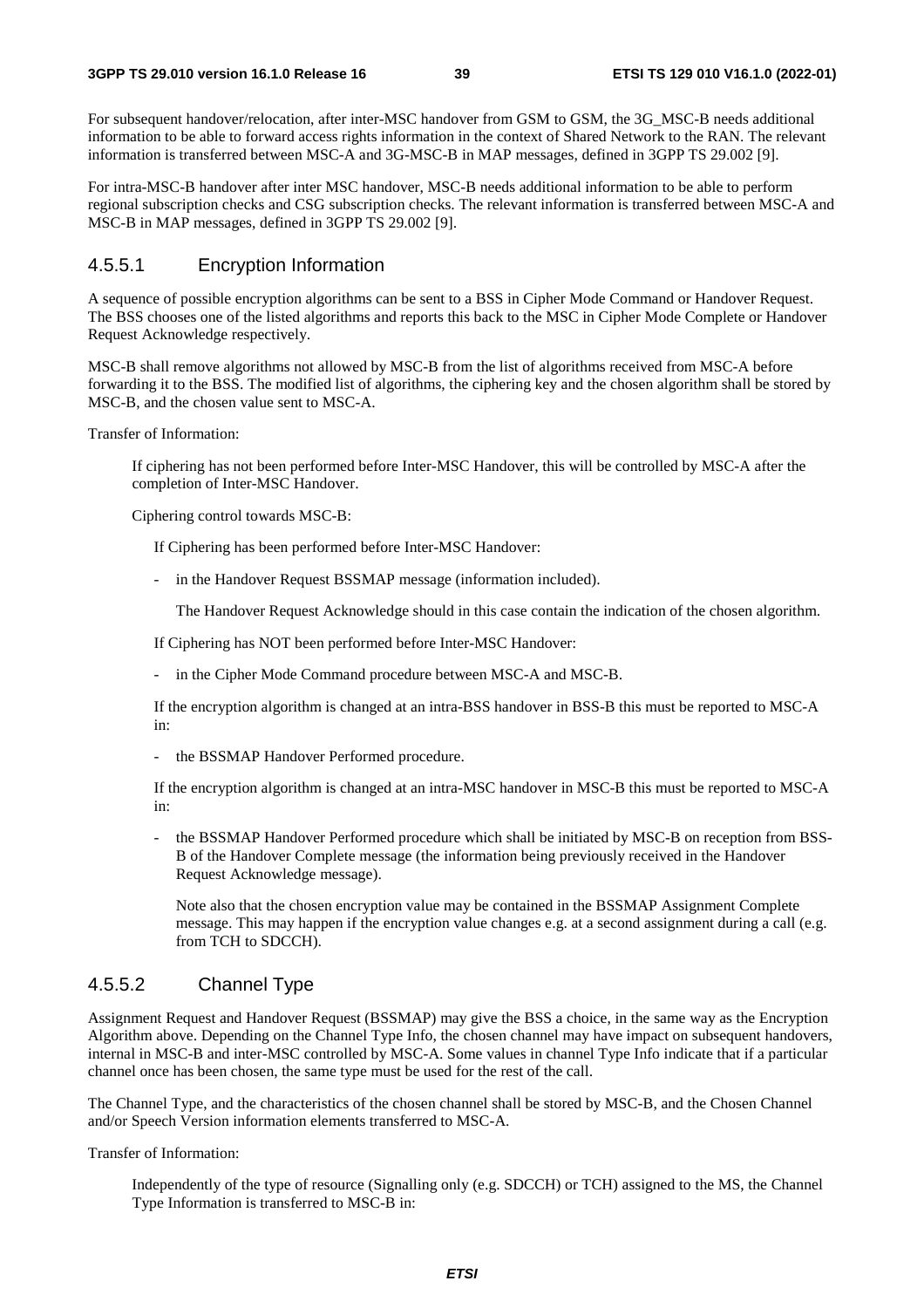For subsequent handover/relocation, after inter-MSC handover from GSM to GSM, the 3G_MSC-B needs additional information to be able to forward access rights information in the context of Shared Network to the RAN. The relevant information is transferred between MSC-A and 3G-MSC-B in MAP messages, defined in 3GPP TS 29.002 [9].

For intra-MSC-B handover after inter MSC handover, MSC-B needs additional information to be able to perform regional subscription checks and CSG subscription checks. The relevant information is transferred between MSC-A and MSC-B in MAP messages, defined in 3GPP TS 29.002 [9].

#### 4.5.5.1 Encryption Information

A sequence of possible encryption algorithms can be sent to a BSS in Cipher Mode Command or Handover Request. The BSS chooses one of the listed algorithms and reports this back to the MSC in Cipher Mode Complete or Handover Request Acknowledge respectively.

MSC-B shall remove algorithms not allowed by MSC-B from the list of algorithms received from MSC-A before forwarding it to the BSS. The modified list of algorithms, the ciphering key and the chosen algorithm shall be stored by MSC-B, and the chosen value sent to MSC-A.

Transfer of Information:

If ciphering has not been performed before Inter-MSC Handover, this will be controlled by MSC-A after the completion of Inter-MSC Handover.

Ciphering control towards MSC-B:

If Ciphering has been performed before Inter-MSC Handover:

- in the Handover Request BSSMAP message (information included).

  The Handover Request Acknowledge should in this case contain the indication of the chosen algorithm.

If Ciphering has NOT been performed before Inter-MSC Handover:

- in the Cipher Mode Command procedure between MSC-A and MSC-B.

If the encryption algorithm is changed at an intra-BSS handover in BSS-B this must be reported to MSC-A in:

- the BSSMAP Handover Performed procedure.

If the encryption algorithm is changed at an intra-MSC handover in MSC-B this must be reported to MSC-A in:

- the BSSMAP Handover Performed procedure which shall be initiated by MSC-B on reception from BSS-B of the Handover Complete message (the information being previously received in the Handover Request Acknowledge message).

  Note also that the chosen encryption value may be contained in the BSSMAP Assignment Complete message. This may happen if the encryption value changes e.g. at a second assignment during a call (e.g. from TCH to SDCCH).

#### 4.5.5.2 Channel Type

Assignment Request and Handover Request (BSSMAP) may give the BSS a choice, in the same way as the Encryption Algorithm above. Depending on the Channel Type Info, the chosen channel may have impact on subsequent handovers, internal in MSC-B and inter-MSC controlled by MSC-A. Some values in channel Type Info indicate that if a particular channel once has been chosen, the same type must be used for the rest of the call.

The Channel Type, and the characteristics of the chosen channel shall be stored by MSC-B, and the Chosen Channel and/or Speech Version information elements transferred to MSC-A.

Transfer of Information:

Independently of the type of resource (Signalling only (e.g. SDCCH) or TCH) assigned to the MS, the Channel Type Information is transferred to MSC-B in: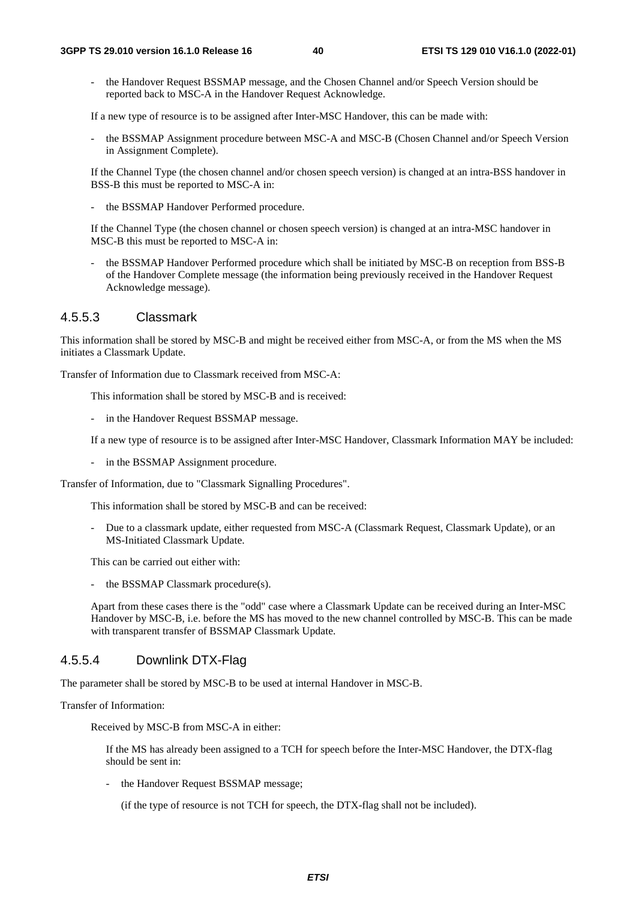- the Handover Request BSSMAP message, and the Chosen Channel and/or Speech Version should be reported back to MSC-A in the Handover Request Acknowledge.

If a new type of resource is to be assigned after Inter-MSC Handover, this can be made with:

- the BSSMAP Assignment procedure between MSC-A and MSC-B (Chosen Channel and/or Speech Version in Assignment Complete).

If the Channel Type (the chosen channel and/or chosen speech version) is changed at an intra-BSS handover in BSS-B this must be reported to MSC-A in:

- the BSSMAP Handover Performed procedure.

If the Channel Type (the chosen channel or chosen speech version) is changed at an intra-MSC handover in MSC-B this must be reported to MSC-A in:

- the BSSMAP Handover Performed procedure which shall be initiated by MSC-B on reception from BSS-B of the Handover Complete message (the information being previously received in the Handover Request Acknowledge message).

#### 4.5.5.3 Classmark

This information shall be stored by MSC-B and might be received either from MSC-A, or from the MS when the MS initiates a Classmark Update.

Transfer of Information due to Classmark received from MSC-A:

This information shall be stored by MSC-B and is received:

- in the Handover Request BSSMAP message.

If a new type of resource is to be assigned after Inter-MSC Handover, Classmark Information MAY be included:

- in the BSSMAP Assignment procedure.

Transfer of Information, due to "Classmark Signalling Procedures".

This information shall be stored by MSC-B and can be received:

- Due to a classmark update, either requested from MSC-A (Classmark Request, Classmark Update), or an MS-Initiated Classmark Update.

This can be carried out either with:

- the BSSMAP Classmark procedure(s).

Apart from these cases there is the "odd" case where a Classmark Update can be received during an Inter-MSC Handover by MSC-B, i.e. before the MS has moved to the new channel controlled by MSC-B. This can be made with transparent transfer of BSSMAP Classmark Update.

#### 4.5.5.4 Downlink DTX-Flag

The parameter shall be stored by MSC-B to be used at internal Handover in MSC-B.

Transfer of Information:

Received by MSC-B from MSC-A in either:

If the MS has already been assigned to a TCH for speech before the Inter-MSC Handover, the DTX-flag should be sent in:

- the Handover Request BSSMAP message;

(if the type of resource is not TCH for speech, the DTX-flag shall not be included).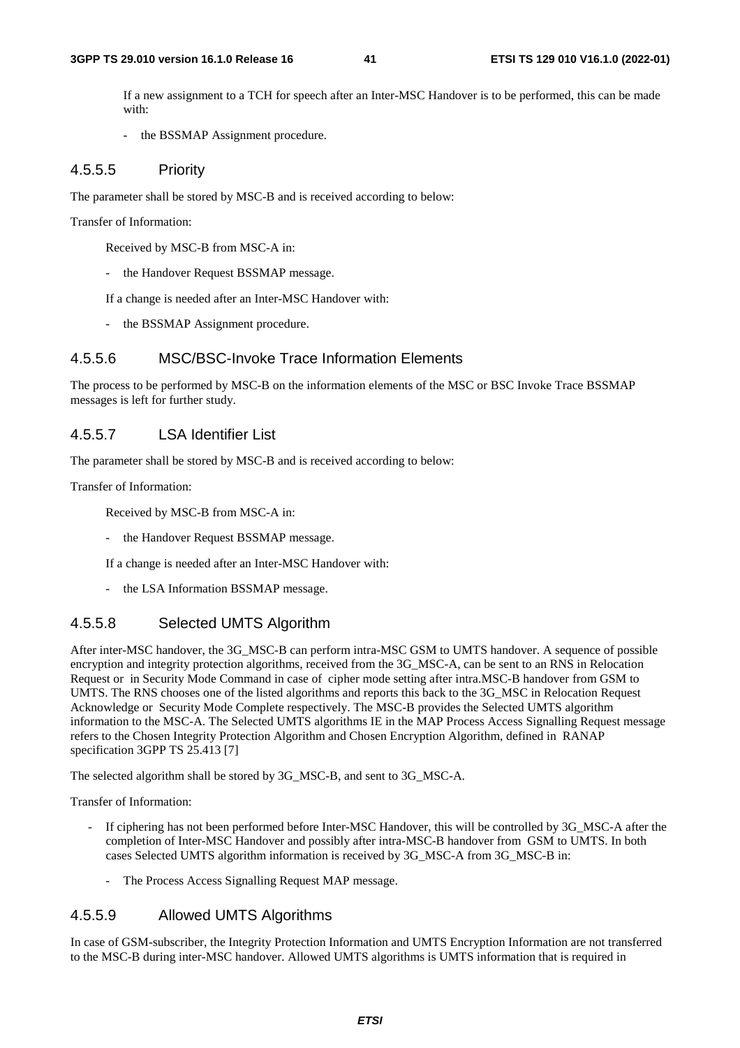If a new assignment to a TCH for speech after an Inter-MSC Handover is to be performed, this can be made with:

- the BSSMAP Assignment procedure.

#### 4.5.5.5 Priority

The parameter shall be stored by MSC-B and is received according to below:

Transfer of Information:

Received by MSC-B from MSC-A in:

- the Handover Request BSSMAP message.

If a change is needed after an Inter-MSC Handover with:

- the BSSMAP Assignment procedure.

#### 4.5.5.6 MSC/BSC-Invoke Trace Information Elements

The process to be performed by MSC-B on the information elements of the MSC or BSC Invoke Trace BSSMAP messages is left for further study.

#### 4.5.5.7 LSA Identifier List

The parameter shall be stored by MSC-B and is received according to below:

Transfer of Information:

Received by MSC-B from MSC-A in:

- the Handover Request BSSMAP message.

If a change is needed after an Inter-MSC Handover with:

- the LSA Information BSSMAP message.

#### 4.5.5.8 Selected UMTS Algorithm

After inter-MSC handover, the 3G_MSC-B can perform intra-MSC GSM to UMTS handover. A sequence of possible encryption and integrity protection algorithms, received from the 3G_MSC-A, can be sent to an RNS in Relocation Request or in Security Mode Command in case of cipher mode setting after intra.MSC-B handover from GSM to UMTS. The RNS chooses one of the listed algorithms and reports this back to the 3G_MSC in Relocation Request Acknowledge or Security Mode Complete respectively. The MSC-B provides the Selected UMTS algorithm information to the MSC-A. The Selected UMTS algorithms IE in the MAP Process Access Signalling Request message refers to the Chosen Integrity Protection Algorithm and Chosen Encryption Algorithm, defined in RANAP specification 3GPP TS 25.413 [7]

The selected algorithm shall be stored by 3G_MSC-B, and sent to 3G_MSC-A.

Transfer of Information:

- If ciphering has not been performed before Inter-MSC Handover, this will be controlled by 3G_MSC-A after the completion of Inter-MSC Handover and possibly after intra-MSC-B handover from GSM to UMTS. In both cases Selected UMTS algorithm information is received by 3G_MSC-A from 3G_MSC-B in:
  - The Process Access Signalling Request MAP message.

#### 4.5.5.9 Allowed UMTS Algorithms

In case of GSM-subscriber, the Integrity Protection Information and UMTS Encryption Information are not transferred to the MSC-B during inter-MSC handover. Allowed UMTS algorithms is UMTS information that is required in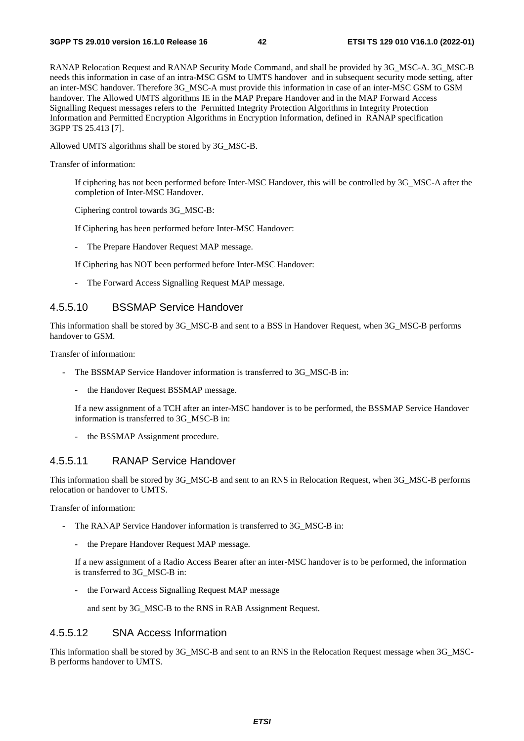RANAP Relocation Request and RANAP Security Mode Command, and shall be provided by 3G_MSC-A. 3G_MSC-B needs this information in case of an intra-MSC GSM to UMTS handover and in subsequent security mode setting, after an inter-MSC handover. Therefore 3G_MSC-A must provide this information in case of an inter-MSC GSM to GSM handover. The Allowed UMTS algorithms IE in the MAP Prepare Handover and in the MAP Forward Access Signalling Request messages refers to the Permitted Integrity Protection Algorithms in Integrity Protection Information and Permitted Encryption Algorithms in Encryption Information, defined in RANAP specification 3GPP TS 25.413 [7].

Allowed UMTS algorithms shall be stored by 3G_MSC-B.

Transfer of information:

If ciphering has not been performed before Inter-MSC Handover, this will be controlled by 3G_MSC-A after the completion of Inter-MSC Handover.

Ciphering control towards 3G_MSC-B:

If Ciphering has been performed before Inter-MSC Handover:

- The Prepare Handover Request MAP message.

If Ciphering has NOT been performed before Inter-MSC Handover:

- The Forward Access Signalling Request MAP message.

#### 4.5.5.10 BSSMAP Service Handover

This information shall be stored by 3G_MSC-B and sent to a BSS in Handover Request, when 3G_MSC-B performs handover to GSM.

Transfer of information:

- The BSSMAP Service Handover information is transferred to 3G_MSC-B in:
  - the Handover Request BSSMAP message.

  If a new assignment of a TCH after an inter-MSC handover is to be performed, the BSSMAP Service Handover information is transferred to 3G_MSC-B in:

  - the BSSMAP Assignment procedure.

#### 4.5.5.11 RANAP Service Handover

This information shall be stored by 3G_MSC-B and sent to an RNS in Relocation Request, when 3G_MSC-B performs relocation or handover to UMTS.

Transfer of information:

- The RANAP Service Handover information is transferred to 3G_MSC-B in:
  - the Prepare Handover Request MAP message.

  If a new assignment of a Radio Access Bearer after an inter-MSC handover is to be performed, the information is transferred to 3G_MSC-B in:

  - the Forward Access Signalling Request MAP message

    and sent by 3G_MSC-B to the RNS in RAB Assignment Request.

#### 4.5.5.12 SNA Access Information

This information shall be stored by 3G_MSC-B and sent to an RNS in the Relocation Request message when 3G_MSC-B performs handover to UMTS.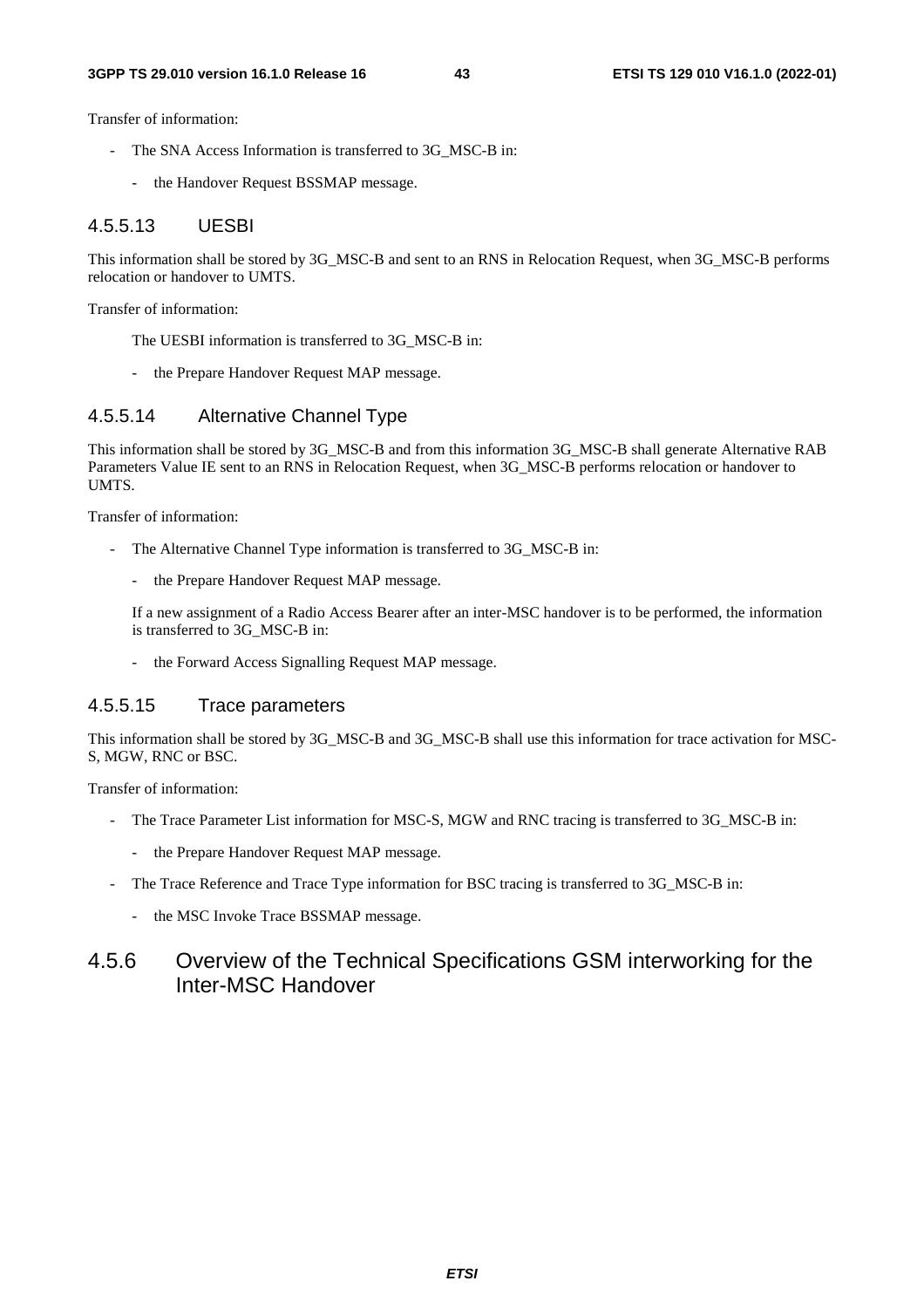Transfer of information:

- The SNA Access Information is transferred to 3G_MSC-B in:
    - the Handover Request BSSMAP message.

#### 4.5.5.13 UESBI

This information shall be stored by 3G_MSC-B and sent to an RNS in Relocation Request, when 3G_MSC-B performs relocation or handover to UMTS.

Transfer of information:

The UESBI information is transferred to 3G_MSC-B in:

- the Prepare Handover Request MAP message.

#### 4.5.5.14 Alternative Channel Type

This information shall be stored by 3G_MSC-B and from this information 3G_MSC-B shall generate Alternative RAB Parameters Value IE sent to an RNS in Relocation Request, when 3G_MSC-B performs relocation or handover to UMTS.

Transfer of information:

- The Alternative Channel Type information is transferred to 3G_MSC-B in:
    - the Prepare Handover Request MAP message.

    If a new assignment of a Radio Access Bearer after an inter-MSC handover is to be performed, the information is transferred to 3G_MSC-B in:

    - the Forward Access Signalling Request MAP message.

#### 4.5.5.15 Trace parameters

This information shall be stored by 3G_MSC-B and 3G_MSC-B shall use this information for trace activation for MSC-S, MGW, RNC or BSC.

Transfer of information:

- The Trace Parameter List information for MSC-S, MGW and RNC tracing is transferred to 3G_MSC-B in:
    - the Prepare Handover Request MAP message.
- The Trace Reference and Trace Type information for BSC tracing is transferred to 3G_MSC-B in:
    - the MSC Invoke Trace BSSMAP message.

### 4.5.6 Overview of the Technical Specifications GSM interworking for the Inter-MSC Handover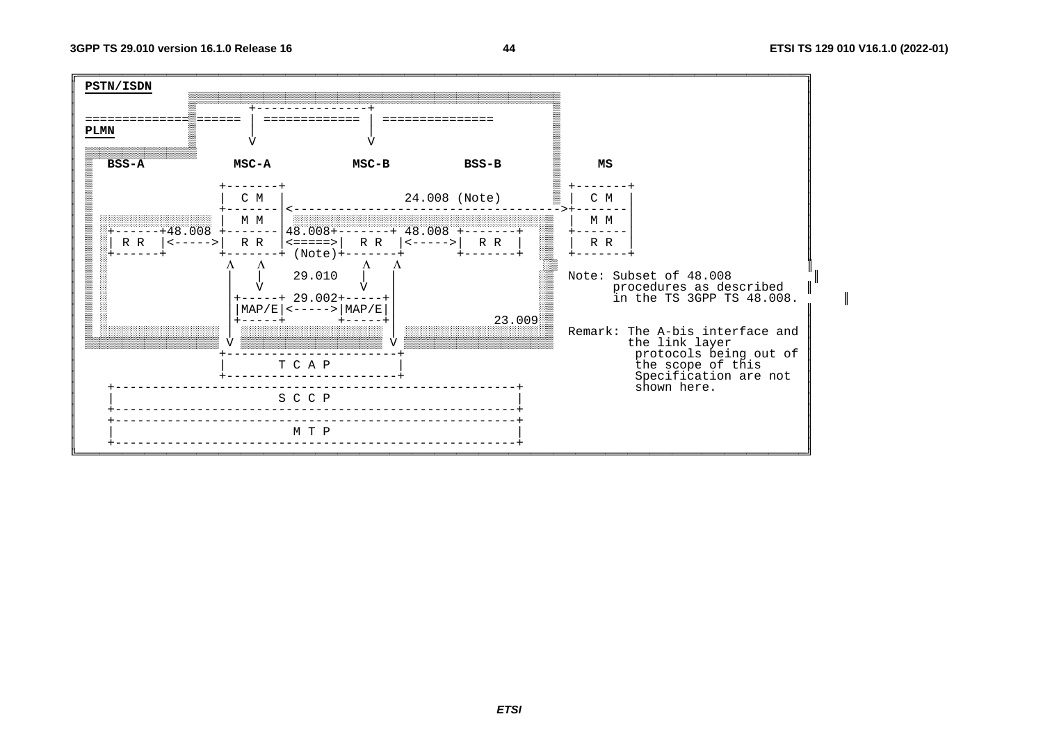```
PSTN/ISDN
                         +---------------+
=================  ====== | ============ | ==============
PLMN                      |              |
                          V              V
  BSS-A          MSC-A          MSC-B          BSS-B          MS

               +-------+                                     +-------+
               |  C M  |            24.008 (Note)            |  C M  |
               +-------+|<----------------------------------->+-------+
               |  M M  |                                     |  M M  |
 +------+48.008 +-------|48.008+-------+ 48.008 +-------+    +-------+
 | R R  |<----->|  R R  |<=====>|  R R  |<----->|  R R  |    |  R R  |
 +------+       +-------+ (Note)+-------+       +-------+    +-------+
                 ^   ^                ^   ^
                 |   |    29.010      |   |                  Note: Subset of 48.008
                 |   V                V   |                        procedures as described
                 |+-----+ 29.002+-----+   |                        in the TS 3GPP TS 48.008.
                 ||MAP/E|<----->|MAP/E|   |
                 |+-----+       +-----+   |          23.009
                 |                        |                  Remark: The A-bis interface and
                 V                        V                          the link layer
               +------------------------+                            protocols being out of
               |         T C A P        |                            the scope of this
               +------------------------+                            Specification are not
  +-------------------------------------------------------+         shown here.
  |                       S C C P                         |
  +-------------------------------------------------------+
  +-------------------------------------------------------+
  |                        M T P                          |
  +-------------------------------------------------------+
```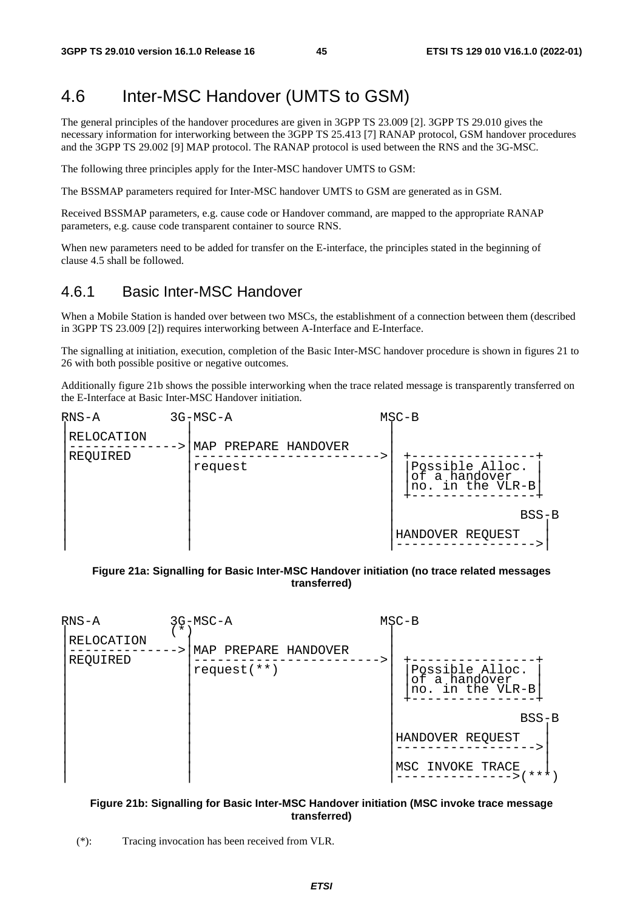# 4.6 Inter-MSC Handover (UMTS to GSM)

The general principles of the handover procedures are given in 3GPP TS 23.009 [2]. 3GPP TS 29.010 gives the necessary information for interworking between the 3GPP TS 25.413 [7] RANAP protocol, GSM handover procedures and the 3GPP TS 29.002 [9] MAP protocol. The RANAP protocol is used between the RNS and the 3G-MSC.

The following three principles apply for the Inter-MSC handover UMTS to GSM:

The BSSMAP parameters required for Inter-MSC handover UMTS to GSM are generated as in GSM.

Received BSSMAP parameters, e.g. cause code or Handover command, are mapped to the appropriate RANAP parameters, e.g. cause code transparent container to source RNS.

When new parameters need to be added for transfer on the E-interface, the principles stated in the beginning of clause 4.5 shall be followed.

## 4.6.1 Basic Inter-MSC Handover

When a Mobile Station is handed over between two MSCs, the establishment of a connection between them (described in 3GPP TS 23.009 [2]) requires interworking between A-Interface and E-Interface.

The signalling at initiation, execution, completion of the Basic Inter-MSC handover procedure is shown in figures 21 to 26 with both possible positive or negative outcomes.

Additionally figure 21b shows the possible interworking when the trace related message is transparently transferred on the E-Interface at Basic Inter-MSC Handover initiation.

```
RNS-A         3G-MSC-A                    MSC-B
 |                |                          |
 |RELOCATION      |                          |
 |-------------->|MAP PREPARE HANDOVER       |
 |REQUIRED        |------------------------->|  +----------------+
 |                |request                   |  |Possible Alloc. |
 |                |                          |  |of a handover   |
 |                |                          |  |no. in the VLR-B|
 |                |                          |  +----------------+
 |                |                          |                BSS-B
 |                |                          |                  |
 |                |                          |HANDOVER REQUEST  |
 |                |                          |----------------->|
```

**Figure 21a: Signalling for Basic Inter-MSC Handover initiation (no trace related messages transferred)**

```
RNS-A         3G-MSC-A                    MSC-B
 |               (*)                         |
 |RELOCATION      |                          |
 |-------------->|MAP PREPARE HANDOVER       |
 |REQUIRED        |------------------------->|  +----------------+
 |                |request(**)               |  |Possible Alloc. |
 |                |                          |  |of a handover   |
 |                |                          |  |no. in the VLR-B|
 |                |                          |  +----------------+
 |                |                          |                BSS-B
 |                |                          |                  |
 |                |                          |HANDOVER REQUEST  |
 |                |                          |----------------->|
 |                |                          |                  |
 |                |                          |MSC INVOKE TRACE  |
 |                |                          |--------------->(***)
```

**Figure 21b: Signalling for Basic Inter-MSC Handover initiation (MSC invoke trace message transferred)**

(*): Tracing invocation has been received from VLR.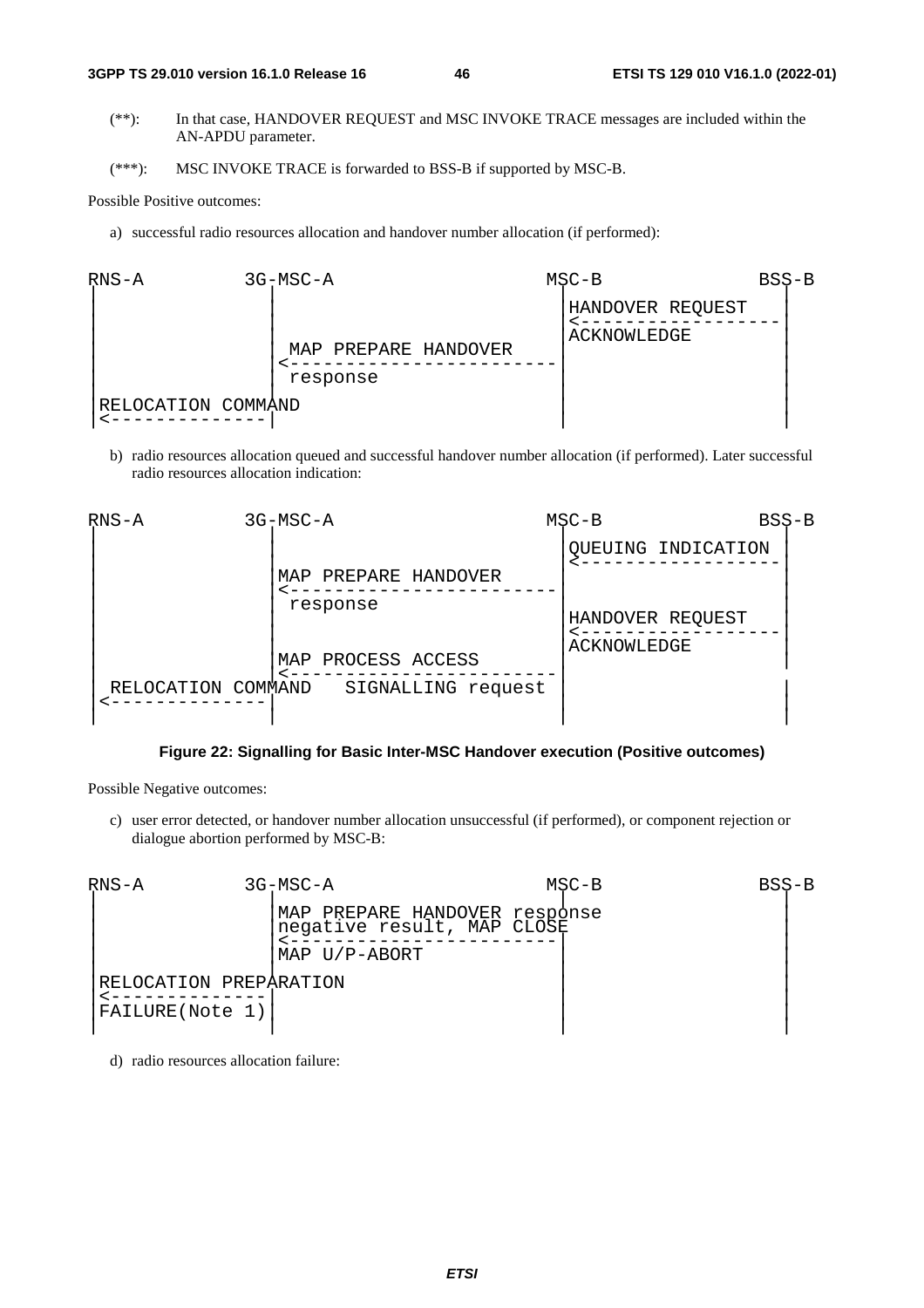(**): In that case, HANDOVER REQUEST and MSC INVOKE TRACE messages are included within the AN-APDU parameter.

(***): MSC INVOKE TRACE is forwarded to BSS-B if supported by MSC-B.

Possible Positive outcomes:

a) successful radio resources allocation and handover number allocation (if performed):

```
RNS-A         3G-MSC-A                    MSC-B           BSS-B
 |               |                          |HANDOVER REQUEST |
 |               |                          |<----------------|
 |               | MAP PREPARE HANDOVER     |ACKNOWLEDGE      |
 |               |<-------------------------|                 |
 |               | response                 |                 |
 |RELOCATION COMMAND                        |                 |
 |<--------------|                          |                 |
```

b) radio resources allocation queued and successful handover number allocation (if performed). Later successful radio resources allocation indication:

```
RNS-A         3G-MSC-A                    MSC-B           BSS-B
 |               |                          |QUEUING INDICATION|
 |               |                          |<----------------|
 |               |MAP PREPARE HANDOVER      |                 |
 |               |<-------------------------|                 |
 |               | response                 |HANDOVER REQUEST |
 |               |                          |<----------------|
 |               |                          |ACKNOWLEDGE      |
 |               |MAP PROCESS ACCESS        |                 |
 |               |<-------------------------|                 |
 | RELOCATION COMMAND   SIGNALLING request  |                 |
 |<--------------|                          |                 |
```

**Figure 22: Signalling for Basic Inter-MSC Handover execution (Positive outcomes)**

Possible Negative outcomes:

c) user error detected, or handover number allocation unsuccessful (if performed), or component rejection or dialogue abortion performed by MSC-B:

```
RNS-A         3G-MSC-A                    MSC-B           BSS-B
 |               |MAP PREPARE HANDOVER response              |
 |               |negative result, MAP CLOSE                 |
 |               |<-------------------------|                 |
 |               |MAP U/P-ABORT             |                 |
 |RELOCATION PREPARATION                    |                 |
 |<--------------|                          |                 |
 |FAILURE(Note 1)|                          |                 |
```

d) radio resources allocation failure: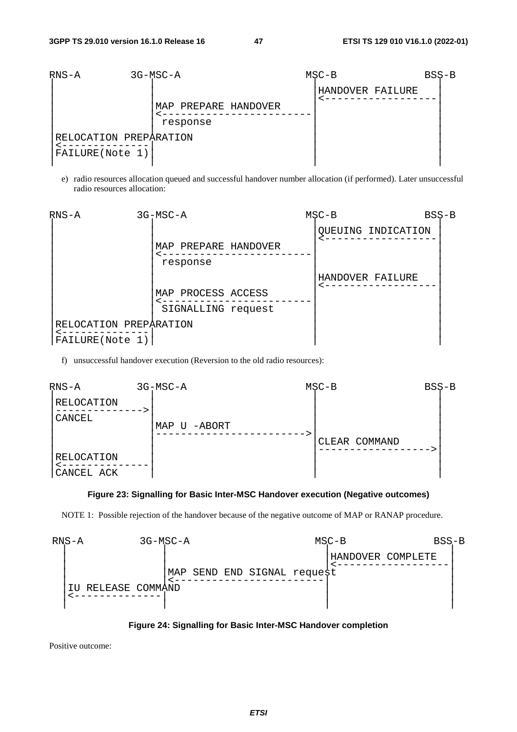```
RNS-A        3G-MSC-A                    MSC-B            BSS-B
 |              |                          |HANDOVER FAILURE  |
 |              |                          |<-----------------|
 |              |MAP PREPARE HANDOVER      |                  |
 |              |<-------------------------|                  |
 |              | response                 |                  |
 |RELOCATION PREPARATION                   |                  |
 |<-------------|                          |                  |
 |FAILURE(Note 1)                          |                  |
 |              |                          |                  |
```

e) radio resources allocation queued and successful handover number allocation (if performed). Later unsuccessful radio resources allocation:

```
RNS-A        3G-MSC-A                    MSC-B            BSS-B
 |              |                          |QUEUING INDICATION|
 |              |                          |<-----------------|
 |              |MAP PREPARE HANDOVER      |                  |
 |              |<-------------------------|                  |
 |              | response                 |                  |
 |              |                          |HANDOVER FAILURE  |
 |              |                          |<-----------------|
 |              |MAP PROCESS ACCESS        |                  |
 |              |<-------------------------|                  |
 |              | SIGNALLING request       |                  |
 |RELOCATION PREPARATION                   |                  |
 |<-------------|                          |                  |
 |FAILURE(Note 1)                          |                  |
```

f) unsuccessful handover execution (Reversion to the old radio resources):

```
RNS-A        3G-MSC-A                    MSC-B            BSS-B
 |RELOCATION    |                          |                  |
 |------------->|                          |                  |
 |CANCEL        |                          |                  |
 |              |MAP U -ABORT              |                  |
 |              |------------------------->|                  |
 |              |                          |CLEAR COMMAND     |
 |              |                          |----------------->|
 |RELOCATION    |                          |                  |
 |<-------------|                          |                  |
 |CANCEL ACK    |                          |                  |
```

**Figure 23: Signalling for Basic Inter-MSC Handover execution (Negative outcomes)**

NOTE 1: Possible rejection of the handover because of the negative outcome of MAP or RANAP procedure.

```
RNS-A        3G-MSC-A                    MSC-B            BSS-B
 |              |                          |HANDOVER COMPLETE |
 |              |                          |<-----------------|
 |              |MAP SEND END SIGNAL request                  |
 |              |<-------------------------|                  |
 |IU RELEASE COMMAND                       |                  |
 |<-------------|                          |                  |
 |              |                          |                  |
```

**Figure 24: Signalling for Basic Inter-MSC Handover completion**

Positive outcome: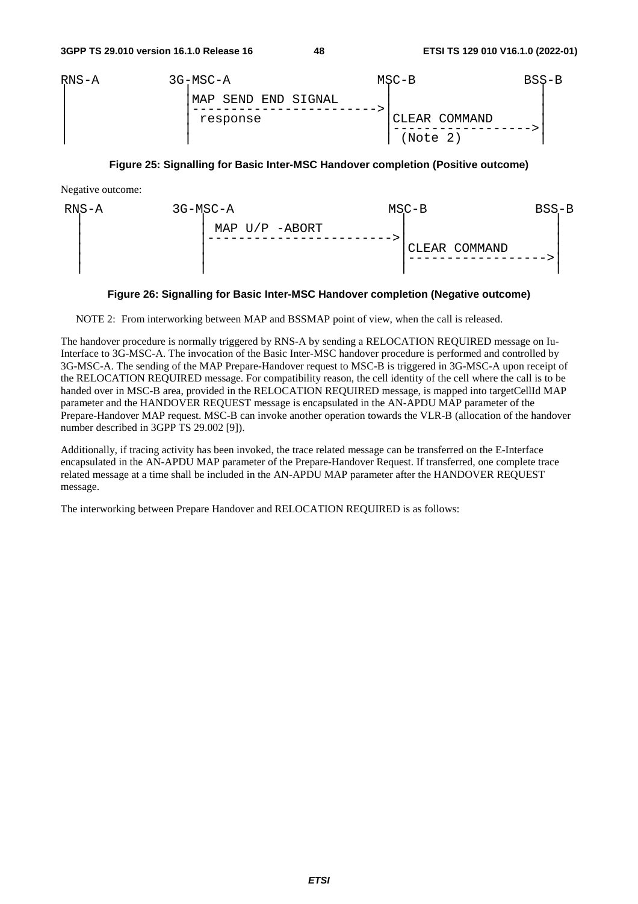```
RNS-A           3G-MSC-A                        MSC-B               BSS-B
|               |MAP SEND END SIGNAL            |                   |
|               |------------------------->     |                   |
|               | response                      |CLEAR COMMAND      |
|               |                               |------------------>|
|               |                               | (Note 2)          |
```

**Figure 25: Signalling for Basic Inter-MSC Handover completion (Positive outcome)**

Negative outcome:

```
RNS-A           3G-MSC-A                        MSC-B               BSS-B
|               | MAP U/P -ABORT                |                   |
|               |------------------------->     |                   |
|               |                               |CLEAR COMMAND      |
|               |                               |------------------>|
|               |                               |                   |
```

**Figure 26: Signalling for Basic Inter-MSC Handover completion (Negative outcome)**

NOTE 2: From interworking between MAP and BSSMAP point of view, when the call is released.

The handover procedure is normally triggered by RNS-A by sending a RELOCATION REQUIRED message on Iu-Interface to 3G-MSC-A. The invocation of the Basic Inter-MSC handover procedure is performed and controlled by 3G-MSC-A. The sending of the MAP Prepare-Handover request to MSC-B is triggered in 3G-MSC-A upon receipt of the RELOCATION REQUIRED message. For compatibility reason, the cell identity of the cell where the call is to be handed over in MSC-B area, provided in the RELOCATION REQUIRED message, is mapped into targetCellId MAP parameter and the HANDOVER REQUEST message is encapsulated in the AN-APDU MAP parameter of the Prepare-Handover MAP request. MSC-B can invoke another operation towards the VLR-B (allocation of the handover number described in 3GPP TS 29.002 [9]).

Additionally, if tracing activity has been invoked, the trace related message can be transferred on the E-Interface encapsulated in the AN-APDU MAP parameter of the Prepare-Handover Request. If transferred, one complete trace related message at a time shall be included in the AN-APDU MAP parameter after the HANDOVER REQUEST message.

The interworking between Prepare Handover and RELOCATION REQUIRED is as follows: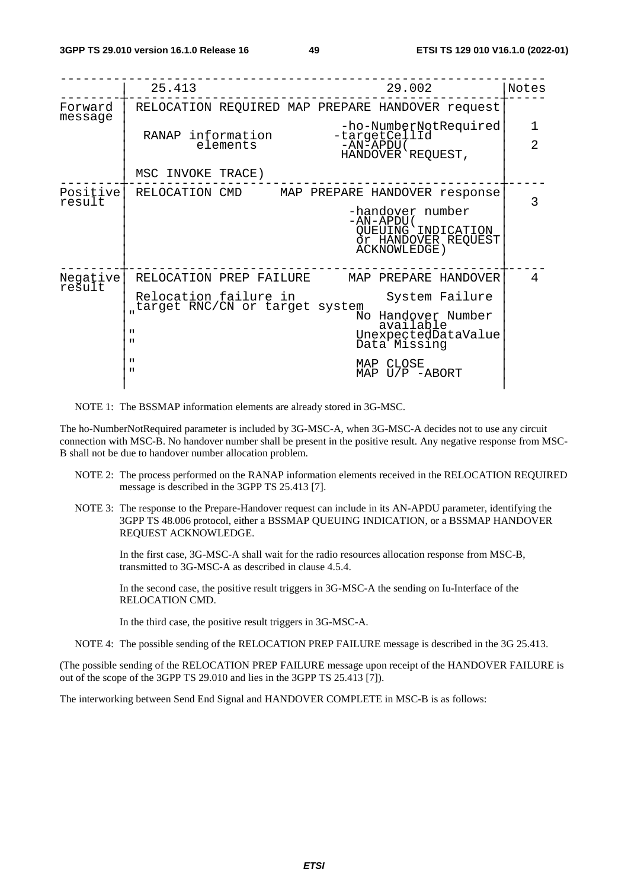| | 25.413 | 29.002 | Notes |
|---|---|---|---|
| Forward message | RELOCATION REQUIRED | MAP PREPARE HANDOVER request | |
| | | -ho-NumberNotRequired | 1 |
| | RANAP information elements | -targetCellId<br>-AN-APDU(<br>HANDOVER REQUEST, | 2 |
| | MSC INVOKE TRACE) | | |
| Positive result | RELOCATION CMD | MAP PREPARE HANDOVER response | 3 |
| | | -handover number<br>-AN-APDU(<br>QUEUING INDICATION<br>or HANDOVER REQUEST<br>ACKNOWLEDGE) | |
| Negative result | RELOCATION PREP FAILURE | MAP PREPARE HANDOVER | 4 |
| | Relocation failure in target RNC/CN or target system | System Failure | |
| | " | No Handover Number available | |
| | " | UnexpectedDataValue | |
| | " | Data Missing | |
| | " | MAP CLOSE | |
| | " | MAP U/P -ABORT | |

NOTE 1: The BSSMAP information elements are already stored in 3G-MSC.

The ho-NumberNotRequired parameter is included by 3G-MSC-A, when 3G-MSC-A decides not to use any circuit connection with MSC-B. No handover number shall be present in the positive result. Any negative response from MSC-B shall not be due to handover number allocation problem.

NOTE 2: The process performed on the RANAP information elements received in the RELOCATION REQUIRED message is described in the 3GPP TS 25.413 [7].

NOTE 3: The response to the Prepare-Handover request can include in its AN-APDU parameter, identifying the 3GPP TS 48.006 protocol, either a BSSMAP QUEUING INDICATION, or a BSSMAP HANDOVER REQUEST ACKNOWLEDGE.

In the first case, 3G-MSC-A shall wait for the radio resources allocation response from MSC-B, transmitted to 3G-MSC-A as described in clause 4.5.4.

In the second case, the positive result triggers in 3G-MSC-A the sending on Iu-Interface of the RELOCATION CMD.

In the third case, the positive result triggers in 3G-MSC-A.

NOTE 4: The possible sending of the RELOCATION PREP FAILURE message is described in the 3G 25.413.

(The possible sending of the RELOCATION PREP FAILURE message upon receipt of the HANDOVER FAILURE is out of the scope of the 3GPP TS 29.010 and lies in the 3GPP TS 25.413 [7]).

The interworking between Send End Signal and HANDOVER COMPLETE in MSC-B is as follows: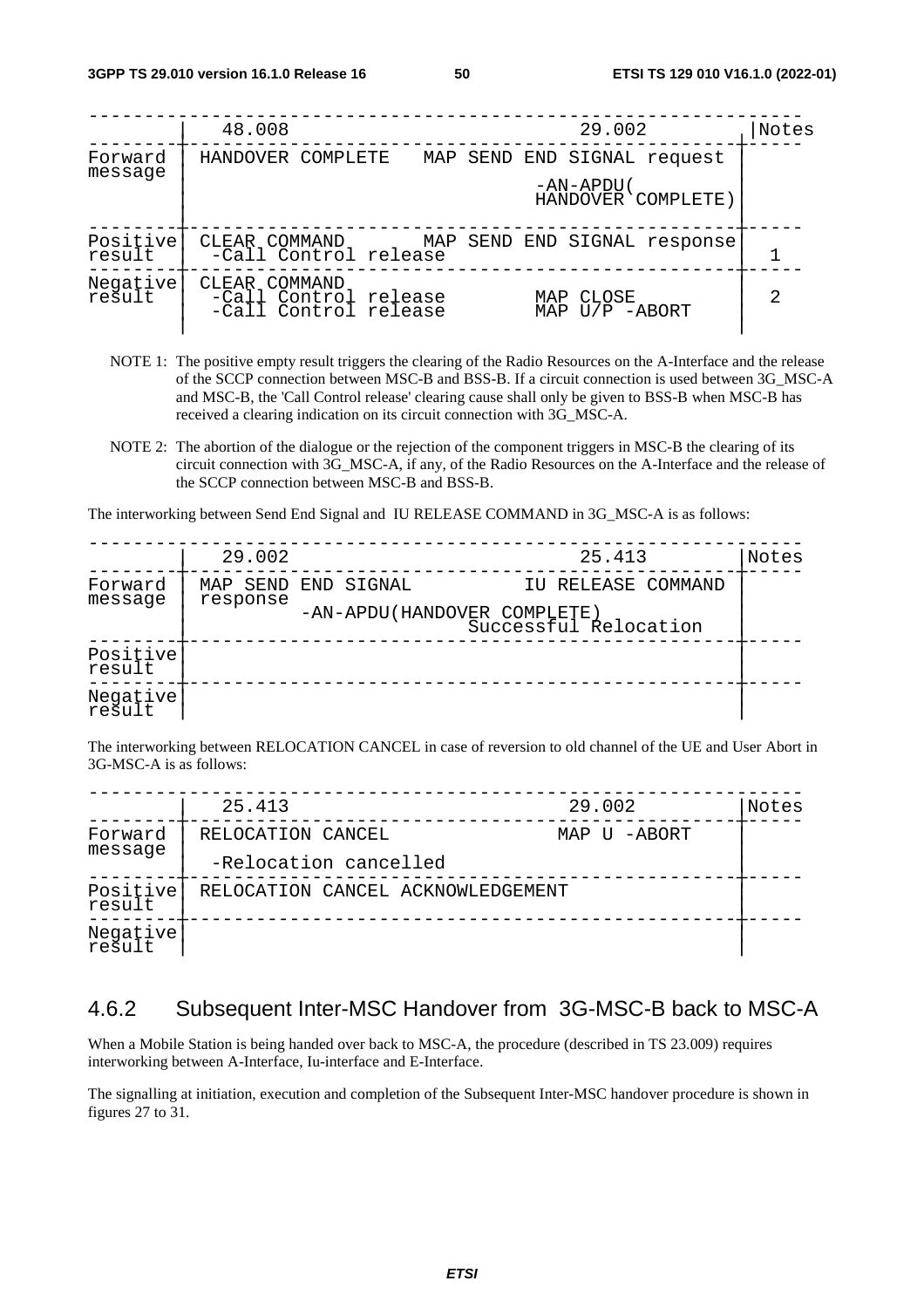|  | 48.008 | 29.002 | Notes |
|---|---|---|---|
| Forward message | HANDOVER COMPLETE | MAP SEND END SIGNAL request<br>-AN-APDU(<br>HANDOVER COMPLETE) |  |
| Positive result | CLEAR COMMAND<br>-Call Control release | MAP SEND END SIGNAL response | 1 |
| Negative result | CLEAR COMMAND<br>-Call Control release<br>-Call Control release | <br>MAP CLOSE<br>MAP U/P -ABORT | 2 |

NOTE 1: The positive empty result triggers the clearing of the Radio Resources on the A-Interface and the release of the SCCP connection between MSC-B and BSS-B. If a circuit connection is used between 3G_MSC-A and MSC-B, the 'Call Control release' clearing cause shall only be given to BSS-B when MSC-B has received a clearing indication on its circuit connection with 3G_MSC-A.

NOTE 2: The abortion of the dialogue or the rejection of the component triggers in MSC-B the clearing of its circuit connection with 3G_MSC-A, if any, of the Radio Resources on the A-Interface and the release of the SCCP connection between MSC-B and BSS-B.

The interworking between Send End Signal and IU RELEASE COMMAND in 3G_MSC-A is as follows:

|  | 29.002 | 25.413 | Notes |
|---|---|---|---|
| Forward message | MAP SEND END SIGNAL response<br>-AN-APDU(HANDOVER COMPLETE) | IU RELEASE COMMAND<br>Successful Relocation |  |
| Positive result |  |  |  |
| Negative result |  |  |  |

The interworking between RELOCATION CANCEL in case of reversion to old channel of the UE and User Abort in 3G-MSC-A is as follows:

|  | 25.413 | 29.002 | Notes |
|---|---|---|---|
| Forward message | RELOCATION CANCEL<br>-Relocation cancelled | MAP U -ABORT |  |
| Positive result | RELOCATION CANCEL ACKNOWLEDGEMENT |  |  |
| Negative result |  |  |  |

## 4.6.2 Subsequent Inter-MSC Handover from 3G-MSC-B back to MSC-A

When a Mobile Station is being handed over back to MSC-A, the procedure (described in TS 23.009) requires interworking between A-Interface, Iu-interface and E-Interface.

The signalling at initiation, execution and completion of the Subsequent Inter-MSC handover procedure is shown in figures 27 to 31.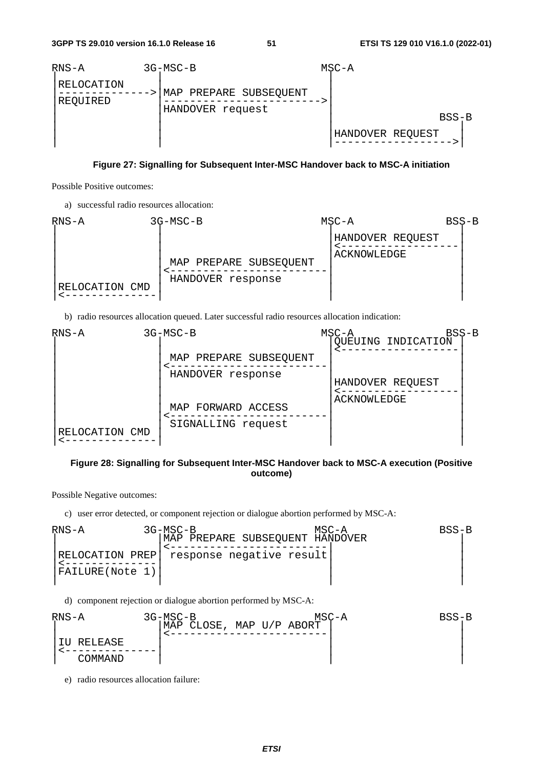```
RNA-A          3G-MSC-B                          MSC-A
 |RELOCATION     |                                 |
 |-------------->|MAP PREPARE SUBSEQUENT           |
 |REQUIRED       |-------------------------------->|
 |               |HANDOVER request                 |
 |               |                                 |                    BSS-B
 |               |                                 |HANDOVER REQUEST      |
 |               |                                 |--------------------->|
```

**Figure 27: Signalling for Subsequent Inter-MSC Handover back to MSC-A initiation**

Possible Positive outcomes:

a) successful radio resources allocation:

```
RNS-A          3G-MSC-B                          MSC-A                BSS-B
 |               |                                 |HANDOVER REQUEST      |
 |               |                                 |<---------------------|
 |               |                                 |ACKNOWLEDGE           |
 |               | MAP PREPARE SUBSEQUENT          |                      |
 |               |<--------------------------------|                      |
 |               | HANDOVER response               |                      |
 |RELOCATION CMD |                                 |                      |
 |<--------------|                                 |                      |
```

b) radio resources allocation queued. Later successful radio resources allocation indication:

```
RNS-A          3G-MSC-B                          MSC-A                BSS-B
 |               |                                 |QUEUING INDICATION    |
 |               |                                 |<---------------------|
 |               | MAP PREPARE SUBSEQUENT          |                      |
 |               |<--------------------------------|                      |
 |               | HANDOVER response               |                      |
 |               |                                 |HANDOVER REQUEST      |
 |               |                                 |<---------------------|
 |               |                                 |ACKNOWLEDGE           |
 |               | MAP FORWARD ACCESS              |                      |
 |               |<--------------------------------|                      |
 |               | SIGNALLING request              |                      |
 |RELOCATION CMD |                                 |                      |
 |<--------------|                                 |                      |
```

**Figure 28: Signalling for Subsequent Inter-MSC Handover back to MSC-A execution (Positive outcome)**

Possible Negative outcomes:

c) user error detected, or component rejection or dialogue abortion performed by MSC-A:

```
RNS-A          3G-MSC-B                         MSC-A                 BSS-B
 |               |MAP PREPARE SUBSEQUENT HANDOVER                       |
 |               |<--------------------------------|                    |
 |RELOCATION PREP| response negative result        |                    |
 |<--------------|                                 |                    |
 |FAILURE(Note 1)|                                 |                    |
 |               |                                 |                    |
```

d) component rejection or dialogue abortion performed by MSC-A:

```
RNS-A          3G-MSC-B                         MSC-A                 BSS-B
 |               |MAP CLOSE, MAP U/P ABORT         |                    |
 |               |<--------------------------------|                    |
 |IU RELEASE     |                                 |                    |
 |<--------------|                                 |                    |
 |   COMMAND     |                                 |                    |
```

e) radio resources allocation failure: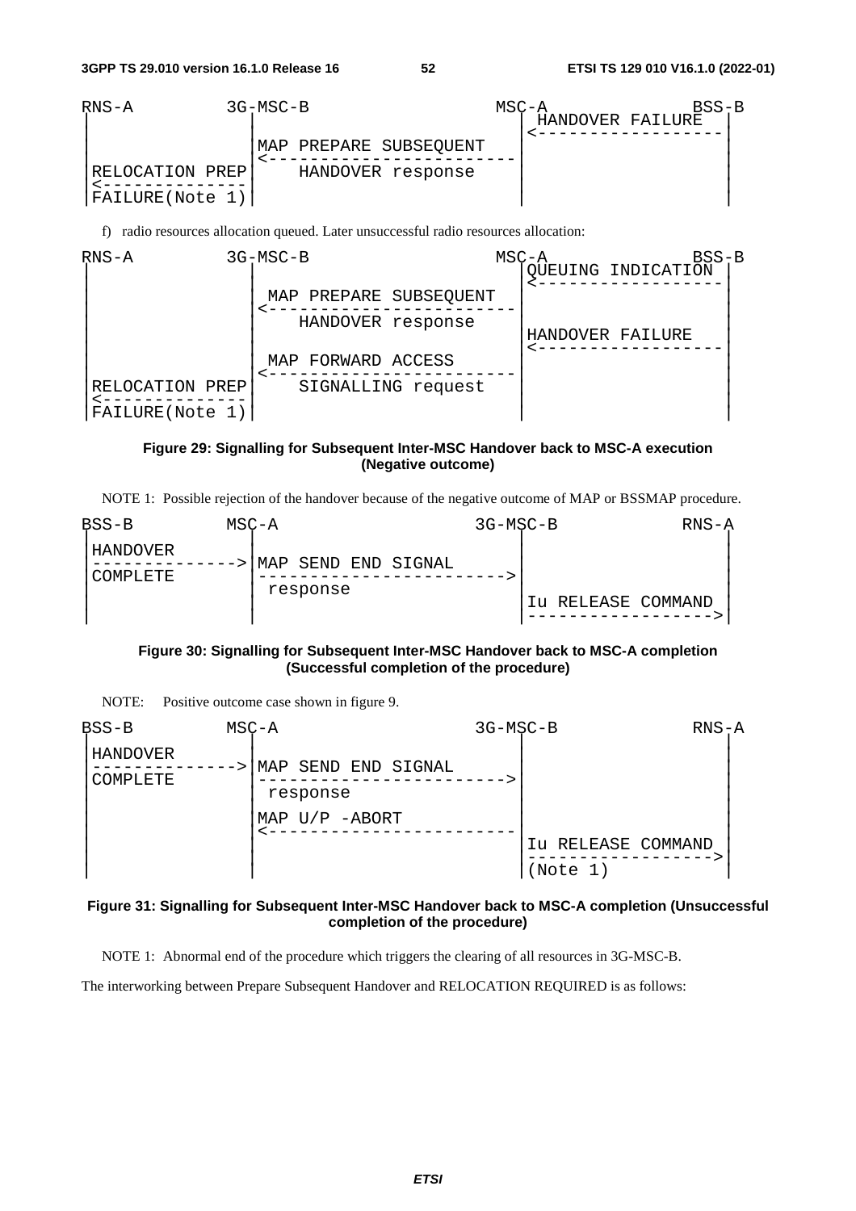```
RNS-A         3G-MSC-B                 MSC-A               BSS-B
|               |                        | HANDOVER FAILURE  |
|               |                        |<------------------|
|               |MAP PREPARE SUBSEQUENT  |                   |
|               |<-----------------------|                   |
|RELOCATION PREP|    HANDOVER response   |                   |
|<--------------|                        |                   |
|FAILURE(Note 1)|                        |                   |
```

f) radio resources allocation queued. Later unsuccessful radio resources allocation:

```
RNS-A         3G-MSC-B                 MSC-A               BSS-B
|               |                        |QUEUING INDICATION |
|               |                        |<------------------|
|               | MAP PREPARE SUBSEQUENT |                   |
|               |<-----------------------|                   |
|               |    HANDOVER response   |                   |
|               |                        |HANDOVER FAILURE   |
|               |                        |<------------------|
|               | MAP FORWARD ACCESS     |                   |
|               |<-----------------------|                   |
|RELOCATION PREP|    SIGNALLING request  |                   |
|<--------------|                        |                   |
|FAILURE(Note 1)|                        |                   |
```

**Figure 29: Signalling for Subsequent Inter-MSC Handover back to MSC-A execution (Negative outcome)**

NOTE 1: Possible rejection of the handover because of the negative outcome of MAP or BSSMAP procedure.

```
BSS-B         MSC-A                  3G-MSC-B            RNS-A
|HANDOVER       |                        |                   |
|-------------->|MAP SEND END SIGNAL     |                   |
|COMPLETE       |----------------------->|                   |
|               | response               |                   |
|               |                        |Iu RELEASE COMMAND |
|               |                        |------------------>|
```

**Figure 30: Signalling for Subsequent Inter-MSC Handover back to MSC-A completion (Successful completion of the procedure)**

NOTE: Positive outcome case shown in figure 9.

```
BSS-B         MSC-A                  3G-MSC-B            RNS-A
|HANDOVER       |                        |                   |
|-------------->|MAP SEND END SIGNAL     |                   |
|COMPLETE       |----------------------->|                   |
|               | response               |                   |
|               |MAP U/P -ABORT          |                   |
|               |<-----------------------|                   |
|               |                        |Iu RELEASE COMMAND |
|               |                        |------------------>|
|               |                        |(Note 1)           |
```

**Figure 31: Signalling for Subsequent Inter-MSC Handover back to MSC-A completion (Unsuccessful completion of the procedure)**

NOTE 1: Abnormal end of the procedure which triggers the clearing of all resources in 3G-MSC-B.

The interworking between Prepare Subsequent Handover and RELOCATION REQUIRED is as follows: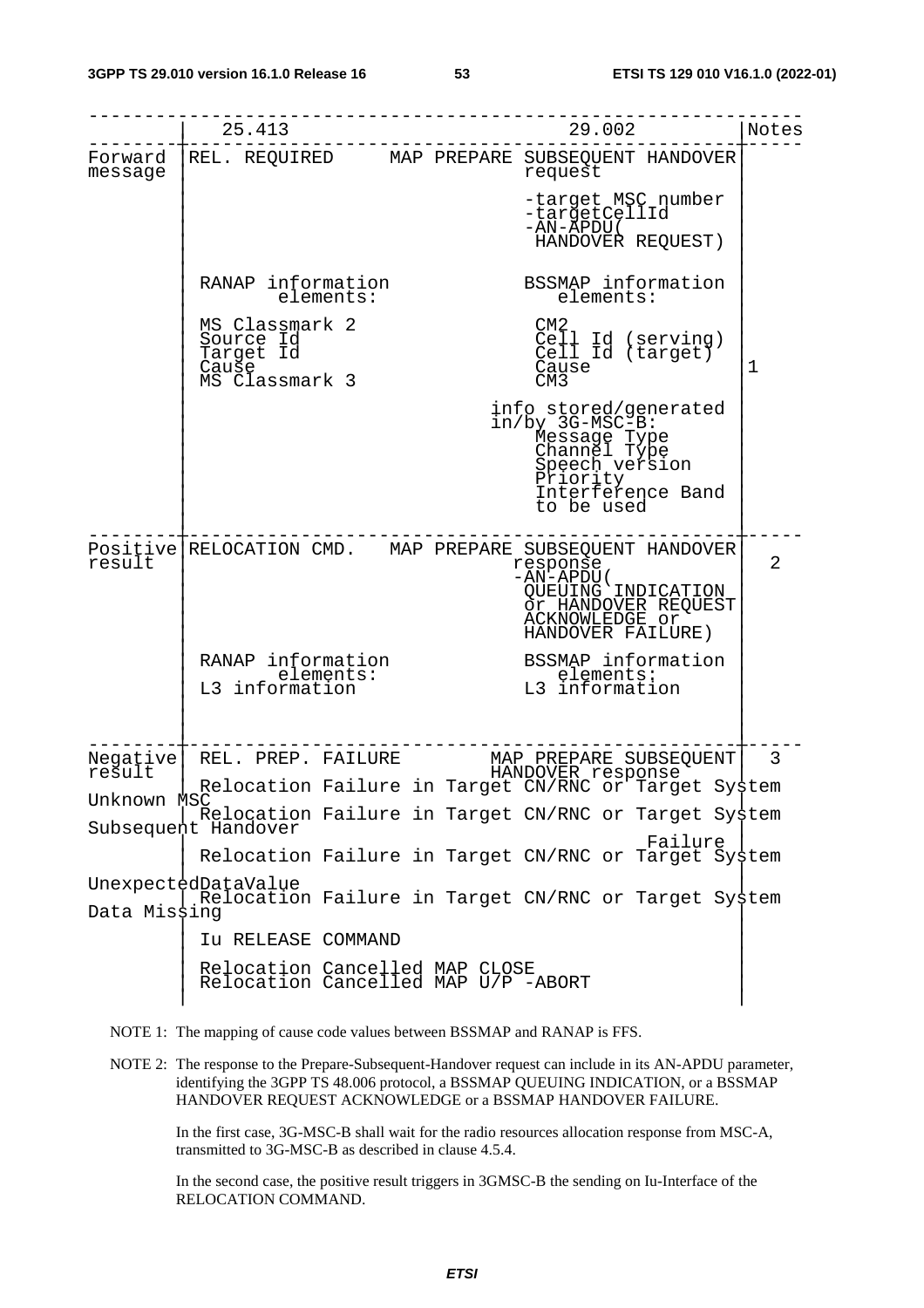| | 25.413 | 29.002 | Notes |
|---|---|---|---|
| Forward message | REL. REQUIRED | MAP PREPARE SUBSEQUENT HANDOVER request<br>-target MSC number<br>-targetCellId<br>-AN-APDU( HANDOVER REQUEST) | |
| | RANAP information elements:<br>MS Classmark 2<br>Source Id<br>Target Id<br>Cause<br>MS Classmark 3 | BSSMAP information elements:<br>CM2<br>Cell Id (serving)<br>Cell Id (target)<br>Cause<br>CM3 | 1 |
| | | info stored/generated in/by 3G-MSC-B:<br>Message Type<br>Channel Type<br>Speech version<br>Priority<br>Interference Band to be used | |
| Positive result | RELOCATION CMD. | MAP PREPARE SUBSEQUENT HANDOVER response<br>-AN-APDU( QUEUING INDICATION or HANDOVER REQUEST ACKNOWLEDGE or HANDOVER FAILURE) | 2 |
| | RANAP information elements:<br>L3 information | BSSMAP information elements:<br>L3 information | |
| Negative result | REL. PREP. FAILURE | MAP PREPARE SUBSEQUENT HANDOVER response | 3 |
| | Relocation Failure in Target CN/RNC or Target System | | |
| Unknown MSC | Relocation Failure in Target CN/RNC or Target System | | |
| Subsequent Handover Failure | Relocation Failure in Target CN/RNC or Target System | | |
| UnexpectedDataValue | Relocation Failure in Target CN/RNC or Target System | | |
| Data Missing | | | |
| | Iu RELEASE COMMAND | | |
| | Relocation Cancelled MAP CLOSE<br>Relocation Cancelled MAP U/P -ABORT | | |

NOTE 1: The mapping of cause code values between BSSMAP and RANAP is FFS.

NOTE 2: The response to the Prepare-Subsequent-Handover request can include in its AN-APDU parameter, identifying the 3GPP TS 48.006 protocol, a BSSMAP QUEUING INDICATION, or a BSSMAP HANDOVER REQUEST ACKNOWLEDGE or a BSSMAP HANDOVER FAILURE.

In the first case, 3G-MSC-B shall wait for the radio resources allocation response from MSC-A, transmitted to 3G-MSC-B as described in clause 4.5.4.

In the second case, the positive result triggers in 3GMSC-B the sending on Iu-Interface of the RELOCATION COMMAND.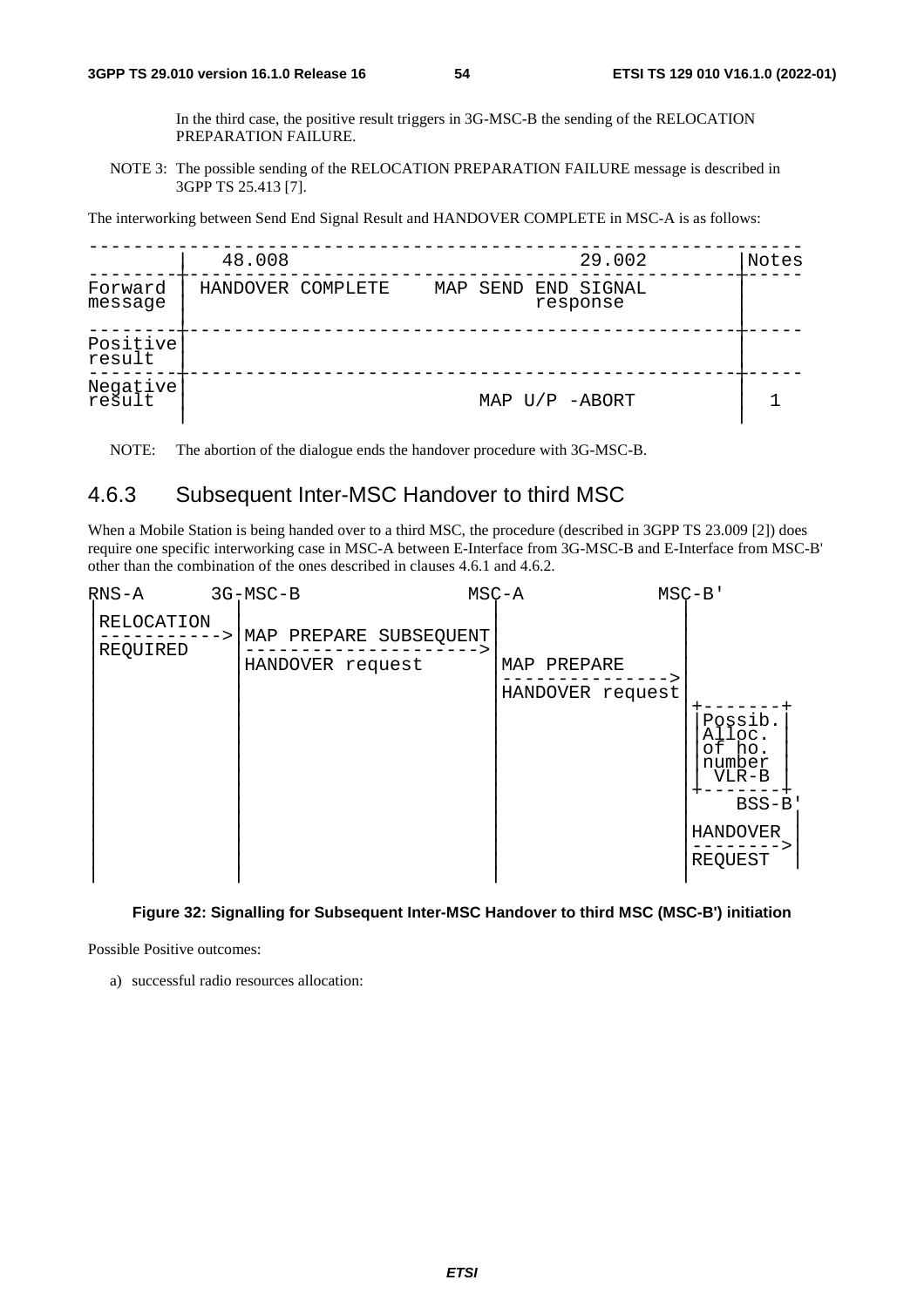In the third case, the positive result triggers in 3G-MSC-B the sending of the RELOCATION PREPARATION FAILURE.

NOTE 3: The possible sending of the RELOCATION PREPARATION FAILURE message is described in 3GPP TS 25.413 [7].

The interworking between Send End Signal Result and HANDOVER COMPLETE in MSC-A is as follows:

| | 48.008 | 29.002 | Notes |
|---|---|---|---|
| Forward message | HANDOVER COMPLETE | MAP SEND END SIGNAL response | |
| Positive result | | | |
| Negative result | | MAP U/P -ABORT | 1 |

NOTE: The abortion of the dialogue ends the handover procedure with 3G-MSC-B.

### 4.6.3 Subsequent Inter-MSC Handover to third MSC

When a Mobile Station is being handed over to a third MSC, the procedure (described in 3GPP TS 23.009 [2]) does require one specific interworking case in MSC-A between E-Interface from 3G-MSC-B and E-Interface from MSC-B' other than the combination of the ones described in clauses 4.6.1 and 4.6.2.

```
RNS-A       3G-MSC-B                 MSC-A             MSC-B'
 |               |                       |                 |
 |RELOCATION     |                       |                 |
 |-------------->|MAP PREPARE SUBSEQUENT |                 |
 |REQUIRED       |---------------------->|                 |
 |               |HANDOVER request       |MAP PREPARE      |
 |               |                       |---------------->|
 |               |                       |HANDOVER request |
 |               |                       |                 +-------+
 |               |                       |                 |Possib.|
 |               |                       |                 |Alloc. |
 |               |                       |                 |of ho. |
 |               |                       |                 |number |
 |               |                       |                 | VLR-B |
 |               |                       |                 +-------+
 |               |                       |                 |   BSS-B'
 |               |                       |                 |HANDOVER |
 |               |                       |                 |-------->|
 |               |                       |                 |REQUEST  |
 |               |                       |                 |         |
```

**Figure 32: Signalling for Subsequent Inter-MSC Handover to third MSC (MSC-B') initiation**

Possible Positive outcomes:

a) successful radio resources allocation: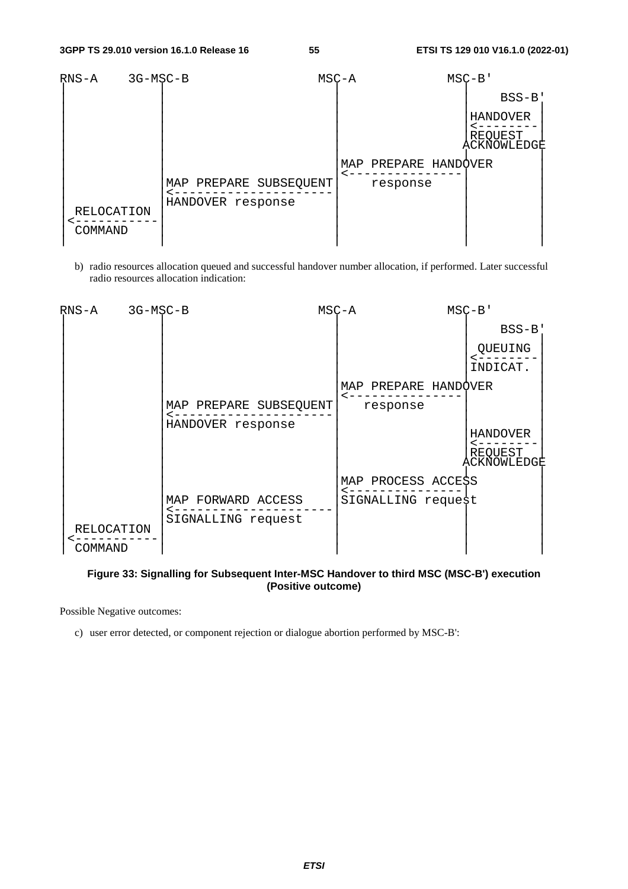```
RNS-A     3G-MSC-B                      MSC-A            MSC-B'
  |           |                           |                |
  |           |                           |                |  BSS-B'
  |           |                           |                |         |
  |           |                           |                |HANDOVER |
  |           |                           |                |<--------|
  |           |                           |                |REQUEST  |
  |           |                           |               ACKNOWLEDGE|
  |           |                           |                |         |
  |           |                           |MAP PREPARE HANDOVER      |
  |           |                           |<---------------|         |
  |           |MAP PREPARE SUBSEQUENT     |    response    |         |
  |           |<--------------------------|                |         |
  |           |HANDOVER response          |                |         |
  | RELOCATION|                           |                |         |
  |<----------|                           |                |         |
  | COMMAND   |                           |                |         |
  |           |                           |                |         |
```

b) radio resources allocation queued and successful handover number allocation, if performed. Later successful radio resources allocation indication:

```
RNS-A     3G-MSC-B                      MSC-A            MSC-B'
  |           |                           |                |
  |           |                           |                |  BSS-B'
  |           |                           |                |         |
  |           |                           |                | QUEUING |
  |           |                           |                |<--------|
  |           |                           |                |INDICAT. |
  |           |                           |                |         |
  |           |                           |MAP PREPARE HANDOVER      |
  |           |                           |<---------------|         |
  |           |MAP PREPARE SUBSEQUENT     |   response     |         |
  |           |<--------------------------|                |         |
  |           |HANDOVER response          |                |         |
  |           |                           |                |HANDOVER |
  |           |                           |                |<--------|
  |           |                           |                |REQUEST  |
  |           |                           |               ACKNOWLEDGE|
  |           |                           |                |         |
  |           |                           |MAP PROCESS ACCESS        |
  |           |                           |<---------------|         |
  |           |MAP FORWARD ACCESS         |SIGNALLING request        |
  |           |<--------------------------|                |         |
  |           |SIGNALLING request         |                |         |
  | RELOCATION|                           |                |         |
  |<----------|                           |                |         |
  | COMMAND   |                           |                |         |
```

**Figure 33: Signalling for Subsequent Inter-MSC Handover to third MSC (MSC-B') execution (Positive outcome)**

Possible Negative outcomes:

c) user error detected, or component rejection or dialogue abortion performed by MSC-B':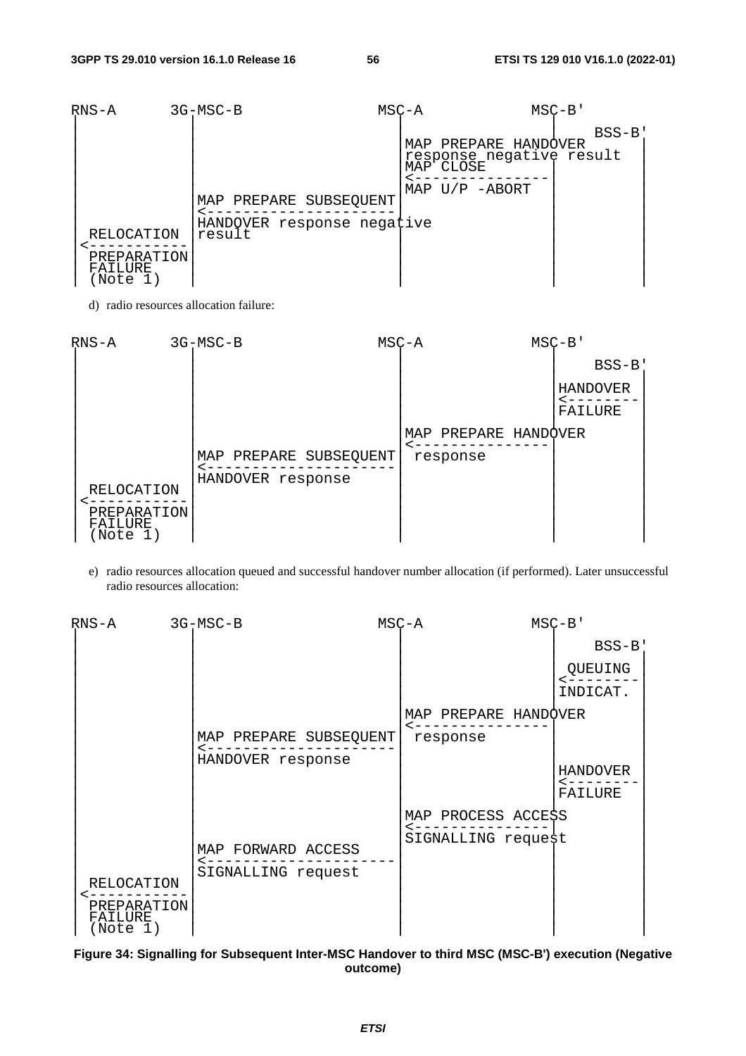```
RNS-A      3G-MSC-B              MSC-A           MSC-B'
  |            |                    |               |
  |            |                    |               |      BSS-B'
  |            |                    | MAP PREPARE HANDOVER   |
  |            |                    | response negative result
  |            |                    | MAP CLOSE      |        |
  |            |                    |<---------------|        |
  |            | MAP PREPARE SUBSEQUENT MAP U/P -ABORT|       |
  |            |<---------------------|               |       |
  | RELOCATION | HANDOVER response negative           |       |
  |<-----------| result             |               |        |
  | PREPARATION|                    |               |        |
  | FAILURE    |                    |               |        |
  | (Note 1)   |                    |               |        |
```

d) radio resources allocation failure:

```
RNS-A      3G-MSC-B              MSC-A           MSC-B'
  |            |                    |               |
  |            |                    |               |      BSS-B'
  |            |                    |               |          |
  |            |                    |               | HANDOVER |
  |            |                    |               |<---------|
  |            |                    |               | FAILURE  |
  |            |                    |               |          |
  |            |                    | MAP PREPARE HANDOVER     |
  |            |                    |<--------------|          |
  |            | MAP PREPARE SUBSEQUENT response    |          |
  |            |<---------------------|             |          |
  |            | HANDOVER response  |               |          |
  | RELOCATION |                    |               |          |
  |<-----------|                    |               |          |
  | PREPARATION|                    |               |          |
  | FAILURE    |                    |               |          |
  | (Note 1)   |                    |               |          |
```

e) radio resources allocation queued and successful handover number allocation (if performed). Later unsuccessful radio resources allocation:

```
RNS-A      3G-MSC-B              MSC-A           MSC-B'
  |            |                    |               |
  |            |                    |               |      BSS-B'
  |            |                    |               |          |
  |            |                    |               | QUEUING  |
  |            |                    |               |<---------|
  |            |                    |               | INDICAT. |
  |            |                    |               |          |
  |            |                    | MAP PREPARE HANDOVER     |
  |            |                    |<--------------|          |
  |            | MAP PREPARE SUBSEQUENT response    |          |
  |            |<---------------------|             |          |
  |            | HANDOVER response  |               |          |
  |            |                    |               | HANDOVER |
  |            |                    |               |<---------|
  |            |                    |               | FAILURE  |
  |            |                    |               |          |
  |            |                    | MAP PROCESS ACCESS       |
  |            |                    |<--------------|          |
  |            |                    | SIGNALLING request       |
  |            | MAP FORWARD ACCESS |               |          |
  |            |<---------------------|             |          |
  |            | SIGNALLING request |               |          |
  | RELOCATION |                    |               |          |
  |<-----------|                    |               |          |
  | PREPARATION|                    |               |          |
  | FAILURE    |                    |               |          |
  | (Note 1)   |                    |               |          |
```

**Figure 34: Signalling for Subsequent Inter-MSC Handover to third MSC (MSC-B') execution (Negative outcome)**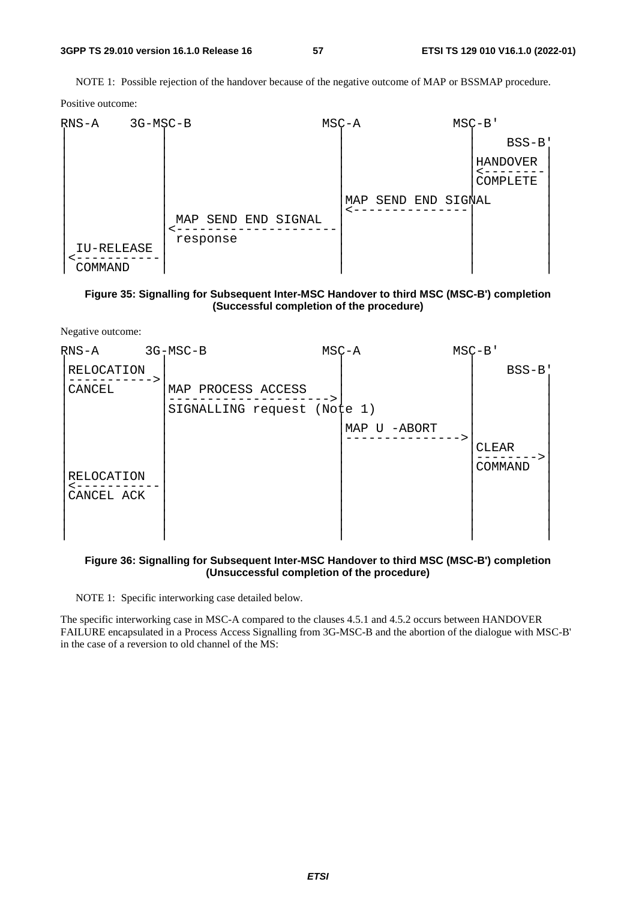NOTE 1: Possible rejection of the handover because of the negative outcome of MAP or BSSMAP procedure.

Positive outcome:

```
RNS-A     3G-MSC-B                      MSC-A             MSC-B'
 |           |                            |                  |        BSS-B'
 |           |                            |                  | HANDOVER  |
 |           |                            |                  |<----------|
 |           |                            |                  | COMPLETE  |
 |           |                            |MAP SEND END SIGNAL          |
 |           |  MAP SEND END SIGNAL       |<-----------------|           |
 |           |<---------------------------|                  |           |
 |IU-RELEASE |  response                  |                  |           |
 |<----------|                            |                  |           |
 | COMMAND   |                            |                  |           |
```

**Figure 35: Signalling for Subsequent Inter-MSC Handover to third MSC (MSC-B') completion (Successful completion of the procedure)**

Negative outcome:

```
RNS-A       3G-MSC-B                    MSC-A             MSC-B'
 |RELOCATION  |                           |                  |        BSS-B'
 |----------->|                           |                  |           |
 |CANCEL      |MAP PROCESS ACCESS         |                  |           |
 |            |-------------------------->|                  |           |
 |            |SIGNALLING request (Note 1)|                  |           |
 |            |                           |MAP U -ABORT      |           |
 |            |                           |----------------->|           |
 |            |                           |                  |CLEAR      |
 |            |                           |                  |---------->|
 |RELOCATION  |                           |                  |COMMAND    |
 |<-----------|                           |                  |           |
 |CANCEL ACK  |                           |                  |           |
```

**Figure 36: Signalling for Subsequent Inter-MSC Handover to third MSC (MSC-B') completion (Unsuccessful completion of the procedure)**

NOTE 1: Specific interworking case detailed below.

The specific interworking case in MSC-A compared to the clauses 4.5.1 and 4.5.2 occurs between HANDOVER FAILURE encapsulated in a Process Access Signalling from 3G-MSC-B and the abortion of the dialogue with MSC-B' in the case of a reversion to old channel of the MS: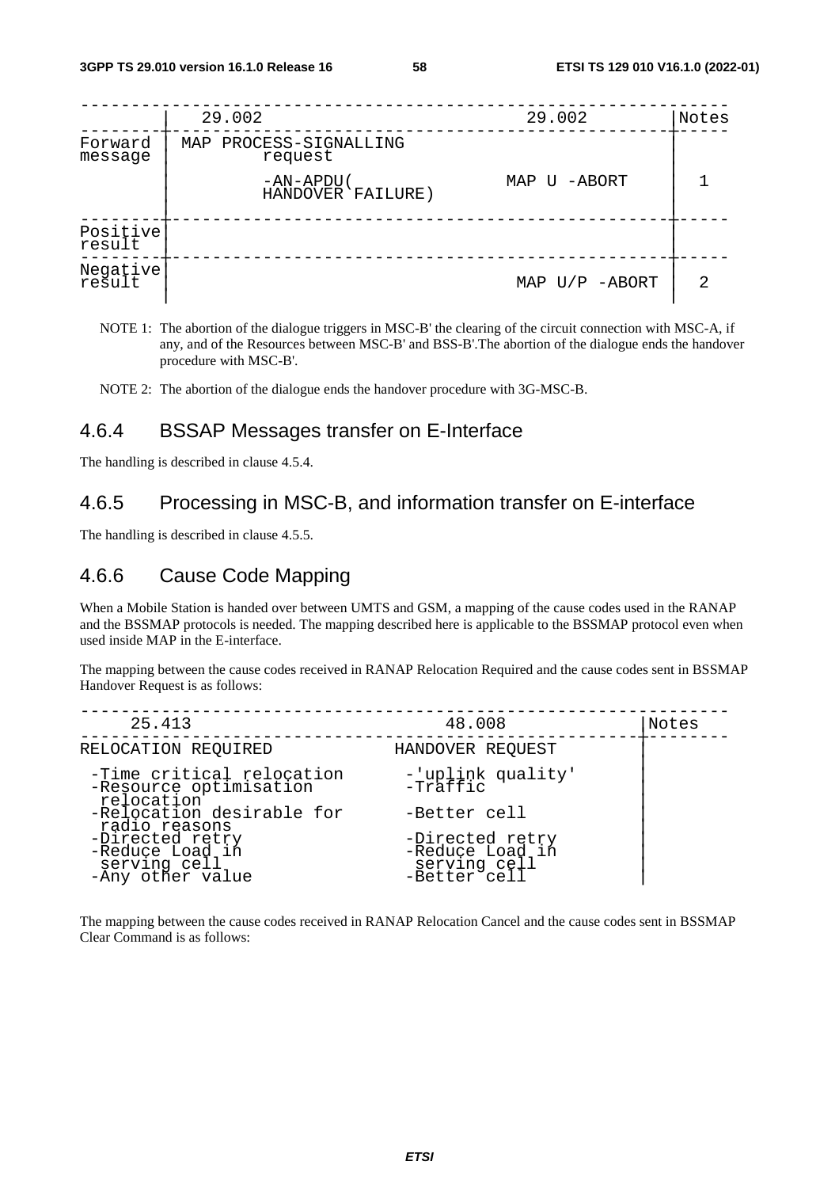| | 29.002 | 29.002 | Notes |
|---|---|---|---|
| Forward message | MAP PROCESS-SIGNALLING request -AN-APDU( HANDOVER FAILURE) | MAP U -ABORT | 1 |
| Positive result | | | |
| Negative result | | MAP U/P -ABORT | 2 |

NOTE 1: The abortion of the dialogue triggers in MSC-B' the clearing of the circuit connection with MSC-A, if any, and of the Resources between MSC-B' and BSS-B'.The abortion of the dialogue ends the handover procedure with MSC-B'.

NOTE 2: The abortion of the dialogue ends the handover procedure with 3G-MSC-B.

### 4.6.4 BSSAP Messages transfer on E-Interface

The handling is described in clause 4.5.4.

### 4.6.5 Processing in MSC-B, and information transfer on E-interface

The handling is described in clause 4.5.5.

### 4.6.6 Cause Code Mapping

When a Mobile Station is handed over between UMTS and GSM, a mapping of the cause codes used in the RANAP and the BSSMAP protocols is needed. The mapping described here is applicable to the BSSMAP protocol even when used inside MAP in the E-interface.

The mapping between the cause codes received in RANAP Relocation Required and the cause codes sent in BSSMAP Handover Request is as follows:

| 25.413 | 48.008 | Notes |
|---|---|---|
| RELOCATION REQUIRED | HANDOVER REQUEST | |
| -Time critical relocation | -'uplink quality' | |
| -Resource optimisation relocation | -Traffic | |
| -Relocation desirable for radio reasons | -Better cell | |
| -Directed retry | -Directed retry | |
| -Reduce Load in serving cell | -Reduce Load in serving cell | |
| -Any other value | -Better cell | |

The mapping between the cause codes received in RANAP Relocation Cancel and the cause codes sent in BSSMAP Clear Command is as follows: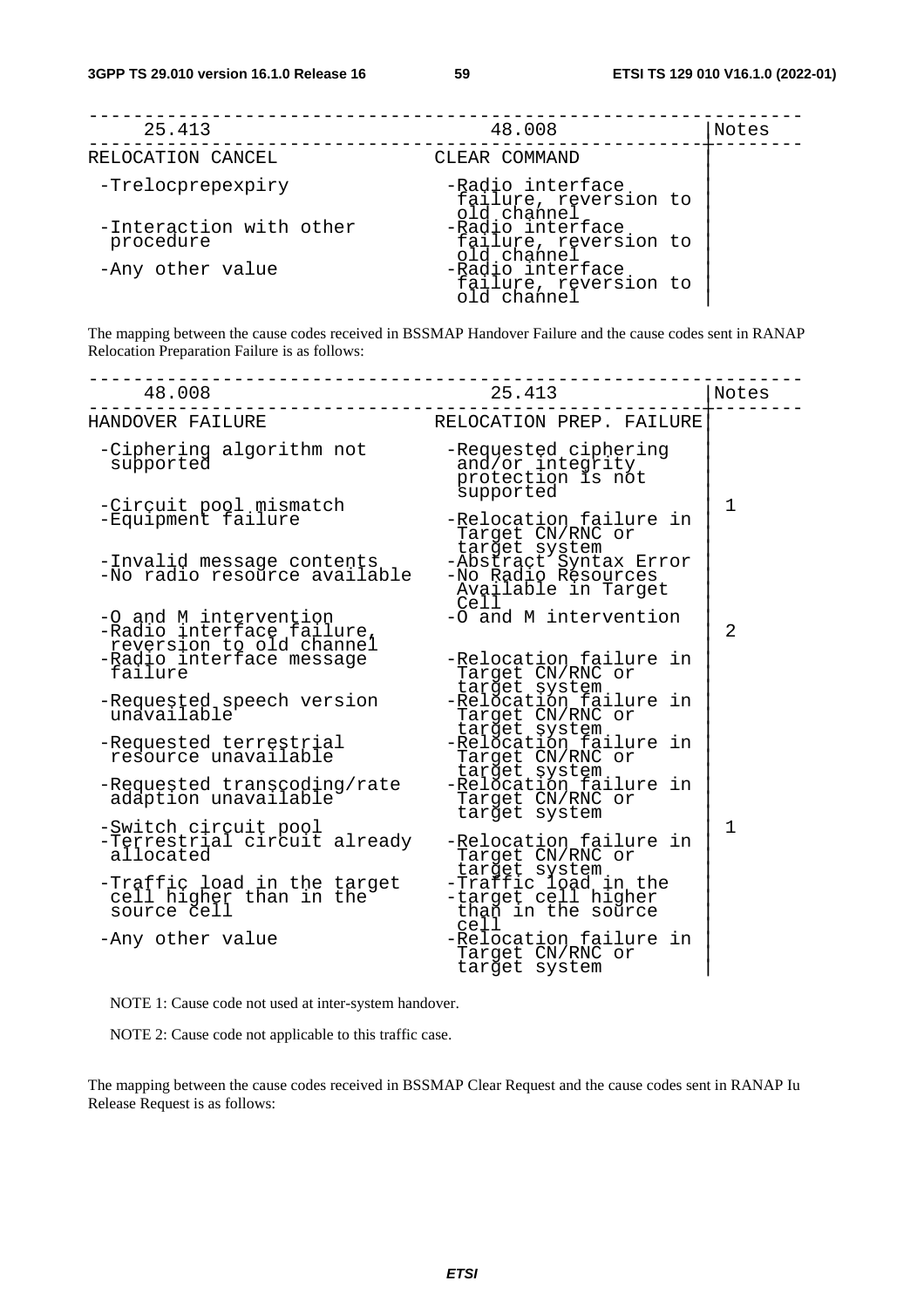| 25.413 | 48.008 | Notes |
|---|---|---|
| RELOCATION CANCEL | CLEAR COMMAND | |
| -Trelocprepexpiry | -Radio interface failure, reversion to old channel | |
| -Interaction with other procedure | -Radio interface failure, reversion to old channel | |
| -Any other value | -Radio interface failure, reversion to old channel | |

The mapping between the cause codes received in BSSMAP Handover Failure and the cause codes sent in RANAP Relocation Preparation Failure is as follows:

| 48.008 | 25.413 | Notes |
|---|---|---|
| HANDOVER FAILURE | RELOCATION PREP. FAILURE | |
| -Ciphering algorithm not supported | -Requested ciphering and/or integrity protection is not supported | |
| -Circuit pool mismatch | | 1 |
| -Equipment failure | -Relocation failure in Target CN/RNC or target system | |
| -Invalid message contents | -Abstract Syntax Error | |
| -No radio resource available | -No Radio Resources Available in Target Cell | |
| -O and M intervention | -O and M intervention | |
| -Radio interface failure, reversion to old channel | | 2 |
| -Radio interface message failure | -Relocation failure in Target CN/RNC or target system | |
| -Requested speech version unavailable | -Relocation failure in Target CN/RNC or target system | |
| -Requested terrestrial resource unavailable | -Relocation failure in Target CN/RNC or target system | |
| -Requested transcoding/rate adaption unavailable | -Relocation failure in Target CN/RNC or target system | |
| -Switch circuit pool | | 1 |
| -Terrestrial circuit already allocated | -Relocation failure in Target CN/RNC or target system | |
| -Traffic load in the target cell higher than in the source cell | -Traffic load in the -target cell higher than in the source cell | |
| -Any other value | -Relocation failure in Target CN/RNC or target system | |

NOTE 1: Cause code not used at inter-system handover.

NOTE 2: Cause code not applicable to this traffic case.

The mapping between the cause codes received in BSSMAP Clear Request and the cause codes sent in RANAP Iu Release Request is as follows: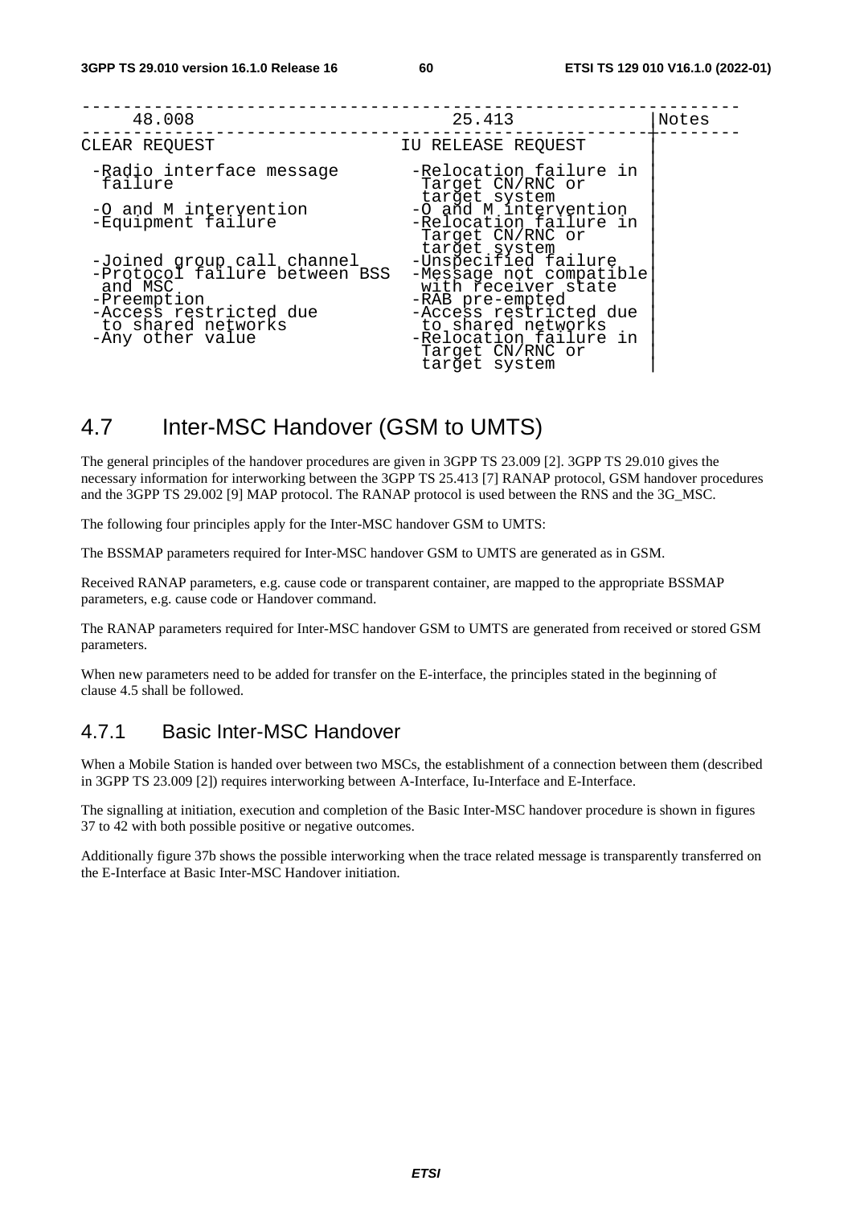| 48.008 | 25.413 | Notes |
| --- | --- | --- |
| CLEAR REQUEST | IU RELEASE REQUEST | |
| -Radio interface message failure | -Relocation failure in Target CN/RNC or target system | |
| -O and M intervention | -O and M intervention | |
| -Equipment failure | -Relocation failure in Target CN/RNC or target system | |
| -Joined group call channel | -Unspecified failure | |
| -Protocol failure between BSS and MSC | -Message not compatible with receiver state | |
| -Preemption | -RAB pre-empted | |
| -Access restricted due to shared networks | -Access restricted due to shared networks | |
| -Any other value | -Relocation failure in Target CN/RNC or target system | |

## 4.7 Inter-MSC Handover (GSM to UMTS)

The general principles of the handover procedures are given in 3GPP TS 23.009 [2]. 3GPP TS 29.010 gives the necessary information for interworking between the 3GPP TS 25.413 [7] RANAP protocol, GSM handover procedures and the 3GPP TS 29.002 [9] MAP protocol. The RANAP protocol is used between the RNS and the 3G_MSC.

The following four principles apply for the Inter-MSC handover GSM to UMTS:

The BSSMAP parameters required for Inter-MSC handover GSM to UMTS are generated as in GSM.

Received RANAP parameters, e.g. cause code or transparent container, are mapped to the appropriate BSSMAP parameters, e.g. cause code or Handover command.

The RANAP parameters required for Inter-MSC handover GSM to UMTS are generated from received or stored GSM parameters.

When new parameters need to be added for transfer on the E-interface, the principles stated in the beginning of clause 4.5 shall be followed.

### 4.7.1 Basic Inter-MSC Handover

When a Mobile Station is handed over between two MSCs, the establishment of a connection between them (described in 3GPP TS 23.009 [2]) requires interworking between A-Interface, Iu-Interface and E-Interface.

The signalling at initiation, execution and completion of the Basic Inter-MSC handover procedure is shown in figures 37 to 42 with both possible positive or negative outcomes.

Additionally figure 37b shows the possible interworking when the trace related message is transparently transferred on the E-Interface at Basic Inter-MSC Handover initiation.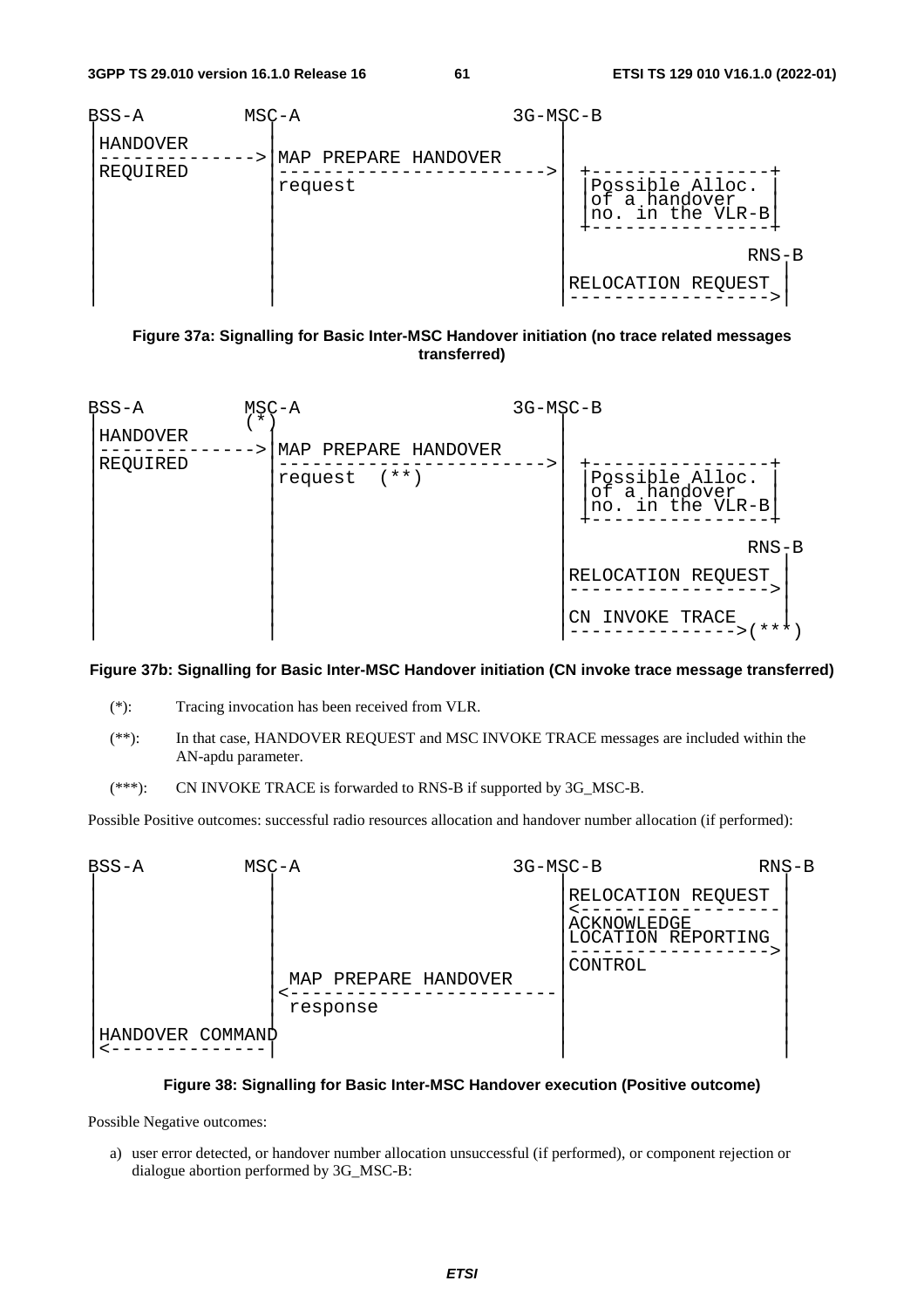```
BSS-A         MSC-A                    3G-MSC-B
 |              |                          |
 |HANDOVER      |                          |
 |------------->|MAP PREPARE HANDOVER      |
 |REQUIRED      |------------------------->|  +----------------+
 |              |request                   |  |Possible Alloc. |
 |              |                          |  |of a handover   |
 |              |                          |  |no. in the VLR-B|
 |              |                          |  +----------------+
 |              |                          |                  RNS-B
 |              |                          |                    |
 |              |                          |RELOCATION REQUEST  |
 |              |                          |------------------->|
```

**Figure 37a: Signalling for Basic Inter-MSC Handover initiation (no trace related messages transferred)**

```
BSS-A         MSC-A                    3G-MSC-B
 |             (*)                         |
 |HANDOVER      |                          |
 |------------->|MAP PREPARE HANDOVER      |
 |REQUIRED      |------------------------->|  +----------------+
 |              |request  (**)             |  |Possible Alloc. |
 |              |                          |  |of a handover   |
 |              |                          |  |no. in the VLR-B|
 |              |                          |  +----------------+
 |              |                          |                  RNS-B
 |              |                          |                    |
 |              |                          |RELOCATION REQUEST  |
 |              |                          |------------------->|
 |              |                          |                    |
 |              |                          |CN INVOKE TRACE     |
 |              |                          |----------------->(***)
```

**Figure 37b: Signalling for Basic Inter-MSC Handover initiation (CN invoke trace message transferred)**

(*): Tracing invocation has been received from VLR.

(**): In that case, HANDOVER REQUEST and MSC INVOKE TRACE messages are included within the AN-apdu parameter.

(***): CN INVOKE TRACE is forwarded to RNS-B if supported by 3G_MSC-B.

Possible Positive outcomes: successful radio resources allocation and handover number allocation (if performed):

```
BSS-A         MSC-A                    3G-MSC-B          RNS-B
 |              |                          |                  |
 |              |                          |RELOCATION REQUEST|
 |              |                          |<-----------------|
 |              |                          |ACKNOWLEDGE       |
 |              |                          |LOCATION REPORTING|
 |              |                          |----------------->|
 |              |                          |CONTROL           |
 |              | MAP PREPARE HANDOVER     |                  |
 |              |<-------------------------|                  |
 |              | response                 |                  |
 |              |                          |                  |
 |HANDOVER COMMAND                         |                  |
 |<-------------|                          |                  |
```

**Figure 38: Signalling for Basic Inter-MSC Handover execution (Positive outcome)**

Possible Negative outcomes:

a) user error detected, or handover number allocation unsuccessful (if performed), or component rejection or dialogue abortion performed by 3G_MSC-B: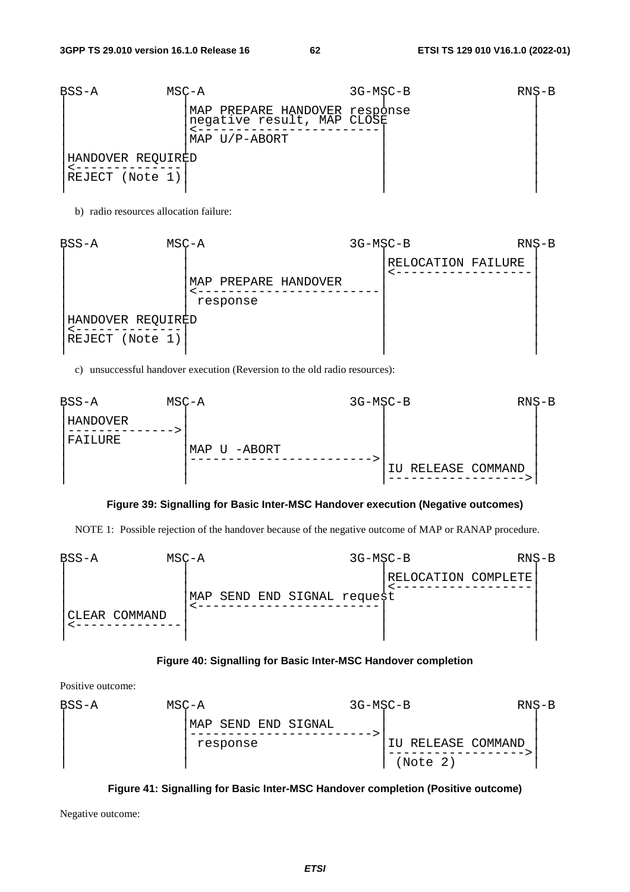```
BSS-A          MSC-A                        3G-MSC-B              RNS-B
 |               |                              |                    |
 |               |MAP PREPARE HANDOVER response |                    |
 |               |negative result, MAP CLOSE    |                    |
 |               |<-----------------------------|                    |
 |               |MAP U/P-ABORT                 |                    |
 |               |                              |                    |
 |HANDOVER REQUIRED                             |                    |
 |<--------------|                              |                    |
 |REJECT (Note 1)|                              |                    |
 |               |                              |                    |
```

b) radio resources allocation failure:

```
BSS-A          MSC-A                        3G-MSC-B              RNS-B
 |               |                              |                    |
 |               |                              |RELOCATION FAILURE  |
 |               |                              |<-------------------|
 |               |MAP PREPARE HANDOVER          |                    |
 |               |<-----------------------------|                    |
 |               | response                     |                    |
 |               |                              |                    |
 |HANDOVER REQUIRED                             |                    |
 |<--------------|                              |                    |
 |REJECT (Note 1)|                              |                    |
 |               |                              |                    |
```

c) unsuccessful handover execution (Reversion to the old radio resources):

```
BSS-A          MSC-A                        3G-MSC-B              RNS-B
 |               |                              |                    |
 |HANDOVER       |                              |                    |
 |-------------->|                              |                    |
 |FAILURE        |                              |                    |
 |               |MAP U -ABORT                  |                    |
 |               |----------------------------->|                    |
 |               |                              |IU RELEASE COMMAND  |
 |               |                              |------------------->|
```

**Figure 39: Signalling for Basic Inter-MSC Handover execution (Negative outcomes)**

NOTE 1: Possible rejection of the handover because of the negative outcome of MAP or RANAP procedure.

```
BSS-A          MSC-A                        3G-MSC-B              RNS-B
 |               |                              |                    |
 |               |                              |RELOCATION COMPLETE |
 |               |                              |<-------------------|
 |               |MAP SEND END SIGNAL request   |                    |
 |               |<-----------------------------|                    |
 |CLEAR COMMAND  |                              |                    |
 |<--------------|                              |                    |
 |               |                              |                    |
```

**Figure 40: Signalling for Basic Inter-MSC Handover completion**

Positive outcome:

```
BSS-A          MSC-A                        3G-MSC-B              RNS-B
 |               |                              |                    |
 |               |MAP SEND END SIGNAL           |                    |
 |               |----------------------------->|                    |
 |               | response                     |IU RELEASE COMMAND  |
 |               |                              |------------------->|
 |               |                              | (Note 2)           |
```

**Figure 41: Signalling for Basic Inter-MSC Handover completion (Positive outcome)**

Negative outcome: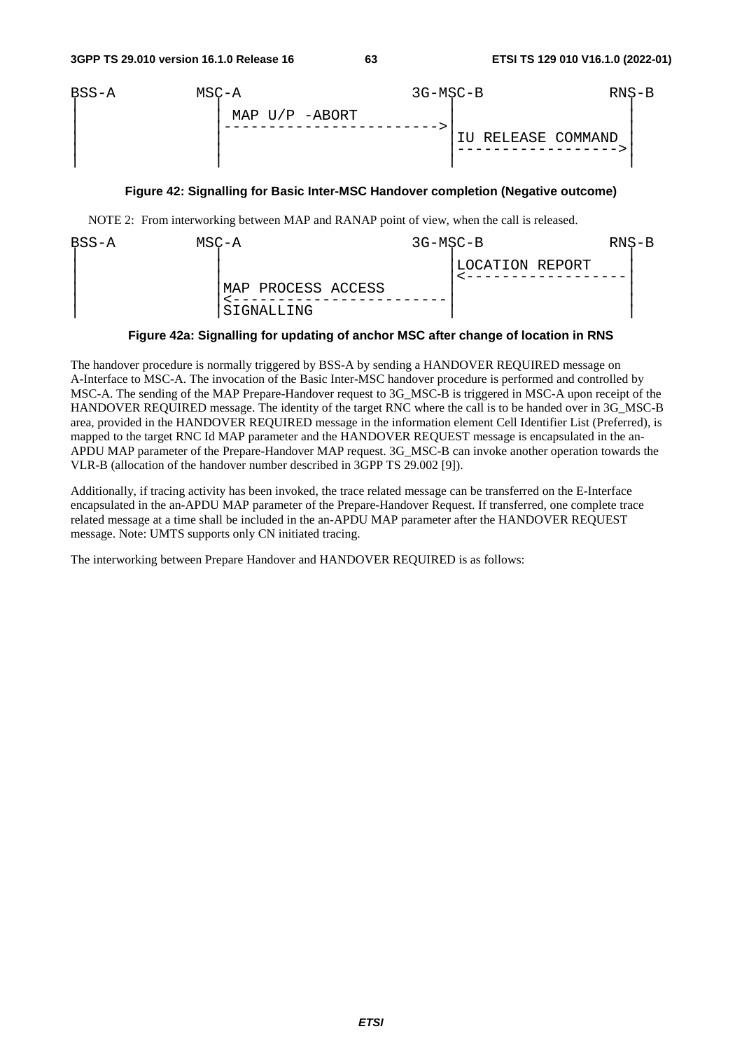```
BSS-A          MSC-A                         3G-MSC-B                RNS-B
 |               |  MAP U/P -ABORT              |                      |
 |               |----------------------------->|                      |
 |               |                              |IU RELEASE COMMAND    |
 |               |                              |--------------------->|
 |               |                              |                      |
```

**Figure 42: Signalling for Basic Inter-MSC Handover completion (Negative outcome)**

NOTE 2: From interworking between MAP and RANAP point of view, when the call is released.

```
BSS-A          MSC-A                         3G-MSC-B                RNS-B
 |               |                              |LOCATION REPORT       |
 |               |                              |<---------------------|
 |               |MAP PROCESS ACCESS            |                      |
 |               |<-----------------------------|                      |
 |               |SIGNALLING                    |                      |
```

**Figure 42a: Signalling for updating of anchor MSC after change of location in RNS**

The handover procedure is normally triggered by BSS-A by sending a HANDOVER REQUIRED message on A-Interface to MSC-A. The invocation of the Basic Inter-MSC handover procedure is performed and controlled by MSC-A. The sending of the MAP Prepare-Handover request to 3G_MSC-B is triggered in MSC-A upon receipt of the HANDOVER REQUIRED message. The identity of the target RNC where the call is to be handed over in 3G_MSC-B area, provided in the HANDOVER REQUIRED message in the information element Cell Identifier List (Preferred), is mapped to the target RNC Id MAP parameter and the HANDOVER REQUEST message is encapsulated in the an-APDU MAP parameter of the Prepare-Handover MAP request. 3G_MSC-B can invoke another operation towards the VLR-B (allocation of the handover number described in 3GPP TS 29.002 [9]).

Additionally, if tracing activity has been invoked, the trace related message can be transferred on the E-Interface encapsulated in the an-APDU MAP parameter of the Prepare-Handover Request. If transferred, one complete trace related message at a time shall be included in the an-APDU MAP parameter after the HANDOVER REQUEST message. Note: UMTS supports only CN initiated tracing.

The interworking between Prepare Handover and HANDOVER REQUIRED is as follows: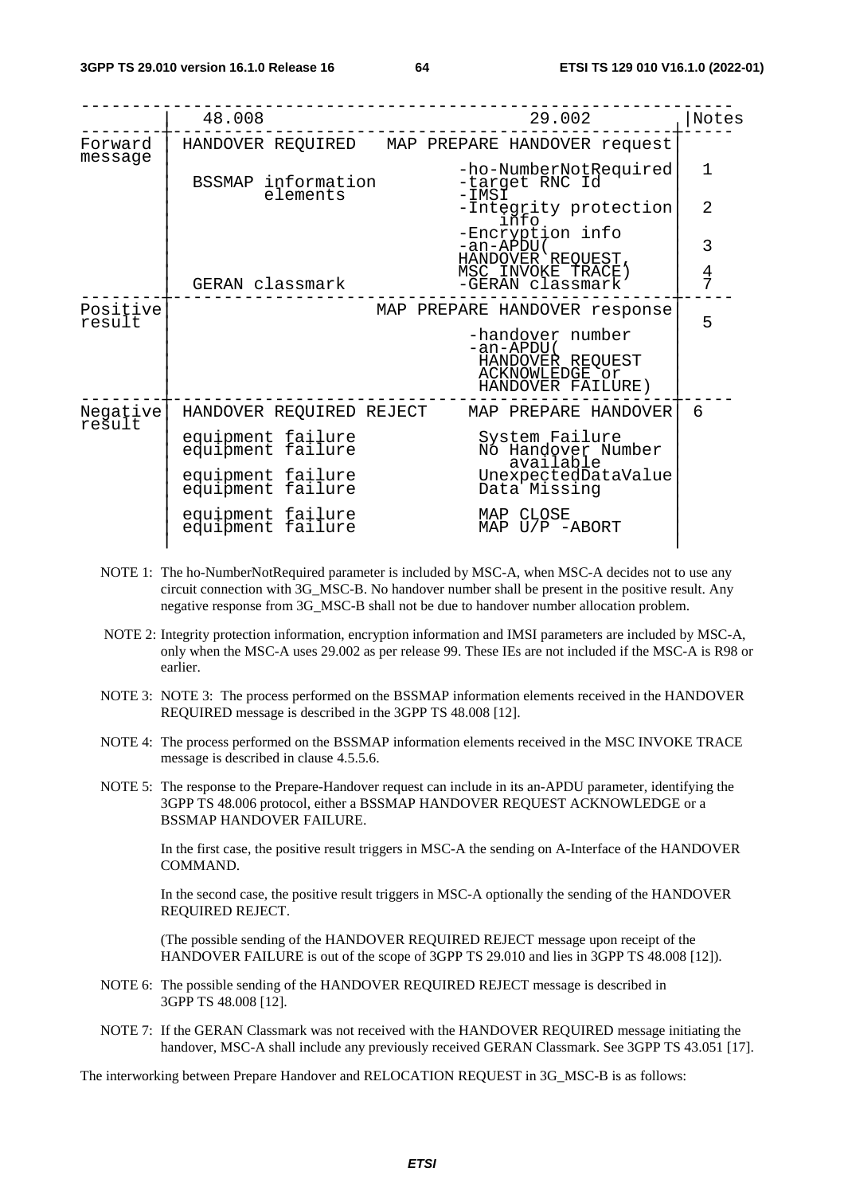|  | 48.008 | 29.002 | Notes |
|---|---|---|---|
| Forward message | HANDOVER REQUIRED | MAP PREPARE HANDOVER request |  |
|  |  | -ho-NumberNotRequired | 1 |
|  | BSSMAP information elements | -target RNC Id |  |
|  |  | -IMSI |  |
|  |  | -Integrity protection info | 2 |
|  |  | -Encryption info |  |
|  |  | -an-APDU( | 3 |
|  |  | HANDOVER REQUEST, |  |
|  |  | MSC INVOKE TRACE) | 4 |
|  | GERAN classmark | -GERAN classmark | 7 |
| Positive result |  | MAP PREPARE HANDOVER response | 5 |
|  |  | -handover number |  |
|  |  | -an-APDU( HANDOVER REQUEST ACKNOWLEDGE or HANDOVER FAILURE) |  |
| Negative result | HANDOVER REQUIRED REJECT | MAP PREPARE HANDOVER | 6 |
|  | equipment failure | System Failure |  |
|  | equipment failure | No Handover Number available |  |
|  | equipment failure | UnexpectedDataValue |  |
|  | equipment failure | Data Missing |  |
|  | equipment failure | MAP CLOSE |  |
|  | equipment failure | MAP U/P -ABORT |  |

NOTE 1: The ho-NumberNotRequired parameter is included by MSC-A, when MSC-A decides not to use any circuit connection with 3G_MSC-B. No handover number shall be present in the positive result. Any negative response from 3G_MSC-B shall not be due to handover number allocation problem.

NOTE 2: Integrity protection information, encryption information and IMSI parameters are included by MSC-A, only when the MSC-A uses 29.002 as per release 99. These IEs are not included if the MSC-A is R98 or earlier.

NOTE 3: NOTE 3: The process performed on the BSSMAP information elements received in the HANDOVER REQUIRED message is described in the 3GPP TS 48.008 [12].

NOTE 4: The process performed on the BSSMAP information elements received in the MSC INVOKE TRACE message is described in clause 4.5.5.6.

NOTE 5: The response to the Prepare-Handover request can include in its an-APDU parameter, identifying the 3GPP TS 48.006 protocol, either a BSSMAP HANDOVER REQUEST ACKNOWLEDGE or a BSSMAP HANDOVER FAILURE.

In the first case, the positive result triggers in MSC-A the sending on A-Interface of the HANDOVER COMMAND.

In the second case, the positive result triggers in MSC-A optionally the sending of the HANDOVER REQUIRED REJECT.

(The possible sending of the HANDOVER REQUIRED REJECT message upon receipt of the HANDOVER FAILURE is out of the scope of 3GPP TS 29.010 and lies in 3GPP TS 48.008 [12]).

NOTE 6: The possible sending of the HANDOVER REQUIRED REJECT message is described in 3GPP TS 48.008 [12].

NOTE 7: If the GERAN Classmark was not received with the HANDOVER REQUIRED message initiating the handover, MSC-A shall include any previously received GERAN Classmark. See 3GPP TS 43.051 [17].

The interworking between Prepare Handover and RELOCATION REQUEST in 3G_MSC-B is as follows: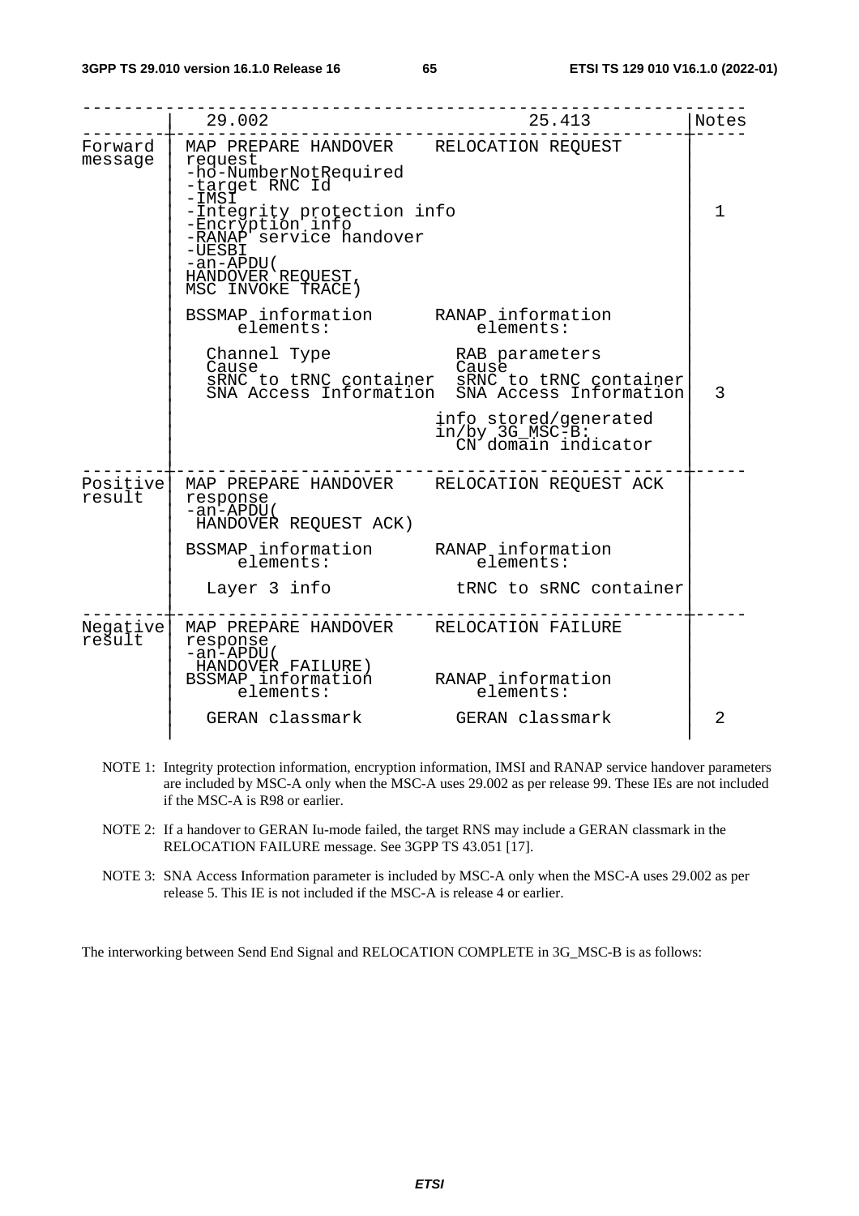| | 29.002 | 25.413 | Notes |
|---|---|---|---|
| Forward message | MAP PREPARE HANDOVER request<br>-ho-NumberNotRequired<br>-target RNC Id<br>-IMSI<br>-Integrity protection info<br>-Encryption info<br>-RANAP service handover<br>-UESBI<br>-an-APDU(<br>HANDOVER REQUEST,<br>MSC INVOKE TRACE) | RELOCATION REQUEST | 1 |
| | BSSMAP information elements: | RANAP information elements: | |
| | Channel Type<br>Cause<br>sRNC to tRNC container<br>SNA Access Information | RAB parameters<br>Cause<br>sRNC to tRNC container<br>SNA Access Information | 3 |
| | | info stored/generated in/by 3G_MSC-B:<br>CN domain indicator | |
| Positive result | MAP PREPARE HANDOVER response<br>-an-APDU(<br>HANDOVER REQUEST ACK) | RELOCATION REQUEST ACK | |
| | BSSMAP information elements: | RANAP information elements: | |
| | Layer 3 info | tRNC to sRNC container | |
| Negative result | MAP PREPARE HANDOVER response<br>-an-APDU(<br>HANDOVER FAILURE) | RELOCATION FAILURE | |
| | BSSMAP information elements: | RANAP information elements: | |
| | GERAN classmark | GERAN classmark | 2 |

NOTE 1: Integrity protection information, encryption information, IMSI and RANAP service handover parameters are included by MSC-A only when the MSC-A uses 29.002 as per release 99. These IEs are not included if the MSC-A is R98 or earlier.

NOTE 2: If a handover to GERAN Iu-mode failed, the target RNS may include a GERAN classmark in the RELOCATION FAILURE message. See 3GPP TS 43.051 [17].

NOTE 3: SNA Access Information parameter is included by MSC-A only when the MSC-A uses 29.002 as per release 5. This IE is not included if the MSC-A is release 4 or earlier.

The interworking between Send End Signal and RELOCATION COMPLETE in 3G_MSC-B is as follows: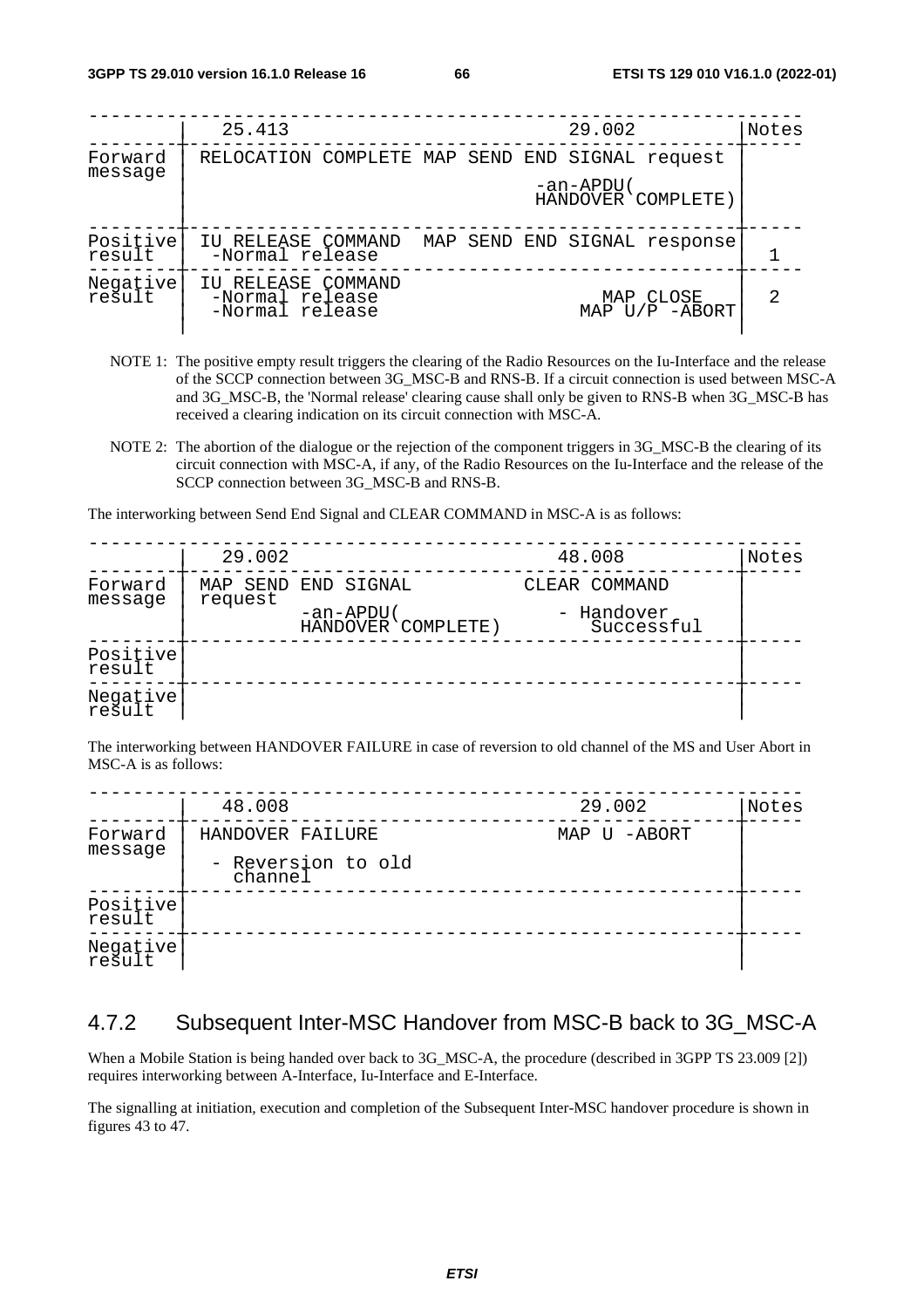|  | 25.413 | 29.002 | Notes |
|---|---|---|---|
| Forward message | RELOCATION COMPLETE | MAP SEND END SIGNAL request -an-APDU( HANDOVER COMPLETE) |  |
| Positive result | IU RELEASE COMMAND -Normal release | MAP SEND END SIGNAL response | 1 |
| Negative result | IU RELEASE COMMAND -Normal release -Normal release | MAP CLOSE MAP U/P -ABORT | 2 |

NOTE 1: The positive empty result triggers the clearing of the Radio Resources on the Iu-Interface and the release of the SCCP connection between 3G_MSC-B and RNS-B. If a circuit connection is used between MSC-A and 3G_MSC-B, the 'Normal release' clearing cause shall only be given to RNS-B when 3G_MSC-B has received a clearing indication on its circuit connection with MSC-A.

NOTE 2: The abortion of the dialogue or the rejection of the component triggers in 3G_MSC-B the clearing of its circuit connection with MSC-A, if any, of the Radio Resources on the Iu-Interface and the release of the SCCP connection between 3G_MSC-B and RNS-B.

The interworking between Send End Signal and CLEAR COMMAND in MSC-A is as follows:

|  | 29.002 | 48.008 | Notes |
|---|---|---|---|
| Forward message | MAP SEND END SIGNAL request -an-APDU( HANDOVER COMPLETE) | CLEAR COMMAND - Handover Successful |  |
| Positive result |  |  |  |
| Negative result |  |  |  |

The interworking between HANDOVER FAILURE in case of reversion to old channel of the MS and User Abort in MSC-A is as follows:

|  | 48.008 | 29.002 | Notes |
|---|---|---|---|
| Forward message | HANDOVER FAILURE - Reversion to old channel | MAP U -ABORT |  |
| Positive result |  |  |  |
| Negative result |  |  |  |

### 4.7.2 Subsequent Inter-MSC Handover from MSC-B back to 3G_MSC-A

When a Mobile Station is being handed over back to 3G_MSC-A, the procedure (described in 3GPP TS 23.009 [2]) requires interworking between A-Interface, Iu-Interface and E-Interface.

The signalling at initiation, execution and completion of the Subsequent Inter-MSC handover procedure is shown in figures 43 to 47.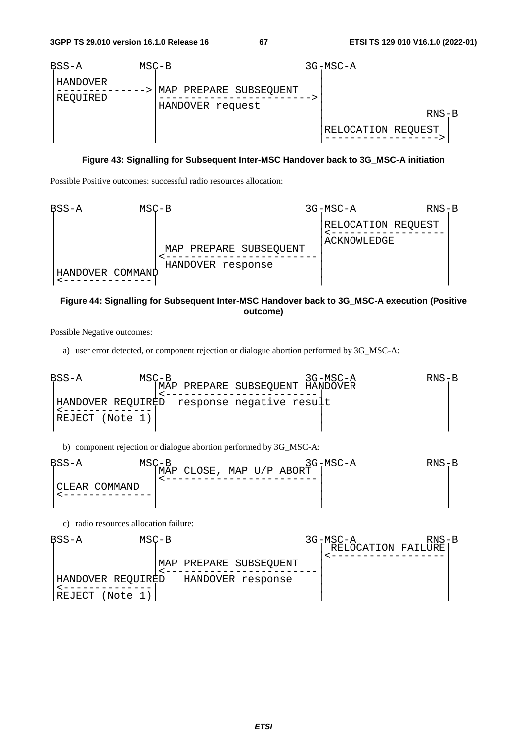```
BSS-A          MSC-B                           3G-MSC-A
 |              |                               |
 |HANDOVER      |                               |
 |------------->|MAP PREPARE SUBSEQUENT         |
 |REQUIRED      |------------------------------>|
 |              |HANDOVER request               |
 |              |                               |                  RNS-B
 |              |                               |                    |
 |              |                               |RELOCATION REQUEST  |
 |              |                               |------------------->|
```

**Figure 43: Signalling for Subsequent Inter-MSC Handover back to 3G_MSC-A initiation**

Possible Positive outcomes: successful radio resources allocation:

```
BSS-A          MSC-B                           3G-MSC-A           RNS-B
 |              |                               |                    |
 |              |                               |RELOCATION REQUEST  |
 |              |                               |<-------------------|
 |              |                               |ACKNOWLEDGE         |
 |              | MAP PREPARE SUBSEQUENT        |                    |
 |              |<------------------------------|                    |
 |              | HANDOVER response             |                    |
 |HANDOVER COMMAND                              |                    |
 |<-------------|                               |                    |
```

**Figure 44: Signalling for Subsequent Inter-MSC Handover back to 3G_MSC-A execution (Positive outcome)**

Possible Negative outcomes:

a) user error detected, or component rejection or dialogue abortion performed by 3G_MSC-A:

```
BSS-A          MSC-B                           3G-MSC-A           RNS-B
 |              |MAP PREPARE SUBSEQUENT HANDOVER                     |
 |              |<------------------------------|                    |
 |HANDOVER REQUIRED  response negative result   |                    |
 |<-------------|                               |                    |
 |REJECT (Note 1)                               |                    |
 |              |                               |                    |
```

b) component rejection or dialogue abortion performed by 3G_MSC-A:

```
BSS-A          MSC-B                           3G-MSC-A           RNS-B
 |              |MAP CLOSE, MAP U/P ABORT       |                    |
 |              |<------------------------------|                    |
 |CLEAR COMMAND |                               |                    |
 |<-------------|                               |                    |
 |              |                               |                    |
```

c) radio resources allocation failure:

```
BSS-A          MSC-B                           3G-MSC-A           RNS-B
 |              |                               | RELOCATION FAILURE |
 |              |                               |<-------------------|
 |              |MAP PREPARE SUBSEQUENT         |                    |
 |              |<------------------------------|                    |
 |HANDOVER REQUIRED   HANDOVER response         |                    |
 |<-------------|                               |                    |
 |REJECT (Note 1)                               |                    |
```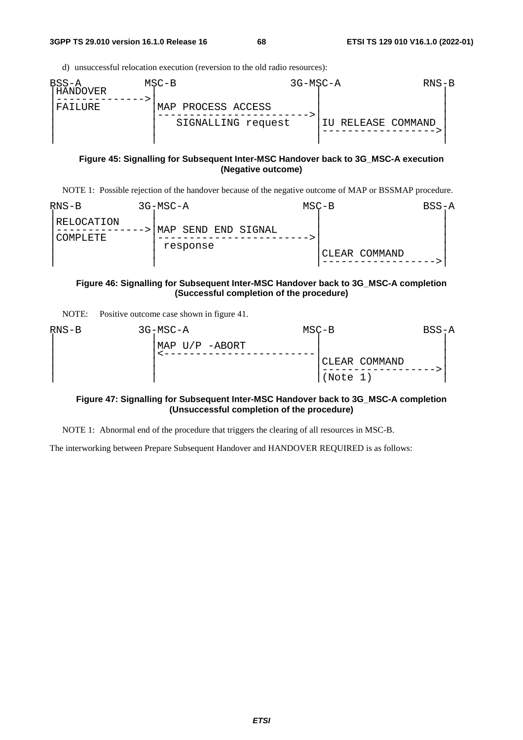d) unsuccessful relocation execution (reversion to the old radio resources):

```
BSS-A          MSC-B                    3G-MSC-A              RNS-B
 |HANDOVER       |                          |                     |
 |-------------->|                          |                     |
 |FAILURE        |MAP PROCESS ACCESS        |                     |
 |               |------------------------->|                     |
 |               |    SIGNALLING request    |IU RELEASE COMMAND   |
 |               |                          |-------------------->|
 |               |                          |                     |
```

**Figure 45: Signalling for Subsequent Inter-MSC Handover back to 3G_MSC-A execution (Negative outcome)**

NOTE 1: Possible rejection of the handover because of the negative outcome of MAP or BSSMAP procedure.

```
RNS-B          3G-MSC-A                 MSC-B                 BSS-A
 |               |                          |                     |
 |RELOCATION     |                          |                     |
 |-------------->|MAP SEND END SIGNAL       |                     |
 |COMPLETE       |------------------------->|                     |
 |               | response                 |                     |
 |               |                          |CLEAR COMMAND        |
 |               |                          |-------------------->|
```

**Figure 46: Signalling for Subsequent Inter-MSC Handover back to 3G_MSC-A completion (Successful completion of the procedure)**

NOTE: Positive outcome case shown in figure 41.

```
RNS-B          3G-MSC-A                 MSC-B                 BSS-A
 |               |                          |                     |
 |               |MAP U/P -ABORT            |                     |
 |               |<-------------------------|                     |
 |               |                          |CLEAR COMMAND        |
 |               |                          |-------------------->|
 |               |                          |(Note 1)             |
```

**Figure 47: Signalling for Subsequent Inter-MSC Handover back to 3G_MSC-A completion (Unsuccessful completion of the procedure)**

NOTE 1: Abnormal end of the procedure that triggers the clearing of all resources in MSC-B.

The interworking between Prepare Subsequent Handover and HANDOVER REQUIRED is as follows: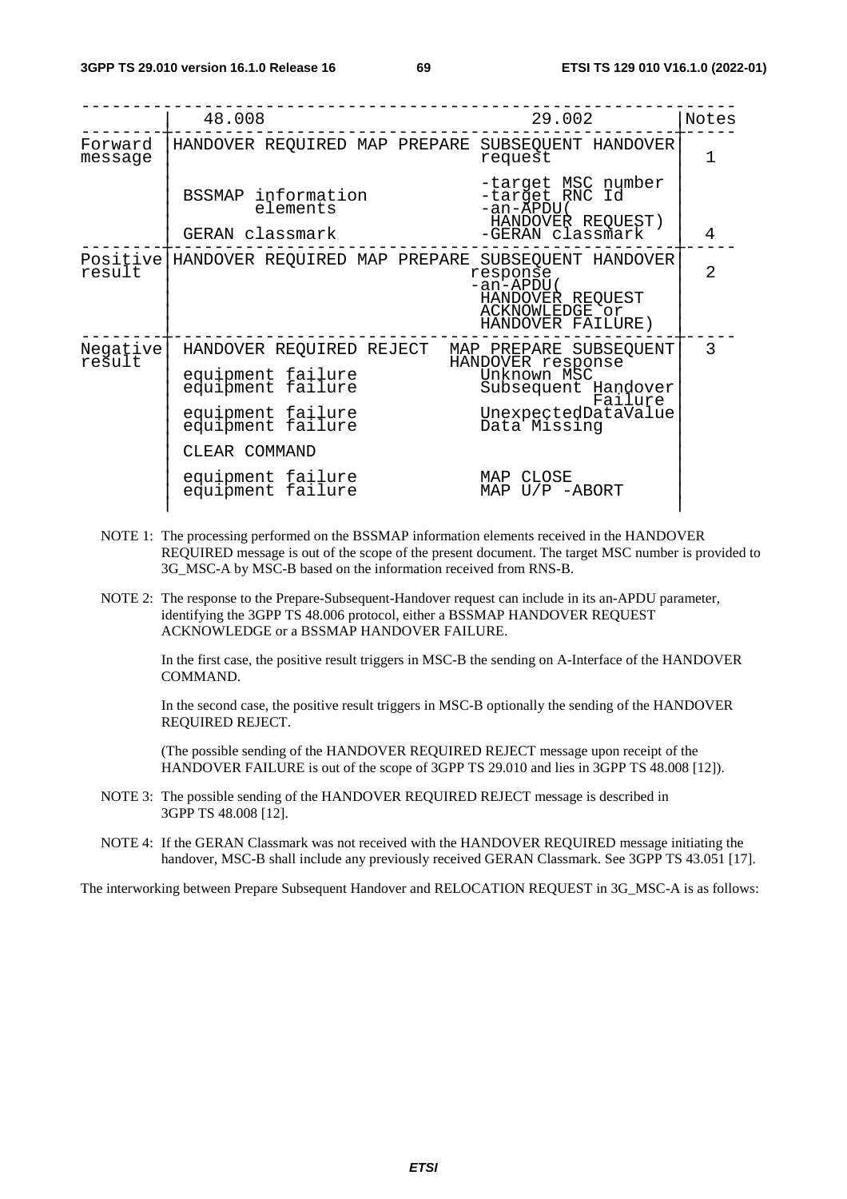|  | 48.008 | 29.002 | Notes |
|---|---|---|---|
| Forward message | HANDOVER REQUIRED | MAP PREPARE SUBSEQUENT HANDOVER request | 1 |
|  | BSSMAP information elements | -target MSC number<br>-target RNC Id<br>-an-APDU( HANDOVER REQUEST) |  |
|  | GERAN classmark | -GERAN classmark | 4 |
| Positive result | HANDOVER REQUIRED | MAP PREPARE SUBSEQUENT HANDOVER response<br>-an-APDU( HANDOVER REQUEST ACKNOWLEDGE or HANDOVER FAILURE) | 2 |
| Negative result | HANDOVER REQUIRED REJECT | MAP PREPARE SUBSEQUENT HANDOVER response | 3 |
|  | equipment failure | Unknown MSC |  |
|  | equipment failure | Subsequent Handover Failure |  |
|  | equipment failure | UnexpectedDataValue |  |
|  | equipment failure | Data Missing |  |
|  | CLEAR COMMAND |  |  |
|  | equipment failure | MAP CLOSE |  |
|  | equipment failure | MAP U/P -ABORT |  |

NOTE 1: The processing performed on the BSSMAP information elements received in the HANDOVER REQUIRED message is out of the scope of the present document. The target MSC number is provided to 3G_MSC-A by MSC-B based on the information received from RNS-B.

NOTE 2: The response to the Prepare-Subsequent-Handover request can include in its an-APDU parameter, identifying the 3GPP TS 48.006 protocol, either a BSSMAP HANDOVER REQUEST ACKNOWLEDGE or a BSSMAP HANDOVER FAILURE.

In the first case, the positive result triggers in MSC-B the sending on A-Interface of the HANDOVER COMMAND.

In the second case, the positive result triggers in MSC-B optionally the sending of the HANDOVER REQUIRED REJECT.

(The possible sending of the HANDOVER REQUIRED REJECT message upon receipt of the HANDOVER FAILURE is out of the scope of 3GPP TS 29.010 and lies in 3GPP TS 48.008 [12]).

NOTE 3: The possible sending of the HANDOVER REQUIRED REJECT message is described in 3GPP TS 48.008 [12].

NOTE 4: If the GERAN Classmark was not received with the HANDOVER REQUIRED message initiating the handover, MSC-B shall include any previously received GERAN Classmark. See 3GPP TS 43.051 [17].

The interworking between Prepare Subsequent Handover and RELOCATION REQUEST in 3G_MSC-A is as follows: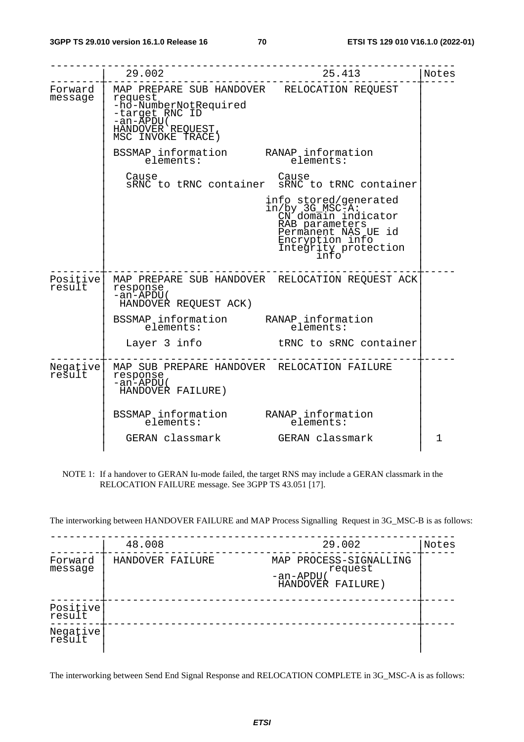|  | 29.002 | 25.413 | Notes |
|---|---|---|---|
| Forward message | MAP PREPARE SUB HANDOVER request<br>-ho-NumberNotRequired<br>-target RNC ID<br>-an-APDU(<br>HANDOVER REQUEST,<br>MSC INVOKE TRACE) | RELOCATION REQUEST |  |
|  | BSSMAP information elements: | RANAP information elements: |  |
|  | Cause<br>sRNC to tRNC container | Cause<br>sRNC to tRNC container |  |
|  |  | info stored/generated in/by 3G_MSC-A:<br>CN domain indicator<br>RAB parameters<br>Permanent NAS UE id<br>Encryption info<br>Integrity protection info |  |
| Positive result | MAP PREPARE SUB HANDOVER response<br>-an-APDU(<br>HANDOVER REQUEST ACK) | RELOCATION REQUEST ACK |  |
|  | BSSMAP information elements: | RANAP information elements: |  |
|  | Layer 3 info | tRNC to sRNC container |  |
| Negative result | MAP SUB PREPARE HANDOVER response<br>-an-APDU(<br>HANDOVER FAILURE) | RELOCATION FAILURE |  |
|  | BSSMAP information elements: | RANAP information elements: |  |
|  | GERAN classmark | GERAN classmark | 1 |

NOTE 1: If a handover to GERAN Iu-mode failed, the target RNS may include a GERAN classmark in the RELOCATION FAILURE message. See 3GPP TS 43.051 [17].

The interworking between HANDOVER FAILURE and MAP Process Signalling Request in 3G_MSC-B is as follows:

|  | 48.008 | 29.002 | Notes |
|---|---|---|---|
| Forward message | HANDOVER FAILURE | MAP PROCESS-SIGNALLING request<br>-an-APDU(<br>HANDOVER FAILURE) |  |
| Positive result |  |  |  |
| Negative result |  |  |  |

The interworking between Send End Signal Response and RELOCATION COMPLETE in 3G_MSC-A is as follows: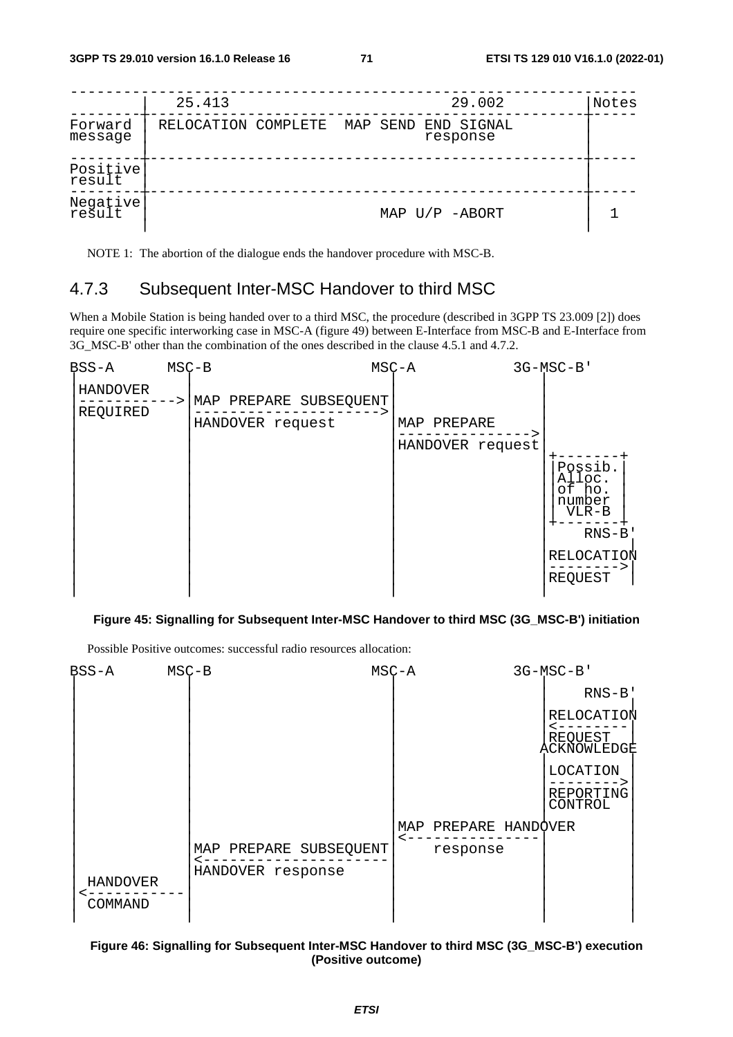| | 25.413 | 29.002 | Notes |
|---|---|---|---|
| Forward message | RELOCATION COMPLETE | MAP SEND END SIGNAL response | |
| Positive result | | | |
| Negative result | | MAP U/P -ABORT | 1 |

NOTE 1: The abortion of the dialogue ends the handover procedure with MSC-B.

### 4.7.3 Subsequent Inter-MSC Handover to third MSC

When a Mobile Station is being handed over to a third MSC, the procedure (described in 3GPP TS 23.009 [2]) does require one specific interworking case in MSC-A (figure 49) between E-Interface from MSC-B and E-Interface from 3G_MSC-B' other than the combination of the ones described in the clause 4.5.1 and 4.7.2.

```
BSS-A       MSC-B                     MSC-A           3G-MSC-B'
 |            |                         |                 |
 |HANDOVER    |                         |                 |
 |----------->|MAP PREPARE SUBSEQUENT   |                 |
 |REQUIRED    |------------------------>|                 |
 |            |HANDOVER request         |MAP PREPARE      |
 |            |                         |---------------->|
 |            |                         |HANDOVER request |
 |            |                         |                 |+-------+
 |            |                         |                 ||Possib.|
 |            |                         |                 ||Alloc. |
 |            |                         |                 ||of ho. |
 |            |                         |                 ||number |
 |            |                         |                 || VLR-B |
 |            |                         |                 |+-------+
 |            |                         |                 |    RNS-B'
 |            |                         |                 |       |
 |            |                         |                 |RELOCATION
 |            |                         |                 |------>|
 |            |                         |                 |REQUEST|
 |            |                         |                 |       |
```

**Figure 45: Signalling for Subsequent Inter-MSC Handover to third MSC (3G_MSC-B') initiation**

Possible Positive outcomes: successful radio resources allocation:

```
BSS-A       MSC-B                     MSC-A           3G-MSC-B'
 |            |                         |                 |
 |            |                         |                 |    RNS-B'
 |            |                         |                 |       |
 |            |                         |                 |RELOCATION
 |            |                         |                 |<------|
 |            |                         |                 |REQUEST|
 |            |                         |                ACKNOWLEDGE
 |            |                         |                 |       |
 |            |                         |                 |LOCATION
 |            |                         |                 |------>|
 |            |                         |                 |REPORTING
 |            |                         |                 |CONTROL|
 |            |                         |                 |       |
 |            |                         |MAP PREPARE HANDOVER     |
 |            |                         |<----------------|       |
 |            |MAP PREPARE SUBSEQUENT   |    response     |       |
 |            |<------------------------|                 |       |
 |            |HANDOVER response        |                 |       |
 | HANDOVER   |                         |                 |       |
 |<-----------|                         |                 |       |
 | COMMAND    |                         |                 |       |
 |            |                         |                 |       |
```

**Figure 46: Signalling for Subsequent Inter-MSC Handover to third MSC (3G_MSC-B') execution (Positive outcome)**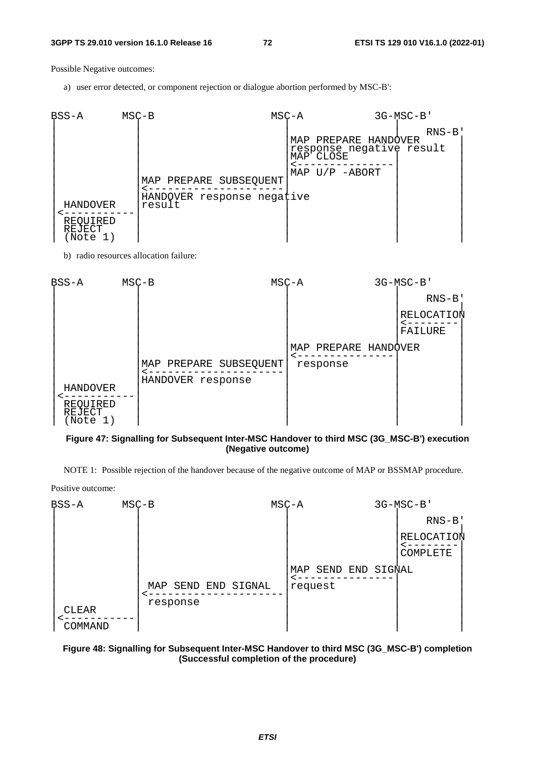Possible Negative outcomes:

a) user error detected, or component rejection or dialogue abortion performed by MSC-B':

```
BSS-A       MSC-B                    MSC-A           3G-MSC-B'
  |           |                        |                |     RNS-B'
  |           |                        |MAP PREPARE HANDOVER  |
  |           |                        |response negative result
  |           |                        |MAP CLOSE       |     |
  |           |                        |<---------------|     |
  |           |MAP PREPARE SUBSEQUENT  |MAP U/P -ABORT  |     |
  |           |<-----------------------|                |     |
  | HANDOVER  |HANDOVER response negative               |     |
  |<----------|result                  |                |     |
  | REQUIRED  |                        |                |     |
  | REJECT    |                        |                |     |
  | (Note 1)  |                        |                |     |
```

b) radio resources allocation failure:

```
BSS-A       MSC-B                    MSC-A           3G-MSC-B'
  |           |                        |                |     RNS-B'
  |           |                        |                |RELOCATION
  |           |                        |                |<--------
  |           |                        |                |FAILURE
  |           |                        |MAP PREPARE HANDOVER  |
  |           |                        |<---------------|     |
  |           |MAP PREPARE SUBSEQUENT  | response       |     |
  |           |<-----------------------|                |     |
  |           |HANDOVER response       |                |     |
  | HANDOVER  |                        |                |     |
  |<----------|                        |                |     |
  | REQUIRED  |                        |                |     |
  | REJECT    |                        |                |     |
  | (Note 1)  |                        |                |     |
```

**Figure 47: Signalling for Subsequent Inter-MSC Handover to third MSC (3G_MSC-B') execution (Negative outcome)**

NOTE 1: Possible rejection of the handover because of the negative outcome of MAP or BSSMAP procedure.

Positive outcome:

```
BSS-A       MSC-B                    MSC-A           3G-MSC-B'
  |           |                        |                |     RNS-B'
  |           |                        |                |RELOCATION
  |           |                        |                |<--------
  |           |                        |                |COMPLETE
  |           |                        |MAP SEND END SIGNAL   |
  |           |                        |<---------------|     |
  |           | MAP SEND END SIGNAL    |request         |     |
  |           |<-----------------------|                |     |
  |           | response               |                |     |
  | CLEAR     |                        |                |     |
  |<----------|                        |                |     |
  | COMMAND   |                        |                |     |
```

**Figure 48: Signalling for Subsequent Inter-MSC Handover to third MSC (3G_MSC-B') completion (Successful completion of the procedure)**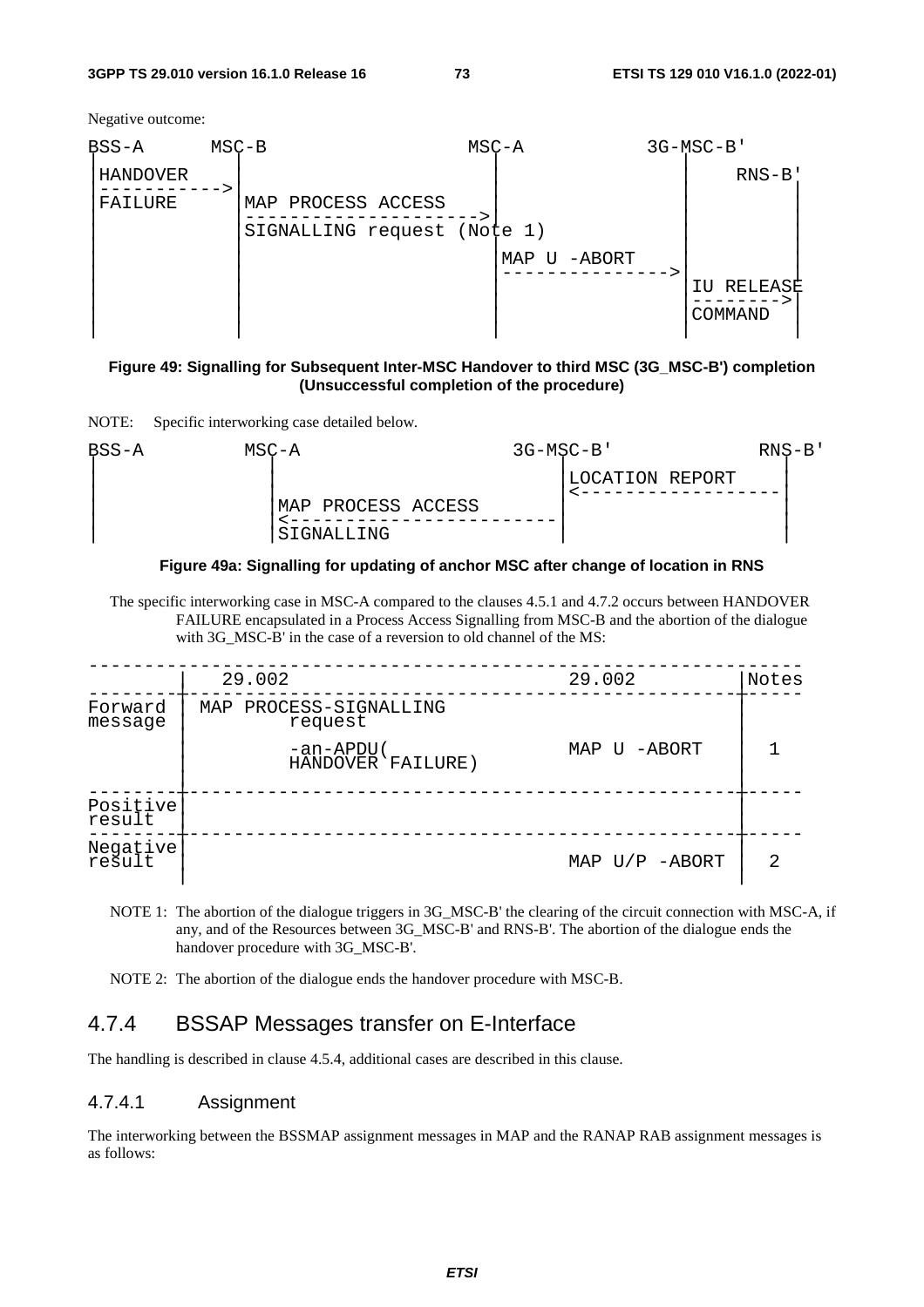Negative outcome:

```
BSS-A      MSC-B                    MSC-A          3G-MSC-B'
 |           |                        |                |
 |HANDOVER   |                        |                |        RNS-B'
 |----------->                        |                |          |
 |FAILURE    |MAP PROCESS ACCESS      |                |          |
 |           |----------------------->|                |          |
 |           |SIGNALLING request (Note 1)              |          |
 |           |                        |MAP U -ABORT    |          |
 |           |                        |--------------->|          |
 |           |                        |                |IU RELEASE|
 |           |                        |                |--------->|
 |           |                        |                |COMMAND   |
 |           |                        |                |          |
```

**Figure 49: Signalling for Subsequent Inter-MSC Handover to third MSC (3G_MSC-B') completion (Unsuccessful completion of the procedure)**

NOTE: Specific interworking case detailed below.

```
BSS-A        MSC-A                    3G-MSC-B'          RNS-B'
 |             |                         |                  |
 |             |                         |LOCATION REPORT   |
 |             |                         |<-----------------|
 |             |MAP PROCESS ACCESS       |                  |
 |             |<------------------------|                  |
 |             |SIGNALLING               |                  |
```

**Figure 49a: Signalling for updating of anchor MSC after change of location in RNS**

The specific interworking case in MSC-A compared to the clauses 4.5.1 and 4.7.2 occurs between HANDOVER FAILURE encapsulated in a Process Access Signalling from MSC-B and the abortion of the dialogue with 3G_MSC-B' in the case of a reversion to old channel of the MS:

| | 29.002 | 29.002 | Notes |
|---|---|---|---|
| Forward message | MAP PROCESS-SIGNALLING request<br>-an-APDU( HANDOVER FAILURE) | MAP U -ABORT | 1 |
| Positive result | | | |
| Negative result | | MAP U/P -ABORT | 2 |

NOTE 1: The abortion of the dialogue triggers in 3G_MSC-B' the clearing of the circuit connection with MSC-A, if any, and of the Resources between 3G_MSC-B' and RNS-B'. The abortion of the dialogue ends the handover procedure with 3G_MSC-B'.

NOTE 2: The abortion of the dialogue ends the handover procedure with MSC-B.

## 4.7.4 BSSAP Messages transfer on E-Interface

The handling is described in clause 4.5.4, additional cases are described in this clause.

### 4.7.4.1 Assignment

The interworking between the BSSMAP assignment messages in MAP and the RANAP RAB assignment messages is as follows: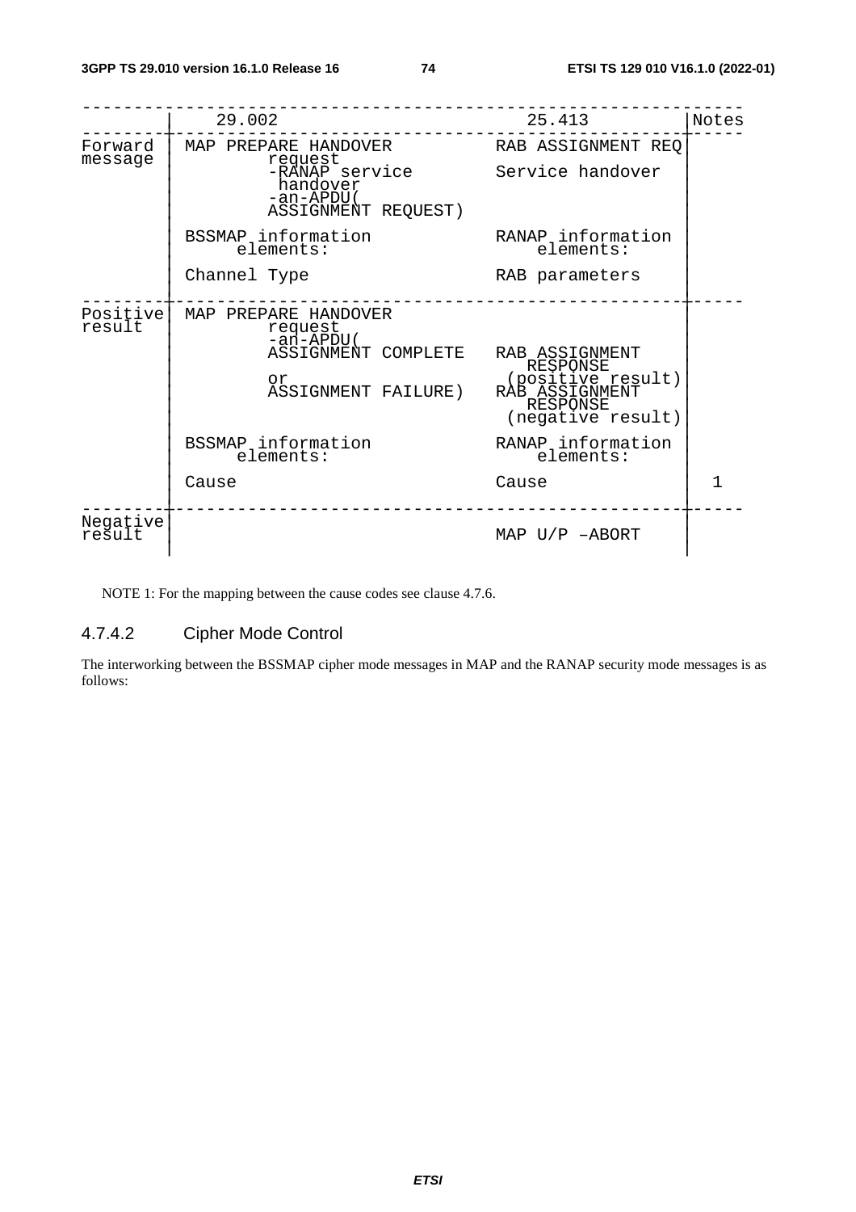|  | 29.002 | 25.413 | Notes |
| --- | --- | --- | --- |
| Forward message | MAP PREPARE HANDOVER request -RANAP service handover -an-APDU( ASSIGNMENT REQUEST) | RAB ASSIGNMENT REQ Service handover |  |
|  | BSSMAP information elements: | RANAP information elements: |  |
|  | Channel Type | RAB parameters |  |
| Positive result | MAP PREPARE HANDOVER request -an-APDU( ASSIGNMENT COMPLETE or ASSIGNMENT FAILURE) | RAB ASSIGNMENT RESPONSE (positive result) RAB ASSIGNMENT RESPONSE (negative result) |  |
|  | BSSMAP information elements: | RANAP information elements: |  |
|  | Cause | Cause | 1 |
| Negative result |  | MAP U/P –ABORT |  |

NOTE 1: For the mapping between the cause codes see clause 4.7.6.

### 4.7.4.2 Cipher Mode Control

The interworking between the BSSMAP cipher mode messages in MAP and the RANAP security mode messages is as follows: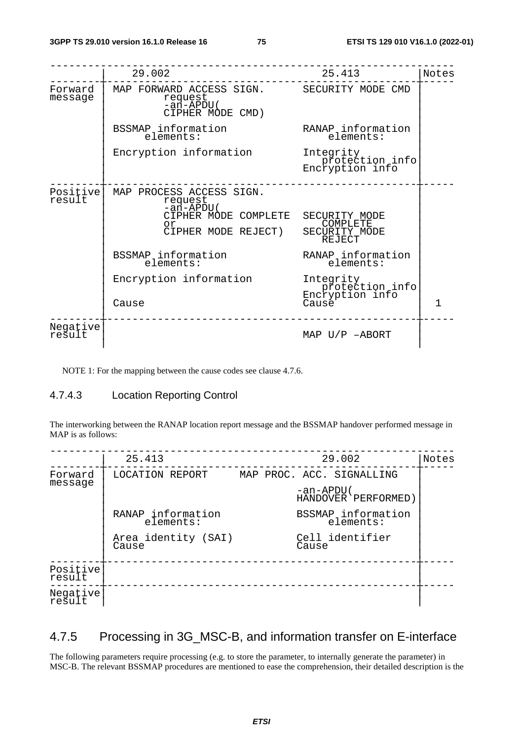|  | 29.002 | 25.413 | Notes |
|---|---|---|---|
| Forward message | MAP FORWARD ACCESS SIGN. request -an-APDU( CIPHER MODE CMD) | SECURITY MODE CMD |  |
|  | BSSMAP information elements: | RANAP information elements: |  |
|  | Encryption information | Integrity protection info Encryption info |  |
| Positive result | MAP PROCESS ACCESS SIGN. request -an-APDU( CIPHER MODE COMPLETE or CIPHER MODE REJECT) | SECURITY MODE COMPLETE SECURITY MODE REJECT |  |
|  | BSSMAP information elements: | RANAP information elements: |  |
|  | Encryption information | Integrity protection info Encryption info |  |
|  | Cause | Cause | 1 |
| Negative result |  | MAP U/P –ABORT |  |

NOTE 1: For the mapping between the cause codes see clause 4.7.6.

#### 4.7.4.3 Location Reporting Control

The interworking between the RANAP location report message and the BSSMAP handover performed message in MAP is as follows:

|  | 25.413 | 29.002 | Notes |
|---|---|---|---|
| Forward message | LOCATION REPORT | MAP PROC. ACC. SIGNALLING -an-APDU( HANDOVER PERFORMED) |  |
|  | RANAP information elements: | BSSMAP information elements: |  |
|  | Area identity (SAI) Cause | Cell identifier Cause |  |
| Positive result |  |  |  |
| Negative result |  |  |  |

### 4.7.5 Processing in 3G_MSC-B, and information transfer on E-interface

The following parameters require processing (e.g. to store the parameter, to internally generate the parameter) in MSC-B. The relevant BSSMAP procedures are mentioned to ease the comprehension, their detailed description is the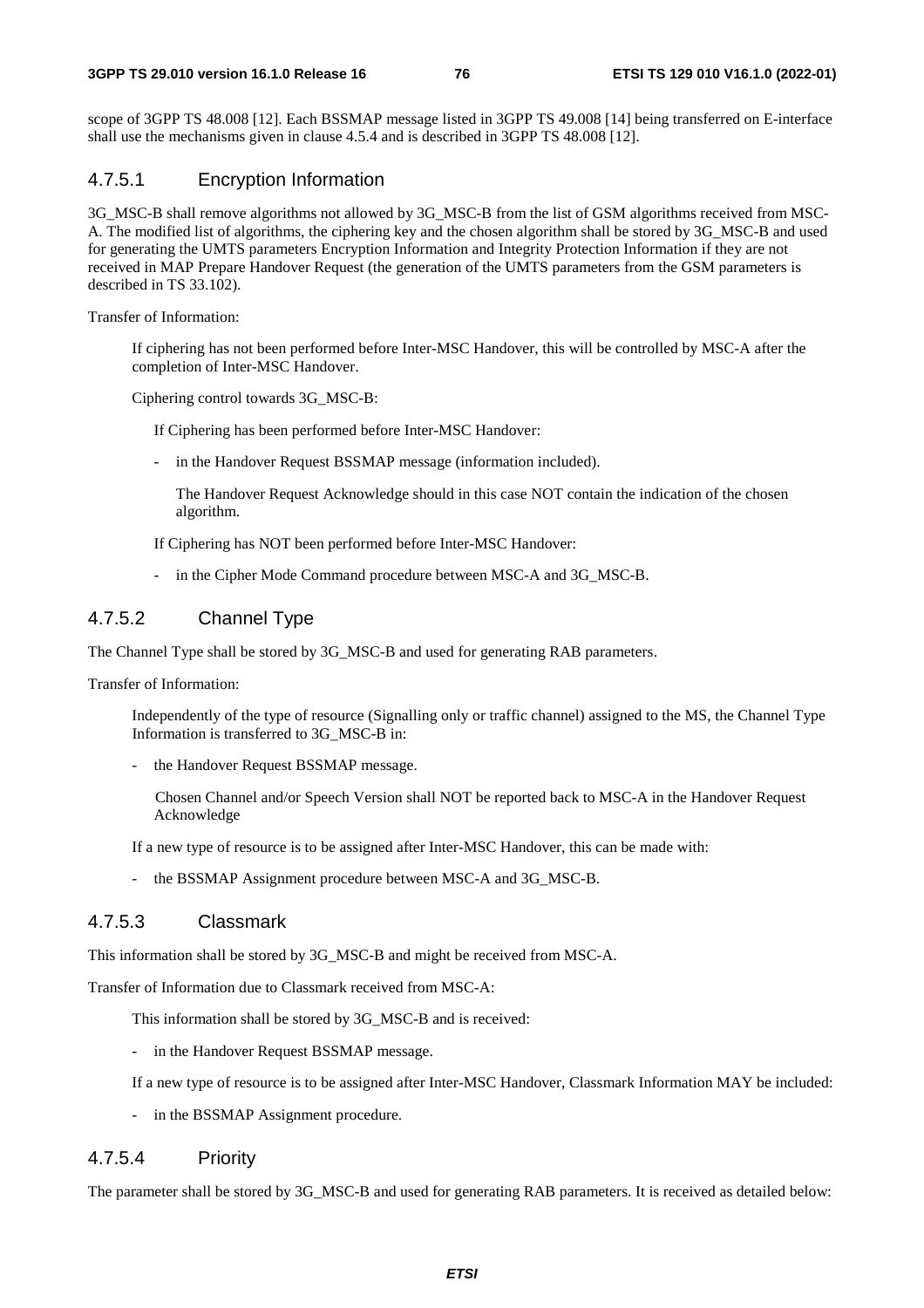scope of 3GPP TS 48.008 [12]. Each BSSMAP message listed in 3GPP TS 49.008 [14] being transferred on E-interface shall use the mechanisms given in clause 4.5.4 and is described in 3GPP TS 48.008 [12].

#### 4.7.5.1 Encryption Information

3G_MSC-B shall remove algorithms not allowed by 3G_MSC-B from the list of GSM algorithms received from MSC-A. The modified list of algorithms, the ciphering key and the chosen algorithm shall be stored by 3G_MSC-B and used for generating the UMTS parameters Encryption Information and Integrity Protection Information if they are not received in MAP Prepare Handover Request (the generation of the UMTS parameters from the GSM parameters is described in TS 33.102).

Transfer of Information:

If ciphering has not been performed before Inter-MSC Handover, this will be controlled by MSC-A after the completion of Inter-MSC Handover.

Ciphering control towards 3G_MSC-B:

If Ciphering has been performed before Inter-MSC Handover:

- in the Handover Request BSSMAP message (information included).

  The Handover Request Acknowledge should in this case NOT contain the indication of the chosen algorithm.

If Ciphering has NOT been performed before Inter-MSC Handover:

- in the Cipher Mode Command procedure between MSC-A and 3G_MSC-B.

#### 4.7.5.2 Channel Type

The Channel Type shall be stored by 3G_MSC-B and used for generating RAB parameters.

Transfer of Information:

Independently of the type of resource (Signalling only or traffic channel) assigned to the MS, the Channel Type Information is transferred to 3G_MSC-B in:

- the Handover Request BSSMAP message.

  Chosen Channel and/or Speech Version shall NOT be reported back to MSC-A in the Handover Request Acknowledge

If a new type of resource is to be assigned after Inter-MSC Handover, this can be made with:

- the BSSMAP Assignment procedure between MSC-A and 3G_MSC-B.

#### 4.7.5.3 Classmark

This information shall be stored by 3G_MSC-B and might be received from MSC-A.

Transfer of Information due to Classmark received from MSC-A:

This information shall be stored by 3G_MSC-B and is received:

- in the Handover Request BSSMAP message.

If a new type of resource is to be assigned after Inter-MSC Handover, Classmark Information MAY be included:

- in the BSSMAP Assignment procedure.

#### 4.7.5.4 Priority

The parameter shall be stored by 3G_MSC-B and used for generating RAB parameters. It is received as detailed below: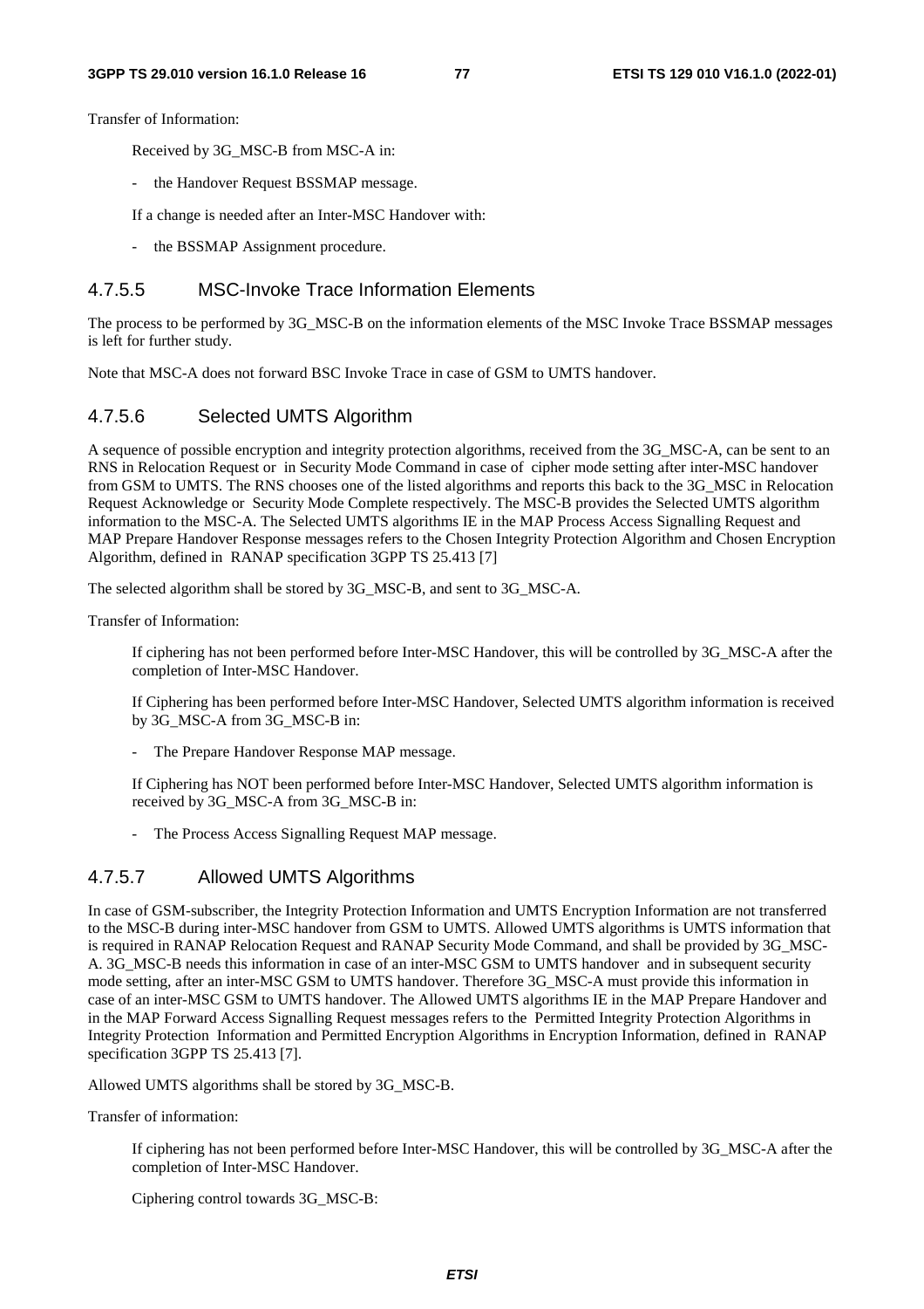Transfer of Information:

Received by 3G_MSC-B from MSC-A in:

- the Handover Request BSSMAP message.

If a change is needed after an Inter-MSC Handover with:

- the BSSMAP Assignment procedure.

#### 4.7.5.5 MSC-Invoke Trace Information Elements

The process to be performed by 3G_MSC-B on the information elements of the MSC Invoke Trace BSSMAP messages is left for further study.

Note that MSC-A does not forward BSC Invoke Trace in case of GSM to UMTS handover.

#### 4.7.5.6 Selected UMTS Algorithm

A sequence of possible encryption and integrity protection algorithms, received from the 3G_MSC-A, can be sent to an RNS in Relocation Request or in Security Mode Command in case of cipher mode setting after inter-MSC handover from GSM to UMTS. The RNS chooses one of the listed algorithms and reports this back to the 3G_MSC in Relocation Request Acknowledge or Security Mode Complete respectively. The MSC-B provides the Selected UMTS algorithm information to the MSC-A. The Selected UMTS algorithms IE in the MAP Process Access Signalling Request and MAP Prepare Handover Response messages refers to the Chosen Integrity Protection Algorithm and Chosen Encryption Algorithm, defined in RANAP specification 3GPP TS 25.413 [7]

The selected algorithm shall be stored by 3G_MSC-B, and sent to 3G_MSC-A.

Transfer of Information:

If ciphering has not been performed before Inter-MSC Handover, this will be controlled by 3G_MSC-A after the completion of Inter-MSC Handover.

If Ciphering has been performed before Inter-MSC Handover, Selected UMTS algorithm information is received by 3G_MSC-A from 3G_MSC-B in:

- The Prepare Handover Response MAP message.

If Ciphering has NOT been performed before Inter-MSC Handover, Selected UMTS algorithm information is received by 3G_MSC-A from 3G_MSC-B in:

- The Process Access Signalling Request MAP message.

#### 4.7.5.7 Allowed UMTS Algorithms

In case of GSM-subscriber, the Integrity Protection Information and UMTS Encryption Information are not transferred to the MSC-B during inter-MSC handover from GSM to UMTS. Allowed UMTS algorithms is UMTS information that is required in RANAP Relocation Request and RANAP Security Mode Command, and shall be provided by 3G_MSC-A. 3G_MSC-B needs this information in case of an inter-MSC GSM to UMTS handover and in subsequent security mode setting, after an inter-MSC GSM to UMTS handover. Therefore 3G_MSC-A must provide this information in case of an inter-MSC GSM to UMTS handover. The Allowed UMTS algorithms IE in the MAP Prepare Handover and in the MAP Forward Access Signalling Request messages refers to the Permitted Integrity Protection Algorithms in Integrity Protection Information and Permitted Encryption Algorithms in Encryption Information, defined in RANAP specification 3GPP TS 25.413 [7].

Allowed UMTS algorithms shall be stored by 3G_MSC-B.

Transfer of information:

If ciphering has not been performed before Inter-MSC Handover, this will be controlled by 3G_MSC-A after the completion of Inter-MSC Handover.

Ciphering control towards 3G_MSC-B: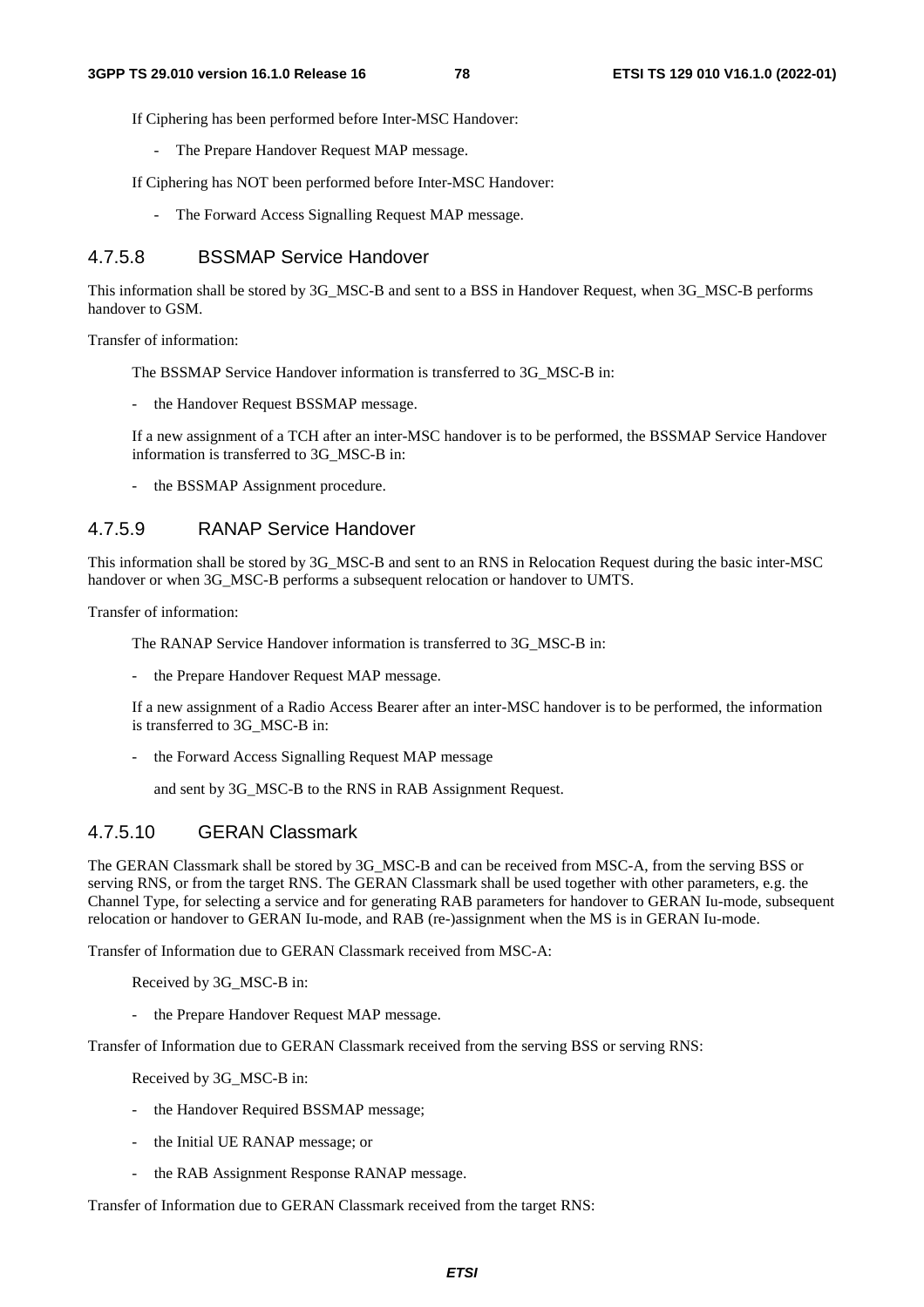If Ciphering has been performed before Inter-MSC Handover:

- The Prepare Handover Request MAP message.

If Ciphering has NOT been performed before Inter-MSC Handover:

- The Forward Access Signalling Request MAP message.

### 4.7.5.8 BSSMAP Service Handover

This information shall be stored by 3G_MSC-B and sent to a BSS in Handover Request, when 3G_MSC-B performs handover to GSM.

Transfer of information:

The BSSMAP Service Handover information is transferred to 3G_MSC-B in:

- the Handover Request BSSMAP message.

If a new assignment of a TCH after an inter-MSC handover is to be performed, the BSSMAP Service Handover information is transferred to 3G_MSC-B in:

- the BSSMAP Assignment procedure.

### 4.7.5.9 RANAP Service Handover

This information shall be stored by 3G_MSC-B and sent to an RNS in Relocation Request during the basic inter-MSC handover or when 3G_MSC-B performs a subsequent relocation or handover to UMTS.

Transfer of information:

The RANAP Service Handover information is transferred to 3G_MSC-B in:

- the Prepare Handover Request MAP message.

If a new assignment of a Radio Access Bearer after an inter-MSC handover is to be performed, the information is transferred to 3G_MSC-B in:

- the Forward Access Signalling Request MAP message

  and sent by 3G_MSC-B to the RNS in RAB Assignment Request.

### 4.7.5.10 GERAN Classmark

The GERAN Classmark shall be stored by 3G_MSC-B and can be received from MSC-A, from the serving BSS or serving RNS, or from the target RNS. The GERAN Classmark shall be used together with other parameters, e.g. the Channel Type, for selecting a service and for generating RAB parameters for handover to GERAN Iu-mode, subsequent relocation or handover to GERAN Iu-mode, and RAB (re-)assignment when the MS is in GERAN Iu-mode.

Transfer of Information due to GERAN Classmark received from MSC-A:

Received by 3G_MSC-B in:

- the Prepare Handover Request MAP message.

Transfer of Information due to GERAN Classmark received from the serving BSS or serving RNS:

Received by 3G_MSC-B in:

- the Handover Required BSSMAP message;
- the Initial UE RANAP message; or
- the RAB Assignment Response RANAP message.

Transfer of Information due to GERAN Classmark received from the target RNS: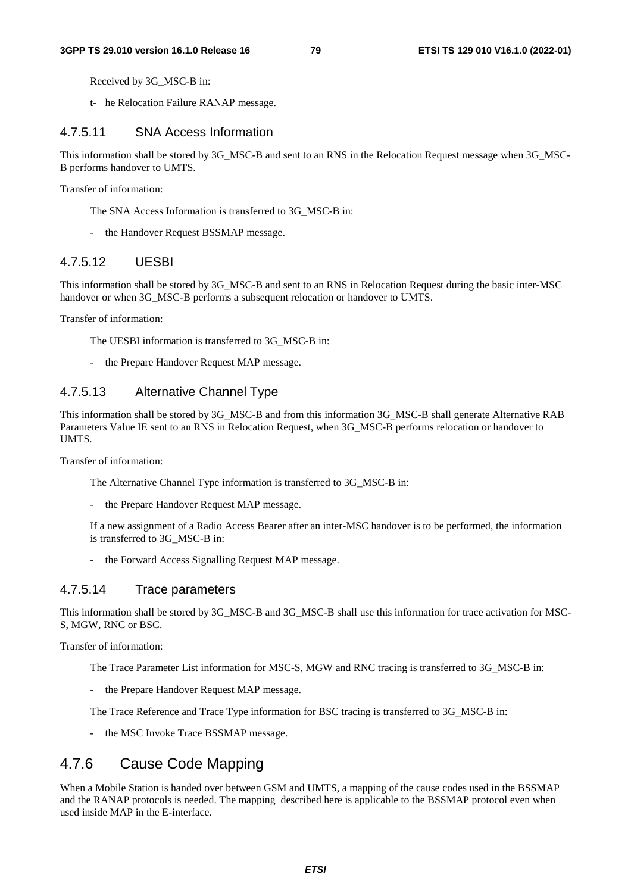Received by 3G_MSC-B in:

- the Relocation Failure RANAP message.

#### 4.7.5.11 SNA Access Information

This information shall be stored by 3G_MSC-B and sent to an RNS in the Relocation Request message when 3G_MSC-B performs handover to UMTS.

Transfer of information:

The SNA Access Information is transferred to 3G_MSC-B in:

- the Handover Request BSSMAP message.

#### 4.7.5.12 UESBI

This information shall be stored by 3G_MSC-B and sent to an RNS in Relocation Request during the basic inter-MSC handover or when 3G_MSC-B performs a subsequent relocation or handover to UMTS.

Transfer of information:

The UESBI information is transferred to 3G_MSC-B in:

- the Prepare Handover Request MAP message.

#### 4.7.5.13 Alternative Channel Type

This information shall be stored by 3G_MSC-B and from this information 3G_MSC-B shall generate Alternative RAB Parameters Value IE sent to an RNS in Relocation Request, when 3G_MSC-B performs relocation or handover to UMTS.

Transfer of information:

The Alternative Channel Type information is transferred to 3G_MSC-B in:

- the Prepare Handover Request MAP message.

If a new assignment of a Radio Access Bearer after an inter-MSC handover is to be performed, the information is transferred to 3G_MSC-B in:

- the Forward Access Signalling Request MAP message.

#### 4.7.5.14 Trace parameters

This information shall be stored by 3G_MSC-B and 3G_MSC-B shall use this information for trace activation for MSC-S, MGW, RNC or BSC.

Transfer of information:

The Trace Parameter List information for MSC-S, MGW and RNC tracing is transferred to 3G_MSC-B in:

- the Prepare Handover Request MAP message.

The Trace Reference and Trace Type information for BSC tracing is transferred to 3G_MSC-B in:

- the MSC Invoke Trace BSSMAP message.

### 4.7.6 Cause Code Mapping

When a Mobile Station is handed over between GSM and UMTS, a mapping of the cause codes used in the BSSMAP and the RANAP protocols is needed. The mapping described here is applicable to the BSSMAP protocol even when used inside MAP in the E-interface.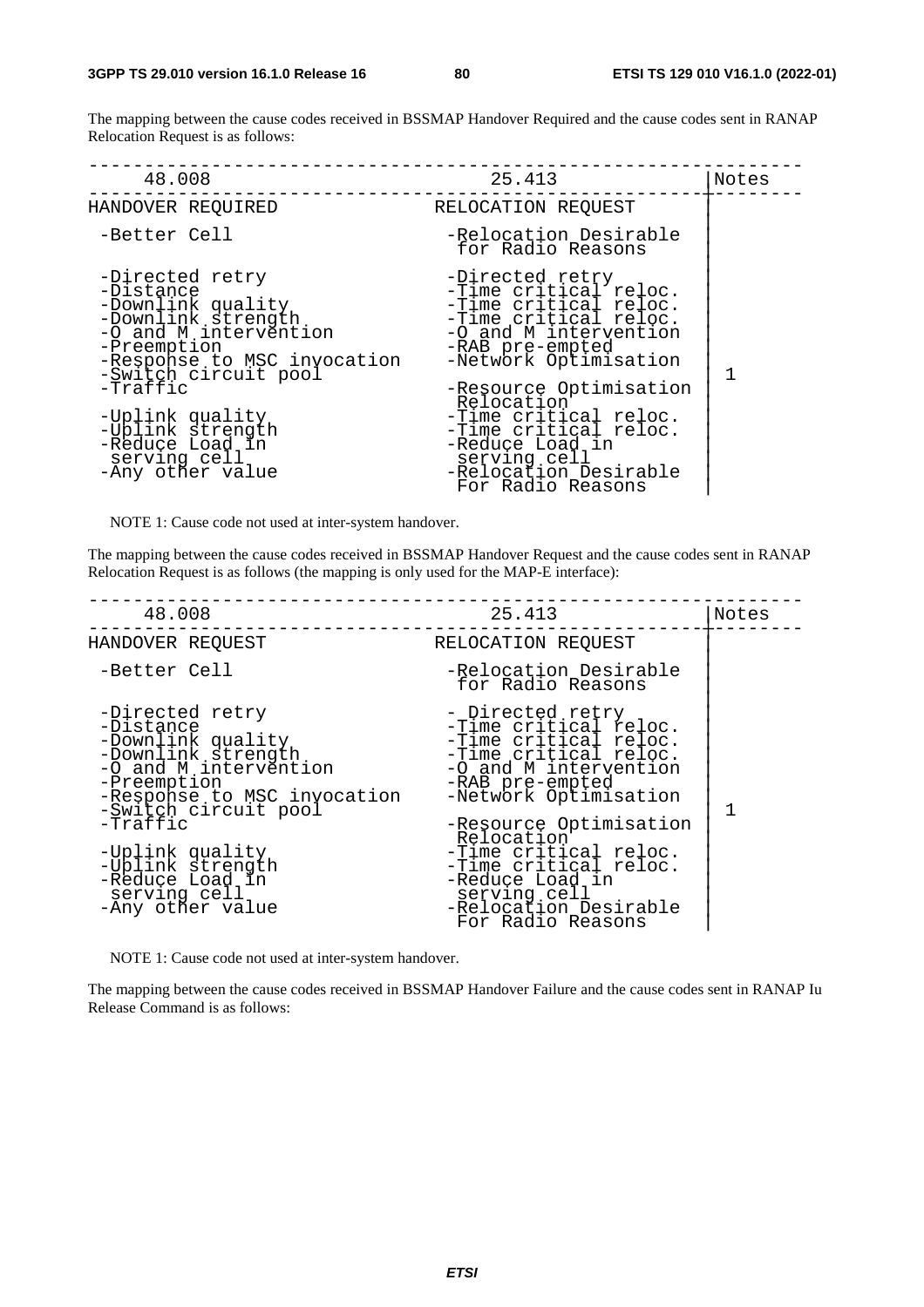The mapping between the cause codes received in BSSMAP Handover Required and the cause codes sent in RANAP Relocation Request is as follows:

```
-----------------------------------------------------------------
     48.008                          25.413                |Notes
-----------------------------------------------------------+--------
HANDOVER REQUIRED              RELOCATION REQUEST          |
                                                           |
 -Better Cell                   -Relocation Desirable      |
                                 for Radio Reasons         |
                                                           |
 -Directed retry                -Directed retry            |
 -Distance                      -Time critical reloc.      |
 -Downlink quality              -Time critical reloc.      |
 -Downlink strength             -Time critical reloc.      |
 -O and M intervention          -O and M intervention      |
 -Preemption                    -RAB pre-empted            |
 -Response to MSC invocation    -Network Optimisation      |
 -Switch circuit pool                                      |   1
 -Traffic                       -Resource Optimisation     |
                                 Relocation                |
 -Uplink quality                -Time critical reloc.      |
 -Uplink strength               -Time critical reloc.      |
 -Reduce Load in                -Reduce Load in            |
  serving cell                   serving cell              |
 -Any other value               -Relocation Desirable      |
                                 For Radio Reasons         |
```

NOTE 1: Cause code not used at inter-system handover.

The mapping between the cause codes received in BSSMAP Handover Request and the cause codes sent in RANAP Relocation Request is as follows (the mapping is only used for the MAP-E interface):

```
-----------------------------------------------------------------
     48.008                          25.413                |Notes
-----------------------------------------------------------+--------
HANDOVER REQUEST               RELOCATION REQUEST          |
                                                           |
 -Better Cell                   -Relocation Desirable      |
                                 for Radio Reasons         |
                                                           |
 -Directed retry                - Directed retry           |
 -Distance                      -Time critical reloc.      |
 -Downlink quality              -Time critical reloc.      |
 -Downlink strength             -Time critical reloc.      |
 -O and M intervention          -O and M intervention      |
 -Preemption                    -RAB pre-empted            |
 -Response to MSC invocation    -Network Optimisation      |
 -Switch circuit pool                                      |   1
 -Traffic                       -Resource Optimisation     |
                                 Relocation                |
 -Uplink quality                -Time critical reloc.      |
 -Uplink strength               -Time critical reloc.      |
 -Reduce Load in                -Reduce Load in            |
  serving cell                   serving cell              |
 -Any other value               -Relocation Desirable      |
                                 For Radio Reasons         |
```

NOTE 1: Cause code not used at inter-system handover.

The mapping between the cause codes received in BSSMAP Handover Failure and the cause codes sent in RANAP Iu Release Command is as follows: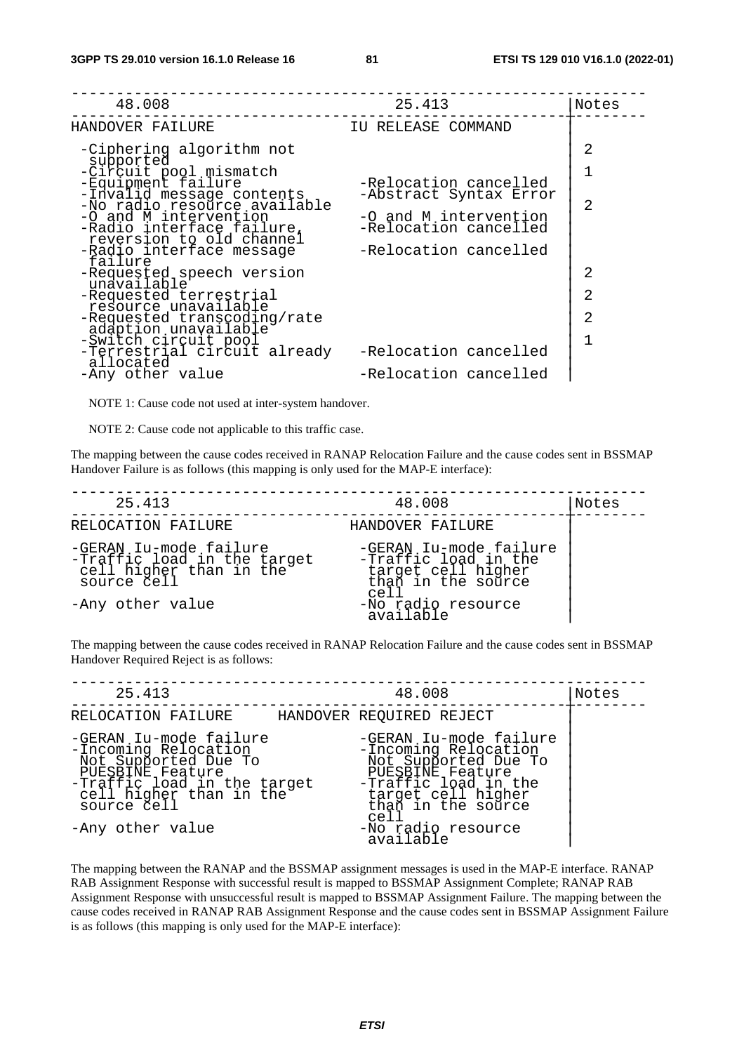| 48.008 | 25.413 | Notes |
|---|---|---|
| HANDOVER FAILURE | IU RELEASE COMMAND | |
| -Ciphering algorithm not supported | | 2 |
| -Circuit pool mismatch | | 1 |
| -Equipment failure | -Relocation cancelled | |
| -Invalid message contents | -Abstract Syntax Error | |
| -No radio resource available | | 2 |
| -O and M intervention | -O and M intervention | |
| -Radio interface failure, reversion to old channel | -Relocation cancelled | |
| -Radio interface message failure | -Relocation cancelled | |
| -Requested speech version unavailable | | 2 |
| -Requested terrestrial resource unavailable | | 2 |
| -Requested transcoding/rate adaption unavailable | | 2 |
| -Switch circuit pool | | 1 |
| -Terrestrial circuit already allocated | -Relocation cancelled | |
| -Any other value | -Relocation cancelled | |

NOTE 1: Cause code not used at inter-system handover.

NOTE 2: Cause code not applicable to this traffic case.

The mapping between the cause codes received in RANAP Relocation Failure and the cause codes sent in BSSMAP Handover Failure is as follows (this mapping is only used for the MAP-E interface):

| 25.413 | 48.008 | Notes |
|---|---|---|
| RELOCATION FAILURE | HANDOVER FAILURE | |
| -GERAN Iu-mode failure | -GERAN Iu-mode failure | |
| -Traffic load in the target cell higher than in the source cell | -Traffic load in the target cell higher than in the source cell | |
| -Any other value | -No radio resource available | |

The mapping between the cause codes received in RANAP Relocation Failure and the cause codes sent in BSSMAP Handover Required Reject is as follows:

| 25.413 | 48.008 | Notes |
|---|---|---|
| RELOCATION FAILURE | HANDOVER REQUIRED REJECT | |
| -GERAN Iu-mode failure | -GERAN Iu-mode failure | |
| -Incoming Relocation Not Supported Due To PUESBINE Feature | -Incoming Relocation Not Supported Due To PUESBINE Feature | |
| -Traffic load in the target cell higher than in the source cell | -Traffic load in the target cell higher than in the source cell | |
| -Any other value | -No radio resource available | |

The mapping between the RANAP and the BSSMAP assignment messages is used in the MAP-E interface. RANAP RAB Assignment Response with successful result is mapped to BSSMAP Assignment Complete; RANAP RAB Assignment Response with unsuccessful result is mapped to BSSMAP Assignment Failure. The mapping between the cause codes received in RANAP RAB Assignment Response and the cause codes sent in BSSMAP Assignment Failure is as follows (this mapping is only used for the MAP-E interface):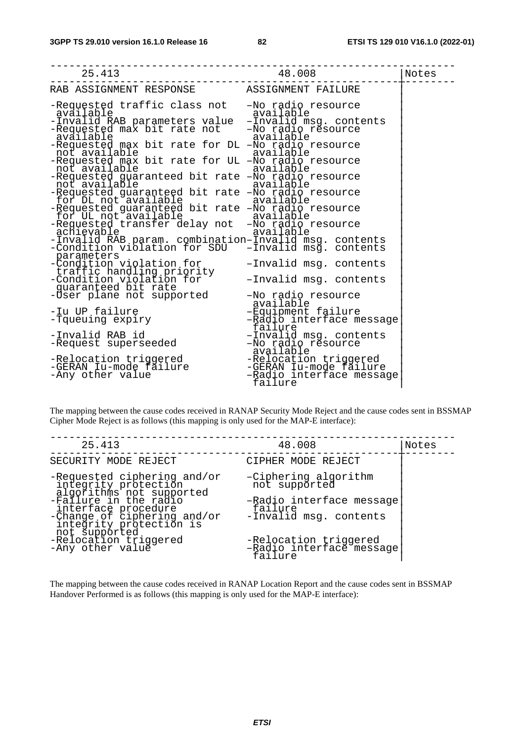| 25.413 | 48.008 | Notes |
|---|---|---|
| RAB ASSIGNMENT RESPONSE | ASSIGNMENT FAILURE | |
| -Requested traffic class not available | –No radio resource available | |
| -Invalid RAB parameters value | –Invalid msg. contents | |
| -Requested max bit rate not available | –No radio resource available | |
| -Requested max bit rate for DL not available | –No radio resource available | |
| -Requested max bit rate for UL not available | –No radio resource available | |
| -Requested guaranteed bit rate not available | –No radio resource available | |
| -Requested guaranteed bit rate for DL not available | –No radio resource available | |
| -Requested guaranteed bit rate for UL not available | –No radio resource available | |
| -Requested transfer delay not achievable | –No radio resource available | |
| -Invalid RAB param. combination | –Invalid msg. contents | |
| -Condition violation for SDU parameters | –Invalid msg. contents | |
| -Condition violation for traffic handling priority | –Invalid msg. contents | |
| -Condition violation for guaranteed bit rate | –Invalid msg. contents | |
| -User plane not supported | –No radio resource available | |
| -Iu UP failure | –Equipment failure | |
| -Tqueuing expiry | –Radio interface message failure | |
| -Invalid RAB id | –Invalid msg. contents | |
| -Request superseeded | –No radio resource available | |
| -Relocation triggered | -Relocation triggered | |
| -GERAN Iu-mode failure | -GERAN Iu-mode failure | |
| -Any other value | –Radio interface message failure | |

The mapping between the cause codes received in RANAP Security Mode Reject and the cause codes sent in BSSMAP Cipher Mode Reject is as follows (this mapping is only used for the MAP-E interface):

| 25.413 | 48.008 | Notes |
|---|---|---|
| SECURITY MODE REJECT | CIPHER MODE REJECT | |
| -Requested ciphering and/or integrity protection algorithms not supported | –Ciphering algorithm not supported | |
| -Failure in the radio interface procedure | –Radio interface message failure | |
| -Change of ciphering and/or integrity protection is not supported | -Invalid msg. contents | |
| -Relocation triggered | -Relocation triggered | |
| -Any other value | –Radio interface message failure | |

The mapping between the cause codes received in RANAP Location Report and the cause codes sent in BSSMAP Handover Performed is as follows (this mapping is only used for the MAP-E interface):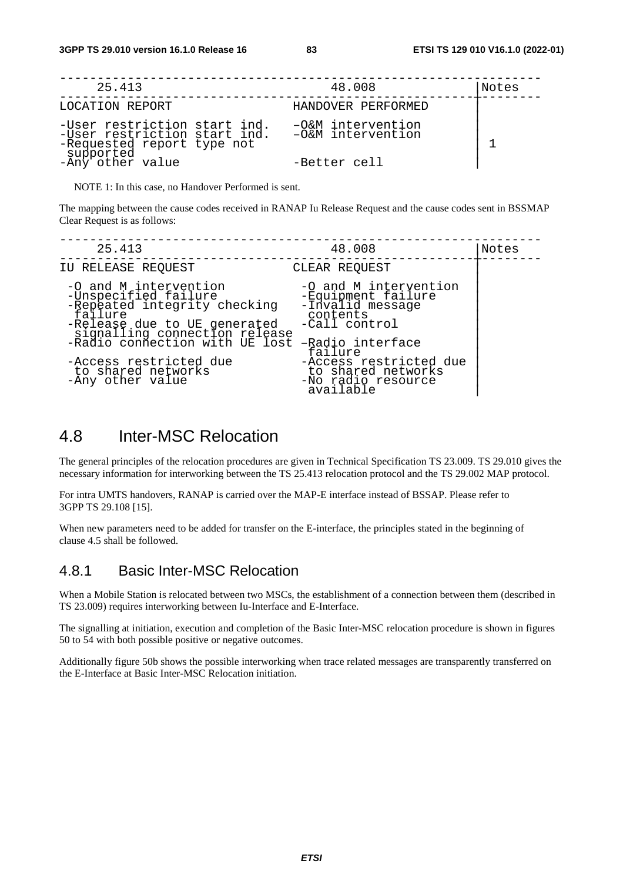| 25.413 | 48.008 | Notes |
| --- | --- | --- |
| LOCATION REPORT | HANDOVER PERFORMED | |
| -User restriction start ind. | –O&M intervention | |
| -User restriction start ind. | –O&M intervention | |
| -Requested report type not supported | | 1 |
| -Any other value | -Better cell | |

NOTE 1: In this case, no Handover Performed is sent.

The mapping between the cause codes received in RANAP Iu Release Request and the cause codes sent in BSSMAP Clear Request is as follows:

| 25.413 | 48.008 | Notes |
| --- | --- | --- |
| IU RELEASE REQUEST | CLEAR REQUEST | |
| -O and M intervention | -O and M intervention | |
| -Unspecified failure | -Equipment failure | |
| -Repeated integrity checking failure | -Invalid message contents | |
| -Release due to UE generated signalling connection release | -Call control | |
| -Radio connection with UE lost | –Radio interface failure | |
| -Access restricted due to shared networks | -Access restricted due to shared networks | |
| -Any other value | -No radio resource available | |

# 4.8 Inter-MSC Relocation

The general principles of the relocation procedures are given in Technical Specification TS 23.009. TS 29.010 gives the necessary information for interworking between the TS 25.413 relocation protocol and the TS 29.002 MAP protocol.

For intra UMTS handovers, RANAP is carried over the MAP-E interface instead of BSSAP. Please refer to 3GPP TS 29.108 [15].

When new parameters need to be added for transfer on the E-interface, the principles stated in the beginning of clause 4.5 shall be followed.

## 4.8.1 Basic Inter-MSC Relocation

When a Mobile Station is relocated between two MSCs, the establishment of a connection between them (described in TS 23.009) requires interworking between Iu-Interface and E-Interface.

The signalling at initiation, execution and completion of the Basic Inter-MSC relocation procedure is shown in figures 50 to 54 with both possible positive or negative outcomes.

Additionally figure 50b shows the possible interworking when trace related messages are transparently transferred on the E-Interface at Basic Inter-MSC Relocation initiation.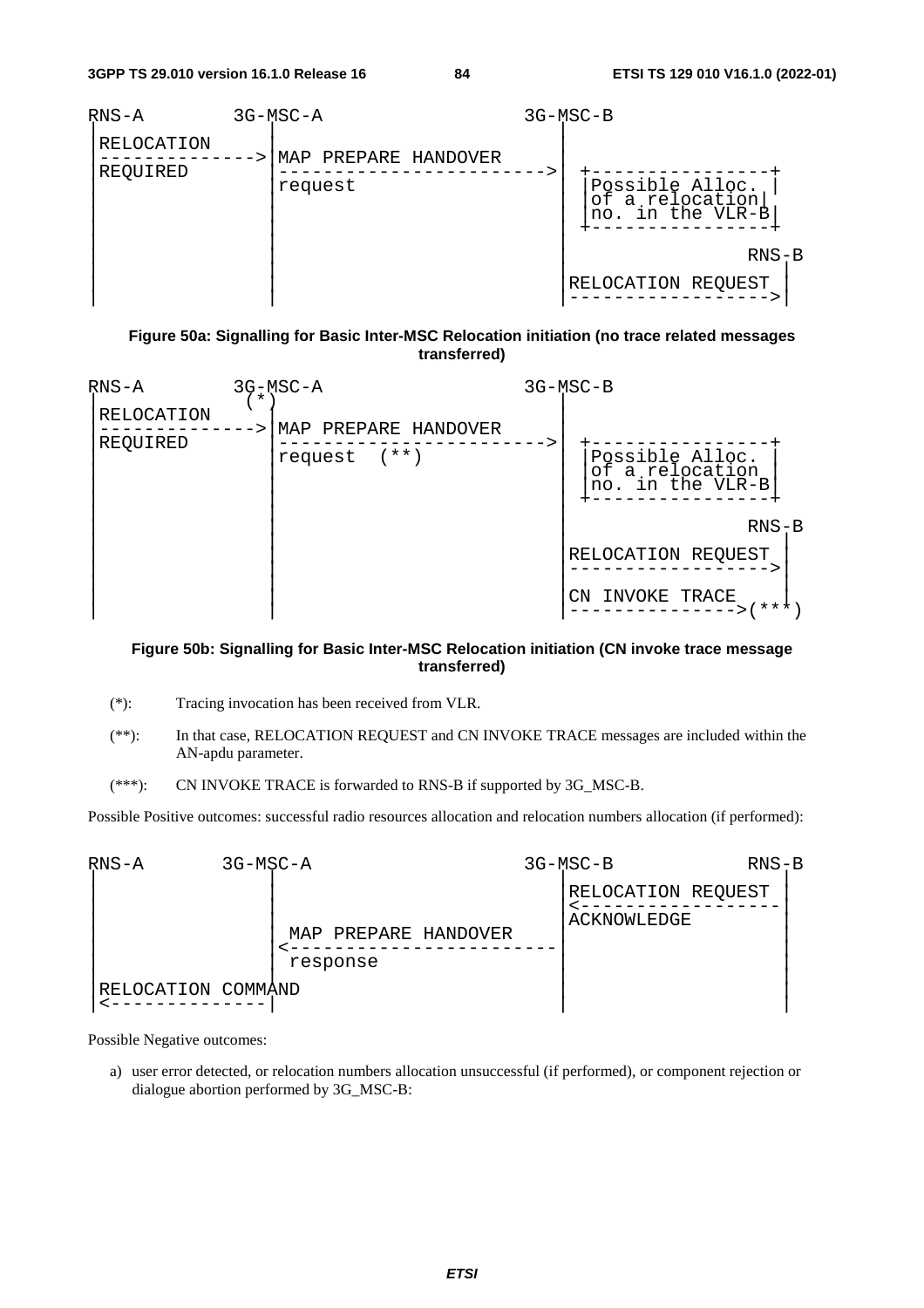```
RNS-A        3G-MSC-A                        3G-MSC-B
 |               |                               |
 |RELOCATION     |                               |
 |-------------->|MAP PREPARE HANDOVER           |
 |REQUIRED       |------------------------------>|  +-----------------+
 |               |request                        |  |Possible Alloc.  |
 |               |                               |  |of a relocation  |
 |               |                               |  |no. in the VLR-B |
 |               |                               |  +-----------------+
 |               |                               |
 |               |                               |                  RNS-B
 |               |                               |                    |
 |               |                               |RELOCATION REQUEST  |
 |               |                               |------------------->|
```

**Figure 50a: Signalling for Basic Inter-MSC Relocation initiation (no trace related messages transferred)**

```
RNS-A        3G-MSC-A                        3G-MSC-B
 |            (*)|                               |
 |RELOCATION     |                               |
 |-------------->|MAP PREPARE HANDOVER           |
 |REQUIRED       |------------------------------>|  +-----------------+
 |               |request  (**)                  |  |Possible Alloc.  |
 |               |                               |  |of a relocation  |
 |               |                               |  |no. in the VLR-B |
 |               |                               |  +-----------------+
 |               |                               |
 |               |                               |                  RNS-B
 |               |                               |                    |
 |               |                               |RELOCATION REQUEST  |
 |               |                               |------------------->|
 |               |                               |                    |
 |               |                               |CN INVOKE TRACE     |
 |               |                               |----------------->(***)
```

**Figure 50b: Signalling for Basic Inter-MSC Relocation initiation (CN invoke trace message transferred)**

(*): Tracing invocation has been received from VLR.

(**): In that case, RELOCATION REQUEST and CN INVOKE TRACE messages are included within the AN-apdu parameter.

(***): CN INVOKE TRACE is forwarded to RNS-B if supported by 3G_MSC-B.

Possible Positive outcomes: successful radio resources allocation and relocation numbers allocation (if performed):

```
RNS-A        3G-MSC-A                        3G-MSC-B           RNS-B
 |               |                               |                    |
 |               |                               |RELOCATION REQUEST  |
 |               |                               |<-------------------|
 |               |  MAP PREPARE HANDOVER         |ACKNOWLEDGE         |
 |               |<------------------------------|                    |
 |               |  response                     |                    |
 |RELOCATION COMMAND                             |                    |
 |<--------------|                               |                    |
```

Possible Negative outcomes:

a) user error detected, or relocation numbers allocation unsuccessful (if performed), or component rejection or dialogue abortion performed by 3G_MSC-B: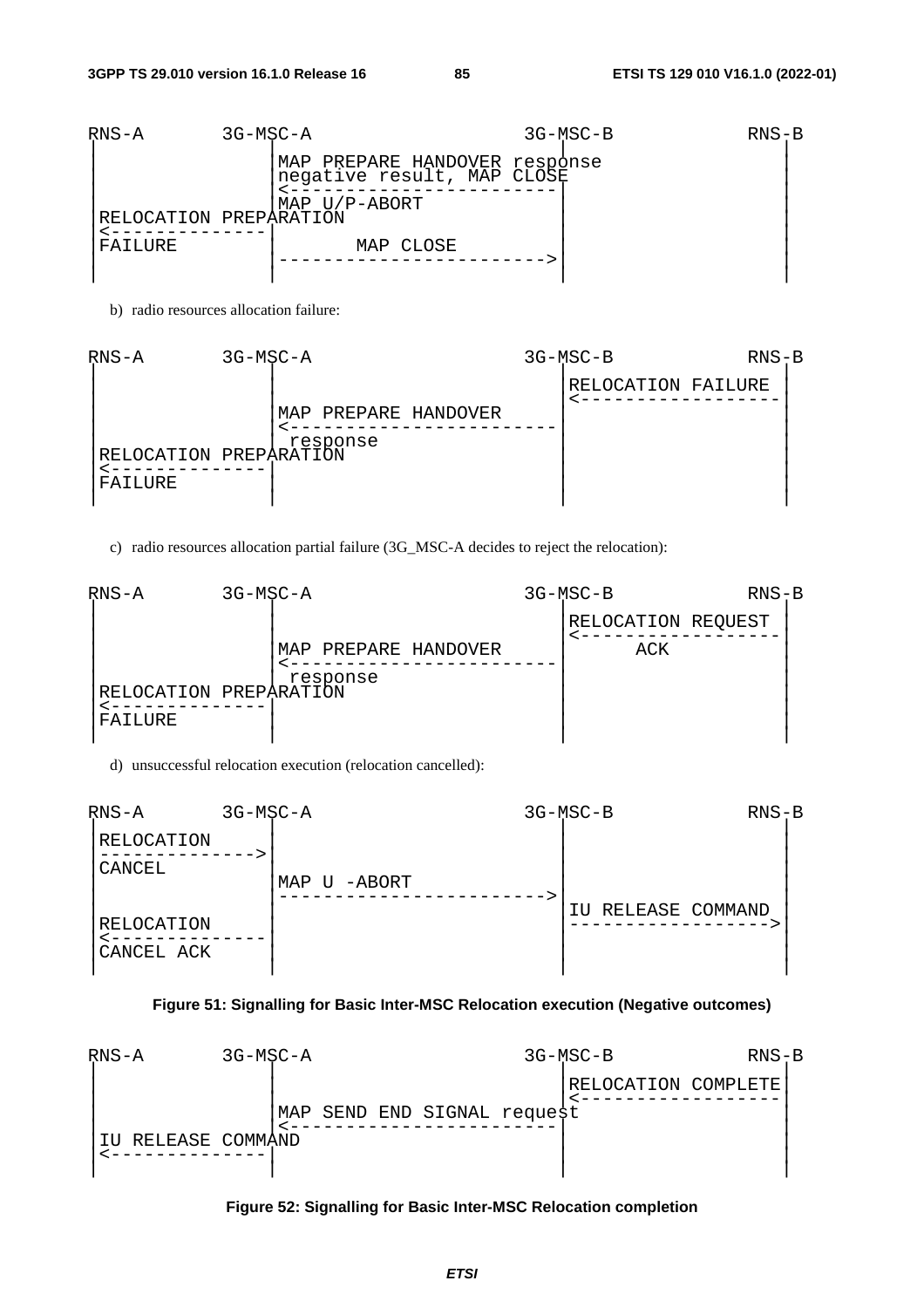```
RNS-A       3G-MSC-A                    3G-MSC-B          RNS-B
 |              |                            |                |
 |              |MAP PREPARE HANDOVER response                |
 |              |negative result, MAP CLOSE  |                |
 |              |<---------------------------|                |
 |              |MAP U/P-ABORT               |                |
 |RELOCATION PREPARATION                     |                |
 |<-------------|                            |                |
 |FAILURE       |        MAP CLOSE           |                |
 |              |--------------------------->|                |
 |              |                            |                |
```

b) radio resources allocation failure:

```
RNS-A       3G-MSC-A                    3G-MSC-B          RNS-B
 |              |                            |                |
 |              |                            |RELOCATION FAILURE
 |              |                            |<---------------|
 |              |MAP PREPARE HANDOVER        |                |
 |              |<---------------------------|                |
 |              | response                   |                |
 |RELOCATION PREPARATION                     |                |
 |<-------------|                            |                |
 |FAILURE       |                            |                |
 |              |                            |                |
```

c) radio resources allocation partial failure (3G_MSC-A decides to reject the relocation):

```
RNS-A       3G-MSC-A                    3G-MSC-B          RNS-B
 |              |                            |                |
 |              |                            |RELOCATION REQUEST
 |              |                            |<---------------|
 |              |MAP PREPARE HANDOVER        |     ACK        |
 |              |<---------------------------|                |
 |              | response                   |                |
 |RELOCATION PREPARATION                     |                |
 |<-------------|                            |                |
 |FAILURE       |                            |                |
 |              |                            |                |
```

d) unsuccessful relocation execution (relocation cancelled):

```
RNS-A       3G-MSC-A                    3G-MSC-B          RNS-B
 |              |                            |                |
 |RELOCATION    |                            |                |
 |------------->|                            |                |
 |CANCEL        |                            |                |
 |              |MAP U -ABORT                |                |
 |              |--------------------------->|                |
 |              |                            |IU RELEASE COMMAND
 |RELOCATION    |                            |--------------->|
 |<-------------|                            |                |
 |CANCEL ACK    |                            |                |
 |              |                            |                |
```

**Figure 51: Signalling for Basic Inter-MSC Relocation execution (Negative outcomes)**

```
RNS-A       3G-MSC-A                    3G-MSC-B          RNS-B
 |              |                            |                |
 |              |                            |RELOCATION COMPLETE
 |              |                            |<---------------|
 |              |MAP SEND END SIGNAL request |                |
 |              |<---------------------------|                |
 |IU RELEASE COMMAND                         |                |
 |<-------------|                            |                |
 |              |                            |                |
```

**Figure 52: Signalling for Basic Inter-MSC Relocation completion**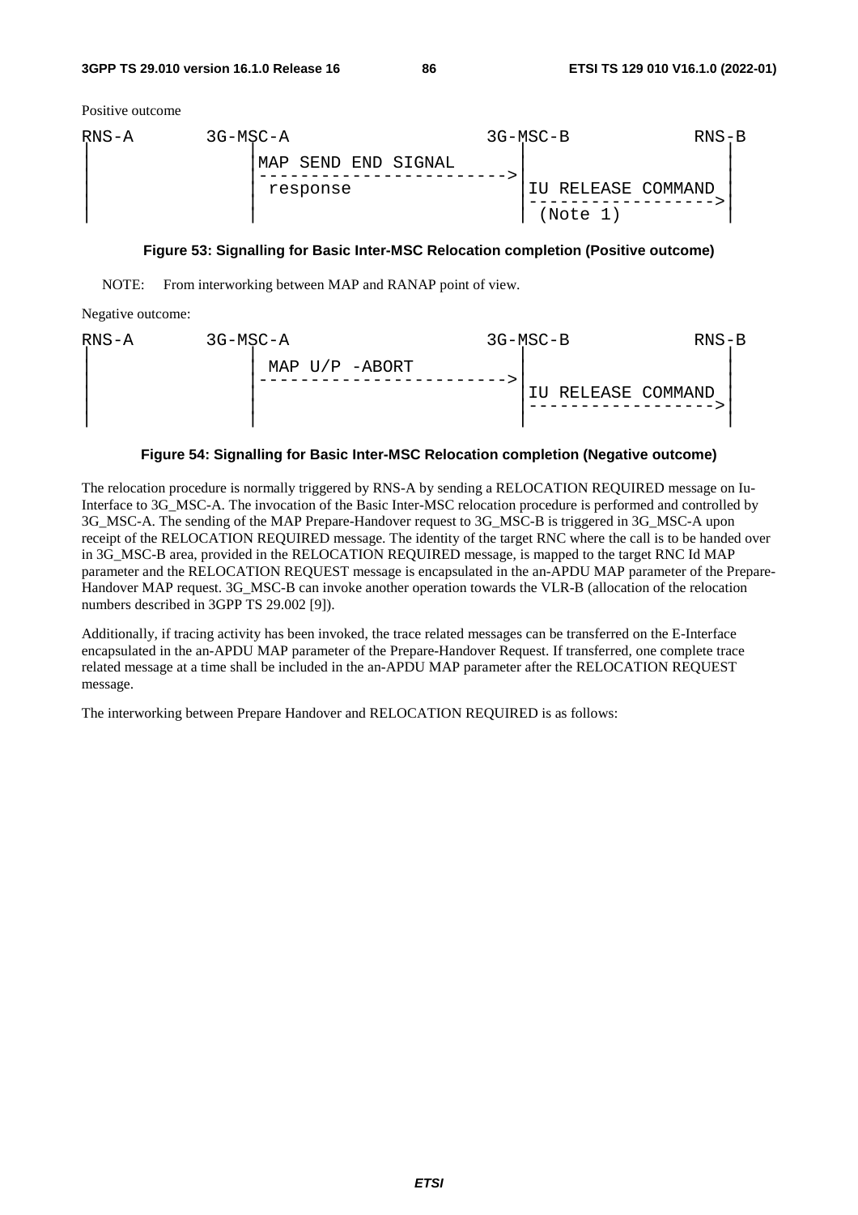Positive outcome

```
RNS-A       3G-MSC-A                      3G-MSC-B             RNS-B
|               |                             |                   |
|               |MAP SEND END SIGNAL          |                   |
|               |---------------------------->|                   |
|               | response                    |IU RELEASE COMMAND |
|               |                             |------------------>|
|               |                             | (Note 1)          |
```

**Figure 53: Signalling for Basic Inter-MSC Relocation completion (Positive outcome)**

NOTE: From interworking between MAP and RANAP point of view.

Negative outcome:

```
RNS-A       3G-MSC-A                      3G-MSC-B             RNS-B
|               |                             |                   |
|               | MAP U/P -ABORT              |                   |
|               |---------------------------->|                   |
|               |                             |IU RELEASE COMMAND |
|               |                             |------------------>|
|               |                             |                   |
```

**Figure 54: Signalling for Basic Inter-MSC Relocation completion (Negative outcome)**

The relocation procedure is normally triggered by RNS-A by sending a RELOCATION REQUIRED message on Iu-Interface to 3G_MSC-A. The invocation of the Basic Inter-MSC relocation procedure is performed and controlled by 3G_MSC-A. The sending of the MAP Prepare-Handover request to 3G_MSC-B is triggered in 3G_MSC-A upon receipt of the RELOCATION REQUIRED message. The identity of the target RNC where the call is to be handed over in 3G_MSC-B area, provided in the RELOCATION REQUIRED message, is mapped to the target RNC Id MAP parameter and the RELOCATION REQUEST message is encapsulated in the an-APDU MAP parameter of the Prepare-Handover MAP request. 3G_MSC-B can invoke another operation towards the VLR-B (allocation of the relocation numbers described in 3GPP TS 29.002 [9]).

Additionally, if tracing activity has been invoked, the trace related messages can be transferred on the E-Interface encapsulated in the an-APDU MAP parameter of the Prepare-Handover Request. If transferred, one complete trace related message at a time shall be included in the an-APDU MAP parameter after the RELOCATION REQUEST message.

The interworking between Prepare Handover and RELOCATION REQUIRED is as follows: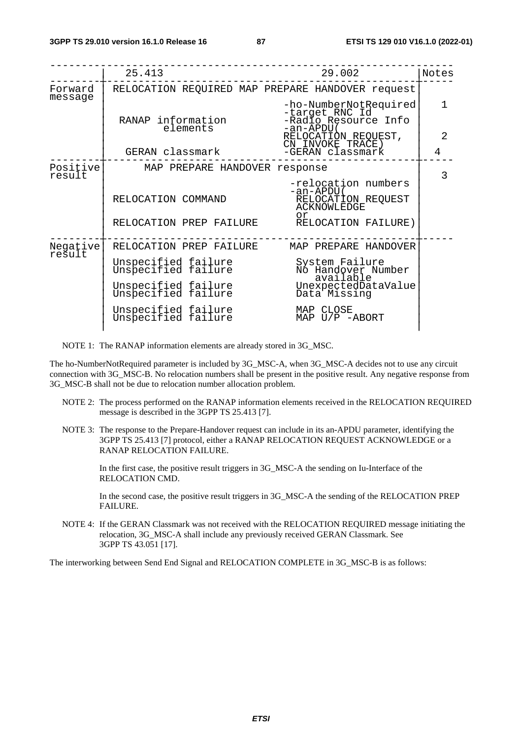|  | 25.413 | 29.002 | Notes |
|---|---|---|---|
| Forward message | RELOCATION REQUIRED | MAP PREPARE HANDOVER request |  |
|  |  | -ho-NumberNotRequired | 1 |
|  | RANAP information elements | -target RNC Id<br>-Radio Resource Info<br>-an-APDU(<br>RELOCATION REQUEST,<br>CN INVOKE TRACE) | 2 |
|  | GERAN classmark | -GERAN classmark | 4 |
| Positive result | MAP PREPARE HANDOVER response |  | 3 |
|  |  | -relocation numbers<br>-an-APDU( |  |
|  | RELOCATION COMMAND | RELOCATION REQUEST ACKNOWLEDGE<br>or |  |
|  | RELOCATION PREP FAILURE | RELOCATION FAILURE) |  |
| Negative result | RELOCATION PREP FAILURE | MAP PREPARE HANDOVER |  |
|  | Unspecified failure | System Failure |  |
|  | Unspecified failure | No Handover Number available |  |
|  | Unspecified failure | UnexpectedDataValue |  |
|  | Unspecified failure | Data Missing |  |
|  | Unspecified failure | MAP CLOSE |  |
|  | Unspecified failure | MAP U/P -ABORT |  |

NOTE 1: The RANAP information elements are already stored in 3G_MSC.

The ho-NumberNotRequired parameter is included by 3G_MSC-A, when 3G_MSC-A decides not to use any circuit connection with 3G_MSC-B. No relocation numbers shall be present in the positive result. Any negative response from 3G_MSC-B shall not be due to relocation number allocation problem.

NOTE 2: The process performed on the RANAP information elements received in the RELOCATION REQUIRED message is described in the 3GPP TS 25.413 [7].

NOTE 3: The response to the Prepare-Handover request can include in its an-APDU parameter, identifying the 3GPP TS 25.413 [7] protocol, either a RANAP RELOCATION REQUEST ACKNOWLEDGE or a RANAP RELOCATION FAILURE.

In the first case, the positive result triggers in 3G_MSC-A the sending on Iu-Interface of the RELOCATION CMD.

In the second case, the positive result triggers in 3G_MSC-A the sending of the RELOCATION PREP FAILURE.

NOTE 4: If the GERAN Classmark was not received with the RELOCATION REQUIRED message initiating the relocation, 3G_MSC-A shall include any previously received GERAN Classmark. See 3GPP TS 43.051 [17].

The interworking between Send End Signal and RELOCATION COMPLETE in 3G_MSC-B is as follows: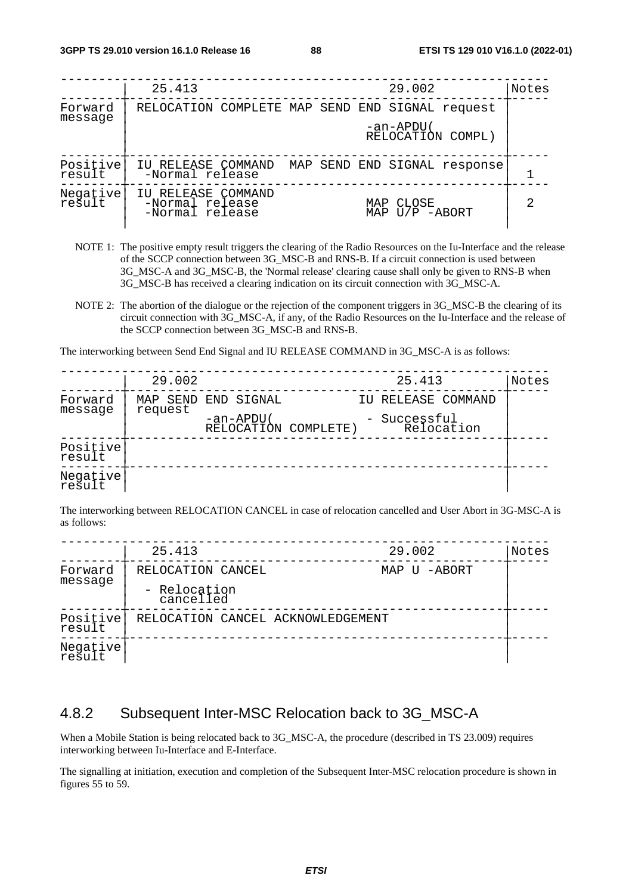| | 25.413 | 29.002 | Notes |
|---|---|---|---|
| Forward message | RELOCATION COMPLETE | MAP SEND END SIGNAL request -an-APDU( RELOCATION COMPL) | |
| Positive result | IU RELEASE COMMAND -Normal release | MAP SEND END SIGNAL response | 1 |
| Negative result | IU RELEASE COMMAND -Normal release -Normal release | MAP CLOSE MAP U/P -ABORT | 2 |

NOTE 1: The positive empty result triggers the clearing of the Radio Resources on the Iu-Interface and the release of the SCCP connection between 3G_MSC-B and RNS-B. If a circuit connection is used between 3G_MSC-A and 3G_MSC-B, the 'Normal release' clearing cause shall only be given to RNS-B when 3G_MSC-B has received a clearing indication on its circuit connection with 3G_MSC-A.

NOTE 2: The abortion of the dialogue or the rejection of the component triggers in 3G_MSC-B the clearing of its circuit connection with 3G_MSC-A, if any, of the Radio Resources on the Iu-Interface and the release of the SCCP connection between 3G_MSC-B and RNS-B.

The interworking between Send End Signal and IU RELEASE COMMAND in 3G_MSC-A is as follows:

| | 29.002 | 25.413 | Notes |
|---|---|---|---|
| Forward message | MAP SEND END SIGNAL request -an-APDU( RELOCATION COMPLETE) | IU RELEASE COMMAND - Successful Relocation | |
| Positive result | | | |
| Negative result | | | |

The interworking between RELOCATION CANCEL in case of relocation cancelled and User Abort in 3G-MSC-A is as follows:

| | 25.413 | 29.002 | Notes |
|---|---|---|---|
| Forward message | RELOCATION CANCEL - Relocation cancelled | MAP U -ABORT | |
| Positive result | RELOCATION CANCEL ACKNOWLEDGEMENT | | |
| Negative result | | | |

## 4.8.2 Subsequent Inter-MSC Relocation back to 3G_MSC-A

When a Mobile Station is being relocated back to 3G_MSC-A, the procedure (described in TS 23.009) requires interworking between Iu-Interface and E-Interface.

The signalling at initiation, execution and completion of the Subsequent Inter-MSC relocation procedure is shown in figures 55 to 59.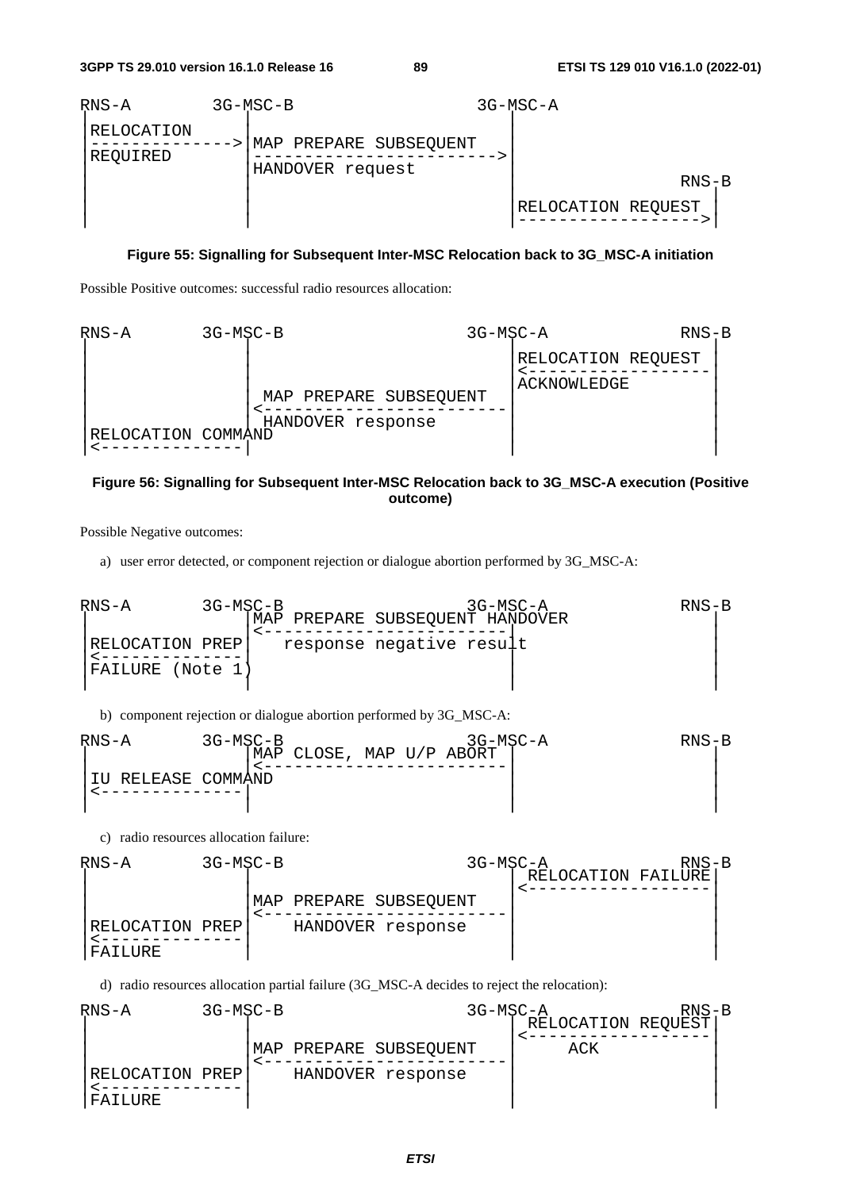```
RNS-A        3G-MSC-B                      3G-MSC-A
 |RELOCATION     |                             |
 |-------------->|MAP PREPARE SUBSEQUENT       |
 |REQUIRED       |---------------------------->|
 |               |HANDOVER request             |
 |               |                             |                     RNS-B
 |               |                             |                       |
 |               |                             |RELOCATION REQUEST     |
 |               |                             |---------------------->|
```

**Figure 55: Signalling for Subsequent Inter-MSC Relocation back to 3G_MSC-A initiation**

Possible Positive outcomes: successful radio resources allocation:

```
RNS-A        3G-MSC-B                      3G-MSC-A               RNS-B
 |               |                             |                     |
 |               |                             |RELOCATION REQUEST   |
 |               |                             |<--------------------|
 |               |                             |ACKNOWLEDGE          |
 |               | MAP PREPARE SUBSEQUENT      |                     |
 |               |<----------------------------|                     |
 |               | HANDOVER response           |                     |
 |RELOCATION COMMAND                           |                     |
 |<--------------|                             |                     |
```

**Figure 56: Signalling for Subsequent Inter-MSC Relocation back to 3G_MSC-A execution (Positive outcome)**

Possible Negative outcomes:

a) user error detected, or component rejection or dialogue abortion performed by 3G_MSC-A:

```
RNS-A        3G-MSC-B                      3G-MSC-A               RNS-B
 |               |MAP PREPARE SUBSEQUENT HANDOVER                    |
 |               |<----------------------------|                     |
 |RELOCATION PREP|   response negative result  |                     |
 |<--------------|                             |                     |
 |FAILURE (Note 1)                             |                     |
 |               |                             |                     |
```

b) component rejection or dialogue abortion performed by 3G_MSC-A:

```
RNS-A        3G-MSC-B                      3G-MSC-A               RNS-B
 |               |MAP CLOSE, MAP U/P ABORT     |                     |
 |               |<----------------------------|                     |
 |IU RELEASE COMMAND                           |                     |
 |<--------------|                             |                     |
 |               |                             |                     |
```

c) radio resources allocation failure:

```
RNS-A        3G-MSC-B                      3G-MSC-A               RNS-B
 |               |                             | RELOCATION FAILURE  |
 |               |                             |<--------------------|
 |               |MAP PREPARE SUBSEQUENT       |                     |
 |               |<----------------------------|                     |
 |RELOCATION PREP|    HANDOVER response        |                     |
 |<--------------|                             |                     |
 |FAILURE        |                             |                     |
```

d) radio resources allocation partial failure (3G_MSC-A decides to reject the relocation):

```
RNS-A        3G-MSC-B                      3G-MSC-A               RNS-B
 |               |                             | RELOCATION REQUEST  |
 |               |                             |<--------------------|
 |               |MAP PREPARE SUBSEQUENT       |     ACK             |
 |               |<----------------------------|                     |
 |RELOCATION PREP|    HANDOVER response        |                     |
 |<--------------|                             |                     |
 |FAILURE        |                             |                     |
```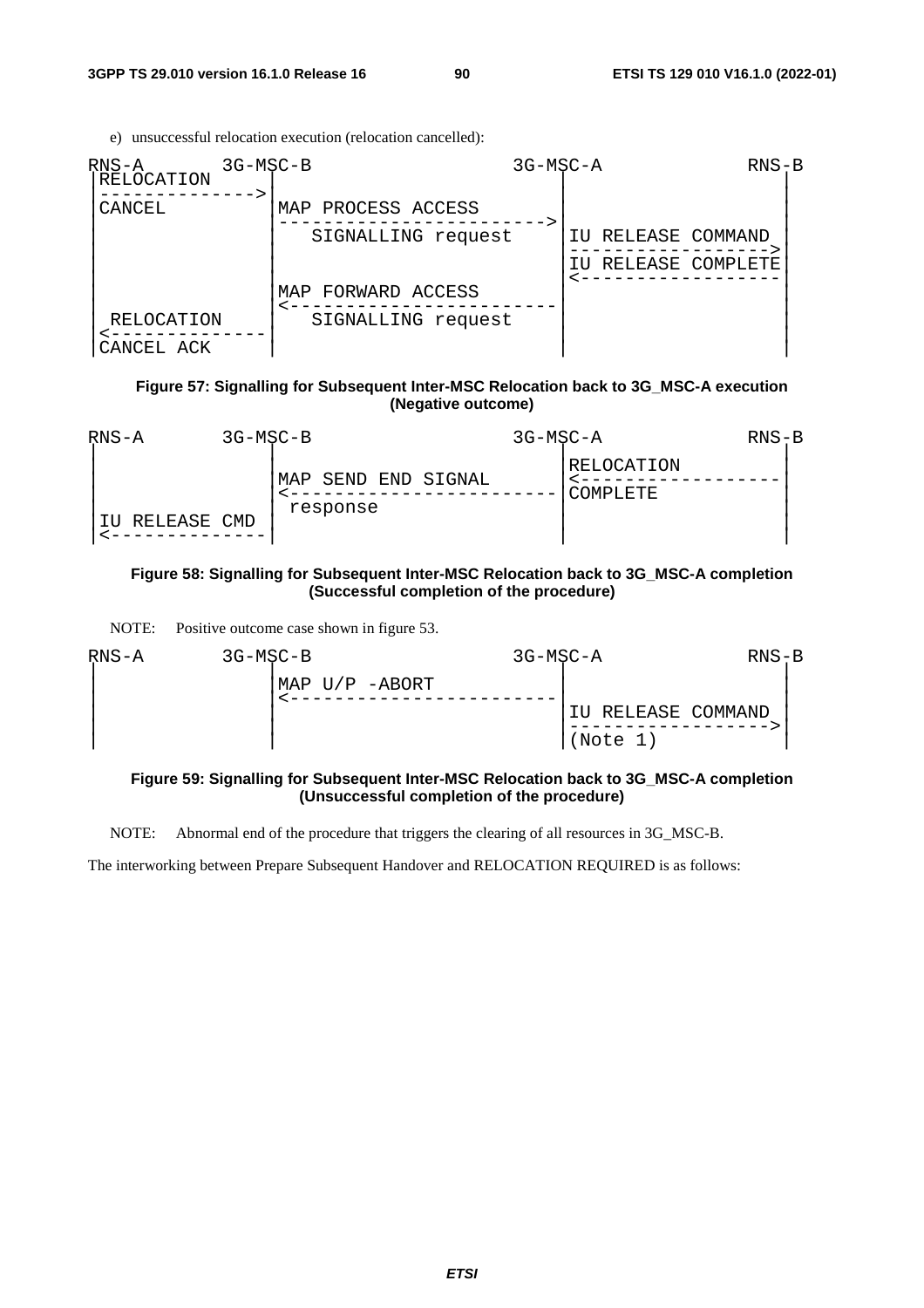e) unsuccessful relocation execution (relocation cancelled):

```
RNS-A         3G-MSC-B                      3G-MSC-A            RNS-B
 |RELOCATION     |                              |                   |
 |-------------->|                              |                   |
 |CANCEL         |MAP PROCESS ACCESS            |                   |
 |               |----------------------------->|                   |
 |               |   SIGNALLING request         |IU RELEASE COMMAND |
 |               |                              |------------------>|
 |               |                              |IU RELEASE COMPLETE|
 |               |                              |<------------------|
 |               |MAP FORWARD ACCESS            |                   |
 |               |<-----------------------------|                   |
 | RELOCATION    |   SIGNALLING request         |                   |
 |<--------------|                              |                   |
 |CANCEL ACK     |                              |                   |
```

**Figure 57: Signalling for Subsequent Inter-MSC Relocation back to 3G_MSC-A execution (Negative outcome)**

```
RNS-A         3G-MSC-B                      3G-MSC-A            RNS-B
 |               |                              |RELOCATION         |
 |               |MAP SEND END SIGNAL           |<------------------|
 |               |<-----------------------------|COMPLETE           |
 |               | response                     |                   |
 |IU RELEASE CMD |                              |                   |
 |<--------------|                              |                   |
```

**Figure 58: Signalling for Subsequent Inter-MSC Relocation back to 3G_MSC-A completion (Successful completion of the procedure)**

NOTE: Positive outcome case shown in figure 53.

```
RNS-A         3G-MSC-B                      3G-MSC-A            RNS-B
 |               |MAP U/P -ABORT                |                   |
 |               |<-----------------------------|                   |
 |               |                              |IU RELEASE COMMAND |
 |               |                              |------------------>|
 |               |                              |(Note 1)           |
```

**Figure 59: Signalling for Subsequent Inter-MSC Relocation back to 3G_MSC-A completion (Unsuccessful completion of the procedure)**

NOTE: Abnormal end of the procedure that triggers the clearing of all resources in 3G_MSC-B.

The interworking between Prepare Subsequent Handover and RELOCATION REQUIRED is as follows: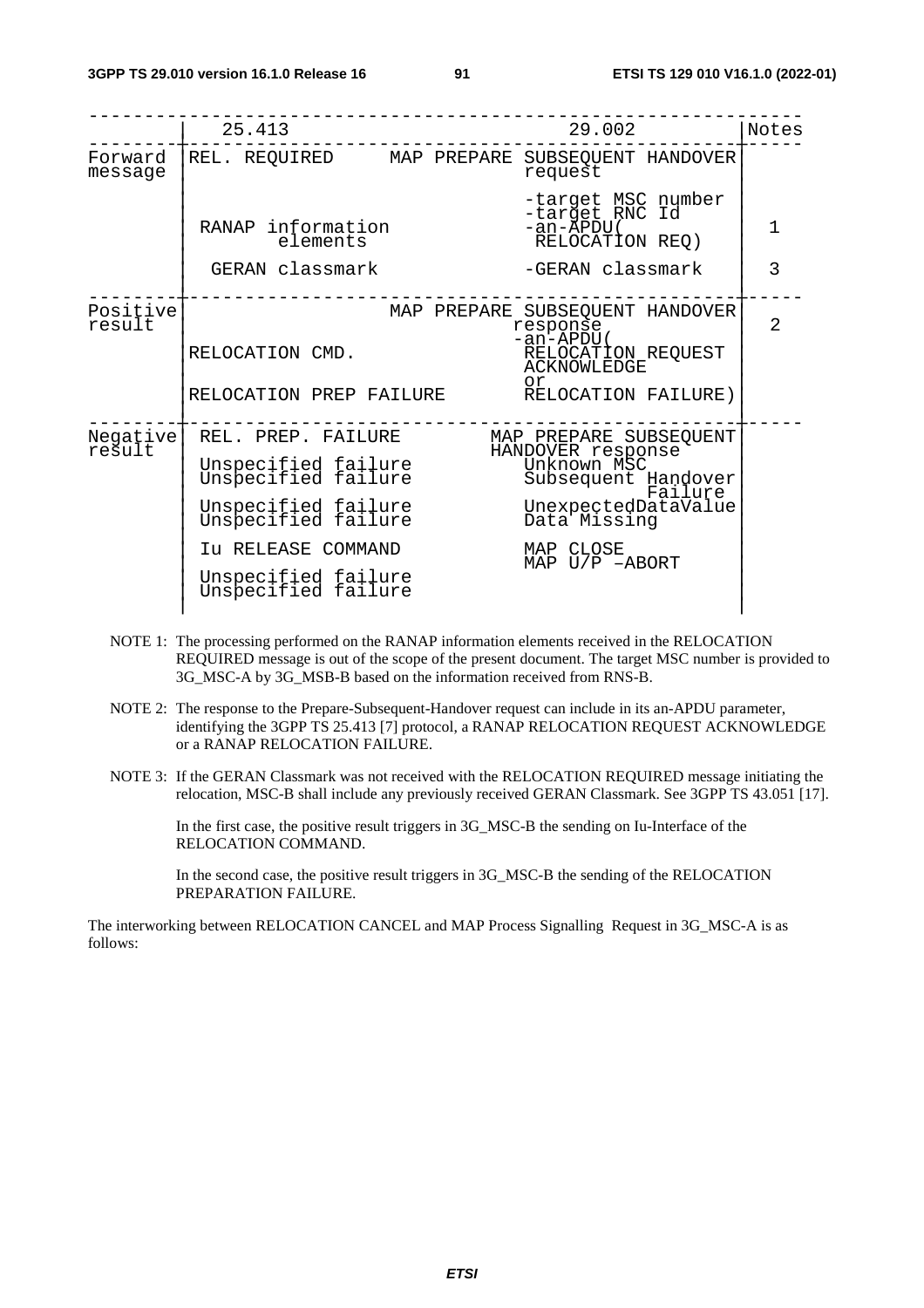|  | 25.413 | 29.002 | Notes |
|---|---|---|---|
| Forward message | REL. REQUIRED | MAP PREPARE SUBSEQUENT HANDOVER request | |
| | | -target MSC number | |
| | | -target RNC Id | |
| | RANAP information elements | -an-APDU( RELOCATION REQ) | 1 |
| | GERAN classmark | -GERAN classmark | 3 |
| Positive result | | MAP PREPARE SUBSEQUENT HANDOVER response | 2 |
| | RELOCATION CMD. | -an-APDU( RELOCATION REQUEST ACKNOWLEDGE | |
| | | or | |
| | RELOCATION PREP FAILURE | RELOCATION FAILURE) | |
| Negative result | REL. PREP. FAILURE | MAP PREPARE SUBSEQUENT HANDOVER response | |
| | Unspecified failure | Unknown MSC | |
| | Unspecified failure | Subsequent Handover Failure | |
| | Unspecified failure | UnexpectedDataValue | |
| | Unspecified failure | Data Missing | |
| | Iu RELEASE COMMAND | MAP CLOSE | |
| | | MAP U/P –ABORT | |
| | Unspecified failure | | |
| | Unspecified failure | | |

NOTE 1: The processing performed on the RANAP information elements received in the RELOCATION REQUIRED message is out of the scope of the present document. The target MSC number is provided to 3G_MSC-A by 3G_MSB-B based on the information received from RNS-B.

NOTE 2: The response to the Prepare-Subsequent-Handover request can include in its an-APDU parameter, identifying the 3GPP TS 25.413 [7] protocol, a RANAP RELOCATION REQUEST ACKNOWLEDGE or a RANAP RELOCATION FAILURE.

NOTE 3: If the GERAN Classmark was not received with the RELOCATION REQUIRED message initiating the relocation, MSC-B shall include any previously received GERAN Classmark. See 3GPP TS 43.051 [17].

In the first case, the positive result triggers in 3G_MSC-B the sending on Iu-Interface of the RELOCATION COMMAND.

In the second case, the positive result triggers in 3G_MSC-B the sending of the RELOCATION PREPARATION FAILURE.

The interworking between RELOCATION CANCEL and MAP Process Signalling Request in 3G_MSC-A is as follows: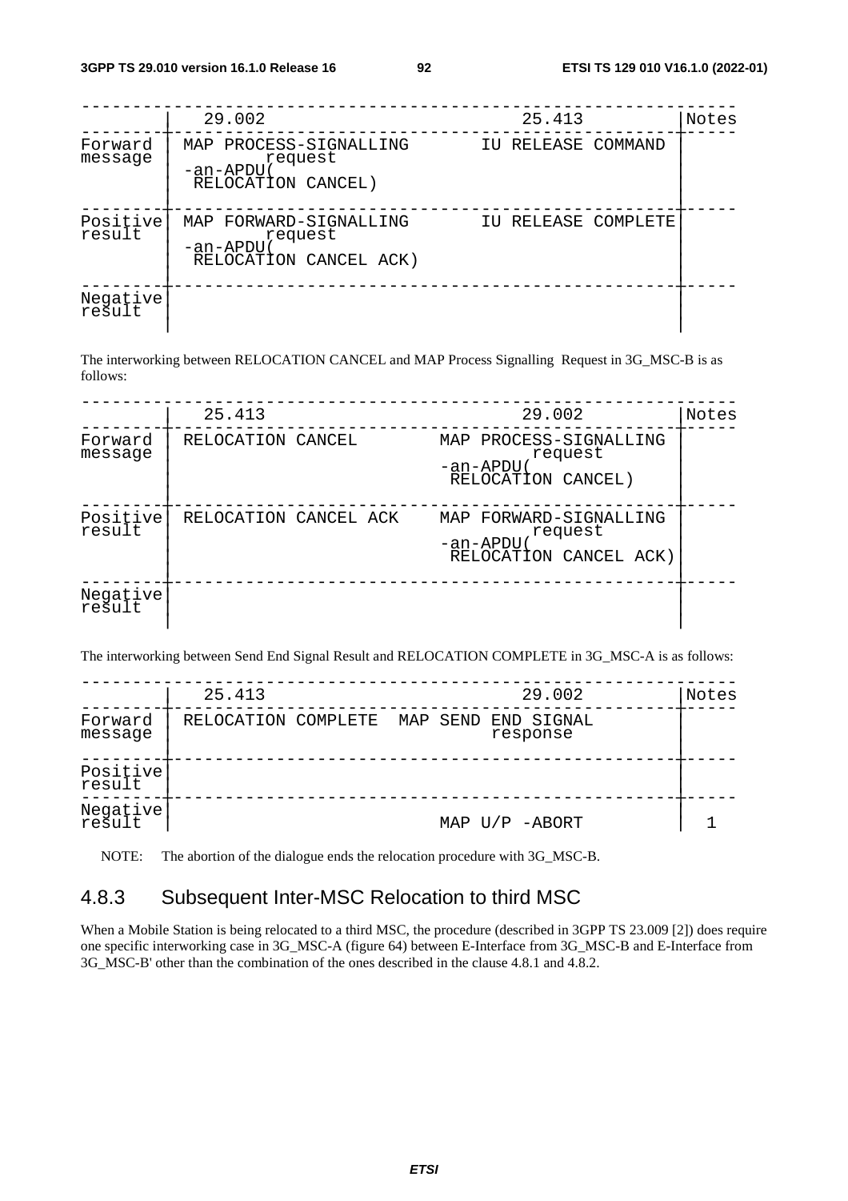| | 29.002 | 25.413 | Notes |
|---|---|---|---|
| Forward message | MAP PROCESS-SIGNALLING request -an-APDU( RELOCATION CANCEL) | IU RELEASE COMMAND | |
| Positive result | MAP FORWARD-SIGNALLING request -an-APDU( RELOCATION CANCEL ACK) | IU RELEASE COMPLETE | |
| Negative result | | | |

The interworking between RELOCATION CANCEL and MAP Process Signalling Request in 3G_MSC-B is as follows:

| | 25.413 | 29.002 | Notes |
|---|---|---|---|
| Forward message | RELOCATION CANCEL | MAP PROCESS-SIGNALLING request -an-APDU( RELOCATION CANCEL) | |
| Positive result | RELOCATION CANCEL ACK | MAP FORWARD-SIGNALLING request -an-APDU( RELOCATION CANCEL ACK) | |
| Negative result | | | |

The interworking between Send End Signal Result and RELOCATION COMPLETE in 3G_MSC-A is as follows:

| | 25.413 | 29.002 | Notes |
|---|---|---|---|
| Forward message | RELOCATION COMPLETE | MAP SEND END SIGNAL response | |
| Positive result | | | |
| Negative result | | MAP U/P -ABORT | 1 |

NOTE: The abortion of the dialogue ends the relocation procedure with 3G_MSC-B.

### 4.8.3 Subsequent Inter-MSC Relocation to third MSC

When a Mobile Station is being relocated to a third MSC, the procedure (described in 3GPP TS 23.009 [2]) does require one specific interworking case in 3G_MSC-A (figure 64) between E-Interface from 3G_MSC-B and E-Interface from 3G_MSC-B' other than the combination of the ones described in the clause 4.8.1 and 4.8.2.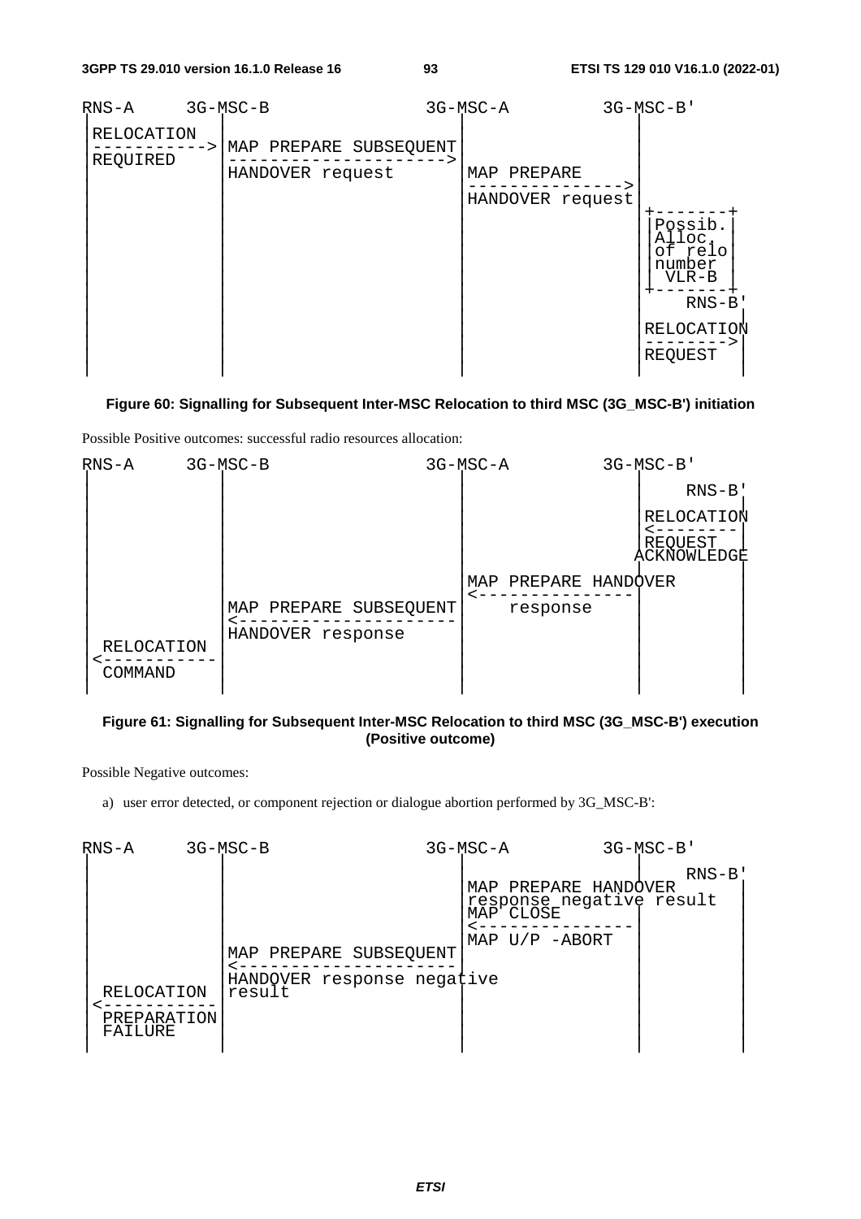```
RNS-A     3G-MSC-B                3G-MSC-A         3G-MSC-B'
 |              |                      |                |
 |RELOCATION    |                      |                |
 |----------->  |MAP PREPARE SUBSEQUENT|                |
 |REQUIRED      |--------------------->|                |
 |              |HANDOVER request      |MAP PREPARE     |
 |              |                      |--------------->|
 |              |                      |HANDOVER request|
 |              |                      |                |+-------+
 |              |                      |                ||Possib.|
 |              |                      |                ||Alloc. |
 |              |                      |                ||of relo|
 |              |                      |                ||number |
 |              |                      |                || VLR-B |
 |              |                      |                |+-------+
 |              |                      |                |    RNS-B'
 |              |                      |                |RELOCATION
 |              |                      |                |-------->|
 |              |                      |                |REQUEST  |
 |              |                      |                |         |
```

**Figure 60: Signalling for Subsequent Inter-MSC Relocation to third MSC (3G_MSC-B') initiation**

Possible Positive outcomes: successful radio resources allocation:

```
RNS-A     3G-MSC-B                3G-MSC-A         3G-MSC-B'
 |              |                      |                |
 |              |                      |                |    RNS-B'
 |              |                      |                |RELOCATION
 |              |                      |                |<--------|
 |              |                      |                |REQUEST  |
 |              |                      |                ACKNOWLEDGE
 |              |                      |                |         |
 |              |                      |MAP PREPARE HANDOVER      |
 |              |                      |<---------------|         |
 |              |MAP PREPARE SUBSEQUENT|    response    |         |
 |              |<---------------------|                |         |
 |              |HANDOVER response     |                |         |
 | RELOCATION   |                      |                |         |
 |<-----------  |                      |                |         |
 | COMMAND      |                      |                |         |
 |              |                      |                |         |
```

**Figure 61: Signalling for Subsequent Inter-MSC Relocation to third MSC (3G_MSC-B') execution (Positive outcome)**

Possible Negative outcomes:

a) user error detected, or component rejection or dialogue abortion performed by 3G_MSC-B':

```
RNS-A     3G-MSC-B                3G-MSC-A         3G-MSC-B'
 |              |                      |                |
 |              |                      |                |    RNS-B'
 |              |                      |MAP PREPARE HANDOVER      |
 |              |                      |response negative result  |
 |              |                      |MAP CLOSE       |         |
 |              |                      |<---------------|         |
 |              |                      |MAP U/P -ABORT  |         |
 |              |MAP PREPARE SUBSEQUENT|                |         |
 |              |<---------------------|                |         |
 |              |HANDOVER response negative             |         |
 | RELOCATION   |result                |                |         |
 |<-----------  |                      |                |         |
 | PREPARATION  |                      |                |         |
 | FAILURE      |                      |                |         |
 |              |                      |                |         |
```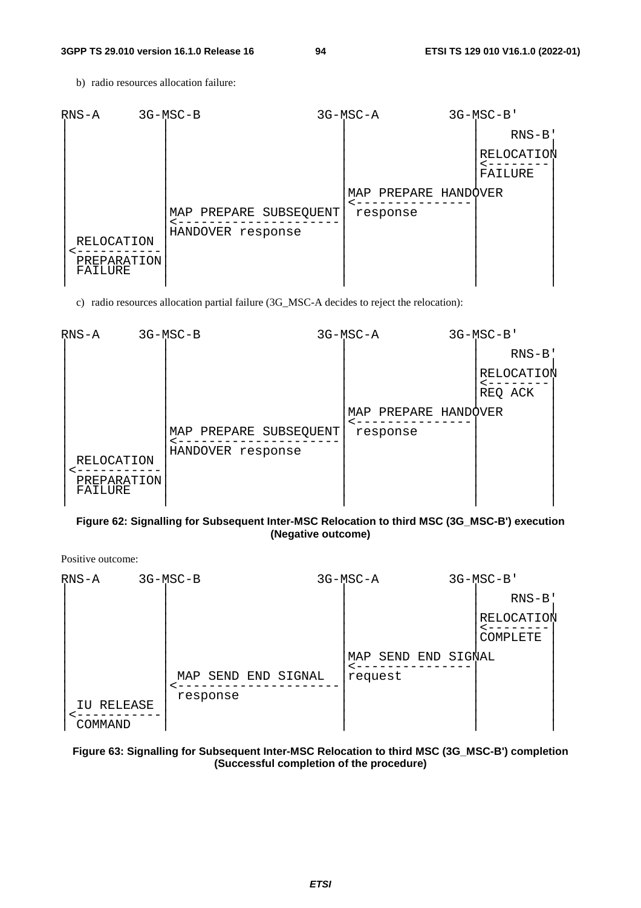b) radio resources allocation failure:

```
RNS-A      3G-MSC-B               3G-MSC-A         3G-MSC-B'
|           |                        |                |
|           |                        |                |     RNS-B'
|           |                        |                |RELOCATION
|           |                        |                |<--------
|           |                        |                |FAILURE
|           |                        |MAP PREPARE HANDOVER
|           |                        |<---------------|
|           |MAP PREPARE SUBSEQUENT  | response       |
|           |<---------------------  |                |
|           |HANDOVER response       |                |
| RELOCATION|                        |                |
|<----------|                        |                |
| PREPARATION                        |                |
| FAILURE   |                        |                |
|           |                        |                |
```

c) radio resources allocation partial failure (3G_MSC-A decides to reject the relocation):

```
RNS-A      3G-MSC-B               3G-MSC-A         3G-MSC-B'
|           |                        |                |
|           |                        |                |     RNS-B'
|           |                        |                |RELOCATION
|           |                        |                |<--------
|           |                        |                |REQ ACK
|           |                        |MAP PREPARE HANDOVER
|           |                        |<---------------|
|           |MAP PREPARE SUBSEQUENT  | response       |
|           |<---------------------  |                |
|           |HANDOVER response       |                |
| RELOCATION|                        |                |
|<----------|                        |                |
| PREPARATION                        |                |
| FAILURE   |                        |                |
|           |                        |                |
```

**Figure 62: Signalling for Subsequent Inter-MSC Relocation to third MSC (3G_MSC-B') execution (Negative outcome)**

Positive outcome:

```
RNS-A      3G-MSC-B               3G-MSC-A         3G-MSC-B'
|           |                        |                |
|           |                        |                |     RNS-B'
|           |                        |                |RELOCATION
|           |                        |                |<--------
|           |                        |                |COMPLETE
|           |                        |MAP SEND END SIGNAL
|           |                        |<---------------|
|           | MAP SEND END SIGNAL    |request         |
|           |<---------------------  |                |
|           | response               |                |
| IU RELEASE|                        |                |
|<----------|                        |                |
| COMMAND   |                        |                |
```

**Figure 63: Signalling for Subsequent Inter-MSC Relocation to third MSC (3G_MSC-B') completion (Successful completion of the procedure)**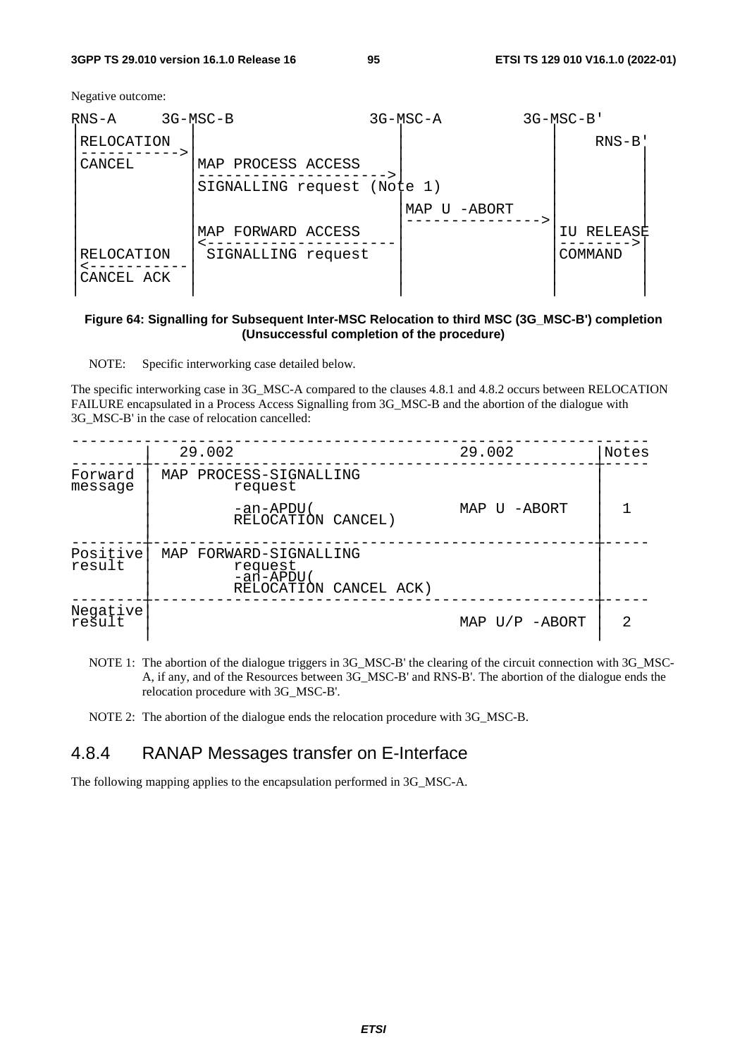Negative outcome:

```
RNS-A     3G-MSC-B                   3G-MSC-A         3G-MSC-B'
 |RELOCATION |                          |                 |        RNS-B'
 |----------->                          |                 |           |
 |CANCEL     |MAP PROCESS ACCESS        |                 |           |
 |           |---------------------->   |                 |           |
 |           |SIGNALLING request (Note 1)                 |           |
 |           |                          |MAP U -ABORT     |           |
 |           |                          |--------------->  |           |
 |           |MAP FORWARD ACCESS        |                 |IU RELEASE |
 |           |<----------------------   |                 |-------->  |
 |RELOCATION | SIGNALLING request       |                 |COMMAND    |
 |<----------|                          |                 |           |
 |CANCEL ACK |                          |                 |           |
 |           |                          |                 |           |
```

**Figure 64: Signalling for Subsequent Inter-MSC Relocation to third MSC (3G_MSC-B') completion (Unsuccessful completion of the procedure)**

NOTE: Specific interworking case detailed below.

The specific interworking case in 3G_MSC-A compared to the clauses 4.8.1 and 4.8.2 occurs between RELOCATION FAILURE encapsulated in a Process Access Signalling from 3G_MSC-B and the abortion of the dialogue with 3G_MSC-B' in the case of relocation cancelled:

| | 29.002 | 29.002 | Notes |
|---|---|---|---|
| Forward message | MAP PROCESS-SIGNALLING request<br>-an-APDU(<br>RELOCATION CANCEL) | MAP U -ABORT | 1 |
| Positive result | MAP FORWARD-SIGNALLING request<br>-an-APDU(<br>RELOCATION CANCEL ACK) | | |
| Negative result | | MAP U/P -ABORT | 2 |

NOTE 1: The abortion of the dialogue triggers in 3G_MSC-B' the clearing of the circuit connection with 3G_MSC-A, if any, and of the Resources between 3G_MSC-B' and RNS-B'. The abortion of the dialogue ends the relocation procedure with 3G_MSC-B'.

NOTE 2: The abortion of the dialogue ends the relocation procedure with 3G_MSC-B.

### 4.8.4 RANAP Messages transfer on E-Interface

The following mapping applies to the encapsulation performed in 3G_MSC-A.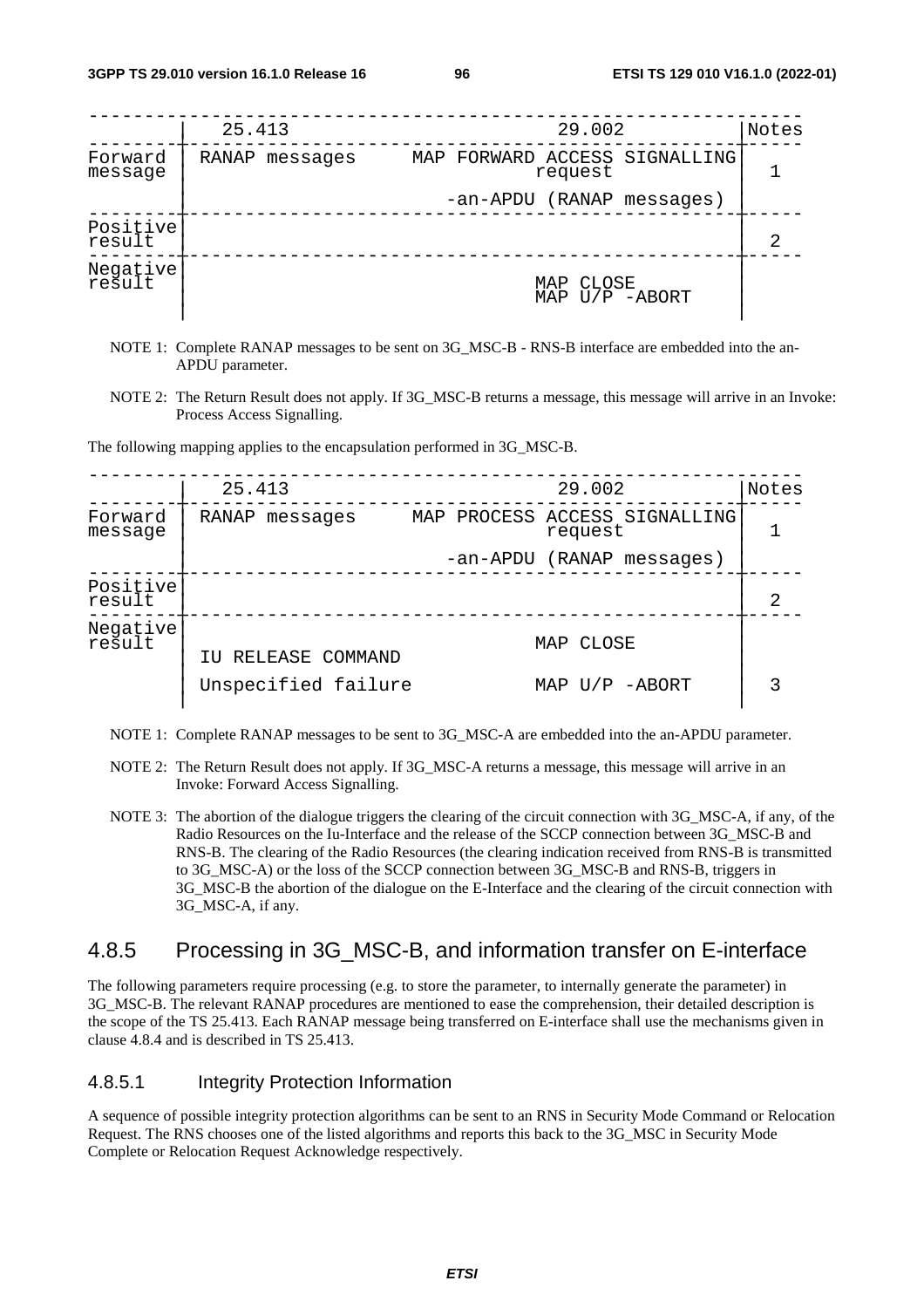| | 25.413 | 29.002 | Notes |
|---|---|---|---|
| Forward message | RANAP messages | MAP FORWARD ACCESS SIGNALLING request<br>-an-APDU (RANAP messages) | 1 |
| Positive result | | | 2 |
| Negative result | | MAP CLOSE<br>MAP U/P -ABORT | |

NOTE 1: Complete RANAP messages to be sent on 3G_MSC-B - RNS-B interface are embedded into the an-APDU parameter.

NOTE 2: The Return Result does not apply. If 3G_MSC-B returns a message, this message will arrive in an Invoke: Process Access Signalling.

The following mapping applies to the encapsulation performed in 3G_MSC-B.

| | 25.413 | 29.002 | Notes |
|---|---|---|---|
| Forward message | RANAP messages | MAP PROCESS ACCESS SIGNALLING request<br>-an-APDU (RANAP messages) | 1 |
| Positive result | | | 2 |
| Negative result | IU RELEASE COMMAND<br>Unspecified failure | MAP CLOSE<br>MAP U/P -ABORT | 3 |

NOTE 1: Complete RANAP messages to be sent to 3G_MSC-A are embedded into the an-APDU parameter.

NOTE 2: The Return Result does not apply. If 3G_MSC-A returns a message, this message will arrive in an Invoke: Forward Access Signalling.

NOTE 3: The abortion of the dialogue triggers the clearing of the circuit connection with 3G_MSC-A, if any, of the Radio Resources on the Iu-Interface and the release of the SCCP connection between 3G_MSC-B and RNS-B. The clearing of the Radio Resources (the clearing indication received from RNS-B is transmitted to 3G_MSC-A) or the loss of the SCCP connection between 3G_MSC-B and RNS-B, triggers in 3G_MSC-B the abortion of the dialogue on the E-Interface and the clearing of the circuit connection with 3G_MSC-A, if any.

## 4.8.5 Processing in 3G_MSC-B, and information transfer on E-interface

The following parameters require processing (e.g. to store the parameter, to internally generate the parameter) in 3G_MSC-B. The relevant RANAP procedures are mentioned to ease the comprehension, their detailed description is the scope of the TS 25.413. Each RANAP message being transferred on E-interface shall use the mechanisms given in clause 4.8.4 and is described in TS 25.413.

### 4.8.5.1 Integrity Protection Information

A sequence of possible integrity protection algorithms can be sent to an RNS in Security Mode Command or Relocation Request. The RNS chooses one of the listed algorithms and reports this back to the 3G_MSC in Security Mode Complete or Relocation Request Acknowledge respectively.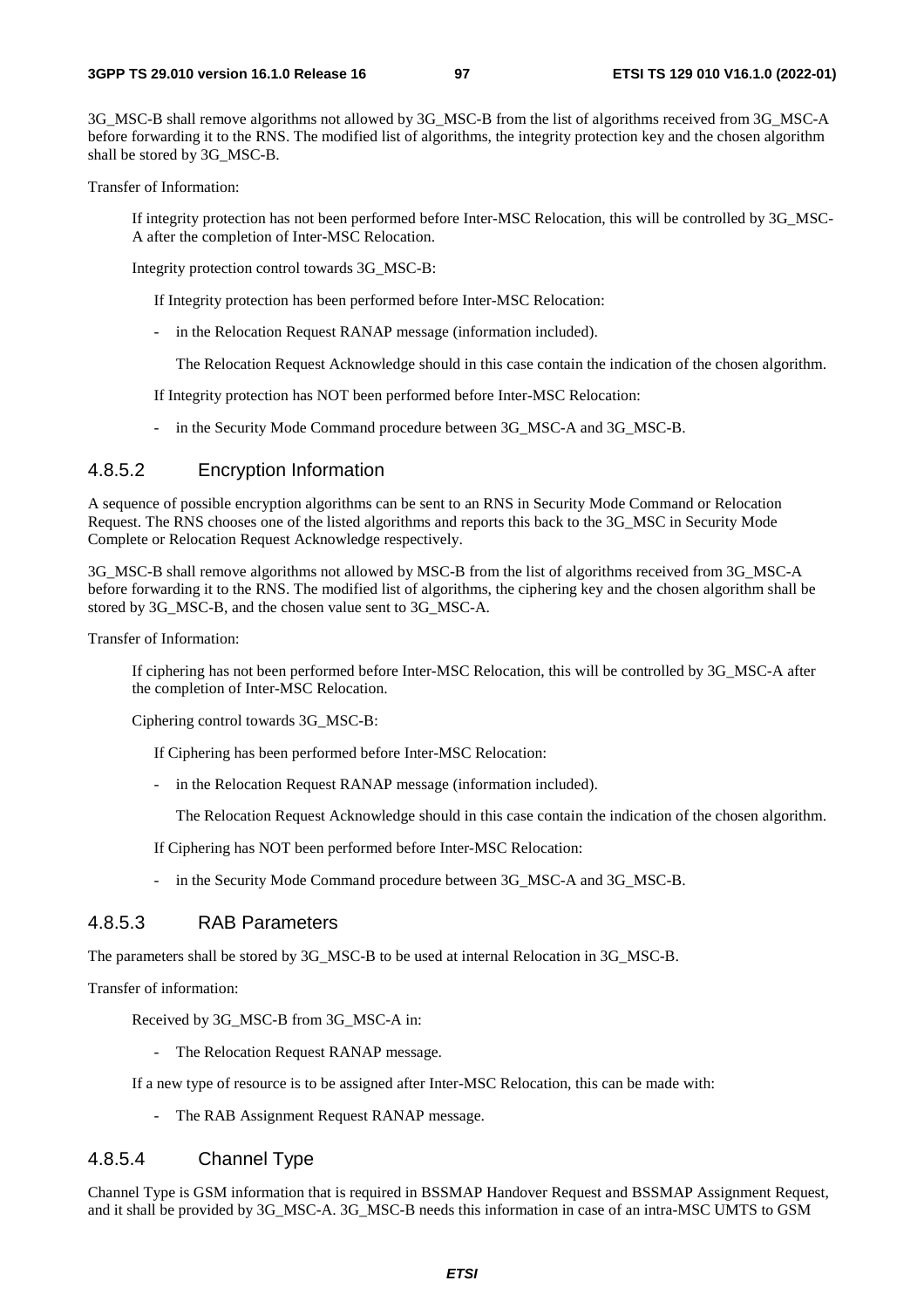3G_MSC-B shall remove algorithms not allowed by 3G_MSC-B from the list of algorithms received from 3G_MSC-A before forwarding it to the RNS. The modified list of algorithms, the integrity protection key and the chosen algorithm shall be stored by 3G_MSC-B.

Transfer of Information:

If integrity protection has not been performed before Inter-MSC Relocation, this will be controlled by 3G_MSC-A after the completion of Inter-MSC Relocation.

Integrity protection control towards 3G_MSC-B:

If Integrity protection has been performed before Inter-MSC Relocation:

- in the Relocation Request RANAP message (information included).

  The Relocation Request Acknowledge should in this case contain the indication of the chosen algorithm.

If Integrity protection has NOT been performed before Inter-MSC Relocation:

- in the Security Mode Command procedure between 3G_MSC-A and 3G_MSC-B.

### 4.8.5.2 Encryption Information

A sequence of possible encryption algorithms can be sent to an RNS in Security Mode Command or Relocation Request. The RNS chooses one of the listed algorithms and reports this back to the 3G_MSC in Security Mode Complete or Relocation Request Acknowledge respectively.

3G_MSC-B shall remove algorithms not allowed by MSC-B from the list of algorithms received from 3G_MSC-A before forwarding it to the RNS. The modified list of algorithms, the ciphering key and the chosen algorithm shall be stored by 3G_MSC-B, and the chosen value sent to 3G_MSC-A.

Transfer of Information:

If ciphering has not been performed before Inter-MSC Relocation, this will be controlled by 3G_MSC-A after the completion of Inter-MSC Relocation.

Ciphering control towards 3G_MSC-B:

If Ciphering has been performed before Inter-MSC Relocation:

- in the Relocation Request RANAP message (information included).

  The Relocation Request Acknowledge should in this case contain the indication of the chosen algorithm.

If Ciphering has NOT been performed before Inter-MSC Relocation:

- in the Security Mode Command procedure between 3G_MSC-A and 3G_MSC-B.

### 4.8.5.3 RAB Parameters

The parameters shall be stored by 3G_MSC-B to be used at internal Relocation in 3G_MSC-B.

Transfer of information:

Received by 3G_MSC-B from 3G_MSC-A in:

- The Relocation Request RANAP message.

If a new type of resource is to be assigned after Inter-MSC Relocation, this can be made with:

- The RAB Assignment Request RANAP message.

### 4.8.5.4 Channel Type

Channel Type is GSM information that is required in BSSMAP Handover Request and BSSMAP Assignment Request, and it shall be provided by 3G_MSC-A. 3G_MSC-B needs this information in case of an intra-MSC UMTS to GSM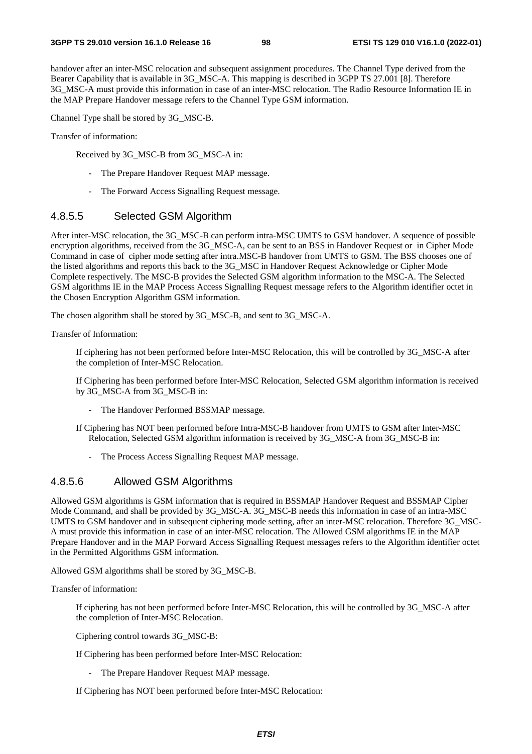handover after an inter-MSC relocation and subsequent assignment procedures. The Channel Type derived from the Bearer Capability that is available in 3G_MSC-A. This mapping is described in 3GPP TS 27.001 [8]. Therefore 3G_MSC-A must provide this information in case of an inter-MSC relocation. The Radio Resource Information IE in the MAP Prepare Handover message refers to the Channel Type GSM information.

Channel Type shall be stored by 3G_MSC-B.

Transfer of information:

Received by 3G_MSC-B from 3G_MSC-A in:

- The Prepare Handover Request MAP message.
- The Forward Access Signalling Request message.

### 4.8.5.5 Selected GSM Algorithm

After inter-MSC relocation, the 3G_MSC-B can perform intra-MSC UMTS to GSM handover. A sequence of possible encryption algorithms, received from the 3G_MSC-A, can be sent to an BSS in Handover Request or in Cipher Mode Command in case of cipher mode setting after intra.MSC-B handover from UMTS to GSM. The BSS chooses one of the listed algorithms and reports this back to the 3G_MSC in Handover Request Acknowledge or Cipher Mode Complete respectively. The MSC-B provides the Selected GSM algorithm information to the MSC-A. The Selected GSM algorithms IE in the MAP Process Access Signalling Request message refers to the Algorithm identifier octet in the Chosen Encryption Algorithm GSM information.

The chosen algorithm shall be stored by 3G_MSC-B, and sent to 3G_MSC-A.

Transfer of Information:

If ciphering has not been performed before Inter-MSC Relocation, this will be controlled by 3G_MSC-A after the completion of Inter-MSC Relocation.

If Ciphering has been performed before Inter-MSC Relocation, Selected GSM algorithm information is received by 3G_MSC-A from 3G_MSC-B in:

- The Handover Performed BSSMAP message.

If Ciphering has NOT been performed before Intra-MSC-B handover from UMTS to GSM after Inter-MSC Relocation, Selected GSM algorithm information is received by 3G_MSC-A from 3G_MSC-B in:

- The Process Access Signalling Request MAP message.

### 4.8.5.6 Allowed GSM Algorithms

Allowed GSM algorithms is GSM information that is required in BSSMAP Handover Request and BSSMAP Cipher Mode Command, and shall be provided by 3G_MSC-A. 3G_MSC-B needs this information in case of an intra-MSC UMTS to GSM handover and in subsequent ciphering mode setting, after an inter-MSC relocation. Therefore 3G_MSC-A must provide this information in case of an inter-MSC relocation. The Allowed GSM algorithms IE in the MAP Prepare Handover and in the MAP Forward Access Signalling Request messages refers to the Algorithm identifier octet in the Permitted Algorithms GSM information.

Allowed GSM algorithms shall be stored by 3G_MSC-B.

Transfer of information:

If ciphering has not been performed before Inter-MSC Relocation, this will be controlled by 3G_MSC-A after the completion of Inter-MSC Relocation.

Ciphering control towards 3G_MSC-B:

If Ciphering has been performed before Inter-MSC Relocation:

- The Prepare Handover Request MAP message.

If Ciphering has NOT been performed before Inter-MSC Relocation: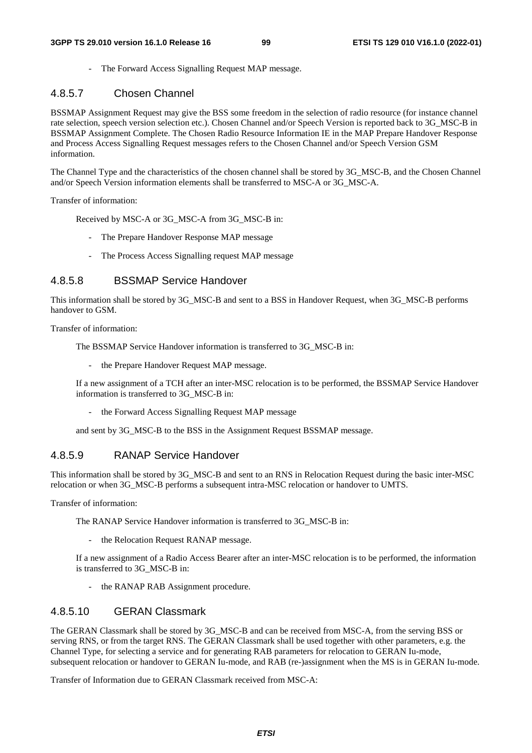- The Forward Access Signalling Request MAP message.

#### 4.8.5.7 Chosen Channel

BSSMAP Assignment Request may give the BSS some freedom in the selection of radio resource (for instance channel rate selection, speech version selection etc.). Chosen Channel and/or Speech Version is reported back to 3G_MSC-B in BSSMAP Assignment Complete. The Chosen Radio Resource Information IE in the MAP Prepare Handover Response and Process Access Signalling Request messages refers to the Chosen Channel and/or Speech Version GSM information.

The Channel Type and the characteristics of the chosen channel shall be stored by 3G_MSC-B, and the Chosen Channel and/or Speech Version information elements shall be transferred to MSC-A or 3G_MSC-A.

Transfer of information:

Received by MSC-A or 3G_MSC-A from 3G_MSC-B in:

- The Prepare Handover Response MAP message
- The Process Access Signalling request MAP message

#### 4.8.5.8 BSSMAP Service Handover

This information shall be stored by 3G_MSC-B and sent to a BSS in Handover Request, when 3G_MSC-B performs handover to GSM.

Transfer of information:

The BSSMAP Service Handover information is transferred to 3G_MSC-B in:

- the Prepare Handover Request MAP message.

If a new assignment of a TCH after an inter-MSC relocation is to be performed, the BSSMAP Service Handover information is transferred to 3G_MSC-B in:

- the Forward Access Signalling Request MAP message

and sent by 3G_MSC-B to the BSS in the Assignment Request BSSMAP message.

#### 4.8.5.9 RANAP Service Handover

This information shall be stored by 3G_MSC-B and sent to an RNS in Relocation Request during the basic inter-MSC relocation or when 3G_MSC-B performs a subsequent intra-MSC relocation or handover to UMTS.

Transfer of information:

The RANAP Service Handover information is transferred to 3G_MSC-B in:

- the Relocation Request RANAP message.

If a new assignment of a Radio Access Bearer after an inter-MSC relocation is to be performed, the information is transferred to 3G_MSC-B in:

- the RANAP RAB Assignment procedure.

#### 4.8.5.10 GERAN Classmark

The GERAN Classmark shall be stored by 3G_MSC-B and can be received from MSC-A, from the serving BSS or serving RNS, or from the target RNS. The GERAN Classmark shall be used together with other parameters, e.g. the Channel Type, for selecting a service and for generating RAB parameters for relocation to GERAN Iu-mode, subsequent relocation or handover to GERAN Iu-mode, and RAB (re-)assignment when the MS is in GERAN Iu-mode.

Transfer of Information due to GERAN Classmark received from MSC-A: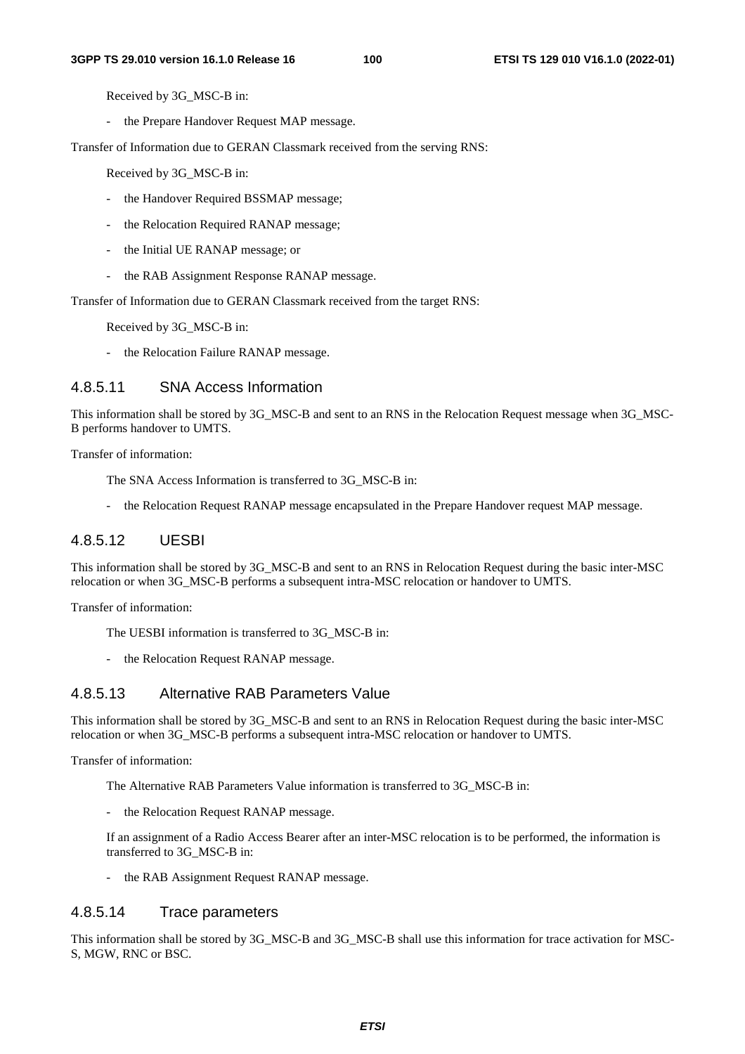Received by 3G_MSC-B in:

- the Prepare Handover Request MAP message.

Transfer of Information due to GERAN Classmark received from the serving RNS:

Received by 3G_MSC-B in:

- the Handover Required BSSMAP message;
- the Relocation Required RANAP message;
- the Initial UE RANAP message; or
- the RAB Assignment Response RANAP message.

Transfer of Information due to GERAN Classmark received from the target RNS:

Received by 3G_MSC-B in:

- the Relocation Failure RANAP message.

#### 4.8.5.11 SNA Access Information

This information shall be stored by 3G_MSC-B and sent to an RNS in the Relocation Request message when 3G_MSC-B performs handover to UMTS.

Transfer of information:

The SNA Access Information is transferred to 3G_MSC-B in:

- the Relocation Request RANAP message encapsulated in the Prepare Handover request MAP message.

#### 4.8.5.12 UESBI

This information shall be stored by 3G_MSC-B and sent to an RNS in Relocation Request during the basic inter-MSC relocation or when 3G_MSC-B performs a subsequent intra-MSC relocation or handover to UMTS.

Transfer of information:

The UESBI information is transferred to 3G_MSC-B in:

- the Relocation Request RANAP message.

#### 4.8.5.13 Alternative RAB Parameters Value

This information shall be stored by 3G_MSC-B and sent to an RNS in Relocation Request during the basic inter-MSC relocation or when 3G_MSC-B performs a subsequent intra-MSC relocation or handover to UMTS.

Transfer of information:

The Alternative RAB Parameters Value information is transferred to 3G_MSC-B in:

- the Relocation Request RANAP message.

If an assignment of a Radio Access Bearer after an inter-MSC relocation is to be performed, the information is transferred to 3G_MSC-B in:

- the RAB Assignment Request RANAP message.

#### 4.8.5.14 Trace parameters

This information shall be stored by 3G_MSC-B and 3G_MSC-B shall use this information for trace activation for MSC-S, MGW, RNC or BSC.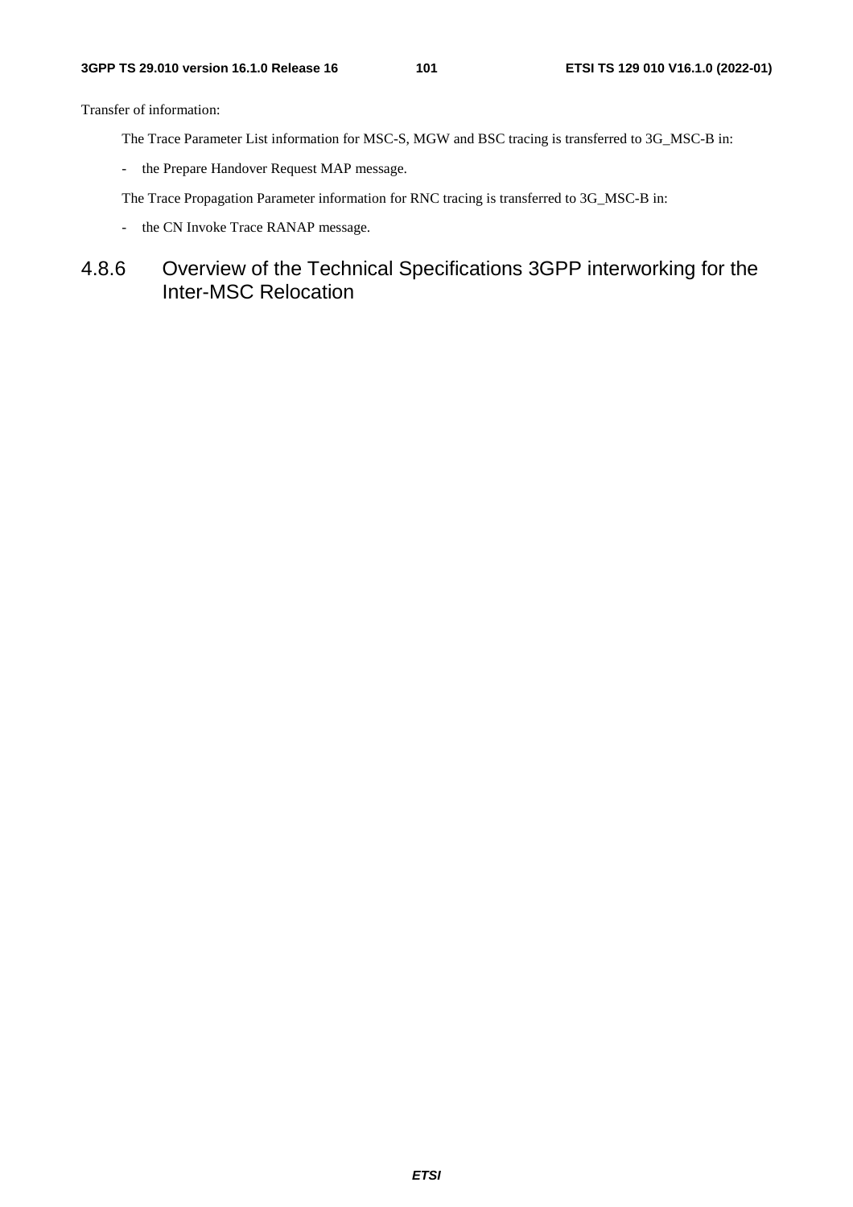Transfer of information:

The Trace Parameter List information for MSC-S, MGW and BSC tracing is transferred to 3G_MSC-B in:

- the Prepare Handover Request MAP message.

The Trace Propagation Parameter information for RNC tracing is transferred to 3G_MSC-B in:

- the CN Invoke Trace RANAP message.

### 4.8.6 Overview of the Technical Specifications 3GPP interworking for the Inter-MSC Relocation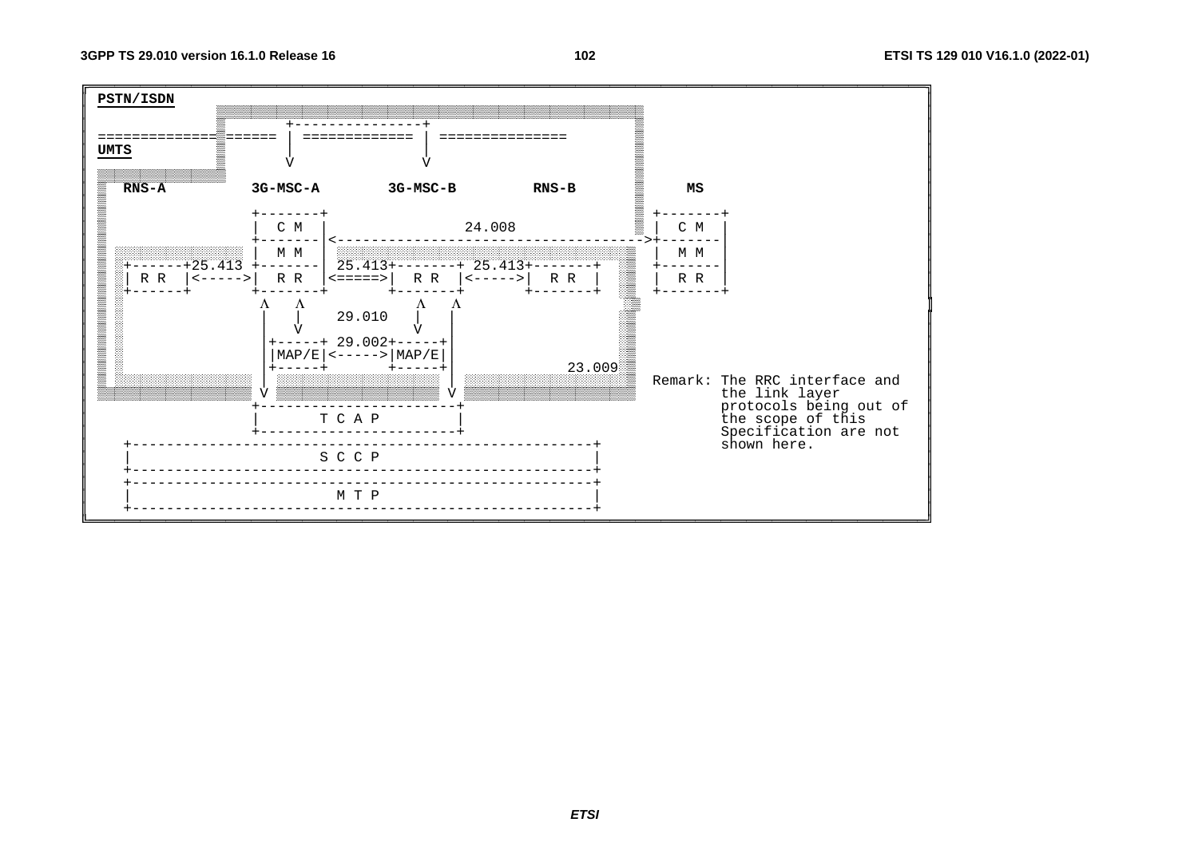```
PSTN/ISDN
                    +---------------+
=================== | ============ | ==============
UMTS                |               |
                    V               V

  RNS-A         3G-MSC-A       3G-MSC-B        RNS-B              MS

                +-------+                                      +-------+
                |  C M  |              24.008                  |  C M  |
                +-------|<------------------------------------>+-------|
                |  M M  |                                      |  M M  |
 +------+25.413 +-------|  25.413+-------+ 25.413+-------+     +-------|
 | R R  |<----->|  R R  |<=====>|  R R  |<----->|  R R  |     |  R R  |
 +------+       +-------+       +-------+       +-------+     +-------+
                 Λ    Λ                 Λ    Λ
                 |    |     29.010      |    |
                 |    V                 V    |
                 |  +-----+ 29.002+-----+    |
                 |  |MAP/E|<----->|MAP/E|    |
                 |  +-----+       +-----+    |            23.009
                 |                           |                        Remark: The RRC interface and
                 V                           V                                the link layer
                +----------------------------+                                protocols being out of
                |          T C A P           |                                the scope of this
                +----------------------------+                                Specification are not
   +--------------------------------------------------------+                shown here.
   |                         S C C P                        |
   +--------------------------------------------------------+
   +--------------------------------------------------------+
   |                          M T P                         |
   +--------------------------------------------------------+
```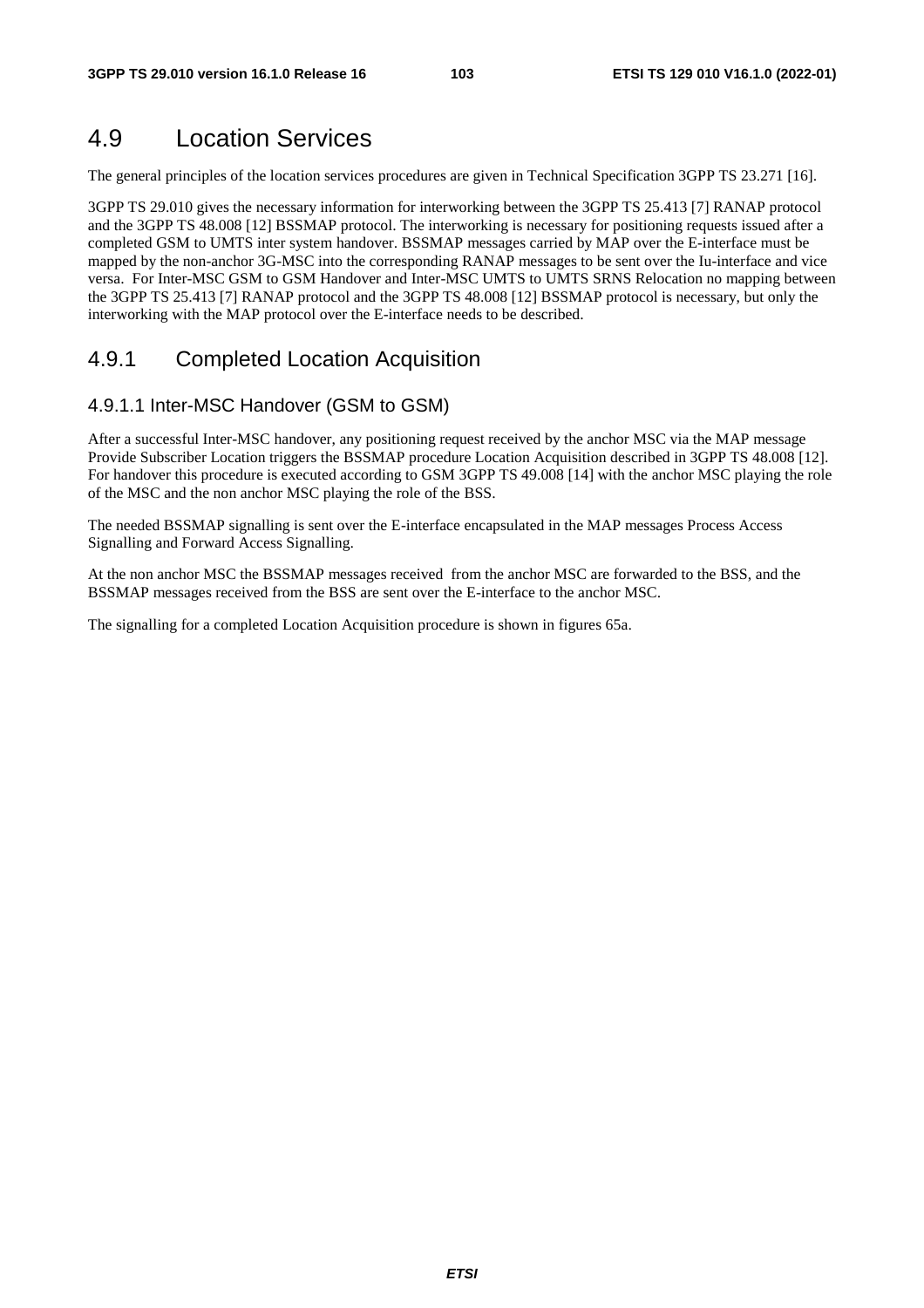# 4.9 Location Services

The general principles of the location services procedures are given in Technical Specification 3GPP TS 23.271 [16].

3GPP TS 29.010 gives the necessary information for interworking between the 3GPP TS 25.413 [7] RANAP protocol and the 3GPP TS 48.008 [12] BSSMAP protocol. The interworking is necessary for positioning requests issued after a completed GSM to UMTS inter system handover. BSSMAP messages carried by MAP over the E-interface must be mapped by the non-anchor 3G-MSC into the corresponding RANAP messages to be sent over the Iu-interface and vice versa. For Inter-MSC GSM to GSM Handover and Inter-MSC UMTS to UMTS SRNS Relocation no mapping between the 3GPP TS 25.413 [7] RANAP protocol and the 3GPP TS 48.008 [12] BSSMAP protocol is necessary, but only the interworking with the MAP protocol over the E-interface needs to be described.

## 4.9.1 Completed Location Acquisition

### 4.9.1.1 Inter-MSC Handover (GSM to GSM)

After a successful Inter-MSC handover, any positioning request received by the anchor MSC via the MAP message Provide Subscriber Location triggers the BSSMAP procedure Location Acquisition described in 3GPP TS 48.008 [12]. For handover this procedure is executed according to GSM 3GPP TS 49.008 [14] with the anchor MSC playing the role of the MSC and the non anchor MSC playing the role of the BSS.

The needed BSSMAP signalling is sent over the E-interface encapsulated in the MAP messages Process Access Signalling and Forward Access Signalling.

At the non anchor MSC the BSSMAP messages received from the anchor MSC are forwarded to the BSS, and the BSSMAP messages received from the BSS are sent over the E-interface to the anchor MSC.

The signalling for a completed Location Acquisition procedure is shown in figures 65a.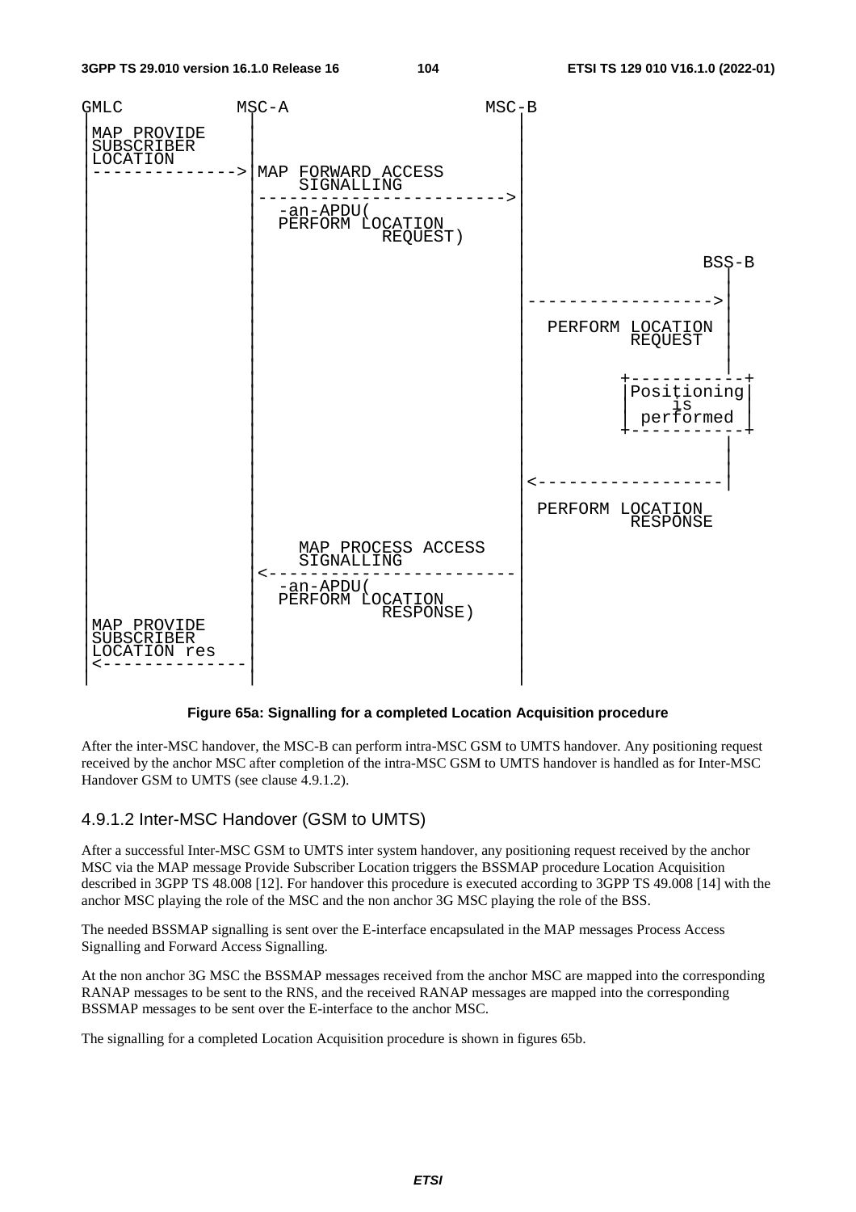```
GMLC            MSC-A                         MSC-B
 |               |                              |
 |MAP PROVIDE    |                              |
 |SUBSCRIBER     |                              |
 |LOCATION       |                              |
 |-------------->|MAP FORWARD ACCESS            |
 |               |    SIGNALLING                |
 |               |----------------------------->|
 |               |  -an-APDU(                   |
 |               |  PERFORM LOCATION            |
 |               |            REQUEST)          |
 |               |                              |
 |               |                              |                          BSS-B
 |               |                              |                            |
 |               |                              |--------------------------->|
 |               |                              |                            |
 |               |                              |  PERFORM LOCATION          |
 |               |                              |          REQUEST           |
 |               |                              |                            |
 |               |                              |                   +-----------+
 |               |                              |                   |Positioning|
 |               |                              |                   |    is     |
 |               |                              |                   | performed |
 |               |                              |                   +-----------+
 |               |                              |                            |
 |               |                              |                            |
 |               |                              |<---------------------------|
 |               |                              |                            
 |               |                              | PERFORM LOCATION           
 |               |                              |          RESPONSE          
 |               |    MAP PROCESS ACCESS        |
 |               |    SIGNALLING                |
 |               |<-----------------------------|
 |               |  -an-APDU(                   |
 |               |  PERFORM LOCATION            |
 |               |           RESPONSE)          |
 |MAP PROVIDE    |                              |
 |SUBSCRIBER     |                              |
 |LOCATION res   |                              |
 |<--------------|                              |
 |               |                              |
```

**Figure 65a: Signalling for a completed Location Acquisition procedure**

After the inter-MSC handover, the MSC-B can perform intra-MSC GSM to UMTS handover. Any positioning request received by the anchor MSC after completion of the intra-MSC GSM to UMTS handover is handled as for Inter-MSC Handover GSM to UMTS (see clause 4.9.1.2).

### 4.9.1.2 Inter-MSC Handover (GSM to UMTS)

After a successful Inter-MSC GSM to UMTS inter system handover, any positioning request received by the anchor MSC via the MAP message Provide Subscriber Location triggers the BSSMAP procedure Location Acquisition described in 3GPP TS 48.008 [12]. For handover this procedure is executed according to 3GPP TS 49.008 [14] with the anchor MSC playing the role of the MSC and the non anchor 3G MSC playing the role of the BSS.

The needed BSSMAP signalling is sent over the E-interface encapsulated in the MAP messages Process Access Signalling and Forward Access Signalling.

At the non anchor 3G MSC the BSSMAP messages received from the anchor MSC are mapped into the corresponding RANAP messages to be sent to the RNS, and the received RANAP messages are mapped into the corresponding BSSMAP messages to be sent over the E-interface to the anchor MSC.

The signalling for a completed Location Acquisition procedure is shown in figures 65b.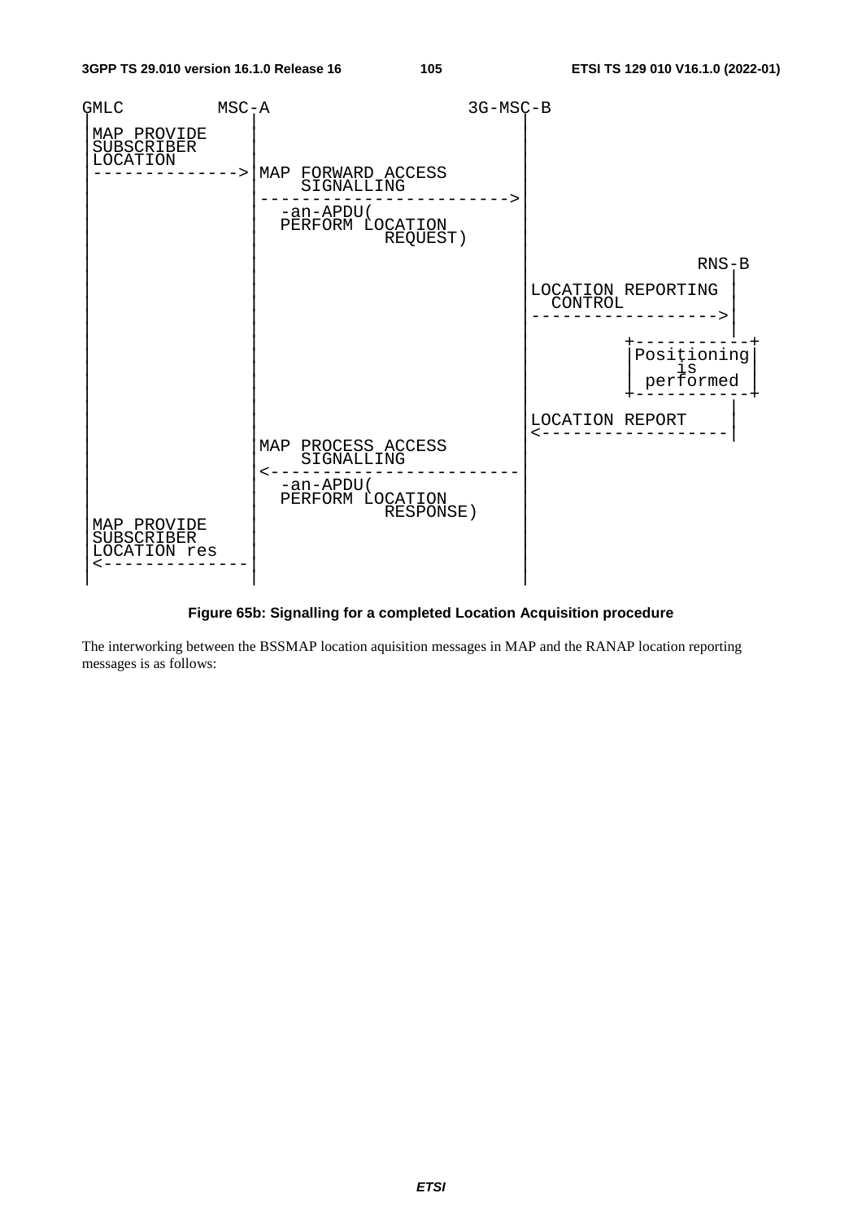```
GMLC          MSC-A                     3G-MSC-B
 |              |                           |
 |MAP PROVIDE   |                           |
 |SUBSCRIBER    |                           |
 |LOCATION      |                           |
 |------------->|MAP FORWARD ACCESS         |
 |              |    SIGNALLING             |
 |              |-------------------------->|
 |              |  -an-APDU(                |
 |              |  PERFORM LOCATION         |
 |              |            REQUEST)       |
 |              |                           |                    RNS-B
 |              |                           |                      |
 |              |                           |LOCATION REPORTING    |
 |              |                           |  CONTROL             |
 |              |                           |--------------------->|
 |              |                           |                      |
 |              |                           |              +-----------+
 |              |                           |              |Positioning|
 |              |                           |              |    is     |
 |              |                           |              | performed |
 |              |                           |              +-----------+
 |              |                           |                      |
 |              |                           |LOCATION REPORT       |
 |              |                           |<---------------------|
 |              |MAP PROCESS ACCESS         |
 |              |    SIGNALLING             |
 |              |<--------------------------|
 |              |  -an-APDU(                |
 |              |  PERFORM LOCATION         |
 |              |            RESPONSE)      |
 |MAP PROVIDE   |                           |
 |SUBSCRIBER    |                           |
 |LOCATION res  |                           |
 |<-------------|                           |
 |              |                           |
```

**Figure 65b: Signalling for a completed Location Acquisition procedure**

The interworking between the BSSMAP location aquisition messages in MAP and the RANAP location reporting messages is as follows: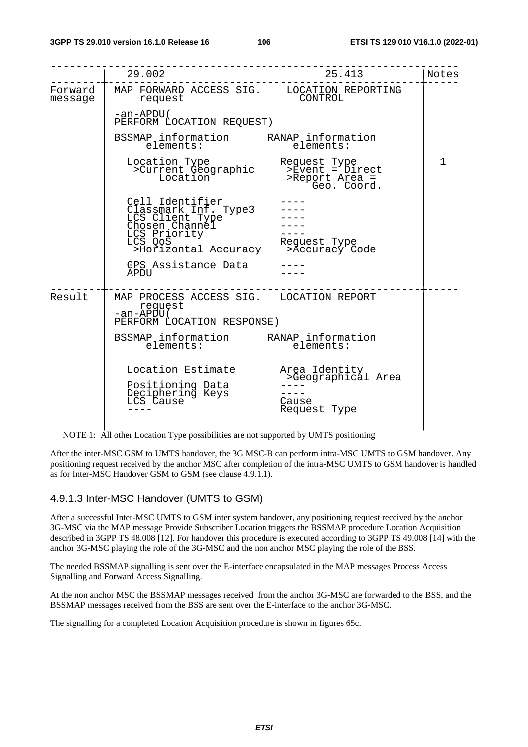| | 29.002 | 25.413 | Notes |
|---|---|---|---|
| Forward message | MAP FORWARD ACCESS SIG. request | LOCATION REPORTING CONTROL | |
| | -an-APDU( PERFORM LOCATION REQUEST) | | |
| | BSSMAP information elements: | RANAP information elements: | |
| | Location Type >Current Geographic Location | Request Type >Event = Direct >Report Area = Geo. Coord. | 1 |
| | Cell Identifier | ---- | |
| | Classmark Inf. Type3 | ---- | |
| | LCS Client Type | ---- | |
| | Chosen Channel | ---- | |
| | LCS Priority | ---- | |
| | LCS QoS >Horizontal Accuracy | Request Type >Accuracy Code | |
| | GPS Assistance Data | ---- | |
| | APDU | ---- | |
| Result | MAP PROCESS ACCESS SIG. request -an-APDU( PERFORM LOCATION RESPONSE) | LOCATION REPORT | |
| | BSSMAP information elements: | RANAP information elements: | |
| | Location Estimate | Area Identity >Geographical Area | |
| | Positioning Data | ---- | |
| | Deciphering Keys | ---- | |
| | LCS Cause | Cause | |
| | ---- | Request Type | |

NOTE 1: All other Location Type possibilities are not supported by UMTS positioning

After the inter-MSC GSM to UMTS handover, the 3G MSC-B can perform intra-MSC UMTS to GSM handover. Any positioning request received by the anchor MSC after completion of the intra-MSC UMTS to GSM handover is handled as for Inter-MSC Handover GSM to GSM (see clause 4.9.1.1).

### 4.9.1.3 Inter-MSC Handover (UMTS to GSM)

After a successful Inter-MSC UMTS to GSM inter system handover, any positioning request received by the anchor 3G-MSC via the MAP message Provide Subscriber Location triggers the BSSMAP procedure Location Acquisition described in 3GPP TS 48.008 [12]. For handover this procedure is executed according to 3GPP TS 49.008 [14] with the anchor 3G-MSC playing the role of the 3G-MSC and the non anchor MSC playing the role of the BSS.

The needed BSSMAP signalling is sent over the E-interface encapsulated in the MAP messages Process Access Signalling and Forward Access Signalling.

At the non anchor MSC the BSSMAP messages received from the anchor 3G-MSC are forwarded to the BSS, and the BSSMAP messages received from the BSS are sent over the E-interface to the anchor 3G-MSC.

The signalling for a completed Location Acquisition procedure is shown in figures 65c.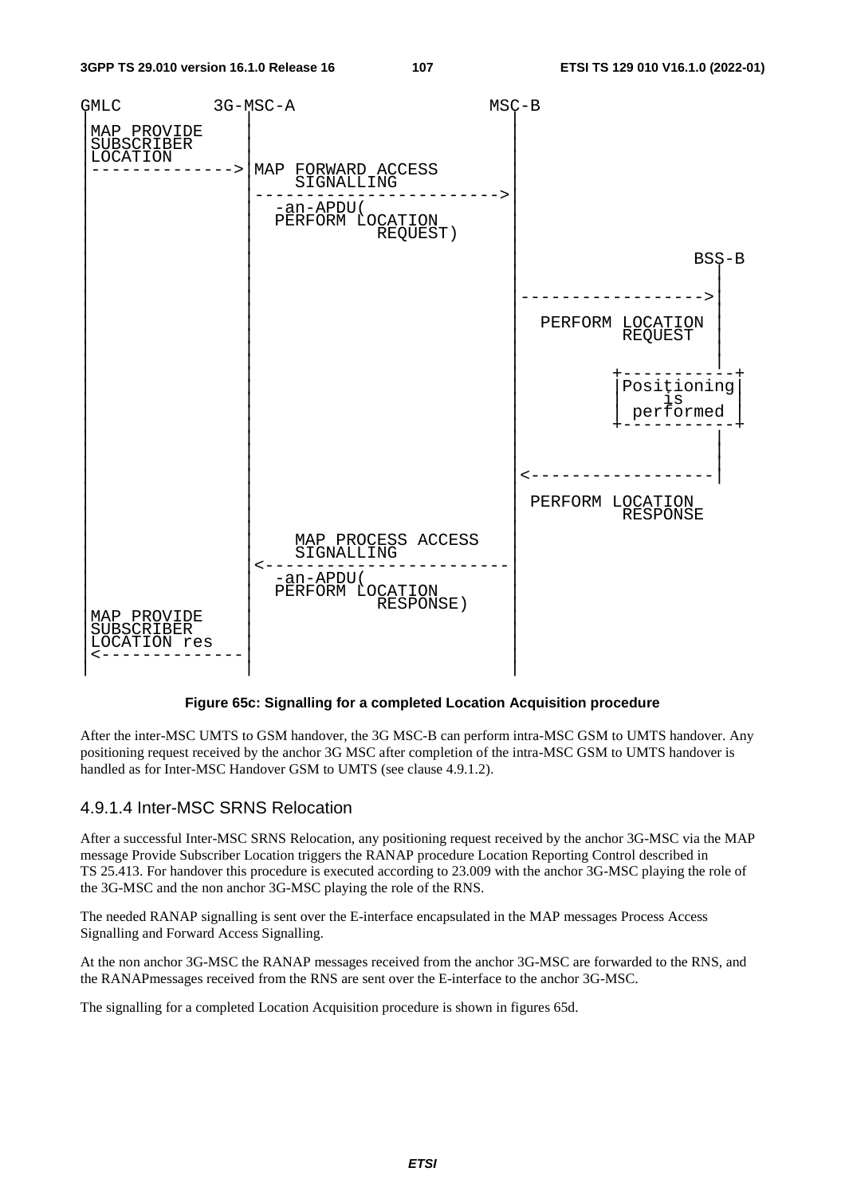```
GMLC          3G-MSC-A                              MSC-B
 |                |                                    |
 | MAP PROVIDE    |                                    |
 | SUBSCRIBER     |                                    |
 | LOCATION       |                                    |
 |--------------->| MAP FORWARD ACCESS                 |
 |                |     SIGNALLING                     |
 |                |----------------------------------->|
 |                |  -an-APDU(                         |
 |                |  PERFORM LOCATION                  |
 |                |            REQUEST)                |
 |                |                                    |                        BSS-B
 |                |                                    |                          |
 |                |                                    |------------------------->|
 |                |                                    |  PERFORM LOCATION        |
 |                |                                    |          REQUEST         |
 |                |                                    |                          |
 |                |                                    |                 +-----------+
 |                |                                    |                 |Positioning|
 |                |                                    |                 |    is     |
 |                |                                    |                 | performed |
 |                |                                    |                 +-----------+
 |                |                                    |                          |
 |                |                                    |<-------------------------|
 |                |                                    | PERFORM LOCATION
 |                |                                    |          RESPONSE
 |                |    MAP PROCESS ACCESS              |
 |                |    SIGNALLING                      |
 |                |<-----------------------------------|
 |                |  -an-APDU(                         |
 |                |  PERFORM LOCATION                  |
 |                |            RESPONSE)               |
 | MAP PROVIDE    |                                    |
 | SUBSCRIBER     |                                    |
 | LOCATION res   |                                    |
 |<---------------|                                    |
 |                |                                    |
```

**Figure 65c: Signalling for a completed Location Acquisition procedure**

After the inter-MSC UMTS to GSM handover, the 3G MSC-B can perform intra-MSC GSM to UMTS handover. Any positioning request received by the anchor 3G MSC after completion of the intra-MSC GSM to UMTS handover is handled as for Inter-MSC Handover GSM to UMTS (see clause 4.9.1.2).

#### 4.9.1.4 Inter-MSC SRNS Relocation

After a successful Inter-MSC SRNS Relocation, any positioning request received by the anchor 3G-MSC via the MAP message Provide Subscriber Location triggers the RANAP procedure Location Reporting Control described in TS 25.413. For handover this procedure is executed according to 23.009 with the anchor 3G-MSC playing the role of the 3G-MSC and the non anchor 3G-MSC playing the role of the RNS.

The needed RANAP signalling is sent over the E-interface encapsulated in the MAP messages Process Access Signalling and Forward Access Signalling.

At the non anchor 3G-MSC the RANAP messages received from the anchor 3G-MSC are forwarded to the RNS, and the RANAPmessages received from the RNS are sent over the E-interface to the anchor 3G-MSC.

The signalling for a completed Location Acquisition procedure is shown in figures 65d.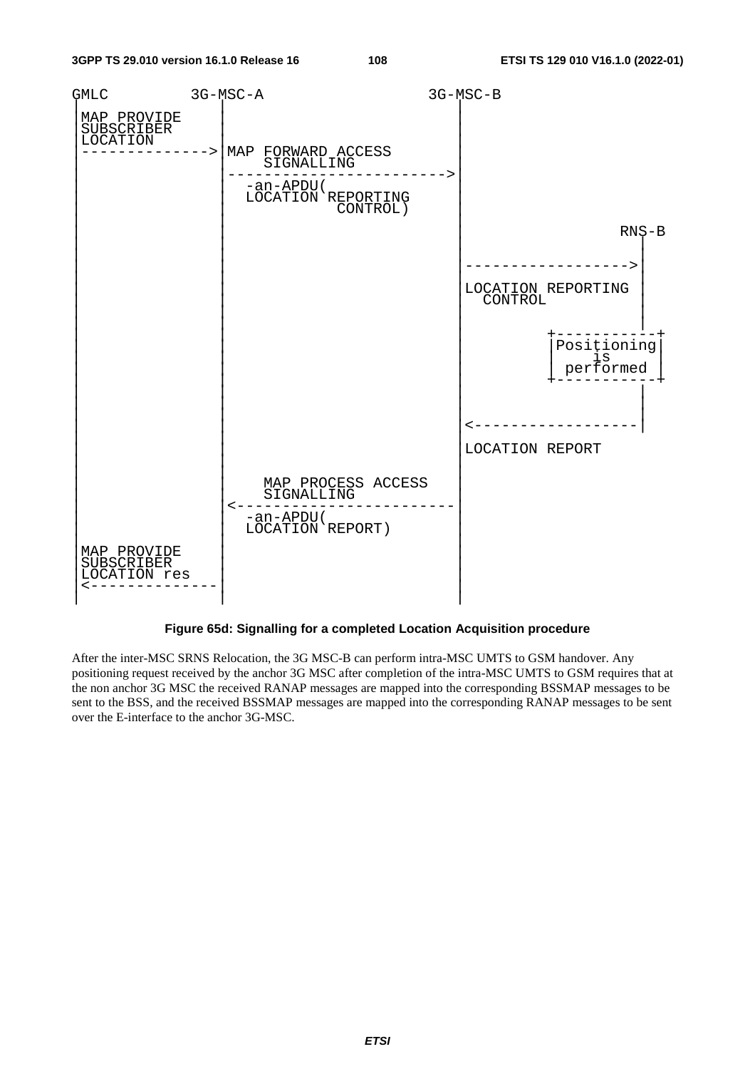```
GMLC          3G-MSC-A                     3G-MSC-B
 |              |                             |
 |MAP PROVIDE   |                             |
 |SUBSCRIBER    |                             |
 |LOCATION      |                             |
 |------------->|MAP FORWARD ACCESS           |
 |              |    SIGNALLING               |
 |              |---------------------------->|
 |              |  -an-APDU(                  |
 |              |  LOCATION REPORTING         |
 |              |            CONTROL)         |
 |              |                             |                   RNS-B
 |              |                             |                     |
 |              |                             |-------------------->|
 |              |                             |                     |
 |              |                             |LOCATION REPORTING   |
 |              |                             |  CONTROL            |
 |              |                             |                     |
 |              |                             |            +-----------+
 |              |                             |            |Positioning|
 |              |                             |            |    is     |
 |              |                             |            | performed |
 |              |                             |            +-----------+
 |              |                             |                     |
 |              |                             |<--------------------|
 |              |                             |                     
 |              |                             |LOCATION REPORT
 |              |                             |
 |              |    MAP PROCESS ACCESS       |
 |              |    SIGNALLING               |
 |              |<----------------------------|
 |              |  -an-APDU(                  |
 |              |  LOCATION REPORT)           |
 |MAP PROVIDE   |                             |
 |SUBSCRIBER    |                             |
 |LOCATION res  |                             |
 |<-------------|                             |
 |              |                             |
```

**Figure 65d: Signalling for a completed Location Acquisition procedure**

After the inter-MSC SRNS Relocation, the 3G MSC-B can perform intra-MSC UMTS to GSM handover. Any positioning request received by the anchor 3G MSC after completion of the intra-MSC UMTS to GSM requires that at the non anchor 3G MSC the received RANAP messages are mapped into the corresponding BSSMAP messages to be sent to the BSS, and the received BSSMAP messages are mapped into the corresponding RANAP messages to be sent over the E-interface to the anchor 3G-MSC.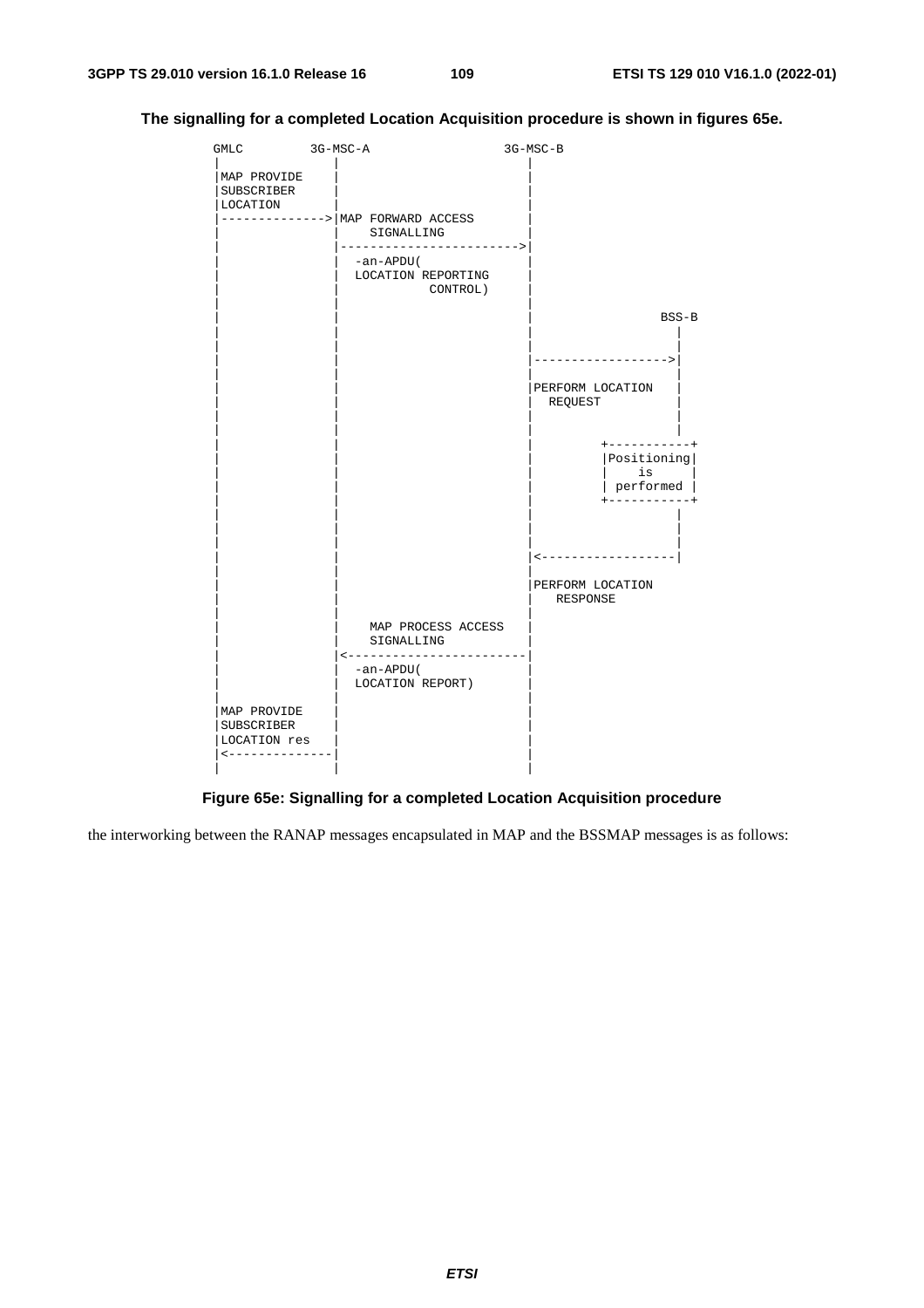**The signalling for a completed Location Acquisition procedure is shown in figures 65e.**

```
GMLC         3G-MSC-A                  3G-MSC-B
 |               |                         |
 |MAP PROVIDE    |                         |
 |SUBSCRIBER     |                         |
 |LOCATION       |                         |
 |-------------->|MAP FORWARD ACCESS       |
 |               |    SIGNALLING           |
 |               |------------------------>|
 |               |  -an-APDU(              |
 |               |  LOCATION REPORTING     |
 |               |           CONTROL)      |
 |               |                         |
 |               |                         |                    BSS-B
 |               |                         |                      |
 |               |                         |                      |
 |               |                         |------------------->|
 |               |                         |                      |
 |               |                         |PERFORM LOCATION      |
 |               |                         |  REQUEST             |
 |               |                         |                      |
 |               |                         |                      |
 |               |                         |          +-----------+
 |               |                         |          |Positioning|
 |               |                         |          |    is     |
 |               |                         |          | performed |
 |               |                         |          +-----------+
 |               |                         |                      |
 |               |                         |                      |
 |               |                         |                      |
 |               |                         |<-------------------|
 |               |                         |
 |               |                         |PERFORM LOCATION
 |               |                         |   RESPONSE
 |               |                         |
 |               |    MAP PROCESS ACCESS   |
 |               |    SIGNALLING           |
 |               |<------------------------|
 |               |  -an-APDU(              |
 |               |  LOCATION REPORT)       |
 |               |                         |
 |MAP PROVIDE    |                         |
 |SUBSCRIBER     |                         |
 |LOCATION res   |                         |
 |<--------------|                         |
 |               |                         |
```

**Figure 65e: Signalling for a completed Location Acquisition procedure**

the interworking between the RANAP messages encapsulated in MAP and the BSSMAP messages is as follows: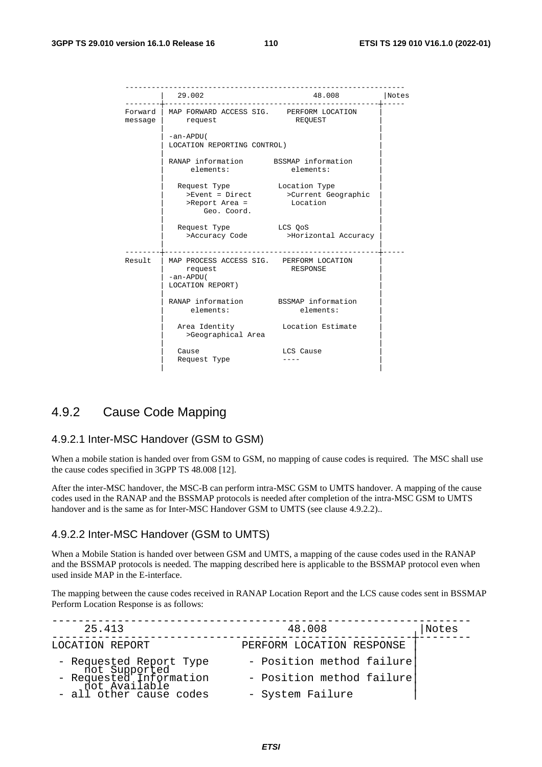```
        ---------------------------------------------------------------
        |  29.002                        48.008          |Notes
--------+------------------------------------------------+-----
Forward | MAP FORWARD ACCESS SIG.    PERFORM LOCATION     |
message |     request                  REQUEST            |
        |                                                 |
        | -an-APDU(                                       |
        | LOCATION REPORTING CONTROL)                     |
        |                                                 |
        | RANAP information       BSSMAP information      |
        |      elements:              elements:           |
        |                                                 |
        |   Request Type           Location Type          |
        |     >Event = Direct        >Current Geographic  |
        |     >Report Area =          Location            |
        |         Geo. Coord.                             |
        |                                                 |
        |   Request Type           LCS QoS                |
        |     >Accuracy Code         >Horizontal Accuracy |
        |                                                 |
--------+------------------------------------------------+-----
Result  | MAP PROCESS ACCESS SIG.   PERFORM LOCATION      |
        |     request                 RESPONSE            |
        | -an-APDU(                                       |
        | LOCATION REPORT)                                |
        |                                                 |
        | RANAP information        BSSMAP information     |
        |      elements:               elements:          |
        |                                                 |
        |   Area Identity           Location Estimate     |
        |     >Geographical Area                          |
        |                                                 |
        |   Cause                   LCS Cause             |
        |   Request Type            ----                  |
        |                                                 |
```

## 4.9.2 Cause Code Mapping

### 4.9.2.1 Inter-MSC Handover (GSM to GSM)

When a mobile station is handed over from GSM to GSM, no mapping of cause codes is required. The MSC shall use the cause codes specified in 3GPP TS 48.008 [12].

After the inter-MSC handover, the MSC-B can perform intra-MSC GSM to UMTS handover. A mapping of the cause codes used in the RANAP and the BSSMAP protocols is needed after completion of the intra-MSC GSM to UMTS handover and is the same as for Inter-MSC Handover GSM to UMTS (see clause 4.9.2.2)..

### 4.9.2.2 Inter-MSC Handover (GSM to UMTS)

When a Mobile Station is handed over between GSM and UMTS, a mapping of the cause codes used in the RANAP and the BSSMAP protocols is needed. The mapping described here is applicable to the BSSMAP protocol even when used inside MAP in the E-interface.

The mapping between the cause codes received in RANAP Location Report and the LCS cause codes sent in BSSMAP Perform Location Response is as follows:

```
-----------------------------------------------------------------
    25.413                          48.008                |Notes
------------------------------------------------------+---------
LOCATION REPORT               PERFORM LOCATION RESPONSE |
 - Requested Report Type       - Position method failure|
     not Supported                                      |
 - Requested Information       - Position method failure|
     not Available                                      |
 - all other cause codes       - System Failure         |
```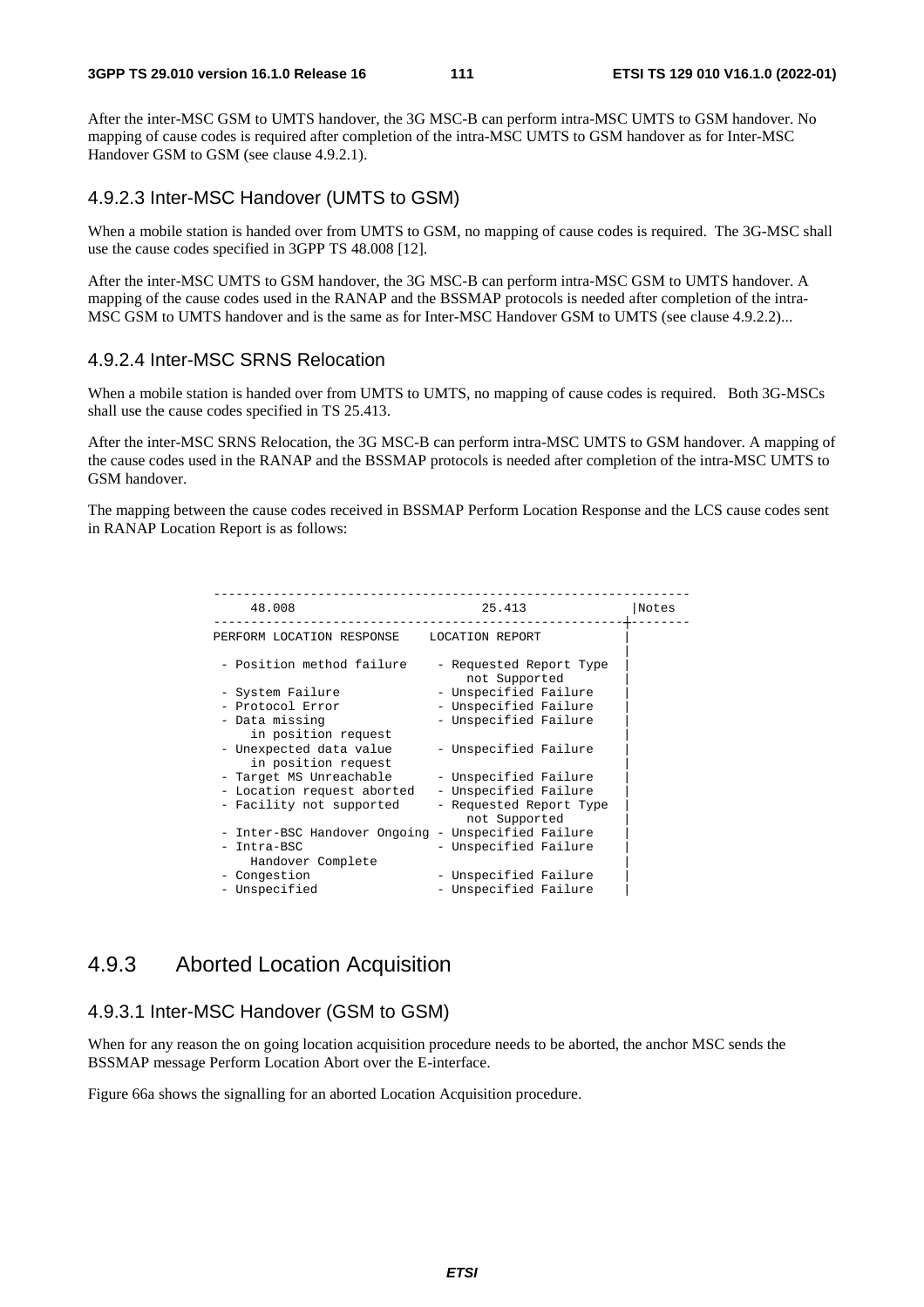After the inter-MSC GSM to UMTS handover, the 3G MSC-B can perform intra-MSC UMTS to GSM handover. No mapping of cause codes is required after completion of the intra-MSC UMTS to GSM handover as for Inter-MSC Handover GSM to GSM (see clause 4.9.2.1).

### 4.9.2.3 Inter-MSC Handover (UMTS to GSM)

When a mobile station is handed over from UMTS to GSM, no mapping of cause codes is required. The 3G-MSC shall use the cause codes specified in 3GPP TS 48.008 [12].

After the inter-MSC UMTS to GSM handover, the 3G MSC-B can perform intra-MSC GSM to UMTS handover. A mapping of the cause codes used in the RANAP and the BSSMAP protocols is needed after completion of the intra-MSC GSM to UMTS handover and is the same as for Inter-MSC Handover GSM to UMTS (see clause 4.9.2.2)...

### 4.9.2.4 Inter-MSC SRNS Relocation

When a mobile station is handed over from UMTS to UMTS, no mapping of cause codes is required. Both 3G-MSCs shall use the cause codes specified in TS 25.413.

After the inter-MSC SRNS Relocation, the 3G MSC-B can perform intra-MSC UMTS to GSM handover. A mapping of the cause codes used in the RANAP and the BSSMAP protocols is needed after completion of the intra-MSC UMTS to GSM handover.

The mapping between the cause codes received in BSSMAP Perform Location Response and the LCS cause codes sent in RANAP Location Report is as follows:

```
---------------------------------------------------------------
     48.008                          25.413            |Notes
-------------------------------------------------------+--------
PERFORM LOCATION RESPONSE    LOCATION REPORT           |
                                                       |
 - Position method failure    - Requested Report Type  |
                                 not Supported         |
 - System Failure             - Unspecified Failure    |
 - Protocol Error             - Unspecified Failure    |
 - Data missing               - Unspecified Failure    |
     in position request                               |
 - Unexpected data value      - Unspecified Failure    |
     in position request                               |
 - Target MS Unreachable      - Unspecified Failure    |
 - Location request aborted   - Unspecified Failure    |
 - Facility not supported     - Requested Report Type  |
                                 not Supported         |
 - Inter-BSC Handover Ongoing - Unspecified Failure    |
 - Intra-BSC                  - Unspecified Failure    |
     Handover Complete                                 |
 - Congestion                 - Unspecified Failure    |
 - Unspecified                - Unspecified Failure    |
```

## 4.9.3 Aborted Location Acquisition

### 4.9.3.1 Inter-MSC Handover (GSM to GSM)

When for any reason the on going location acquisition procedure needs to be aborted, the anchor MSC sends the BSSMAP message Perform Location Abort over the E-interface.

Figure 66a shows the signalling for an aborted Location Acquisition procedure.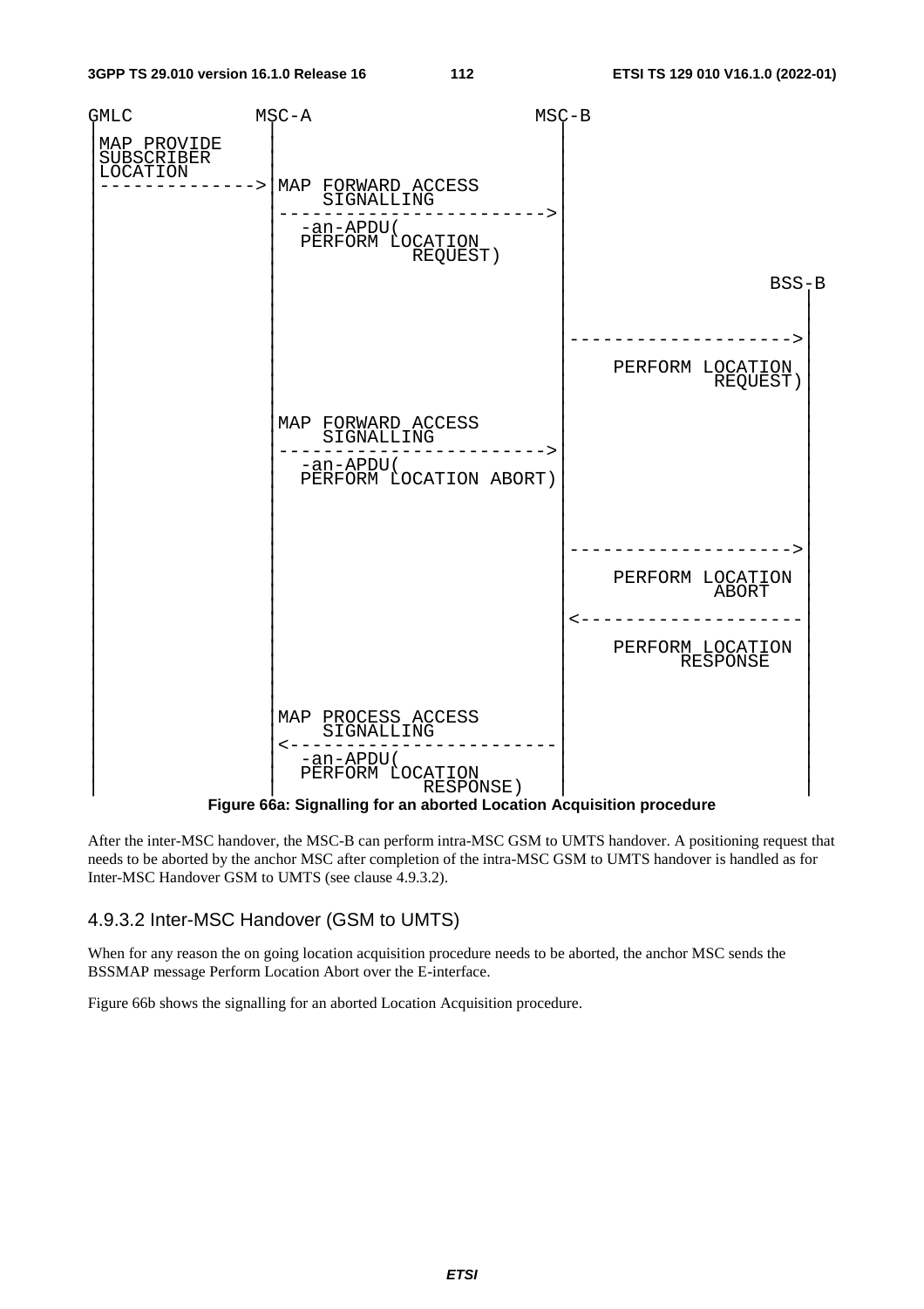```
GMLC              MSC-A                        MSC-B
 |                  |                             |
 | MAP PROVIDE      |                             |
 | SUBSCRIBER       |                             |
 | LOCATION         |                             |
 |----------------->| MAP FORWARD ACCESS          |
 |                  |     SIGNALLING              |
 |                  |---------------------------->|
 |                  |   -an-APDU(                 |
 |                  |   PERFORM LOCATION          |
 |                  |             REQUEST)        |
 |                  |                             |                         BSS-B
 |                  |                             |                           |
 |                  |                             |                           |
 |                  |                             |-------------------------->|
 |                  |                             |                           |
 |                  |                             |     PERFORM LOCATION      |
 |                  |                             |              REQUEST)     |
 |                  |                             |                           |
 |                  | MAP FORWARD ACCESS          |                           |
 |                  |     SIGNALLING              |                           |
 |                  |---------------------------->|                           |
 |                  |   -an-APDU(                 |                           |
 |                  |   PERFORM LOCATION ABORT)   |                           |
 |                  |                             |                           |
 |                  |                             |                           |
 |                  |                             |-------------------------->|
 |                  |                             |                           |
 |                  |                             |     PERFORM LOCATION      |
 |                  |                             |              ABORT        |
 |                  |                             |<--------------------------|
 |                  |                             |                           |
 |                  |                             |     PERFORM LOCATION      |
 |                  |                             |           RESPONSE        |
 |                  |                             |                           |
 |                  |                             |                           |
 |                  | MAP PROCESS ACCESS          |                           |
 |                  |     SIGNALLING              |                           |
 |                  |<----------------------------|                           |
 |                  |   -an-APDU(                 |                           |
 |                  |   PERFORM LOCATION          |                           |
 |                  |             RESPONSE)       |                           |
 |                  |                             |                           |
```

**Figure 66a: Signalling for an aborted Location Acquisition procedure**

After the inter-MSC handover, the MSC-B can perform intra-MSC GSM to UMTS handover. A positioning request that needs to be aborted by the anchor MSC after completion of the intra-MSC GSM to UMTS handover is handled as for Inter-MSC Handover GSM to UMTS (see clause 4.9.3.2).

### 4.9.3.2 Inter-MSC Handover (GSM to UMTS)

When for any reason the on going location acquisition procedure needs to be aborted, the anchor MSC sends the BSSMAP message Perform Location Abort over the E-interface.

Figure 66b shows the signalling for an aborted Location Acquisition procedure.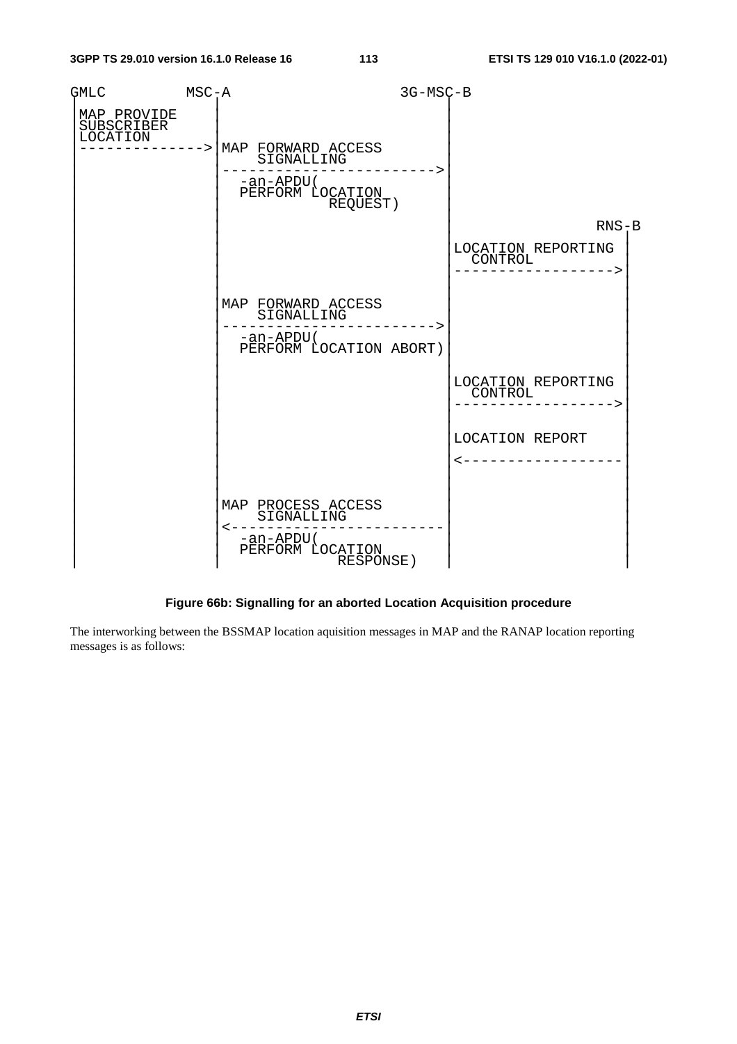```
GMLC          MSC-A                         3G-MSC-B
 |               |                               |
 |MAP PROVIDE    |                               |
 |SUBSCRIBER     |                               |
 |LOCATION       |                               |
 |-------------->|MAP FORWARD ACCESS             |
 |               |    SIGNALLING                 |
 |               |------------------------------>|
 |               |  -an-APDU(                    |
 |               |  PERFORM LOCATION             |
 |               |            REQUEST)           |
 |               |                               |                    RNS-B
 |               |                               |                       |
 |               |                               |LOCATION REPORTING     |
 |               |                               |  CONTROL              |
 |               |                               |---------------------->|
 |               |                               |                       |
 |               |MAP FORWARD ACCESS             |                       |
 |               |    SIGNALLING                 |                       |
 |               |------------------------------>|                       |
 |               |  -an-APDU(                    |                       |
 |               |  PERFORM LOCATION ABORT)      |                       |
 |               |                               |                       |
 |               |                               |LOCATION REPORTING     |
 |               |                               |  CONTROL              |
 |               |                               |---------------------->|
 |               |                               |                       |
 |               |                               |LOCATION REPORT        |
 |               |                               |                       |
 |               |                               |<----------------------|
 |               |                               |                       |
 |               |                               |                       |
 |               |MAP PROCESS ACCESS             |                       |
 |               |    SIGNALLING                 |                       |
 |               |<------------------------------|                       |
 |               |  -an-APDU(                    |                       |
 |               |  PERFORM LOCATION             |                       |
 |               |            RESPONSE)          |                       |
 |               |                               |                       |
```

**Figure 66b: Signalling for an aborted Location Acquisition procedure**

The interworking between the BSSMAP location aquisition messages in MAP and the RANAP location reporting messages is as follows: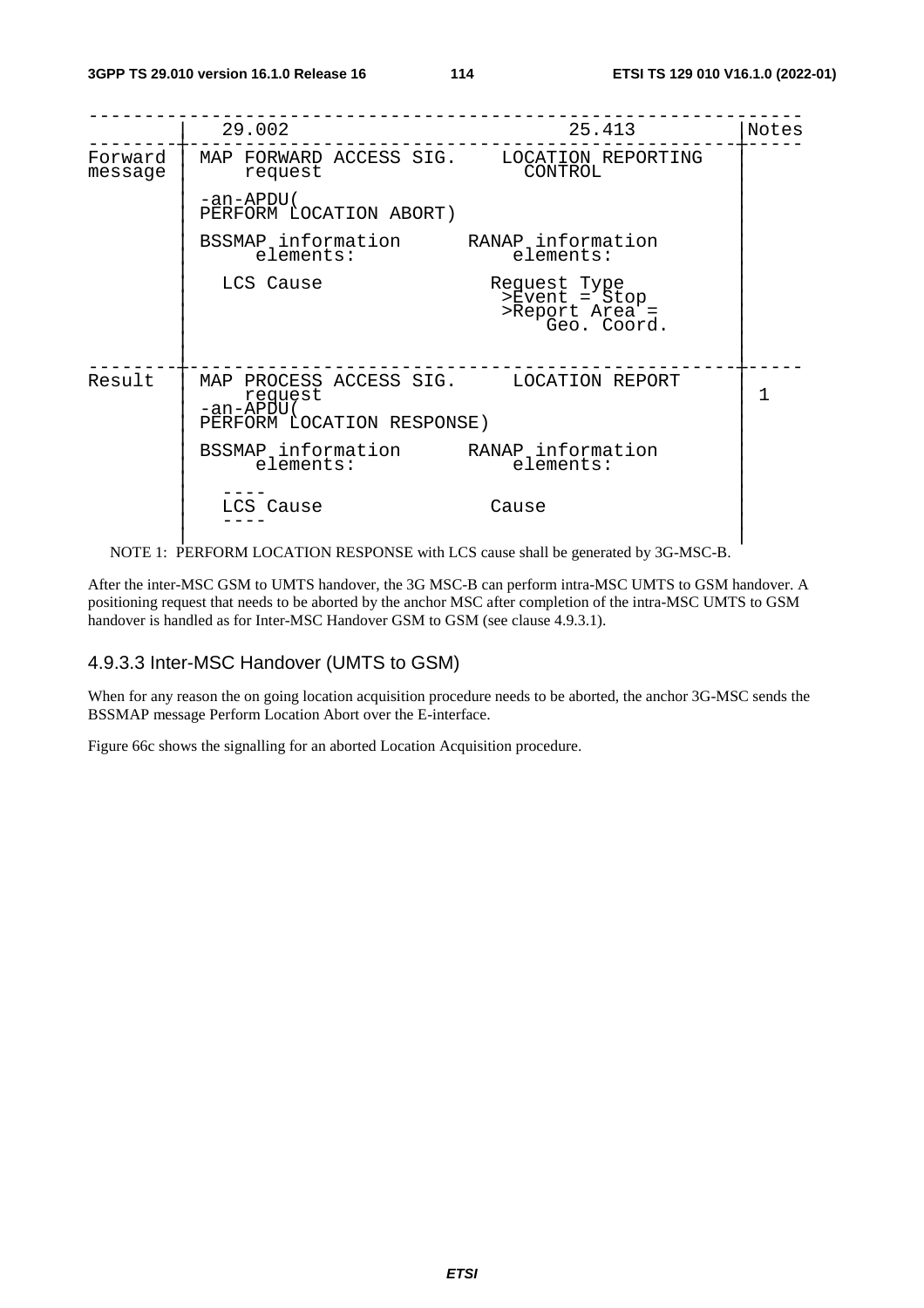| | 29.002 | 25.413 | Notes |
|---|---|---|---|
| Forward message | MAP FORWARD ACCESS SIG. request<br><br>-an-APDU(<br>PERFORM LOCATION ABORT)<br><br>BSSMAP information elements:<br><br>LCS Cause | LOCATION REPORTING CONTROL<br><br><br><br><br>RANAP information elements:<br><br>Request Type<br>>Event = Stop<br>>Report Area = Geo. Coord. | |
| Result | MAP PROCESS ACCESS SIG. request<br>-an-APDU(<br>PERFORM LOCATION RESPONSE)<br><br>BSSMAP information elements:<br><br>----<br>LCS Cause<br>---- | LOCATION REPORT<br><br><br><br><br>RANAP information elements:<br><br><br>Cause | 1 |

NOTE 1: PERFORM LOCATION RESPONSE with LCS cause shall be generated by 3G-MSC-B.

After the inter-MSC GSM to UMTS handover, the 3G MSC-B can perform intra-MSC UMTS to GSM handover. A positioning request that needs to be aborted by the anchor MSC after completion of the intra-MSC UMTS to GSM handover is handled as for Inter-MSC Handover GSM to GSM (see clause 4.9.3.1).

### 4.9.3.3 Inter-MSC Handover (UMTS to GSM)

When for any reason the on going location acquisition procedure needs to be aborted, the anchor 3G-MSC sends the BSSMAP message Perform Location Abort over the E-interface.

Figure 66c shows the signalling for an aborted Location Acquisition procedure.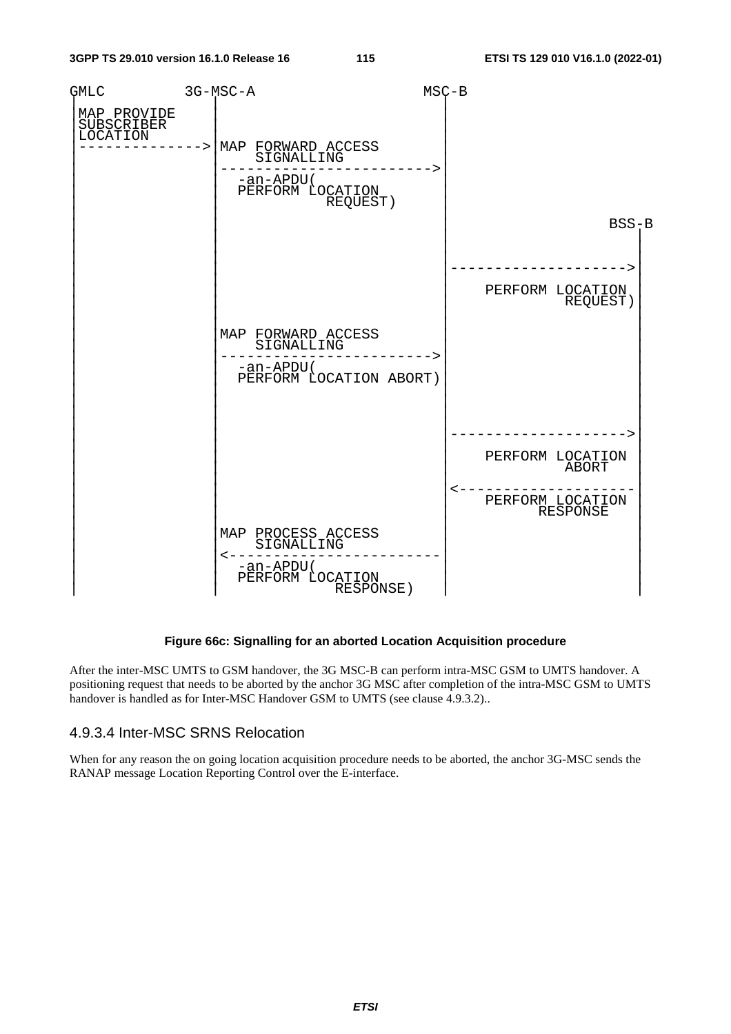```
GMLC          3G-MSC-A                      MSC-B
 |                |                            |
 |MAP PROVIDE     |                            |
 |SUBSCRIBER      |                            |
 |LOCATION        |                            |
 |--------------->|MAP FORWARD ACCESS          |
 |                |    SIGNALLING              |
 |                |--------------------------->|
 |                |  -an-APDU(                 |
 |                |  PERFORM LOCATION          |
 |                |           REQUEST)         |
 |                |                            |                          BSS-B
 |                |                            |                            |
 |                |                            |                            |
 |                |                            |--------------------------->|
 |                |                            |                            |
 |                |                            |     PERFORM LOCATION       |
 |                |                            |             REQUEST)       |
 |                |                            |                            |
 |                |MAP FORWARD ACCESS          |                            |
 |                |    SIGNALLING              |                            |
 |                |--------------------------->|                            |
 |                |  -an-APDU(                 |                            |
 |                |  PERFORM LOCATION ABORT)   |                            |
 |                |                            |                            |
 |                |                            |                            |
 |                |                            |--------------------------->|
 |                |                            |                            |
 |                |                            |     PERFORM LOCATION       |
 |                |                            |             ABORT          |
 |                |                            |                            |
 |                |                            |<---------------------------|
 |                |                            |     PERFORM LOCATION       |
 |                |                            |          RESPONSE          |
 |                |MAP PROCESS ACCESS          |                            |
 |                |    SIGNALLING              |                            |
 |                |<---------------------------|                            |
 |                |  -an-APDU(                 |                            |
 |                |  PERFORM LOCATION          |                            |
 |                |            RESPONSE)       |                            |
 |                |                            |                            |
```

**Figure 66c: Signalling for an aborted Location Acquisition procedure**

After the inter-MSC UMTS to GSM handover, the 3G MSC-B can perform intra-MSC GSM to UMTS handover. A positioning request that needs to be aborted by the anchor 3G MSC after completion of the intra-MSC GSM to UMTS handover is handled as for Inter-MSC Handover GSM to UMTS (see clause 4.9.3.2)..

### 4.9.3.4 Inter-MSC SRNS Relocation

When for any reason the on going location acquisition procedure needs to be aborted, the anchor 3G-MSC sends the RANAP message Location Reporting Control over the E-interface.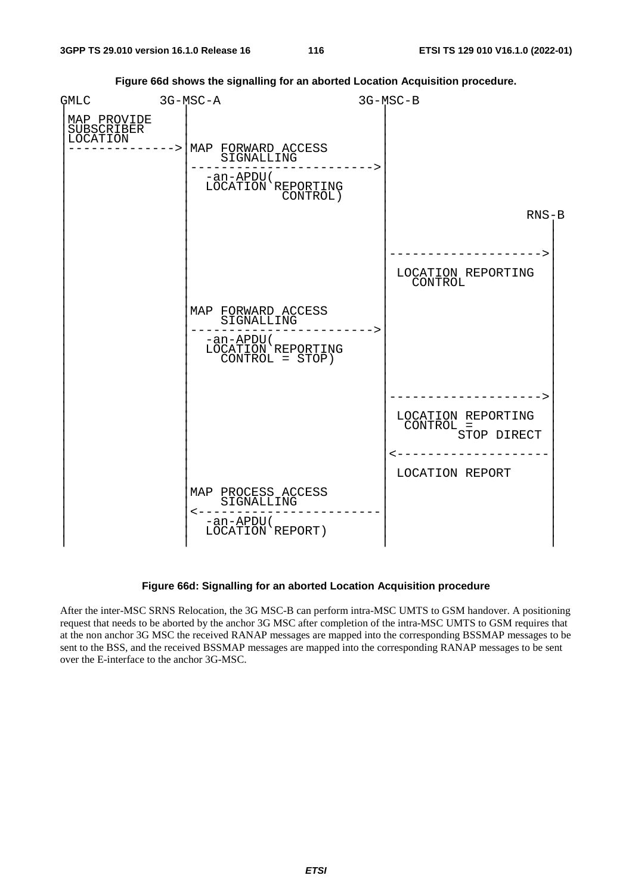Figure 66d shows the signalling for an aborted Location Acquisition procedure.

```
GMLC          3G-MSC-A                        3G-MSC-B
 |                |                               |
 | MAP PROVIDE    |                               |
 | SUBSCRIBER     |                               |
 | LOCATION       |                               |
 |--------------->| MAP FORWARD ACCESS            |
 |                |     SIGNALLING                |
 |                |------------------------------>|
 |                |   -an-APDU(                   |
 |                |   LOCATION REPORTING          |
 |                |              CONTROL)         |
 |                |                               |                  RNS-B
 |                |                               |                      |
 |                |                               |                      |
 |                |                               |--------------------->|
 |                |                               | LOCATION REPORTING   |
 |                |                               |    CONTROL           |
 |                |                               |                      |
 |                | MAP FORWARD ACCESS            |                      |
 |                |     SIGNALLING                |                      |
 |                |------------------------------>|                      |
 |                |   -an-APDU(                   |                      |
 |                |   LOCATION REPORTING          |                      |
 |                |     CONTROL = STOP)           |                      |
 |                |                               |                      |
 |                |                               |--------------------->|
 |                |                               | LOCATION REPORTING   |
 |                |                               |  CONTROL =           |
 |                |                               |         STOP DIRECT  |
 |                |                               |<---------------------|
 |                |                               | LOCATION REPORT      |
 |                | MAP PROCESS ACCESS            |                      |
 |                |     SIGNALLING                |                      |
 |                |<------------------------------|                      |
 |                |   -an-APDU(                   |                      |
 |                |   LOCATION REPORT)            |                      |
 |                |                               |                      |
```

**Figure 66d: Signalling for an aborted Location Acquisition procedure**

After the inter-MSC SRNS Relocation, the 3G MSC-B can perform intra-MSC UMTS to GSM handover. A positioning request that needs to be aborted by the anchor 3G MSC after completion of the intra-MSC UMTS to GSM requires that at the non anchor 3G MSC the received RANAP messages are mapped into the corresponding BSSMAP messages to be sent to the BSS, and the received BSSMAP messages are mapped into the corresponding RANAP messages to be sent over the E-interface to the anchor 3G-MSC.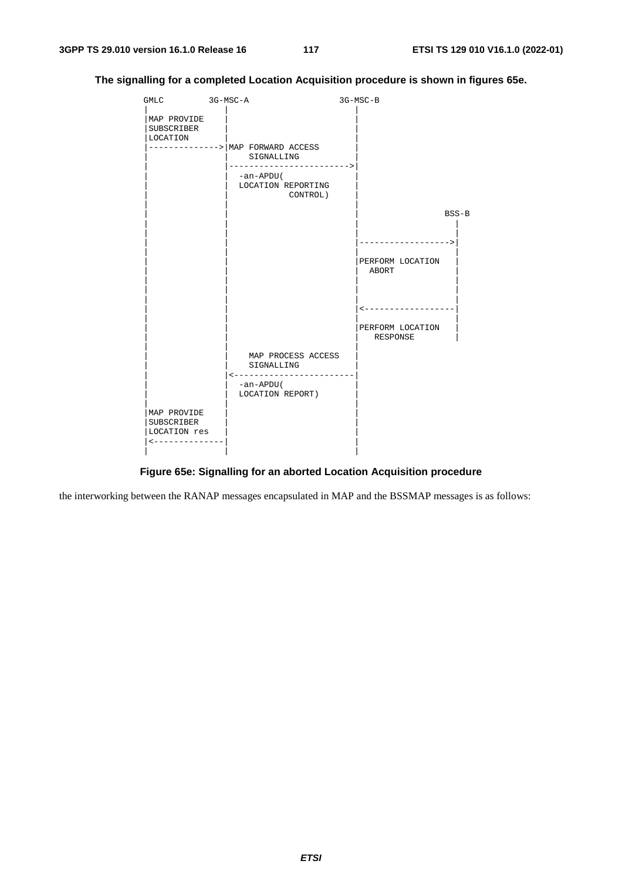**The signalling for a completed Location Acquisition procedure is shown in figures 65e.**

```
GMLC         3G-MSC-A                  3G-MSC-B
 |               |                         |
 |MAP PROVIDE    |                         |
 |SUBSCRIBER     |                         |
 |LOCATION       |                         |
 |-------------->|MAP FORWARD ACCESS       |
 |               |    SIGNALLING           |
 |               |------------------------>|
 |               |  -an-APDU(              |
 |               |  LOCATION REPORTING     |
 |               |            CONTROL)     |
 |               |                         |
 |               |                         |                  BSS-B
 |               |                         |                    |
 |               |                         |                    |
 |               |                         |------------------>|
 |               |                         |                    |
 |               |                         |PERFORM LOCATION    |
 |               |                         |  ABORT             |
 |               |                         |                    |
 |               |                         |                    |
 |               |                         |                    |
 |               |                         |<------------------|
 |               |                         |                    |
 |               |                         |PERFORM LOCATION    |
 |               |                         |   RESPONSE         |
 |               |                         |
 |               |    MAP PROCESS ACCESS   |
 |               |    SIGNALLING           |
 |               |<------------------------|
 |               |  -an-APDU(              |
 |               |  LOCATION REPORT)       |
 |               |                         |
 |MAP PROVIDE    |                         |
 |SUBSCRIBER     |                         |
 |LOCATION res   |                         |
 |<--------------|                         |
 |               |                         |
```

**Figure 65e: Signalling for an aborted Location Acquisition procedure**

the interworking between the RANAP messages encapsulated in MAP and the BSSMAP messages is as follows: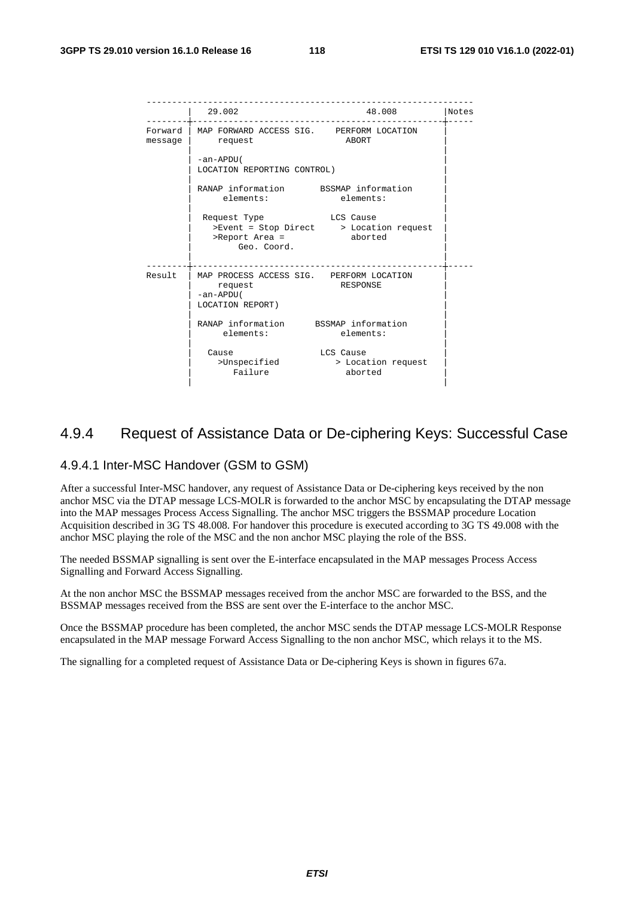```
-----------------------------------------------------------------
         |  29.002                         48.008          |Notes
---------+-------------------------------------------------+-----
Forward  | MAP FORWARD ACCESS SIG.    PERFORM LOCATION     |
message  |     request                     ABORT           |
         |                                                 |
         | -an-APDU(                                       |
         | LOCATION REPORTING CONTROL)                     |
         |                                                 |
         | RANAP information       BSSMAP information      |
         |      elements:              elements:           |
         |                                                 |
         |  Request Type              LCS Cause            |
         |    >Event = Stop Direct     > Location request  |
         |    >Report Area =             aborted           |
         |         Geo. Coord.                             |
         |                                                 |
---------+-------------------------------------------------+-----
Result   | MAP PROCESS ACCESS SIG.   PERFORM LOCATION      |
         |     request                  RESPONSE           |
         | -an-APDU(                                       |
         | LOCATION REPORT)                                |
         |                                                 |
         | RANAP information      BSSMAP information       |
         |      elements:              elements:           |
         |                                                 |
         |   Cause                  LCS Cause              |
         |     >Unspecified            > Location request  |
         |        Failure                aborted           |
         |                                                 |
```

## 4.9.4 Request of Assistance Data or De-ciphering Keys: Successful Case

### 4.9.4.1 Inter-MSC Handover (GSM to GSM)

After a successful Inter-MSC handover, any request of Assistance Data or De-ciphering keys received by the non anchor MSC via the DTAP message LCS-MOLR is forwarded to the anchor MSC by encapsulating the DTAP message into the MAP messages Process Access Signalling. The anchor MSC triggers the BSSMAP procedure Location Acquisition described in 3G TS 48.008. For handover this procedure is executed according to 3G TS 49.008 with the anchor MSC playing the role of the MSC and the non anchor MSC playing the role of the BSS.

The needed BSSMAP signalling is sent over the E-interface encapsulated in the MAP messages Process Access Signalling and Forward Access Signalling.

At the non anchor MSC the BSSMAP messages received from the anchor MSC are forwarded to the BSS, and the BSSMAP messages received from the BSS are sent over the E-interface to the anchor MSC.

Once the BSSMAP procedure has been completed, the anchor MSC sends the DTAP message LCS-MOLR Response encapsulated in the MAP message Forward Access Signalling to the non anchor MSC, which relays it to the MS.

The signalling for a completed request of Assistance Data or De-ciphering Keys is shown in figures 67a.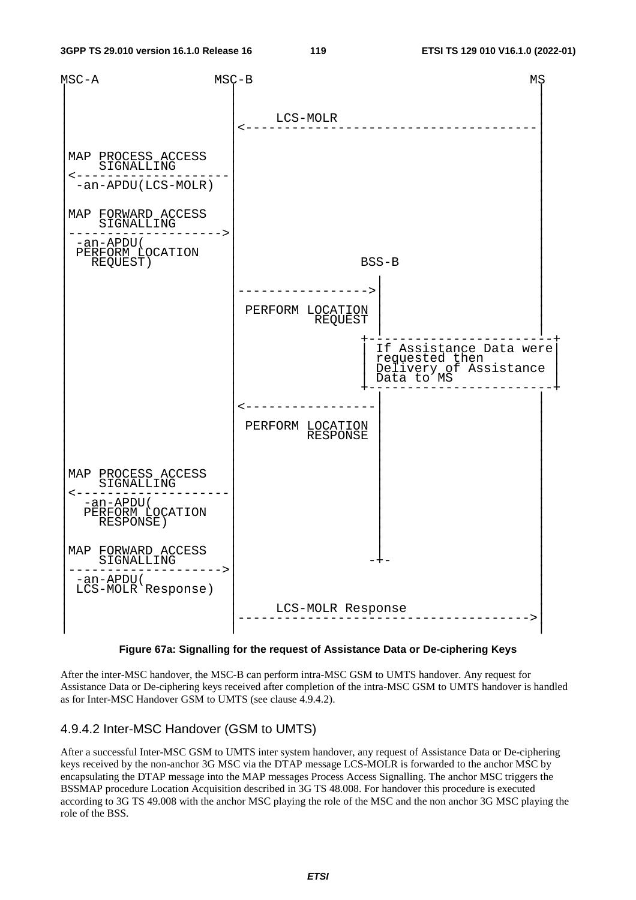```
MSC-A                 MSC-B                                         MS
 |                      |                                            |
 |                      |                                            |
 |                      |     LCS-MOLR                               |
 |                      |<-------------------------------------------|
 |                      |                                            |
 | MAP PROCESS ACCESS   |                                            |
 |     SIGNALLING       |                                            |
 |<---------------------|                                            |
 |  -an-APDU(LCS-MOLR)  |                                            |
 |                      |                                            |
 | MAP FORWARD ACCESS   |                                            |
 |     SIGNALLING       |                                            |
 |--------------------->|                                            |
 |  -an-APDU(           |                                            |
 |   PERFORM LOCATION   |                                            |
 |     REQUEST)         |                 BSS-B                      |
 |                      |                   |                        |
 |                      |------------------>|                        |
 |                      |                   |                        |
 |                      | PERFORM LOCATION  |                        |
 |                      |          REQUEST  |                        |
 |                      |                   |                        |
 |                      |                 +-------------------------+
 |                      |                 | If Assistance Data were |
 |                      |                 | requested then          |
 |                      |                 | Delivery of Assistance  |
 |                      |                 | Data to MS              |
 |                      |                 +-------------------------+
 |                      |                   |                        |
 |                      |<------------------|                        |
 |                      |                   |                        |
 |                      | PERFORM LOCATION  |                        |
 |                      |         RESPONSE  |                        |
 |                      |                   |                        |
 | MAP PROCESS ACCESS   |                   |                        |
 |     SIGNALLING       |                   |                        |
 |<---------------------|                   |                        |
 |   -an-APDU(          |                   |                        |
 |   PERFORM LOCATION   |                   |                        |
 |     RESPONSE)        |                   |                        |
 |                      |                   |                        |
 | MAP FORWARD ACCESS   |                   |                        |
 |     SIGNALLING       |                  -+-                       |
 |--------------------->|                                            |
 |  -an-APDU(           |                                            |
 |  LCS-MOLR Response)  |                                            |
 |                      |     LCS-MOLR Response                      |
 |                      |------------------------------------------->|
 |                      |                                            |
```

**Figure 67a: Signalling for the request of Assistance Data or De-ciphering Keys**

After the inter-MSC handover, the MSC-B can perform intra-MSC GSM to UMTS handover. Any request for Assistance Data or De-ciphering keys received after completion of the intra-MSC GSM to UMTS handover is handled as for Inter-MSC Handover GSM to UMTS (see clause 4.9.4.2).

### 4.9.4.2 Inter-MSC Handover (GSM to UMTS)

After a successful Inter-MSC GSM to UMTS inter system handover, any request of Assistance Data or De-ciphering keys received by the non-anchor 3G MSC via the DTAP message LCS-MOLR is forwarded to the anchor MSC by encapsulating the DTAP message into the MAP messages Process Access Signalling. The anchor MSC triggers the BSSMAP procedure Location Acquisition described in 3G TS 48.008. For handover this procedure is executed according to 3G TS 49.008 with the anchor MSC playing the role of the MSC and the non anchor 3G MSC playing the role of the BSS.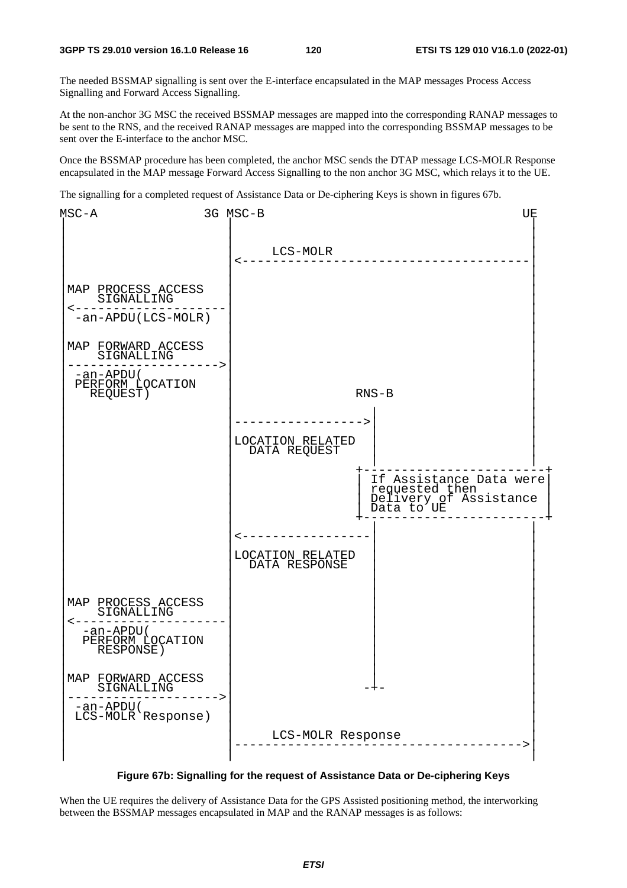The needed BSSMAP signalling is sent over the E-interface encapsulated in the MAP messages Process Access Signalling and Forward Access Signalling.

At the non-anchor 3G MSC the received BSSMAP messages are mapped into the corresponding RANAP messages to be sent to the RNS, and the received RANAP messages are mapped into the corresponding BSSMAP messages to be sent over the E-interface to the anchor MSC.

Once the BSSMAP procedure has been completed, the anchor MSC sends the DTAP message LCS-MOLR Response encapsulated in the MAP message Forward Access Signalling to the non anchor 3G MSC, which relays it to the UE.

The signalling for a completed request of Assistance Data or De-ciphering Keys is shown in figures 67b.

```
MSC-A                3G MSC-B                                        UE
 |                     |                                              |
 |                     |       LCS-MOLR                               |
 |                     |<---------------------------------------------|
 |                     |                                              |
 | MAP PROCESS ACCESS  |                                              |
 |     SIGNALLING      |                                              |
 |<--------------------|                                              |
 |  -an-APDU(LCS-MOLR) |                                              |
 |                     |                                              |
 | MAP FORWARD ACCESS  |                                              |
 |     SIGNALLING      |                                              |
 |-------------------->|                                              |
 |  -an-APDU(          |                                              |
 |  PERFORM LOCATION   |                                              |
 |    REQUEST)         |                   RNS-B                      |
 |                     |                     |                        |
 |                     |-------------------->|                        |
 |                     |                     |                        |
 |                     | LOCATION RELATED    |                        |
 |                     |   DATA REQUEST      |                        |
 |                     |                     |                        |
 |                     |                   +--------------------------+
 |                     |                   | If Assistance Data were  |
 |                     |                   | requested then           |
 |                     |                   | Delivery of Assistance   |
 |                     |                   | Data to UE               |
 |                     |                   +--------------------------+
 |                     |                     |                        |
 |                     |<--------------------|                        |
 |                     |                     |                        |
 |                     | LOCATION RELATED    |                        |
 |                     |   DATA RESPONSE     |                        |
 |                     |                     |                        |
 | MAP PROCESS ACCESS  |                     |                        |
 |     SIGNALLING      |                     |                        |
 |<--------------------|                     |                        |
 |    -an-APDU(        |                     |                        |
 |   PERFORM LOCATION  |                     |                        |
 |     RESPONSE)       |                     |                        |
 |                     |                     |                        |
 | MAP FORWARD ACCESS  |                     |                        |
 |     SIGNALLING      |                    -+-                       |
 |-------------------->|                                              |
 |  -an-APDU(          |                                              |
 |  LCS-MOLR Response) |                                              |
 |                     |       LCS-MOLR Response                      |
 |                     |--------------------------------------------->|
 |                     |                                              |
```

**Figure 67b: Signalling for the request of Assistance Data or De-ciphering Keys**

When the UE requires the delivery of Assistance Data for the GPS Assisted positioning method, the interworking between the BSSMAP messages encapsulated in MAP and the RANAP messages is as follows: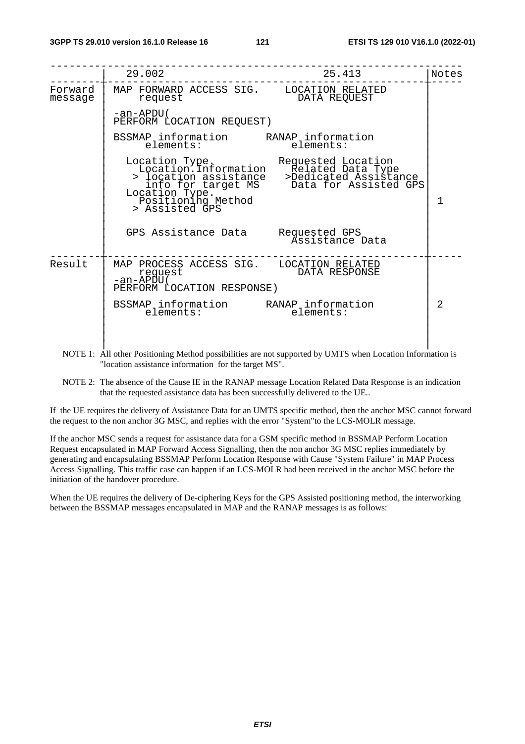|  | 29.002 | 25.413 | Notes |
|---|---|---|---|
| Forward message | MAP FORWARD ACCESS SIG. request | LOCATION RELATED DATA REQUEST |  |
|  | -an-APDU( PERFORM LOCATION REQUEST) |  |  |
|  | BSSMAP information elements: | RANAP information elements: |  |
|  | Location Type. Location.Information > location assistance info for target MS Location Type. Positioning Method > Assisted GPS | Requested Location Related Data Type >Dedicated Assistance Data for Assisted GPS | 1 |
|  | GPS Assistance Data | Requested GPS Assistance Data |  |
| Result | MAP PROCESS ACCESS SIG. request -an-APDU( PERFORM LOCATION RESPONSE) | LOCATION RELATED DATA RESPONSE |  |
|  | BSSMAP information elements: | RANAP information elements: | 2 |

NOTE 1: All other Positioning Method possibilities are not supported by UMTS when Location Information is "location assistance information for the target MS".

NOTE 2: The absence of the Cause IE in the RANAP message Location Related Data Response is an indication that the requested assistance data has been successfully delivered to the UE..

If the UE requires the delivery of Assistance Data for an UMTS specific method, then the anchor MSC cannot forward the request to the non anchor 3G MSC, and replies with the error "System"to the LCS-MOLR message.

If the anchor MSC sends a request for assistance data for a GSM specific method in BSSMAP Perform Location Request encapsulated in MAP Forward Access Signalling, then the non anchor 3G MSC replies immediately by generating and encapsulating BSSMAP Perform Location Response with Cause "System Failure" in MAP Process Access Signalling. This traffic case can happen if an LCS-MOLR had been received in the anchor MSC before the initiation of the handover procedure.

When the UE requires the delivery of De-ciphering Keys for the GPS Assisted positioning method, the interworking between the BSSMAP messages encapsulated in MAP and the RANAP messages is as follows: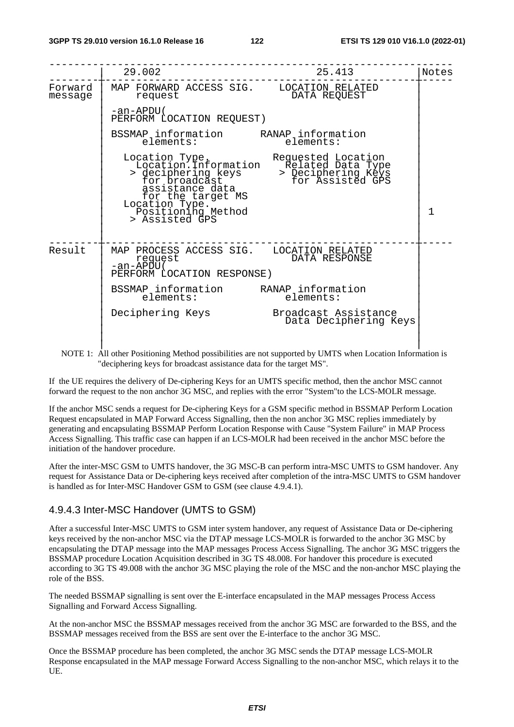|  | 29.002 | 25.413 | Notes |
|---|---|---|---|
| Forward message | MAP FORWARD ACCESS SIG. request | LOCATION RELATED DATA REQUEST |  |
|  | -an-APDU( PERFORM LOCATION REQUEST) |  |  |
|  | BSSMAP information elements: | RANAP information elements: |  |
|  | Location Type. Location.Information > deciphering keys for broadcast assistance data for the target MS | Requested Location Related Data Type > Deciphering Keys for Assisted GPS |  |
|  | Location Type. Positioning Method > Assisted GPS |  | 1 |
| Result | MAP PROCESS ACCESS SIG. request -an-APDU( PERFORM LOCATION RESPONSE) | LOCATION RELATED DATA RESPONSE |  |
|  | BSSMAP information elements: | RANAP information elements: |  |
|  | Deciphering Keys | Broadcast Assistance Data Deciphering Keys |  |

NOTE 1: All other Positioning Method possibilities are not supported by UMTS when Location Information is "deciphering keys for broadcast assistance data for the target MS".

If the UE requires the delivery of De-ciphering Keys for an UMTS specific method, then the anchor MSC cannot forward the request to the non anchor 3G MSC, and replies with the error "System"to the LCS-MOLR message.

If the anchor MSC sends a request for De-ciphering Keys for a GSM specific method in BSSMAP Perform Location Request encapsulated in MAP Forward Access Signalling, then the non anchor 3G MSC replies immediately by generating and encapsulating BSSMAP Perform Location Response with Cause "System Failure" in MAP Process Access Signalling. This traffic case can happen if an LCS-MOLR had been received in the anchor MSC before the initiation of the handover procedure.

After the inter-MSC GSM to UMTS handover, the 3G MSC-B can perform intra-MSC UMTS to GSM handover. Any request for Assistance Data or De-ciphering keys received after completion of the intra-MSC UMTS to GSM handover is handled as for Inter-MSC Handover GSM to GSM (see clause 4.9.4.1).

### 4.9.4.3 Inter-MSC Handover (UMTS to GSM)

After a successful Inter-MSC UMTS to GSM inter system handover, any request of Assistance Data or De-ciphering keys received by the non-anchor MSC via the DTAP message LCS-MOLR is forwarded to the anchor 3G MSC by encapsulating the DTAP message into the MAP messages Process Access Signalling. The anchor 3G MSC triggers the BSSMAP procedure Location Acquisition described in 3G TS 48.008. For handover this procedure is executed according to 3G TS 49.008 with the anchor 3G MSC playing the role of the MSC and the non-anchor MSC playing the role of the BSS.

The needed BSSMAP signalling is sent over the E-interface encapsulated in the MAP messages Process Access Signalling and Forward Access Signalling.

At the non-anchor MSC the BSSMAP messages received from the anchor 3G MSC are forwarded to the BSS, and the BSSMAP messages received from the BSS are sent over the E-interface to the anchor 3G MSC.

Once the BSSMAP procedure has been completed, the anchor 3G MSC sends the DTAP message LCS-MOLR Response encapsulated in the MAP message Forward Access Signalling to the non-anchor MSC, which relays it to the UE.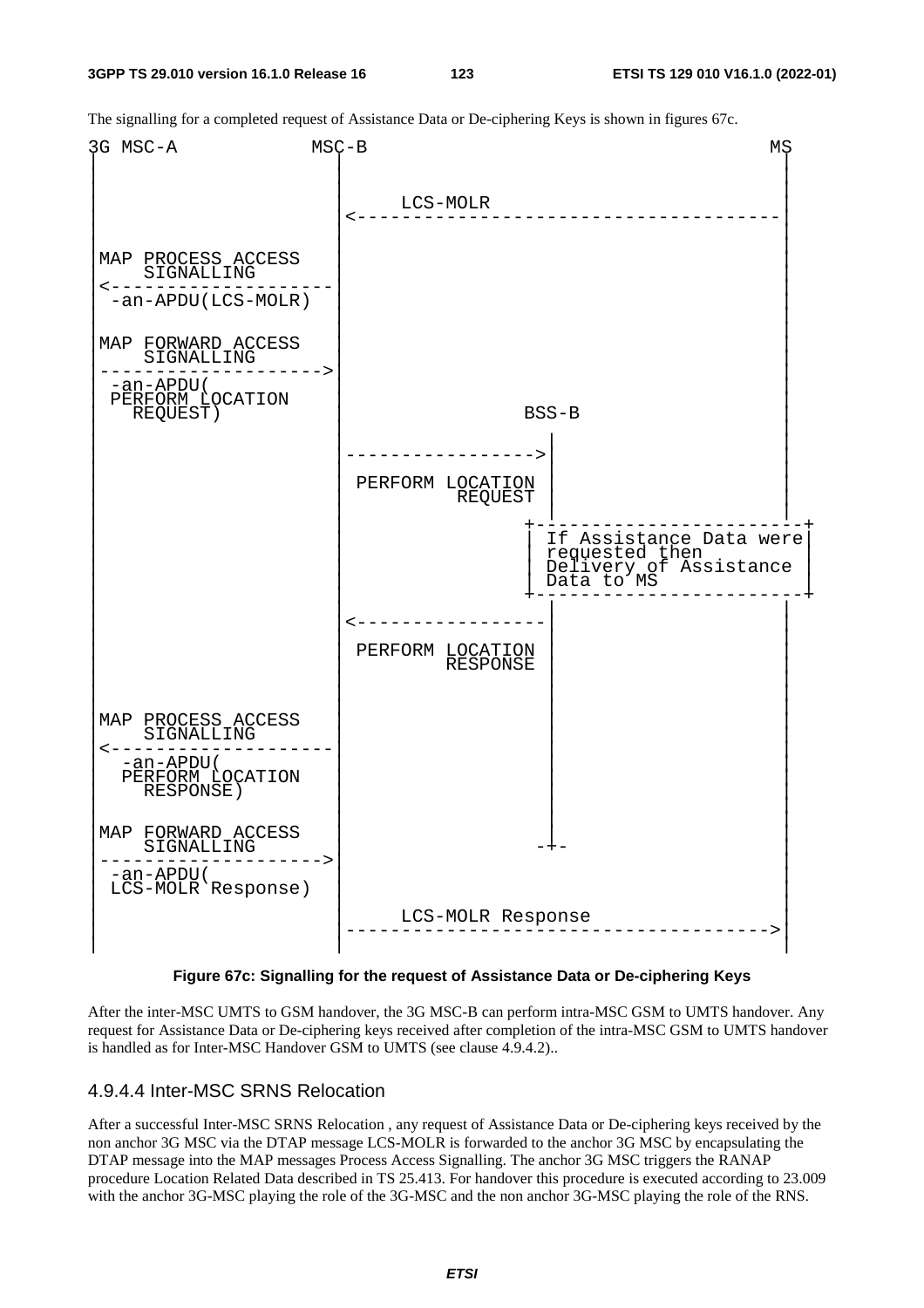The signalling for a completed request of Assistance Data or De-ciphering Keys is shown in figures 67c.

```
3G MSC-A              MSC-B                                          MS
 |                      |                                             |
 |                      |                                             |
 |                      |     LCS-MOLR                                |
 |                      |<--------------------------------------------|
 |                      |                                             |
 | MAP PROCESS ACCESS   |                                             |
 |     SIGNALLING       |                                             |
 |<---------------------|                                             |
 | -an-APDU(LCS-MOLR)   |                                             |
 |                      |                                             |
 | MAP FORWARD ACCESS   |                                             |
 |     SIGNALLING       |                                             |
 |--------------------->|                                             |
 | -an-APDU(            |                                             |
 | PERFORM LOCATION     |                                             |
 |   REQUEST)           |                  BSS-B                      |
 |                      |                    |                        |
 |                      |------------------->|                        |
 |                      |                    |                        |
 |                      | PERFORM LOCATION   |                        |
 |                      |          REQUEST   |                        |
 |                      |                    |                        |
 |                      |                  +-------------------------+
 |                      |                  | If Assistance Data were |
 |                      |                  | requested then          |
 |                      |                  | Delivery of Assistance  |
 |                      |                  | Data to MS              |
 |                      |                  +-------------------------+
 |                      |                    |                        |
 |                      |<-------------------|                        |
 |                      |                    |                        |
 |                      | PERFORM LOCATION   |                        |
 |                      |         RESPONSE   |                        |
 |                      |                    |                        |
 | MAP PROCESS ACCESS   |                    |                        |
 |     SIGNALLING       |                    |                        |
 |<---------------------|                    |                        |
 |   -an-APDU(          |                    |                        |
 |   PERFORM LOCATION   |                    |                        |
 |     RESPONSE)        |                    |                        |
 |                      |                    |                        |
 | MAP FORWARD ACCESS   |                    |                        |
 |     SIGNALLING       |                   -+-                       |
 |--------------------->|                                             |
 | -an-APDU(            |                                             |
 | LCS-MOLR Response)   |                                             |
 |                      |     LCS-MOLR Response                       |
 |                      |-------------------------------------------->|
 |                      |                                             |
```

**Figure 67c: Signalling for the request of Assistance Data or De-ciphering Keys**

After the inter-MSC UMTS to GSM handover, the 3G MSC-B can perform intra-MSC GSM to UMTS handover. Any request for Assistance Data or De-ciphering keys received after completion of the intra-MSC GSM to UMTS handover is handled as for Inter-MSC Handover GSM to UMTS (see clause 4.9.4.2)..

#### 4.9.4.4 Inter-MSC SRNS Relocation

After a successful Inter-MSC SRNS Relocation , any request of Assistance Data or De-ciphering keys received by the non anchor 3G MSC via the DTAP message LCS-MOLR is forwarded to the anchor 3G MSC by encapsulating the DTAP message into the MAP messages Process Access Signalling. The anchor 3G MSC triggers the RANAP procedure Location Related Data described in TS 25.413. For handover this procedure is executed according to 23.009 with the anchor 3G-MSC playing the role of the 3G-MSC and the non anchor 3G-MSC playing the role of the RNS.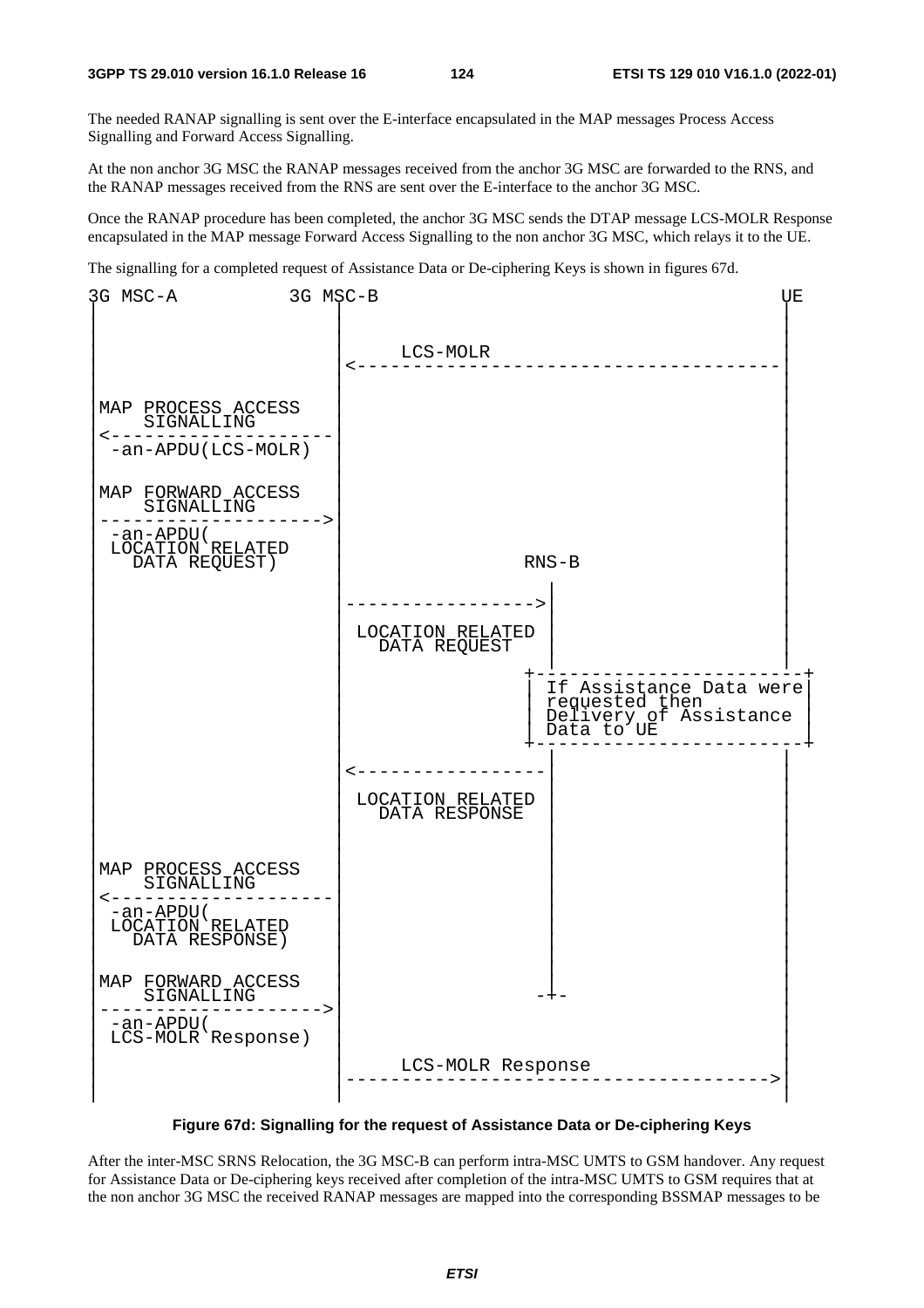The needed RANAP signalling is sent over the E-interface encapsulated in the MAP messages Process Access Signalling and Forward Access Signalling.

At the non anchor 3G MSC the RANAP messages received from the anchor 3G MSC are forwarded to the RNS, and the RANAP messages received from the RNS are sent over the E-interface to the anchor 3G MSC.

Once the RANAP procedure has been completed, the anchor 3G MSC sends the DTAP message LCS-MOLR Response encapsulated in the MAP message Forward Access Signalling to the non anchor 3G MSC, which relays it to the UE.

The signalling for a completed request of Assistance Data or De-ciphering Keys is shown in figures 67d.

```
3G MSC-A          3G MSC-B                                          UE
 |                    |                                              |
 |                    |        LCS-MOLR                              |
 |                    |<---------------------------------------------|
 |                    |                                              |
 | MAP PROCESS ACCESS |                                              |
 |     SIGNALLING     |                                              |
 |<-------------------|                                              |
 | -an-APDU(LCS-MOLR) |                                              |
 |                    |                                              |
 | MAP FORWARD ACCESS |                                              |
 |     SIGNALLING     |                                              |
 |------------------->|                                              |
 | -an-APDU(          |                                              |
 | LOCATION RELATED   |                                              |
 |   DATA REQUEST)    |                 RNS-B                        |
 |                    |                   |                          |
 |                    |------------------>|                          |
 |                    |                   |                          |
 |                    | LOCATION RELATED  |                          |
 |                    |   DATA REQUEST    |                          |
 |                    |                   |                          |
 |                    |                  +---------------------------+
 |                    |                  | If Assistance Data were   |
 |                    |                  | requested then            |
 |                    |                  | Delivery of Assistance    |
 |                    |                  | Data to UE                |
 |                    |                  +---------------------------+
 |                    |                   |                          |
 |                    |<------------------|                          |
 |                    |                   |                          |
 |                    | LOCATION RELATED  |                          |
 |                    |   DATA RESPONSE   |                          |
 |                    |                   |                          |
 | MAP PROCESS ACCESS |                   |                          |
 |     SIGNALLING     |                   |                          |
 |<-------------------|                   |                          |
 | -an-APDU(          |                   |                          |
 | LOCATION RELATED   |                   |                          |
 |   DATA RESPONSE)   |                   |                          |
 |                    |                   |                          |
 | MAP FORWARD ACCESS |                   |                          |
 |     SIGNALLING     |                  -+-                         |
 |------------------->|                                              |
 | -an-APDU(          |                                              |
 | LCS-MOLR Response) |                                              |
 |                    |        LCS-MOLR Response                     |
 |                    |--------------------------------------------->|
 |                    |                                              |
```

**Figure 67d: Signalling for the request of Assistance Data or De-ciphering Keys**

After the inter-MSC SRNS Relocation, the 3G MSC-B can perform intra-MSC UMTS to GSM handover. Any request for Assistance Data or De-ciphering keys received after completion of the intra-MSC UMTS to GSM requires that at the non anchor 3G MSC the received RANAP messages are mapped into the corresponding BSSMAP messages to be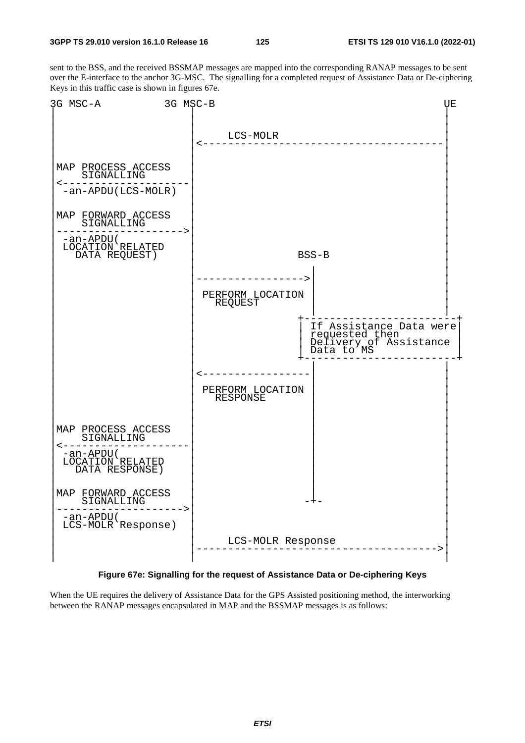sent to the BSS, and the received BSSMAP messages are mapped into the corresponding RANAP messages to be sent over the E-interface to the anchor 3G-MSC. The signalling for a completed request of Assistance Data or De-ciphering Keys in this traffic case is shown in figures 67e.

```
3G MSC-A           3G MSC-B                                          UE
|                    |                                                 |
|                    |                                                 |
|                    |     LCS-MOLR                                    |
|                    |<------------------------------------------------|
|                    |                                                 |
|MAP PROCESS ACCESS  |                                                 |
|    SIGNALLING      |                                                 |
|<-------------------|                                                 |
| -an-APDU(LCS-MOLR) |                                                 |
|                    |                                                 |
|MAP FORWARD ACCESS  |                                                 |
|    SIGNALLING      |                                                 |
|------------------->|                                                 |
| -an-APDU(          |                                                 |
| LOCATION RELATED   |                                                 |
|   DATA REQUEST)    |              BSS-B                              |
|                    |                |                                |
|                    |--------------->|                                |
|                    |                |                                |
|                    | PERFORM LOCATION                                |
|                    |   REQUEST      |                                |
|                    |                |                                |
|                    |              +-------------------------+        |
|                    |              | If Assistance Data were |        |
|                    |              | requested then          |        |
|                    |              | Delivery of Assistance  |        |
|                    |              | Data to MS              |        |
|                    |              +-------------------------+        |
|                    |                |                                |
|                    |<---------------|                                |
|                    |                |                                |
|                    | PERFORM LOCATION                                |
|                    |   RESPONSE     |                                |
|                    |                |                                |
|MAP PROCESS ACCESS  |                |                                |
|    SIGNALLING      |                |                                |
|<-------------------|                |                                |
| -an-APDU(          |                |                                |
| LOCATION RELATED   |                |                                |
|   DATA RESPONSE)   |                |                                |
|                    |                |                                |
|MAP FORWARD ACCESS  |                |                                |
|    SIGNALLING      |               -+-                               |
|------------------->|                                                 |
| -an-APDU(          |                                                 |
| LCS-MOLR Response) |                                                 |
|                    |     LCS-MOLR Response                           |
|                    |------------------------------------------------>|
|                    |                                                 |
```

**Figure 67e: Signalling for the request of Assistance Data or De-ciphering Keys**

When the UE requires the delivery of Assistance Data for the GPS Assisted positioning method, the interworking between the RANAP messages encapsulated in MAP and the BSSMAP messages is as follows: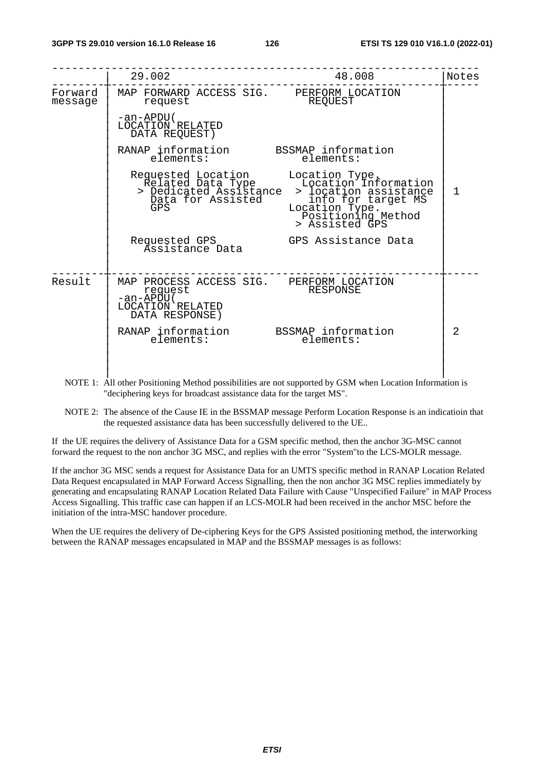| | 29.002 | 48.008 | Notes |
|---|---|---|---|
| Forward message | MAP FORWARD ACCESS SIG. request<br><br>-an-APDU(<br>LOCATION RELATED DATA REQUEST)<br><br>RANAP information elements:<br><br>Requested Location Related Data Type<br>> Dedicated Assistance Data for Assisted GPS<br><br>Requested GPS Assistance Data | PERFORM LOCATION REQUEST<br><br><br><br><br>BSSMAP information elements:<br><br>Location Type.<br>Location Information<br>> location assistance info for target MS<br>Location Type.<br>Positioning Method<br>> Assisted GPS<br><br>GPS Assistance Data | 1 |
| Result | MAP PROCESS ACCESS SIG. request<br>-an-APDU(<br>LOCATION RELATED DATA RESPONSE)<br><br>RANAP information elements: | PERFORM LOCATION RESPONSE<br><br><br><br>BSSMAP information elements: | 2 |

NOTE 1: All other Positioning Method possibilities are not supported by GSM when Location Information is "deciphering keys for broadcast assistance data for the target MS".

NOTE 2: The absence of the Cause IE in the BSSMAP message Perform Location Response is an indicatioin that the requested assistance data has been successfully delivered to the UE..

If the UE requires the delivery of Assistance Data for a GSM specific method, then the anchor 3G-MSC cannot forward the request to the non anchor 3G MSC, and replies with the error "System"to the LCS-MOLR message.

If the anchor 3G MSC sends a request for Assistance Data for an UMTS specific method in RANAP Location Related Data Request encapsulated in MAP Forward Access Signalling, then the non anchor 3G MSC replies immediately by generating and encapsulating RANAP Location Related Data Failure with Cause "Unspecified Failure" in MAP Process Access Signalling. This traffic case can happen if an LCS-MOLR had been received in the anchor MSC before the initiation of the intra-MSC handover procedure.

When the UE requires the delivery of De-ciphering Keys for the GPS Assisted positioning method, the interworking between the RANAP messages encapsulated in MAP and the BSSMAP messages is as follows: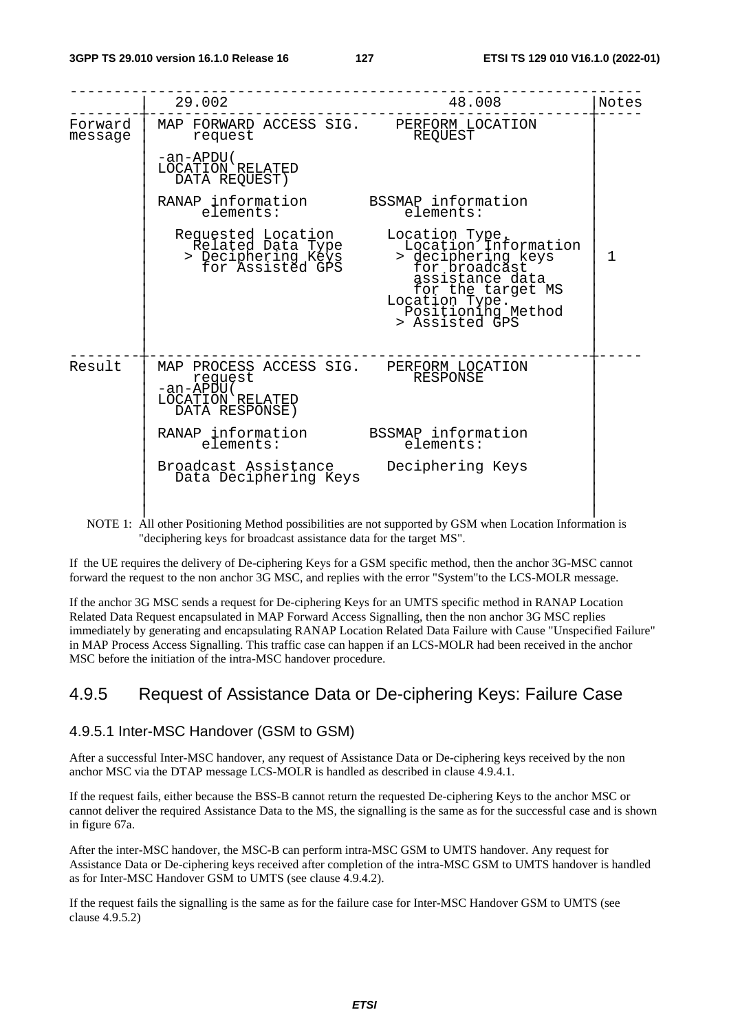|  | 29.002 | 48.008 | Notes |
|---|---|---|---|
| Forward message | MAP FORWARD ACCESS SIG. request<br><br>-an-APDU( LOCATION RELATED DATA REQUEST)<br><br>RANAP information elements:<br><br>Requested Location Related Data Type > Deciphering Keys for Assisted GPS | PERFORM LOCATION REQUEST<br><br><br><br>BSSMAP information elements:<br><br>Location Type. Location Information > deciphering keys for broadcast assistance data for the target MS<br>Location Type. Positioning Method > Assisted GPS | 1 |
| Result | MAP PROCESS ACCESS SIG. request<br>-an-APDU( LOCATION RELATED DATA RESPONSE)<br><br>RANAP information elements:<br><br>Broadcast Assistance Data Deciphering Keys | PERFORM LOCATION RESPONSE<br><br><br><br>BSSMAP information elements:<br><br>Deciphering Keys |  |

NOTE 1: All other Positioning Method possibilities are not supported by GSM when Location Information is "deciphering keys for broadcast assistance data for the target MS".

If the UE requires the delivery of De-ciphering Keys for a GSM specific method, then the anchor 3G-MSC cannot forward the request to the non anchor 3G MSC, and replies with the error "System"to the LCS-MOLR message.

If the anchor 3G MSC sends a request for De-ciphering Keys for an UMTS specific method in RANAP Location Related Data Request encapsulated in MAP Forward Access Signalling, then the non anchor 3G MSC replies immediately by generating and encapsulating RANAP Location Related Data Failure with Cause "Unspecified Failure" in MAP Process Access Signalling. This traffic case can happen if an LCS-MOLR had been received in the anchor MSC before the initiation of the intra-MSC handover procedure.

## 4.9.5 Request of Assistance Data or De-ciphering Keys: Failure Case

### 4.9.5.1 Inter-MSC Handover (GSM to GSM)

After a successful Inter-MSC handover, any request of Assistance Data or De-ciphering keys received by the non anchor MSC via the DTAP message LCS-MOLR is handled as described in clause 4.9.4.1.

If the request fails, either because the BSS-B cannot return the requested De-ciphering Keys to the anchor MSC or cannot deliver the required Assistance Data to the MS, the signalling is the same as for the successful case and is shown in figure 67a.

After the inter-MSC handover, the MSC-B can perform intra-MSC GSM to UMTS handover. Any request for Assistance Data or De-ciphering keys received after completion of the intra-MSC GSM to UMTS handover is handled as for Inter-MSC Handover GSM to UMTS (see clause 4.9.4.2).

If the request fails the signalling is the same as for the failure case for Inter-MSC Handover GSM to UMTS (see clause 4.9.5.2)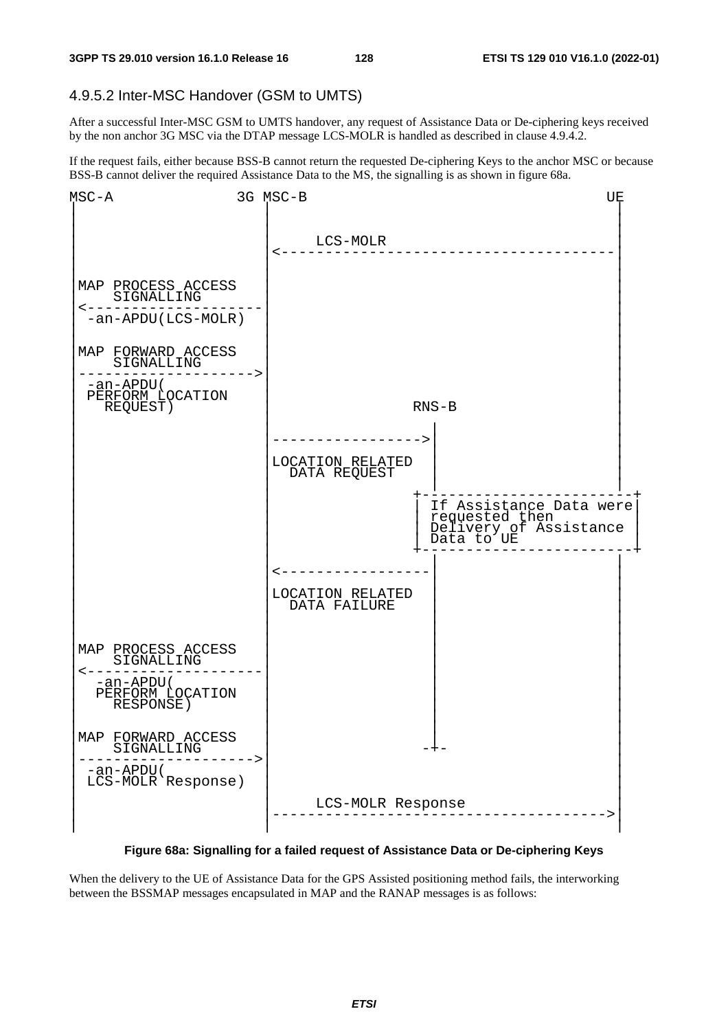### 4.9.5.2 Inter-MSC Handover (GSM to UMTS)

After a successful Inter-MSC GSM to UMTS handover, any request of Assistance Data or De-ciphering keys received by the non anchor 3G MSC via the DTAP message LCS-MOLR is handled as described in clause 4.9.4.2.

If the request fails, either because BSS-B cannot return the requested De-ciphering Keys to the anchor MSC or because BSS-B cannot deliver the required Assistance Data to the MS, the signalling is as shown in figure 68a.

```
MSC-A                3G MSC-B                                         UE
 |                       |                                              |
 |                       |                                              |
 |                       |       LCS-MOLR                               |
 |                       |<---------------------------------------------|
 |                       |                                              |
 | MAP PROCESS ACCESS    |                                              |
 |     SIGNALLING        |                                              |
 |<----------------------|                                              |
 |  -an-APDU(LCS-MOLR)   |                                              |
 |                       |                                              |
 | MAP FORWARD ACCESS    |                                              |
 |     SIGNALLING        |                                              |
 |---------------------->|                                              |
 |  -an-APDU(            |                                              |
 |  PERFORM LOCATION     |                                              |
 |    REQUEST)           |                RNS-B                         |
 |                       |                  |                           |
 |                       |----------------->|                           |
 |                       |                  |                           |
 |                       | LOCATION RELATED |                           |
 |                       |   DATA REQUEST   |                           |
 |                       |                 +-------------------------+  |
 |                       |                 | If Assistance Data were |  |
 |                       |                 | requested then          |  |
 |                       |                 | Delivery of Assistance  |  |
 |                       |                 | Data to UE              |  |
 |                       |                 +-------------------------+  |
 |                       |                  |                           |
 |                       |<-----------------|                           |
 |                       |                  |                           |
 |                       | LOCATION RELATED |                           |
 |                       |   DATA FAILURE   |                           |
 |                       |                  |                           |
 | MAP PROCESS ACCESS    |                  |                           |
 |     SIGNALLING        |                  |                           |
 |<----------------------|                  |                           |
 |   -an-APDU(           |                  |                           |
 |   PERFORM LOCATION    |                  |                           |
 |     RESPONSE)         |                  |                           |
 |                       |                  |                           |
 | MAP FORWARD ACCESS    |                 -+-                          |
 |     SIGNALLING        |                                              |
 |---------------------->|                                              |
 |  -an-APDU(            |                                              |
 |  LCS-MOLR Response)   |                                              |
 |                       |       LCS-MOLR Response                      |
 |                       |--------------------------------------------->|
 |                       |                                              |
```

**Figure 68a: Signalling for a failed request of Assistance Data or De-ciphering Keys**

When the delivery to the UE of Assistance Data for the GPS Assisted positioning method fails, the interworking between the BSSMAP messages encapsulated in MAP and the RANAP messages is as follows: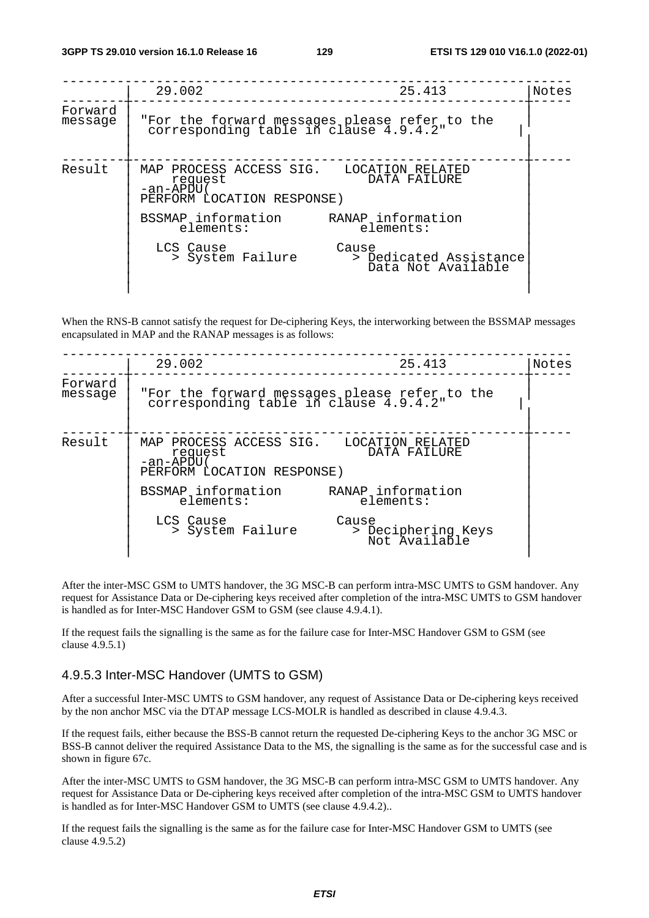```
---------------------------------------------------------------
         |  29.002                              25.413        |Notes
---------|-----------------------------------------------------------
Forward  |
message  |  "For the forward messages please refer to the        |
         |   corresponding table in clause 4.9.4.2"            |
         |                                                      |
---------|-----------------------------------------------------------
Result   | MAP PROCESS ACCESS SIG.   LOCATION RELATED           |
         |     request                   DATA FAILURE         |
         | -an-APDU(                                            |
         | PERFORM LOCATION RESPONSE)                           |
         |                                                      |
         | BSSMAP information      RANAP information            |
         |     elements:               elements:                |
         |                                                      |
         |   LCS Cause              Cause                       |
         |     > System Failure       > Dedicated Assistance    |
         |                              Data Not Available      |
         |                                                      |
         |                                                      |
```

When the RNS-B cannot satisfy the request for De-ciphering Keys, the interworking between the BSSMAP messages encapsulated in MAP and the RANAP messages is as follows:

```
---------------------------------------------------------------
         |  29.002                              25.413        |Notes
---------|-----------------------------------------------------------
Forward  |
message  |  "For the forward messages please refer to the        |
         |   corresponding table in clause 4.9.4.2"            |
         |                                                      |
---------|-----------------------------------------------------------
Result   | MAP PROCESS ACCESS SIG.   LOCATION RELATED           |
         |     request                   DATA FAILURE         |
         | -an-APDU(                                            |
         | PERFORM LOCATION RESPONSE)                           |
         |                                                      |
         | BSSMAP information      RANAP information            |
         |     elements:               elements:                |
         |                                                      |
         |   LCS Cause              Cause                       |
         |     > System Failure       > Deciphering Keys        |
         |                              Not Available           |
         |                                                      |
```

After the inter-MSC GSM to UMTS handover, the 3G MSC-B can perform intra-MSC UMTS to GSM handover. Any request for Assistance Data or De-ciphering keys received after completion of the intra-MSC UMTS to GSM handover is handled as for Inter-MSC Handover GSM to GSM (see clause 4.9.4.1).

If the request fails the signalling is the same as for the failure case for Inter-MSC Handover GSM to GSM (see clause 4.9.5.1)

### 4.9.5.3 Inter-MSC Handover (UMTS to GSM)

After a successful Inter-MSC UMTS to GSM handover, any request of Assistance Data or De-ciphering keys received by the non anchor MSC via the DTAP message LCS-MOLR is handled as described in clause 4.9.4.3.

If the request fails, either because the BSS-B cannot return the requested De-ciphering Keys to the anchor 3G MSC or BSS-B cannot deliver the required Assistance Data to the MS, the signalling is the same as for the successful case and is shown in figure 67c.

After the inter-MSC UMTS to GSM handover, the 3G MSC-B can perform intra-MSC GSM to UMTS handover. Any request for Assistance Data or De-ciphering keys received after completion of the intra-MSC GSM to UMTS handover is handled as for Inter-MSC Handover GSM to UMTS (see clause 4.9.4.2)..

If the request fails the signalling is the same as for the failure case for Inter-MSC Handover GSM to UMTS (see clause 4.9.5.2)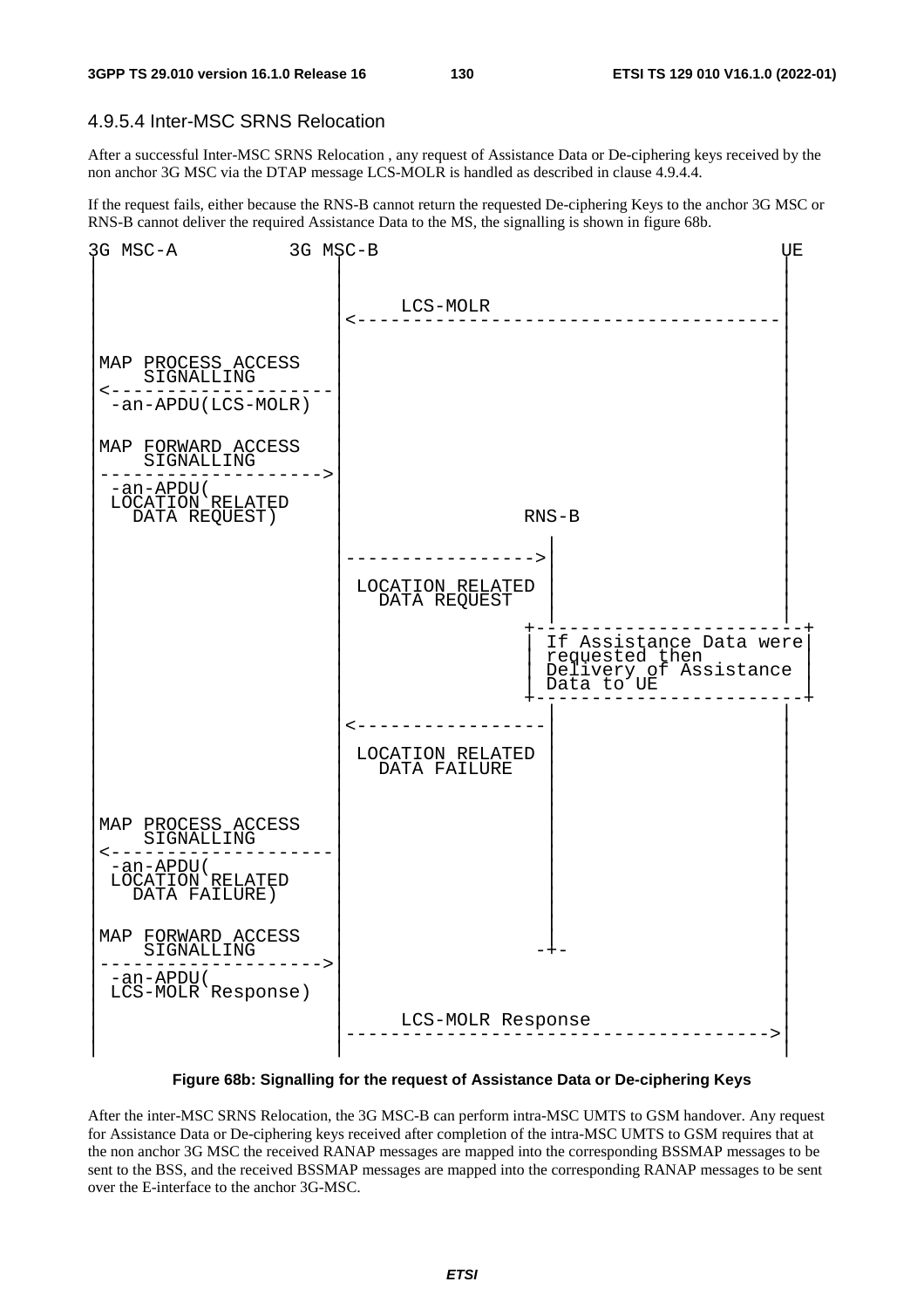### 4.9.5.4 Inter-MSC SRNS Relocation

After a successful Inter-MSC SRNS Relocation , any request of Assistance Data or De-ciphering keys received by the non anchor 3G MSC via the DTAP message LCS-MOLR is handled as described in clause 4.9.4.4.

If the request fails, either because the RNS-B cannot return the requested De-ciphering Keys to the anchor 3G MSC or RNS-B cannot deliver the required Assistance Data to the MS, the signalling is shown in figure 68b.

```
3G MSC-A           3G MSC-B                                        UE
 |                      |                                           |
 |                      |                                           |
 |                      |      LCS-MOLR                             |
 |                      |<------------------------------------------|
 |                      |                                           |
 | MAP PROCESS ACCESS   |                                           |
 |     SIGNALLING       |                                           |
 |<---------------------|                                           |
 |  -an-APDU(LCS-MOLR)  |                                           |
 |                      |                                           |
 | MAP FORWARD ACCESS   |                                           |
 |     SIGNALLING       |                                           |
 |--------------------->|                                           |
 |  -an-APDU(           |                                           |
 |  LOCATION RELATED    |                                           |
 |    DATA REQUEST)     |                 RNS-B                     |
 |                      |                   |                       |
 |                      |------------------>|                       |
 |                      |                   |                       |
 |                      | LOCATION RELATED  |                       |
 |                      |   DATA REQUEST    |                       |
 |                      |                 +-------------------------+
 |                      |                 | If Assistance Data were |
 |                      |                 | requested then          |
 |                      |                 | Delivery of Assistance  |
 |                      |                 | Data to UE              |
 |                      |                 +-------------------------+
 |                      |<------------------|                       |
 |                      |                   |                       |
 |                      | LOCATION RELATED  |                       |
 |                      |   DATA FAILURE    |                       |
 |                      |                   |                       |
 | MAP PROCESS ACCESS   |                   |                       |
 |     SIGNALLING       |                   |                       |
 |<---------------------|                   |                       |
 |  -an-APDU(           |                   |                       |
 |  LOCATION RELATED    |                   |                       |
 |    DATA FAILURE)     |                   |                       |
 |                      |                   |                       |
 | MAP FORWARD ACCESS   |                   |                       |
 |     SIGNALLING       |                  -+-                      |
 |--------------------->|                                           |
 |  -an-APDU(           |                                           |
 |  LCS-MOLR Response)  |                                           |
 |                      |      LCS-MOLR Response                    |
 |                      |------------------------------------------>|
 |                      |                                           |
```

**Figure 68b: Signalling for the request of Assistance Data or De-ciphering Keys**

After the inter-MSC SRNS Relocation, the 3G MSC-B can perform intra-MSC UMTS to GSM handover. Any request for Assistance Data or De-ciphering keys received after completion of the intra-MSC UMTS to GSM requires that at the non anchor 3G MSC the received RANAP messages are mapped into the corresponding BSSMAP messages to be sent to the BSS, and the received BSSMAP messages are mapped into the corresponding RANAP messages to be sent over the E-interface to the anchor 3G-MSC.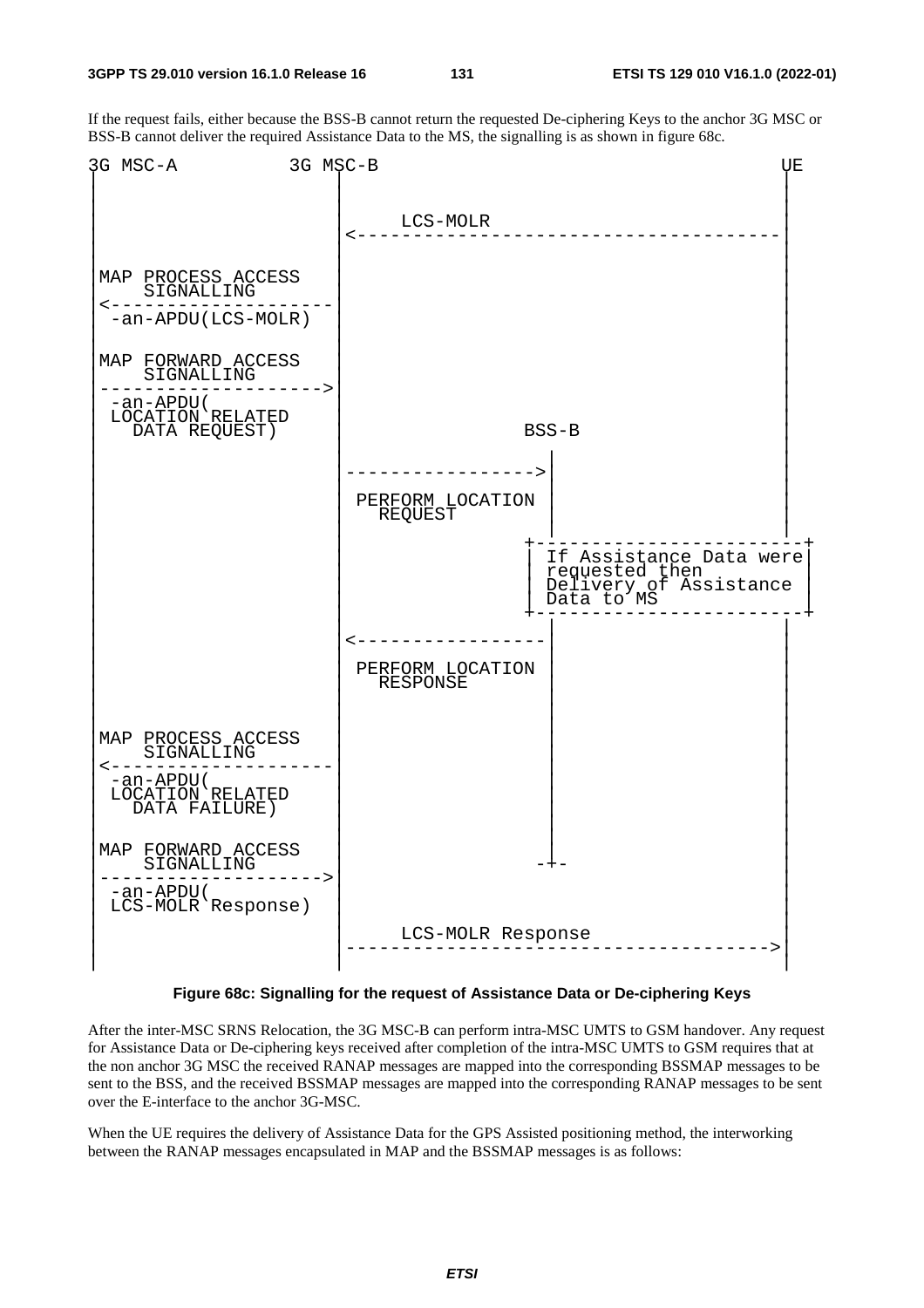If the request fails, either because the BSS-B cannot return the requested De-ciphering Keys to the anchor 3G MSC or BSS-B cannot deliver the required Assistance Data to the MS, the signalling is as shown in figure 68c.

```
3G MSC-A            3G MSC-B                                          UE
 |                      |                                               |
 |                      |                                               |
 |                      |       LCS-MOLR                                |
 |                      |<----------------------------------------------|
 |                      |                                               |
 | MAP PROCESS ACCESS   |                                               |
 |     SIGNALLING       |                                               |
 |<---------------------|                                               |
 |  -an-APDU(LCS-MOLR)  |                                               |
 |                      |                                               |
 | MAP FORWARD ACCESS   |                                               |
 |     SIGNALLING       |                                               |
 |--------------------->|                                               |
 |  -an-APDU(           |                                               |
 |  LOCATION RELATED    |                                               |
 |    DATA REQUEST)     |                    BSS-B                      |
 |                      |                      |                        |
 |                      |--------------------->|                        |
 |                      |                      |                        |
 |                      |  PERFORM LOCATION    |                        |
 |                      |     REQUEST          |                        |
 |                      |                      |                        |
 |                      |                    +-------------------------+
 |                      |                    | If Assistance Data were |
 |                      |                    | requested then          |
 |                      |                    | Delivery of Assistance  |
 |                      |                    | Data to MS              |
 |                      |                    +-------------------------+
 |                      |                      |                        |
 |                      |<---------------------|                        |
 |                      |                      |                        |
 |                      |  PERFORM LOCATION    |                        |
 |                      |     RESPONSE         |                        |
 |                      |                      |                        |
 | MAP PROCESS ACCESS   |                      |                        |
 |     SIGNALLING       |                      |                        |
 |<---------------------|                      |                        |
 |  -an-APDU(           |                      |                        |
 |  LOCATION RELATED    |                      |                        |
 |    DATA FAILURE)     |                      |                        |
 |                      |                      |                        |
 | MAP FORWARD ACCESS   |                      |                        |
 |     SIGNALLING       |                     -+-                       |
 |--------------------->|                                               |
 |  -an-APDU(           |                                               |
 |  LCS-MOLR Response)  |                                               |
 |                      |       LCS-MOLR Response                       |
 |                      |---------------------------------------------->|
 |                      |                                               |
```

**Figure 68c: Signalling for the request of Assistance Data or De-ciphering Keys**

After the inter-MSC SRNS Relocation, the 3G MSC-B can perform intra-MSC UMTS to GSM handover. Any request for Assistance Data or De-ciphering keys received after completion of the intra-MSC UMTS to GSM requires that at the non anchor 3G MSC the received RANAP messages are mapped into the corresponding BSSMAP messages to be sent to the BSS, and the received BSSMAP messages are mapped into the corresponding RANAP messages to be sent over the E-interface to the anchor 3G-MSC.

When the UE requires the delivery of Assistance Data for the GPS Assisted positioning method, the interworking between the RANAP messages encapsulated in MAP and the BSSMAP messages is as follows: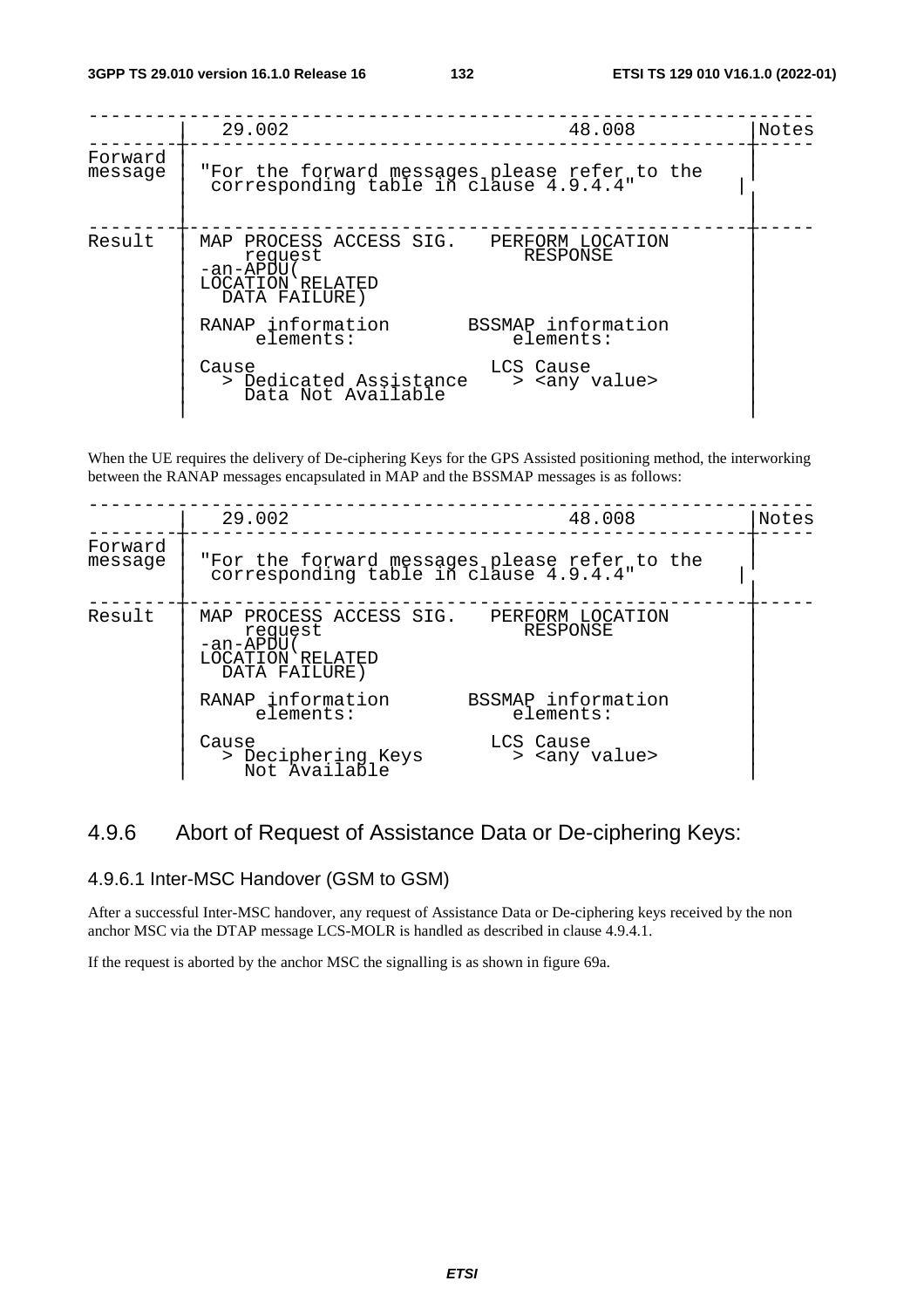```
--------------------------------------------------------------------
         |  29.002                                  48.008        |Notes
---------+----------------------------------------------------------+------
Forward  |                                                          |
message  | "For the forward messages please refer to the            |
         |  corresponding table in clause 4.9.4.4"                  |
         |                                                          |
---------+----------------------------------------------------------+------
Result   | MAP PROCESS ACCESS SIG.   PERFORM LOCATION               |
         |     request                  RESPONSE                    |
         | -an-APDU(                                                |
         | LOCATION RELATED                                         |
         |   DATA FAILURE)                                          |
         |                                                          |
         | RANAP information       BSSMAP information               |
         |      elements:               elements:                   |
         |                                                          |
         | Cause                      LCS Cause                     |
         |   > Dedicated Assistance     > <any value>               |
         |     Data Not Available                                   |
         |                                                          |
```

When the UE requires the delivery of De-ciphering Keys for the GPS Assisted positioning method, the interworking between the RANAP messages encapsulated in MAP and the BSSMAP messages is as follows:

```
--------------------------------------------------------------------
         |  29.002                                  48.008        |Notes
---------+----------------------------------------------------------+------
Forward  |                                                          |
message  | "For the forward messages please refer to the            |
         |  corresponding table in clause 4.9.4.4"                  |
         |                                                          |
---------+----------------------------------------------------------+------
Result   | MAP PROCESS ACCESS SIG.   PERFORM LOCATION               |
         |     request                  RESPONSE                    |
         | -an-APDU(                                                |
         | LOCATION RELATED                                         |
         |   DATA FAILURE)                                          |
         |                                                          |
         | RANAP information       BSSMAP information               |
         |      elements:               elements:                   |
         |                                                          |
         | Cause                      LCS Cause                     |
         |   > Deciphering Keys         > <any value>               |
         |     Not Available                                        |
```

## 4.9.6 Abort of Request of Assistance Data or De-ciphering Keys:

### 4.9.6.1 Inter-MSC Handover (GSM to GSM)

After a successful Inter-MSC handover, any request of Assistance Data or De-ciphering keys received by the non anchor MSC via the DTAP message LCS-MOLR is handled as described in clause 4.9.4.1.

If the request is aborted by the anchor MSC the signalling is as shown in figure 69a.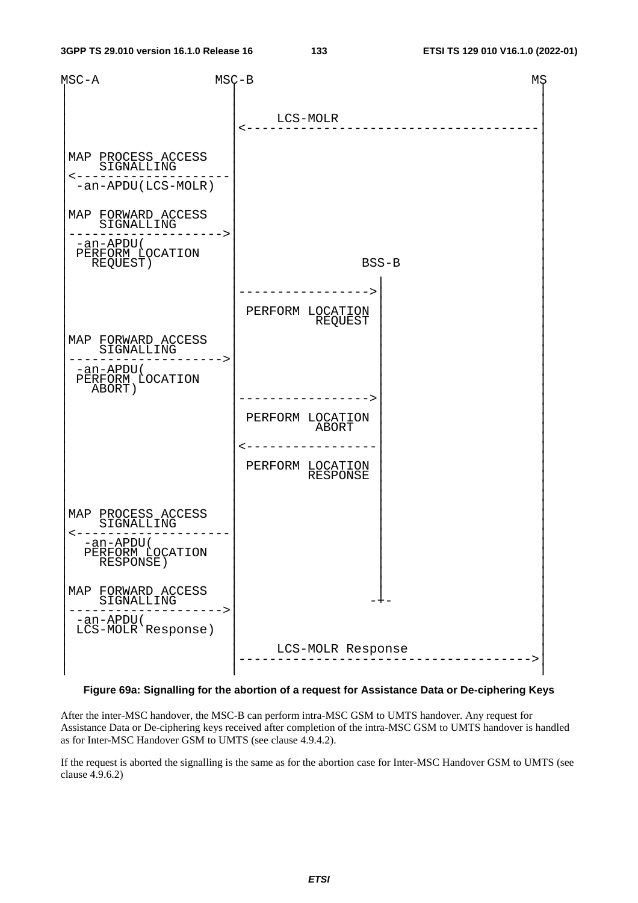```
MSC-A                  MSC-B                                                MS
|                        |                                                   |
|                        |                                                   |
|                        |       LCS-MOLR                                    |
|                        |<--------------------------------------------------|
|                        |                                                   |
|                        |                                                   |
| MAP PROCESS ACCESS     |                                                   |
|     SIGNALLING         |                                                   |
|<-----------------------|                                                   |
| -an-APDU(LCS-MOLR)     |                                                   |
|                        |                                                   |
| MAP FORWARD ACCESS     |                                                   |
|     SIGNALLING         |                                                   |
|----------------------->|                                                   |
| -an-APDU(             |                                                   |
| PERFORM LOCATION      |                                                   |
|   REQUEST)             |               BSS-B                               |
|                        |                 |                                 |
|                        |---------------->|                                 |
|                        |                 |                                 |
|                        | PERFORM LOCATION|                                 |
|                        |         REQUEST |                                 |
| MAP FORWARD ACCESS     |                 |                                 |
|     SIGNALLING         |                 |                                 |
|----------------------->|                 |                                 |
| -an-APDU(             |                 |                                 |
| PERFORM LOCATION      |                 |                                 |
|   ABORT)               |                 |                                 |
|                        |---------------->|                                 |
|                        |                 |                                 |
|                        | PERFORM LOCATION|                                 |
|                        |         ABORT   |                                 |
|                        |<----------------|                                 |
|                        |                 |                                 |
|                        | PERFORM LOCATION|                                 |
|                        |        RESPONSE |                                 |
|                        |                 |                                 |
| MAP PROCESS ACCESS     |                 |                                 |
|     SIGNALLING         |                 |                                 |
|<-----------------------|                 |                                 |
|   -an-APDU(           |                 |                                 |
|   PERFORM LOCATION    |                 |                                 |
|     RESPONSE)          |                 |                                 |
|                        |                 |                                 |
| MAP FORWARD ACCESS     |                 |                                 |
|     SIGNALLING         |                -+-                                |
|----------------------->|                                                   |
| -an-APDU(             |                                                   |
| LCS-MOLR Response)     |                                                   |
|                        |       LCS-MOLR Response                           |
|                        |-------------------------------------------------->|
|                        |                                                   |
```

**Figure 69a: Signalling for the abortion of a request for Assistance Data or De-ciphering Keys**

After the inter-MSC handover, the MSC-B can perform intra-MSC GSM to UMTS handover. Any request for Assistance Data or De-ciphering keys received after completion of the intra-MSC GSM to UMTS handover is handled as for Inter-MSC Handover GSM to UMTS (see clause 4.9.4.2).

If the request is aborted the signalling is the same as for the abortion case for Inter-MSC Handover GSM to UMTS (see clause 4.9.6.2)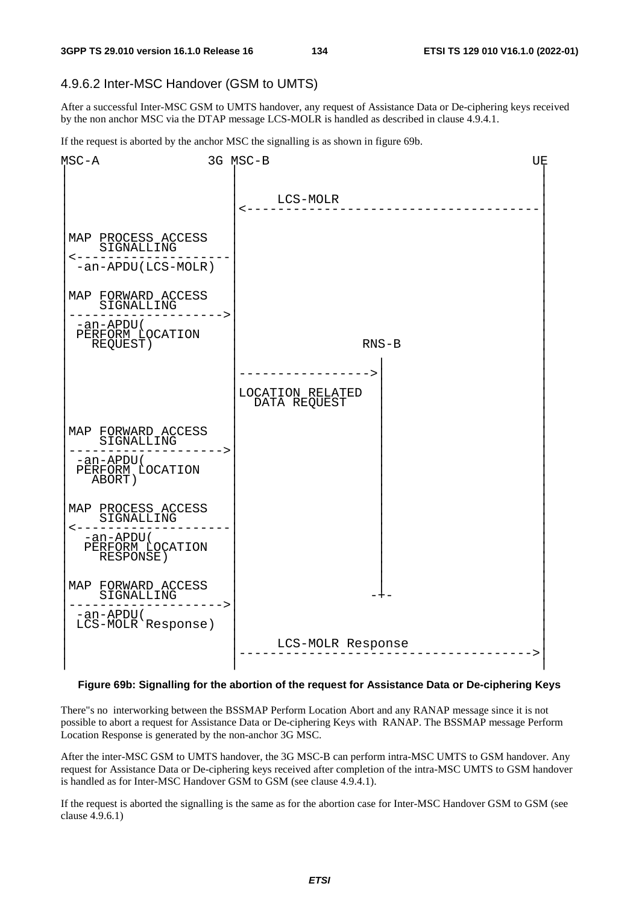### 4.9.6.2 Inter-MSC Handover (GSM to UMTS)

After a successful Inter-MSC GSM to UMTS handover, any request of Assistance Data or De-ciphering keys received by the non anchor MSC via the DTAP message LCS-MOLR is handled as described in clause 4.9.4.1.

If the request is aborted by the anchor MSC the signalling is as shown in figure 69b.

```
MSC-A                 3G MSC-B                                     UE
 |                       |                                          |
 |                       |        LCS-MOLR                          |
 |                       |<-----------------------------------------|
 |                       |                                          |
 | MAP PROCESS ACCESS    |                                          |
 |     SIGNALLING        |                                          |
 |<----------------------|                                          |
 | -an-APDU(LCS-MOLR)    |                                          |
 |                       |                                          |
 | MAP FORWARD ACCESS    |                                          |
 |     SIGNALLING        |                                          |
 |---------------------->|                                          |
 | -an-APDU(             |                                          |
 | PERFORM LOCATION      |                                          |
 |    REQUEST)           |                RNS-B                     |
 |                       |                  |                       |
 |                       |----------------->|                       |
 |                       | LOCATION RELATED |                       |
 |                       |   DATA REQUEST   |                       |
 |                       |                  |                       |
 | MAP FORWARD ACCESS    |                  |                       |
 |     SIGNALLING        |                  |                       |
 |---------------------->|                  |                       |
 | -an-APDU(             |                  |                       |
 | PERFORM LOCATION      |                  |                       |
 |    ABORT)             |                  |                       |
 |                       |                  |                       |
 | MAP PROCESS ACCESS    |                  |                       |
 |     SIGNALLING        |                  |                       |
 |<----------------------|                  |                       |
 |  -an-APDU(            |                  |                       |
 |  PERFORM LOCATION     |                  |                       |
 |     RESPONSE)         |                  |                       |
 |                       |                  |                       |
 | MAP FORWARD ACCESS    |                  |                       |
 |     SIGNALLING        |                 -+-                      |
 |---------------------->|                                          |
 | -an-APDU(             |                                          |
 | LCS-MOLR Response)    |                                          |
 |                       |        LCS-MOLR Response                 |
 |                       |----------------------------------------->|
 |                       |                                          |
```

**Figure 69b: Signalling for the abortion of the request for Assistance Data or De-ciphering Keys**

There"s no interworking between the BSSMAP Perform Location Abort and any RANAP message since it is not possible to abort a request for Assistance Data or De-ciphering Keys with RANAP. The BSSMAP message Perform Location Response is generated by the non-anchor 3G MSC.

After the inter-MSC GSM to UMTS handover, the 3G MSC-B can perform intra-MSC UMTS to GSM handover. Any request for Assistance Data or De-ciphering keys received after completion of the intra-MSC UMTS to GSM handover is handled as for Inter-MSC Handover GSM to GSM (see clause 4.9.4.1).

If the request is aborted the signalling is the same as for the abortion case for Inter-MSC Handover GSM to GSM (see clause 4.9.6.1)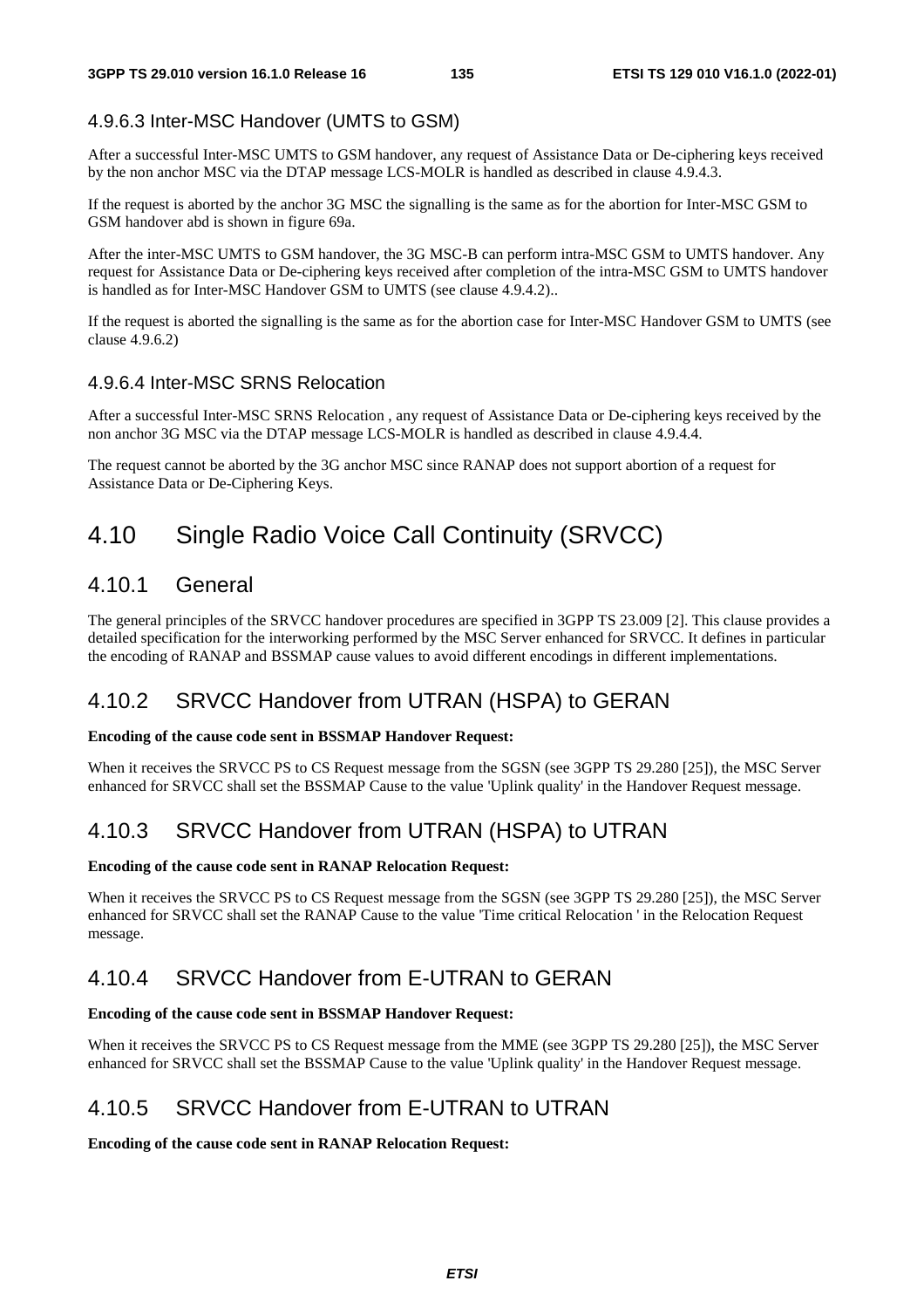#### 4.9.6.3 Inter-MSC Handover (UMTS to GSM)

After a successful Inter-MSC UMTS to GSM handover, any request of Assistance Data or De-ciphering keys received by the non anchor MSC via the DTAP message LCS-MOLR is handled as described in clause 4.9.4.3.

If the request is aborted by the anchor 3G MSC the signalling is the same as for the abortion for Inter-MSC GSM to GSM handover abd is shown in figure 69a.

After the inter-MSC UMTS to GSM handover, the 3G MSC-B can perform intra-MSC GSM to UMTS handover. Any request for Assistance Data or De-ciphering keys received after completion of the intra-MSC GSM to UMTS handover is handled as for Inter-MSC Handover GSM to UMTS (see clause 4.9.4.2)..

If the request is aborted the signalling is the same as for the abortion case for Inter-MSC Handover GSM to UMTS (see clause 4.9.6.2)

#### 4.9.6.4 Inter-MSC SRNS Relocation

After a successful Inter-MSC SRNS Relocation , any request of Assistance Data or De-ciphering keys received by the non anchor 3G MSC via the DTAP message LCS-MOLR is handled as described in clause 4.9.4.4.

The request cannot be aborted by the 3G anchor MSC since RANAP does not support abortion of a request for Assistance Data or De-Ciphering Keys.

## 4.10 Single Radio Voice Call Continuity (SRVCC)

### 4.10.1 General

The general principles of the SRVCC handover procedures are specified in 3GPP TS 23.009 [2]. This clause provides a detailed specification for the interworking performed by the MSC Server enhanced for SRVCC. It defines in particular the encoding of RANAP and BSSMAP cause values to avoid different encodings in different implementations.

### 4.10.2 SRVCC Handover from UTRAN (HSPA) to GERAN

**Encoding of the cause code sent in BSSMAP Handover Request:**

When it receives the SRVCC PS to CS Request message from the SGSN (see 3GPP TS 29.280 [25]), the MSC Server enhanced for SRVCC shall set the BSSMAP Cause to the value 'Uplink quality' in the Handover Request message.

### 4.10.3 SRVCC Handover from UTRAN (HSPA) to UTRAN

**Encoding of the cause code sent in RANAP Relocation Request:**

When it receives the SRVCC PS to CS Request message from the SGSN (see 3GPP TS 29.280 [25]), the MSC Server enhanced for SRVCC shall set the RANAP Cause to the value 'Time critical Relocation ' in the Relocation Request message.

### 4.10.4 SRVCC Handover from E-UTRAN to GERAN

**Encoding of the cause code sent in BSSMAP Handover Request:**

When it receives the SRVCC PS to CS Request message from the MME (see 3GPP TS 29.280 [25]), the MSC Server enhanced for SRVCC shall set the BSSMAP Cause to the value 'Uplink quality' in the Handover Request message.

### 4.10.5 SRVCC Handover from E-UTRAN to UTRAN

**Encoding of the cause code sent in RANAP Relocation Request:**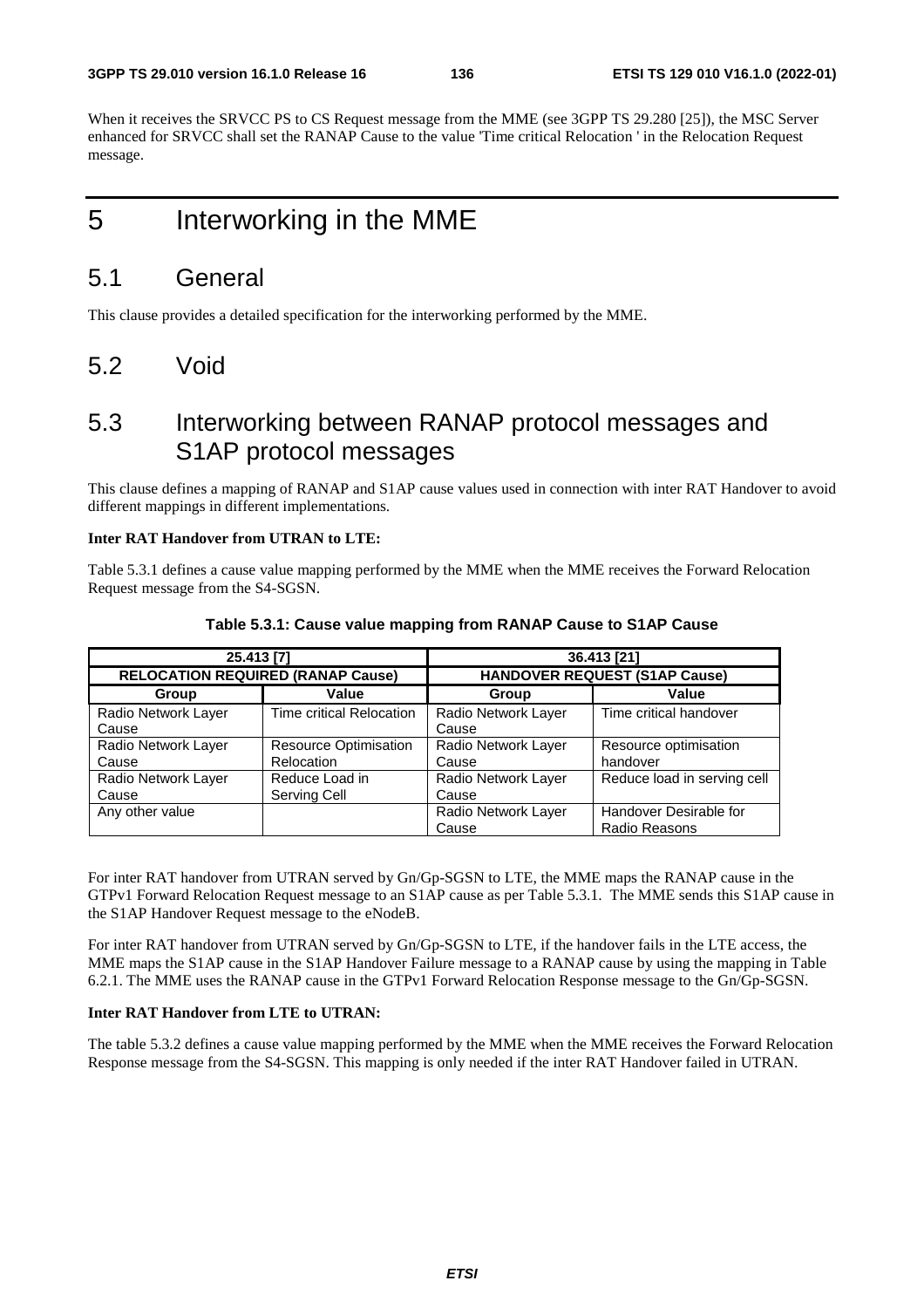When it receives the SRVCC PS to CS Request message from the MME (see 3GPP TS 29.280 [25]), the MSC Server enhanced for SRVCC shall set the RANAP Cause to the value 'Time critical Relocation ' in the Relocation Request message.

# 5 Interworking in the MME

## 5.1 General

This clause provides a detailed specification for the interworking performed by the MME.

## 5.2 Void

## 5.3 Interworking between RANAP protocol messages and S1AP protocol messages

This clause defines a mapping of RANAP and S1AP cause values used in connection with inter RAT Handover to avoid different mappings in different implementations.

**Inter RAT Handover from UTRAN to LTE:**

Table 5.3.1 defines a cause value mapping performed by the MME when the MME receives the Forward Relocation Request message from the S4-SGSN.

**Table 5.3.1: Cause value mapping from RANAP Cause to S1AP Cause**

| 25.413 [7] | | 36.413 [21] | |
|---|---|---|---|
| **RELOCATION REQUIRED (RANAP Cause)** | | **HANDOVER REQUEST (S1AP Cause)** | |
| **Group** | **Value** | **Group** | **Value** |
| Radio Network Layer Cause | Time critical Relocation | Radio Network Layer Cause | Time critical handover |
| Radio Network Layer Cause | Resource Optimisation Relocation | Radio Network Layer Cause | Resource optimisation handover |
| Radio Network Layer Cause | Reduce Load in Serving Cell | Radio Network Layer Cause | Reduce load in serving cell |
| Any other value | | Radio Network Layer Cause | Handover Desirable for Radio Reasons |

For inter RAT handover from UTRAN served by Gn/Gp-SGSN to LTE, the MME maps the RANAP cause in the GTPv1 Forward Relocation Request message to an S1AP cause as per Table 5.3.1. The MME sends this S1AP cause in the S1AP Handover Request message to the eNodeB.

For inter RAT handover from UTRAN served by Gn/Gp-SGSN to LTE, if the handover fails in the LTE access, the MME maps the S1AP cause in the S1AP Handover Failure message to a RANAP cause by using the mapping in Table 6.2.1. The MME uses the RANAP cause in the GTPv1 Forward Relocation Response message to the Gn/Gp-SGSN.

**Inter RAT Handover from LTE to UTRAN:**

The table 5.3.2 defines a cause value mapping performed by the MME when the MME receives the Forward Relocation Response message from the S4-SGSN. This mapping is only needed if the inter RAT Handover failed in UTRAN.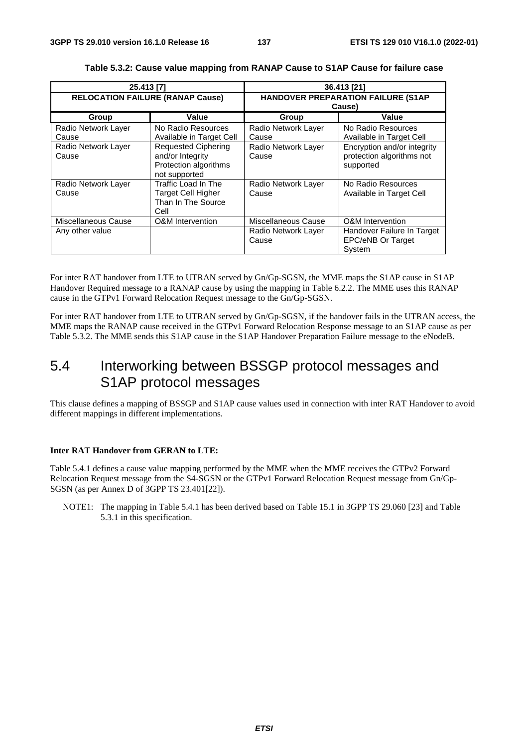**Table 5.3.2: Cause value mapping from RANAP Cause to S1AP Cause for failure case**

| 25.413 [7] | | 36.413 [21] | |
|---|---|---|---|
| **RELOCATION FAILURE (RANAP Cause)** | | **HANDOVER PREPARATION FAILURE (S1AP Cause)** | |
| **Group** | **Value** | **Group** | **Value** |
| Radio Network Layer Cause | No Radio Resources Available in Target Cell | Radio Network Layer Cause | No Radio Resources Available in Target Cell |
| Radio Network Layer Cause | Requested Ciphering and/or Integrity Protection algorithms not supported | Radio Network Layer Cause | Encryption and/or integrity protection algorithms not supported |
| Radio Network Layer Cause | Traffic Load In The Target Cell Higher Than In The Source Cell | Radio Network Layer Cause | No Radio Resources Available in Target Cell |
| Miscellaneous Cause | O&M Intervention | Miscellaneous Cause | O&M Intervention |
| Any other value | | Radio Network Layer Cause | Handover Failure In Target EPC/eNB Or Target System |

For inter RAT handover from LTE to UTRAN served by Gn/Gp-SGSN, the MME maps the S1AP cause in S1AP Handover Required message to a RANAP cause by using the mapping in Table 6.2.2. The MME uses this RANAP cause in the GTPv1 Forward Relocation Request message to the Gn/Gp-SGSN.

For inter RAT handover from LTE to UTRAN served by Gn/Gp-SGSN, if the handover fails in the UTRAN access, the MME maps the RANAP cause received in the GTPv1 Forward Relocation Response message to an S1AP cause as per Table 5.3.2. The MME sends this S1AP cause in the S1AP Handover Preparation Failure message to the eNodeB.

## 5.4 Interworking between BSSGP protocol messages and S1AP protocol messages

This clause defines a mapping of BSSGP and S1AP cause values used in connection with inter RAT Handover to avoid different mappings in different implementations.

**Inter RAT Handover from GERAN to LTE:**

Table 5.4.1 defines a cause value mapping performed by the MME when the MME receives the GTPv2 Forward Relocation Request message from the S4-SGSN or the GTPv1 Forward Relocation Request message from Gn/Gp-SGSN (as per Annex D of 3GPP TS 23.401[22]).

NOTE1: The mapping in Table 5.4.1 has been derived based on Table 15.1 in 3GPP TS 29.060 [23] and Table 5.3.1 in this specification.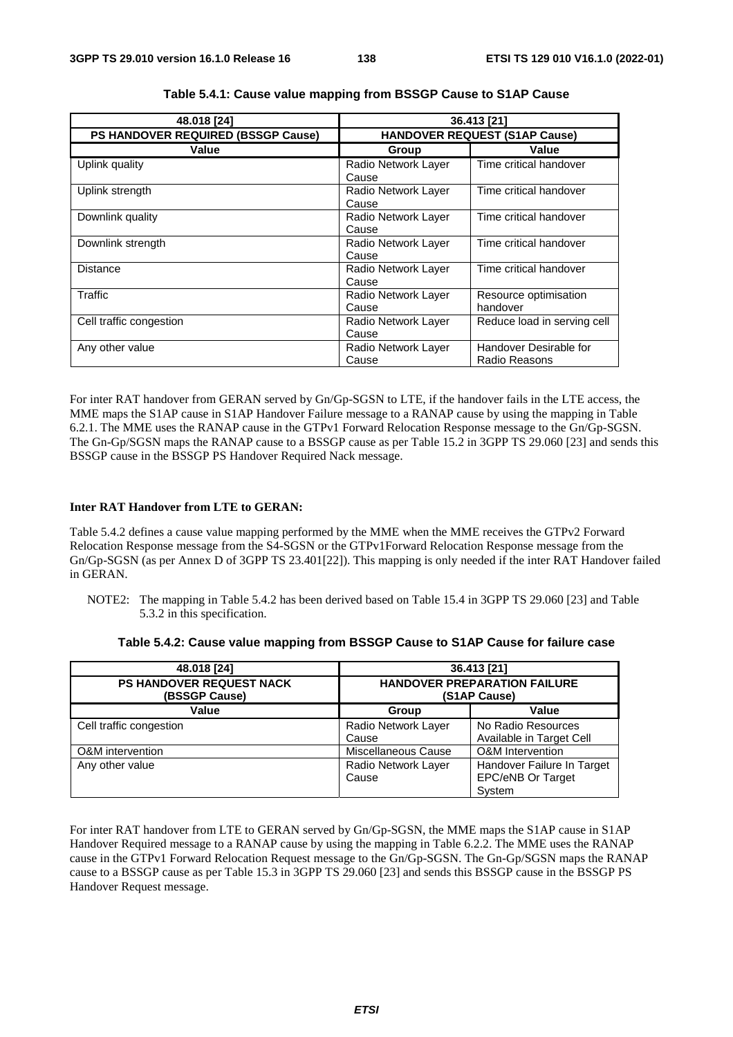**Table 5.4.1: Cause value mapping from BSSGP Cause to S1AP Cause**

| 48.018 [24] | 36.413 [21] | |
|---|---|---|
| **PS HANDOVER REQUIRED (BSSGP Cause)** | **HANDOVER REQUEST (S1AP Cause)** | |
| **Value** | **Group** | **Value** |
| Uplink quality | Radio Network Layer Cause | Time critical handover |
| Uplink strength | Radio Network Layer Cause | Time critical handover |
| Downlink quality | Radio Network Layer Cause | Time critical handover |
| Downlink strength | Radio Network Layer Cause | Time critical handover |
| Distance | Radio Network Layer Cause | Time critical handover |
| Traffic | Radio Network Layer Cause | Resource optimisation handover |
| Cell traffic congestion | Radio Network Layer Cause | Reduce load in serving cell |
| Any other value | Radio Network Layer Cause | Handover Desirable for Radio Reasons |

For inter RAT handover from GERAN served by Gn/Gp-SGSN to LTE, if the handover fails in the LTE access, the MME maps the S1AP cause in S1AP Handover Failure message to a RANAP cause by using the mapping in Table 6.2.1. The MME uses the RANAP cause in the GTPv1 Forward Relocation Response message to the Gn/Gp-SGSN. The Gn-Gp/SGSN maps the RANAP cause to a BSSGP cause as per Table 15.2 in 3GPP TS 29.060 [23] and sends this BSSGP cause in the BSSGP PS Handover Required Nack message.

**Inter RAT Handover from LTE to GERAN:**

Table 5.4.2 defines a cause value mapping performed by the MME when the MME receives the GTPv2 Forward Relocation Response message from the S4-SGSN or the GTPv1Forward Relocation Response message from the Gn/Gp-SGSN (as per Annex D of 3GPP TS 23.401[22]). This mapping is only needed if the inter RAT Handover failed in GERAN.

NOTE2: The mapping in Table 5.4.2 has been derived based on Table 15.4 in 3GPP TS 29.060 [23] and Table 5.3.2 in this specification.

**Table 5.4.2: Cause value mapping from BSSGP Cause to S1AP Cause for failure case**

| 48.018 [24] | 36.413 [21] | |
|---|---|---|
| **PS HANDOVER REQUEST NACK (BSSGP Cause)** | **HANDOVER PREPARATION FAILURE (S1AP Cause)** | |
| **Value** | **Group** | **Value** |
| Cell traffic congestion | Radio Network Layer Cause | No Radio Resources Available in Target Cell |
| O&M intervention | Miscellaneous Cause | O&M Intervention |
| Any other value | Radio Network Layer Cause | Handover Failure In Target EPC/eNB Or Target System |

For inter RAT handover from LTE to GERAN served by Gn/Gp-SGSN, the MME maps the S1AP cause in S1AP Handover Required message to a RANAP cause by using the mapping in Table 6.2.2. The MME uses the RANAP cause in the GTPv1 Forward Relocation Request message to the Gn/Gp-SGSN. The Gn-Gp/SGSN maps the RANAP cause to a BSSGP cause as per Table 15.3 in 3GPP TS 29.060 [23] and sends this BSSGP cause in the BSSGP PS Handover Request message.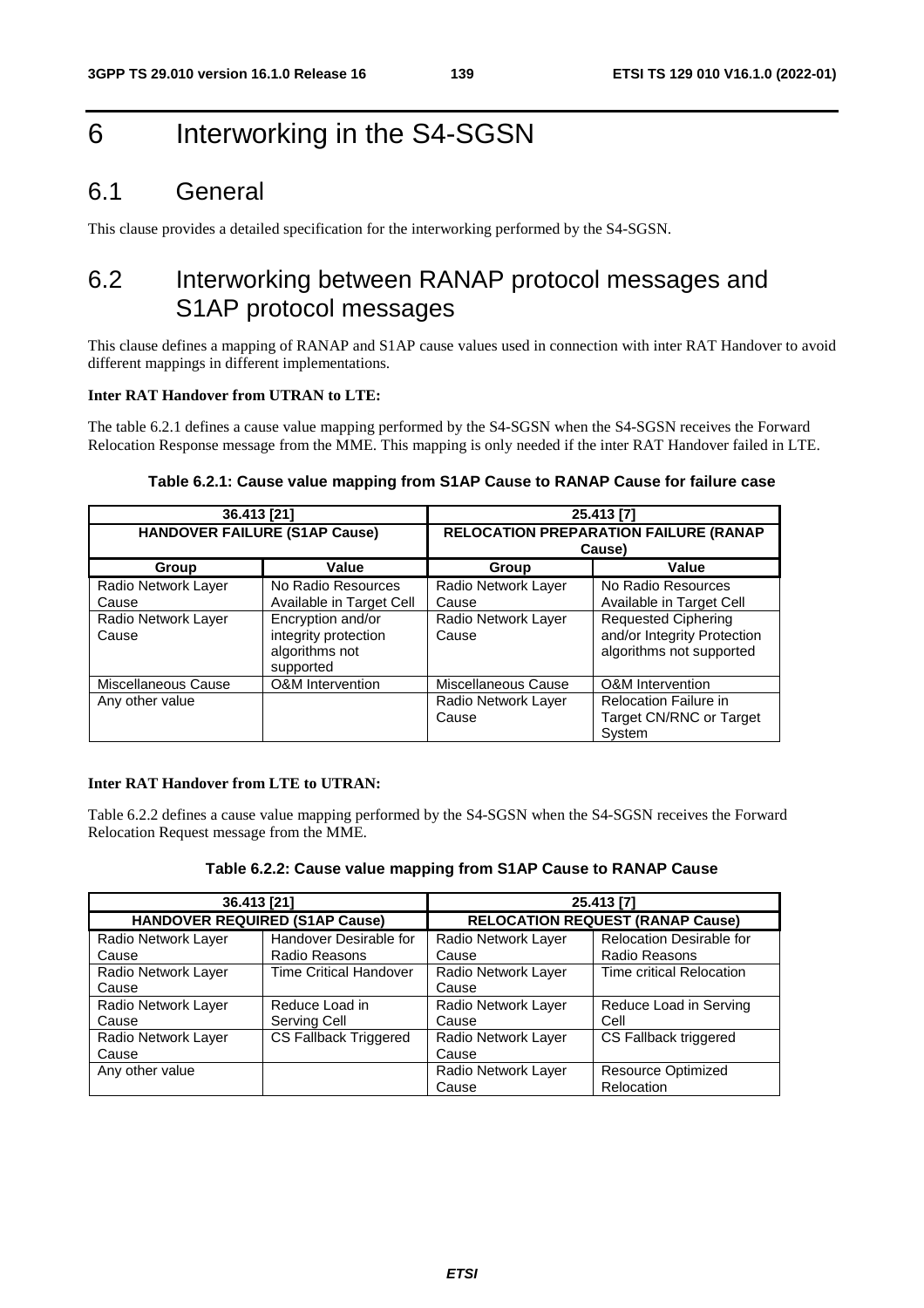# 6 Interworking in the S4-SGSN

## 6.1 General

This clause provides a detailed specification for the interworking performed by the S4-SGSN.

## 6.2 Interworking between RANAP protocol messages and S1AP protocol messages

This clause defines a mapping of RANAP and S1AP cause values used in connection with inter RAT Handover to avoid different mappings in different implementations.

**Inter RAT Handover from UTRAN to LTE:**

The table 6.2.1 defines a cause value mapping performed by the S4-SGSN when the S4-SGSN receives the Forward Relocation Response message from the MME. This mapping is only needed if the inter RAT Handover failed in LTE.

**Table 6.2.1: Cause value mapping from S1AP Cause to RANAP Cause for failure case**

| 36.413 [21] | | 25.413 [7] | |
|---|---|---|---|
| **HANDOVER FAILURE (S1AP Cause)** | | **RELOCATION PREPARATION FAILURE (RANAP Cause)** | |
| **Group** | **Value** | **Group** | **Value** |
| Radio Network Layer Cause | No Radio Resources Available in Target Cell | Radio Network Layer Cause | No Radio Resources Available in Target Cell |
| Radio Network Layer Cause | Encryption and/or integrity protection algorithms not supported | Radio Network Layer Cause | Requested Ciphering and/or Integrity Protection algorithms not supported |
| Miscellaneous Cause | O&M Intervention | Miscellaneous Cause | O&M Intervention |
| Any other value | | Radio Network Layer Cause | Relocation Failure in Target CN/RNC or Target System |

**Inter RAT Handover from LTE to UTRAN:**

Table 6.2.2 defines a cause value mapping performed by the S4-SGSN when the S4-SGSN receives the Forward Relocation Request message from the MME.

**Table 6.2.2: Cause value mapping from S1AP Cause to RANAP Cause**

| 36.413 [21] | | 25.413 [7] | |
|---|---|---|---|
| **HANDOVER REQUIRED (S1AP Cause)** | | **RELOCATION REQUEST (RANAP Cause)** | |
| Radio Network Layer Cause | Handover Desirable for Radio Reasons | Radio Network Layer Cause | Relocation Desirable for Radio Reasons |
| Radio Network Layer Cause | Time Critical Handover | Radio Network Layer Cause | Time critical Relocation |
| Radio Network Layer Cause | Reduce Load in Serving Cell | Radio Network Layer Cause | Reduce Load in Serving Cell |
| Radio Network Layer Cause | CS Fallback Triggered | Radio Network Layer Cause | CS Fallback triggered |
| Any other value | | Radio Network Layer Cause | Resource Optimized Relocation |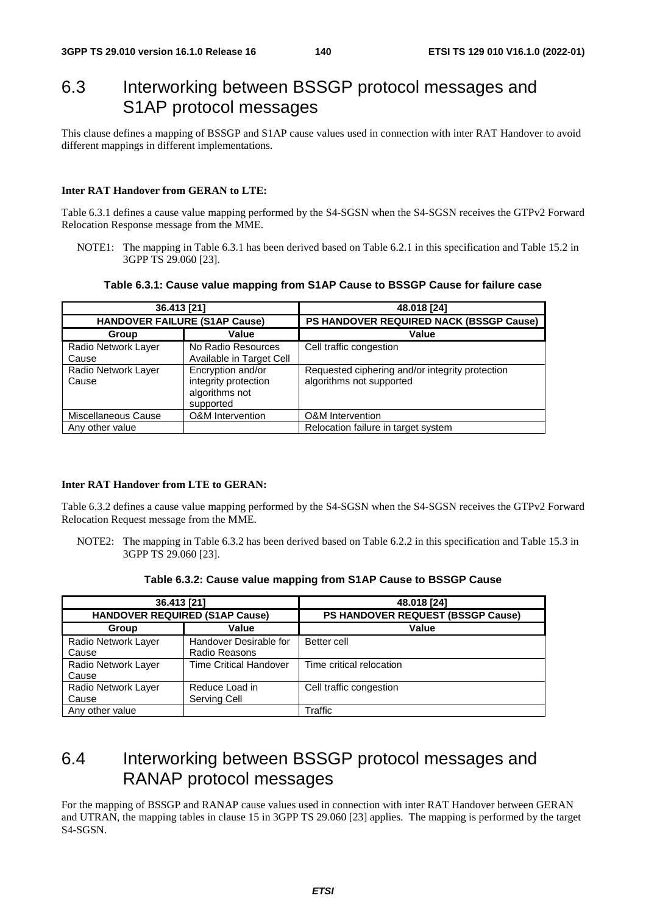# 6.3 Interworking between BSSGP protocol messages and S1AP protocol messages

This clause defines a mapping of BSSGP and S1AP cause values used in connection with inter RAT Handover to avoid different mappings in different implementations.

**Inter RAT Handover from GERAN to LTE:**

Table 6.3.1 defines a cause value mapping performed by the S4-SGSN when the S4-SGSN receives the GTPv2 Forward Relocation Response message from the MME.

NOTE1: The mapping in Table 6.3.1 has been derived based on Table 6.2.1 in this specification and Table 15.2 in 3GPP TS 29.060 [23].

**Table 6.3.1: Cause value mapping from S1AP Cause to BSSGP Cause for failure case**

| 36.413 [21] | | 48.018 [24] |
|---|---|---|
| **HANDOVER FAILURE (S1AP Cause)** | | **PS HANDOVER REQUIRED NACK (BSSGP Cause)** |
| **Group** | **Value** | **Value** |
| Radio Network Layer Cause | No Radio Resources Available in Target Cell | Cell traffic congestion |
| Radio Network Layer Cause | Encryption and/or integrity protection algorithms not supported | Requested ciphering and/or integrity protection algorithms not supported |
| Miscellaneous Cause | O&M Intervention | O&M Intervention |
| Any other value | | Relocation failure in target system |

**Inter RAT Handover from LTE to GERAN:**

Table 6.3.2 defines a cause value mapping performed by the S4-SGSN when the S4-SGSN receives the GTPv2 Forward Relocation Request message from the MME.

NOTE2: The mapping in Table 6.3.2 has been derived based on Table 6.2.2 in this specification and Table 15.3 in 3GPP TS 29.060 [23].

**Table 6.3.2: Cause value mapping from S1AP Cause to BSSGP Cause**

| 36.413 [21] | | 48.018 [24] |
|---|---|---|
| **HANDOVER REQUIRED (S1AP Cause)** | | **PS HANDOVER REQUEST (BSSGP Cause)** |
| **Group** | **Value** | **Value** |
| Radio Network Layer Cause | Handover Desirable for Radio Reasons | Better cell |
| Radio Network Layer Cause | Time Critical Handover | Time critical relocation |
| Radio Network Layer Cause | Reduce Load in Serving Cell | Cell traffic congestion |
| Any other value | | Traffic |

# 6.4 Interworking between BSSGP protocol messages and RANAP protocol messages

For the mapping of BSSGP and RANAP cause values used in connection with inter RAT Handover between GERAN and UTRAN, the mapping tables in clause 15 in 3GPP TS 29.060 [23] applies. The mapping is performed by the target S4-SGSN.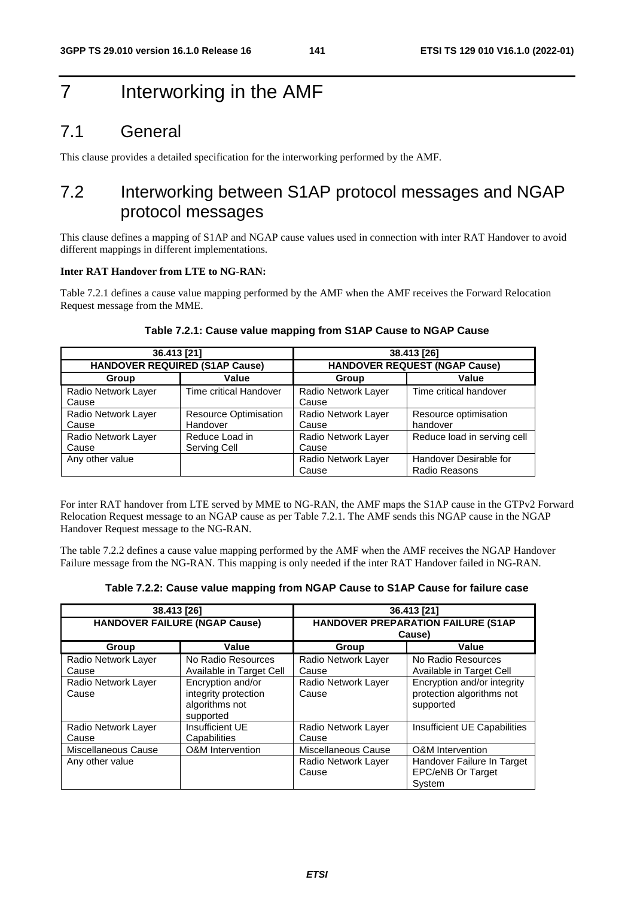# 7 Interworking in the AMF

## 7.1 General

This clause provides a detailed specification for the interworking performed by the AMF.

## 7.2 Interworking between S1AP protocol messages and NGAP protocol messages

This clause defines a mapping of S1AP and NGAP cause values used in connection with inter RAT Handover to avoid different mappings in different implementations.

**Inter RAT Handover from LTE to NG-RAN:**

Table 7.2.1 defines a cause value mapping performed by the AMF when the AMF receives the Forward Relocation Request message from the MME.

**Table 7.2.1: Cause value mapping from S1AP Cause to NGAP Cause**

| 36.413 [21] | | 38.413 [26] | |
|---|---|---|---|
| **HANDOVER REQUIRED (S1AP Cause)** | | **HANDOVER REQUEST (NGAP Cause)** | |
| **Group** | **Value** | **Group** | **Value** |
| Radio Network Layer Cause | Time critical Handover | Radio Network Layer Cause | Time critical handover |
| Radio Network Layer Cause | Resource Optimisation Handover | Radio Network Layer Cause | Resource optimisation handover |
| Radio Network Layer Cause | Reduce Load in Serving Cell | Radio Network Layer Cause | Reduce load in serving cell |
| Any other value | | Radio Network Layer Cause | Handover Desirable for Radio Reasons |

For inter RAT handover from LTE served by MME to NG-RAN, the AMF maps the S1AP cause in the GTPv2 Forward Relocation Request message to an NGAP cause as per Table 7.2.1. The AMF sends this NGAP cause in the NGAP Handover Request message to the NG-RAN.

The table 7.2.2 defines a cause value mapping performed by the AMF when the AMF receives the NGAP Handover Failure message from the NG-RAN. This mapping is only needed if the inter RAT Handover failed in NG-RAN.

**Table 7.2.2: Cause value mapping from NGAP Cause to S1AP Cause for failure case**

| 38.413 [26] | | 36.413 [21] | |
|---|---|---|---|
| **HANDOVER FAILURE (NGAP Cause)** | | **HANDOVER PREPARATION FAILURE (S1AP Cause)** | |
| **Group** | **Value** | **Group** | **Value** |
| Radio Network Layer Cause | No Radio Resources Available in Target Cell | Radio Network Layer Cause | No Radio Resources Available in Target Cell |
| Radio Network Layer Cause | Encryption and/or integrity protection algorithms not supported | Radio Network Layer Cause | Encryption and/or integrity protection algorithms not supported |
| Radio Network Layer Cause | Insufficient UE Capabilities | Radio Network Layer Cause | Insufficient UE Capabilities |
| Miscellaneous Cause | O&M Intervention | Miscellaneous Cause | O&M Intervention |
| Any other value | | Radio Network Layer Cause | Handover Failure In Target EPC/eNB Or Target System |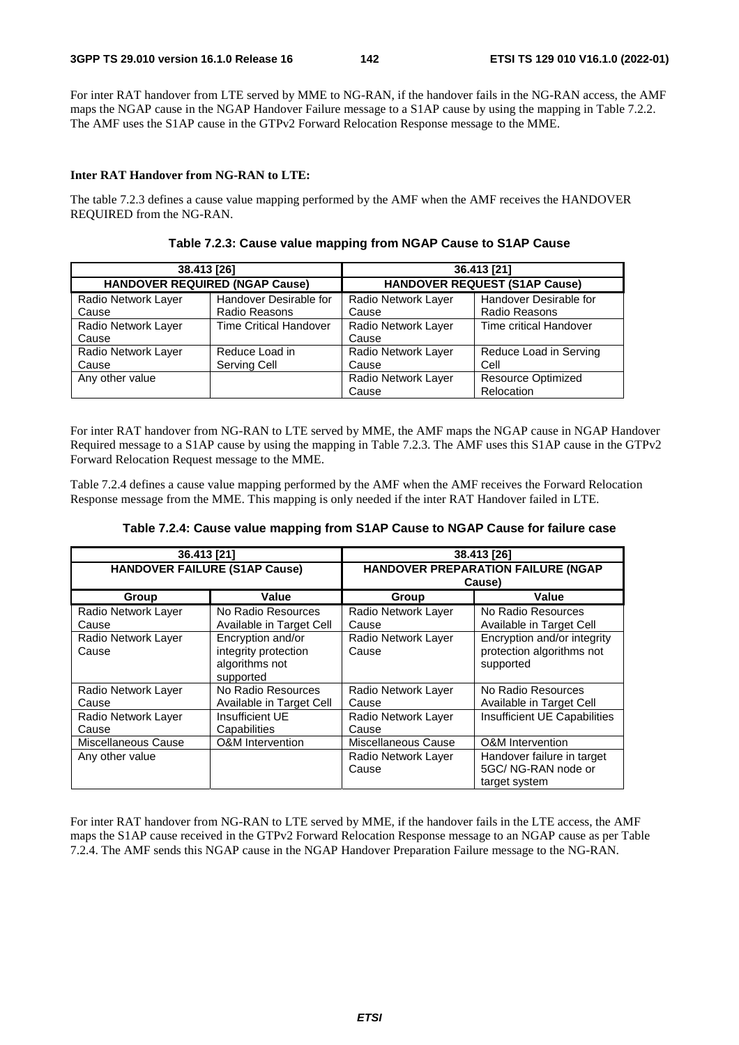For inter RAT handover from LTE served by MME to NG-RAN, if the handover fails in the NG-RAN access, the AMF maps the NGAP cause in the NGAP Handover Failure message to a S1AP cause by using the mapping in Table 7.2.2. The AMF uses the S1AP cause in the GTPv2 Forward Relocation Response message to the MME.

**Inter RAT Handover from NG-RAN to LTE:**

The table 7.2.3 defines a cause value mapping performed by the AMF when the AMF receives the HANDOVER REQUIRED from the NG-RAN.

**Table 7.2.3: Cause value mapping from NGAP Cause to S1AP Cause**

| 38.413 [26] | | 36.413 [21] | |
|---|---|---|---|
| **HANDOVER REQUIRED (NGAP Cause)** | | **HANDOVER REQUEST (S1AP Cause)** | |
| Radio Network Layer Cause | Handover Desirable for Radio Reasons | Radio Network Layer Cause | Handover Desirable for Radio Reasons |
| Radio Network Layer Cause | Time Critical Handover | Radio Network Layer Cause | Time critical Handover |
| Radio Network Layer Cause | Reduce Load in Serving Cell | Radio Network Layer Cause | Reduce Load in Serving Cell |
| Any other value | | Radio Network Layer Cause | Resource Optimized Relocation |

For inter RAT handover from NG-RAN to LTE served by MME, the AMF maps the NGAP cause in NGAP Handover Required message to a S1AP cause by using the mapping in Table 7.2.3. The AMF uses this S1AP cause in the GTPv2 Forward Relocation Request message to the MME.

Table 7.2.4 defines a cause value mapping performed by the AMF when the AMF receives the Forward Relocation Response message from the MME. This mapping is only needed if the inter RAT Handover failed in LTE.

**Table 7.2.4: Cause value mapping from S1AP Cause to NGAP Cause for failure case**

| 36.413 [21] | | 38.413 [26] | |
|---|---|---|---|
| **HANDOVER FAILURE (S1AP Cause)** | | **HANDOVER PREPARATION FAILURE (NGAP Cause)** | |
| **Group** | **Value** | **Group** | **Value** |
| Radio Network Layer Cause | No Radio Resources Available in Target Cell | Radio Network Layer Cause | No Radio Resources Available in Target Cell |
| Radio Network Layer Cause | Encryption and/or integrity protection algorithms not supported | Radio Network Layer Cause | Encryption and/or integrity protection algorithms not supported |
| Radio Network Layer Cause | No Radio Resources Available in Target Cell | Radio Network Layer Cause | No Radio Resources Available in Target Cell |
| Radio Network Layer Cause | Insufficient UE Capabilities | Radio Network Layer Cause | Insufficient UE Capabilities |
| Miscellaneous Cause | O&M Intervention | Miscellaneous Cause | O&M Intervention |
| Any other value | | Radio Network Layer Cause | Handover failure in target 5GC/ NG-RAN node or target system |

For inter RAT handover from NG-RAN to LTE served by MME, if the handover fails in the LTE access, the AMF maps the S1AP cause received in the GTPv2 Forward Relocation Response message to an NGAP cause as per Table 7.2.4. The AMF sends this NGAP cause in the NGAP Handover Preparation Failure message to the NG-RAN.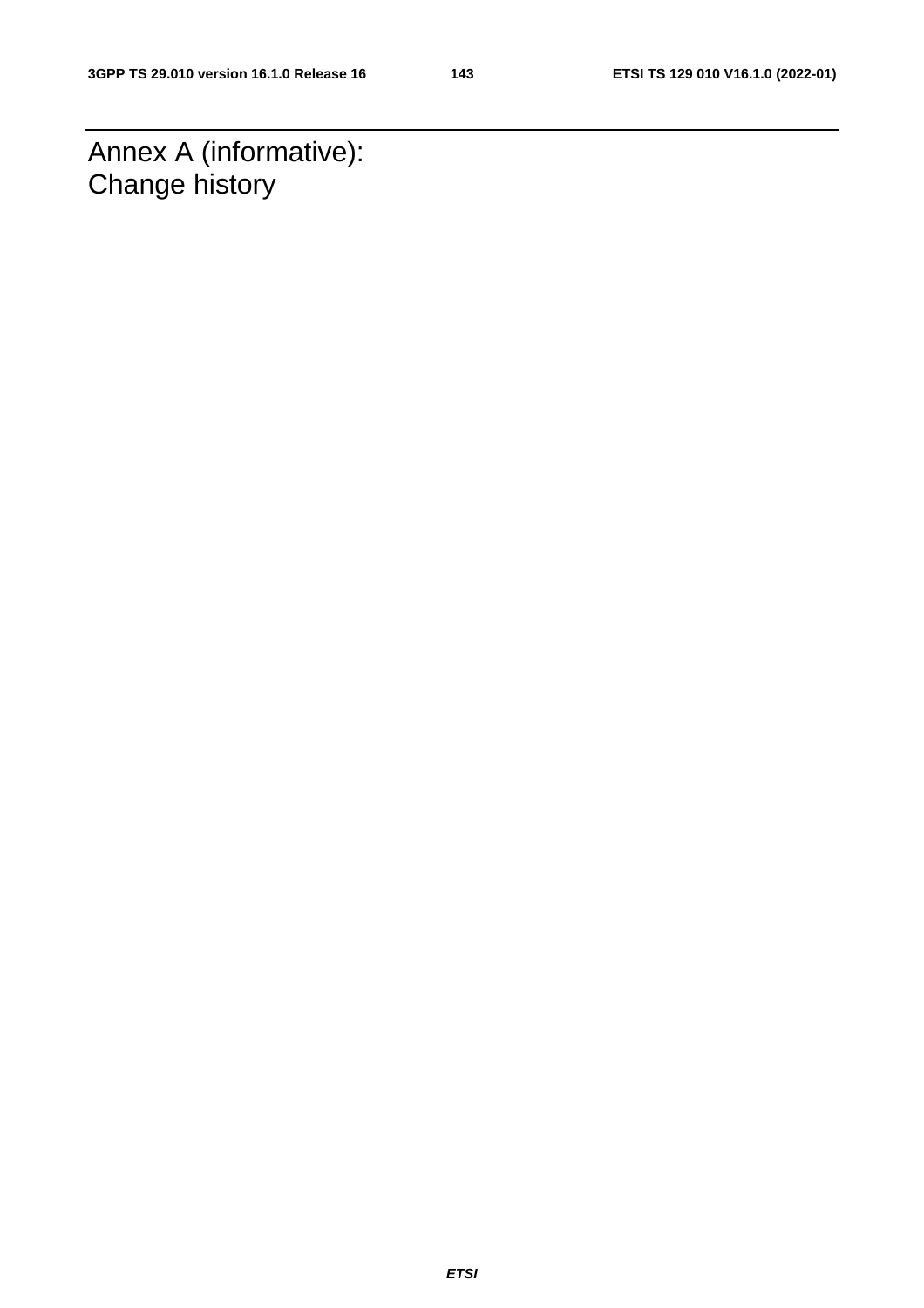# Annex A (informative): Change history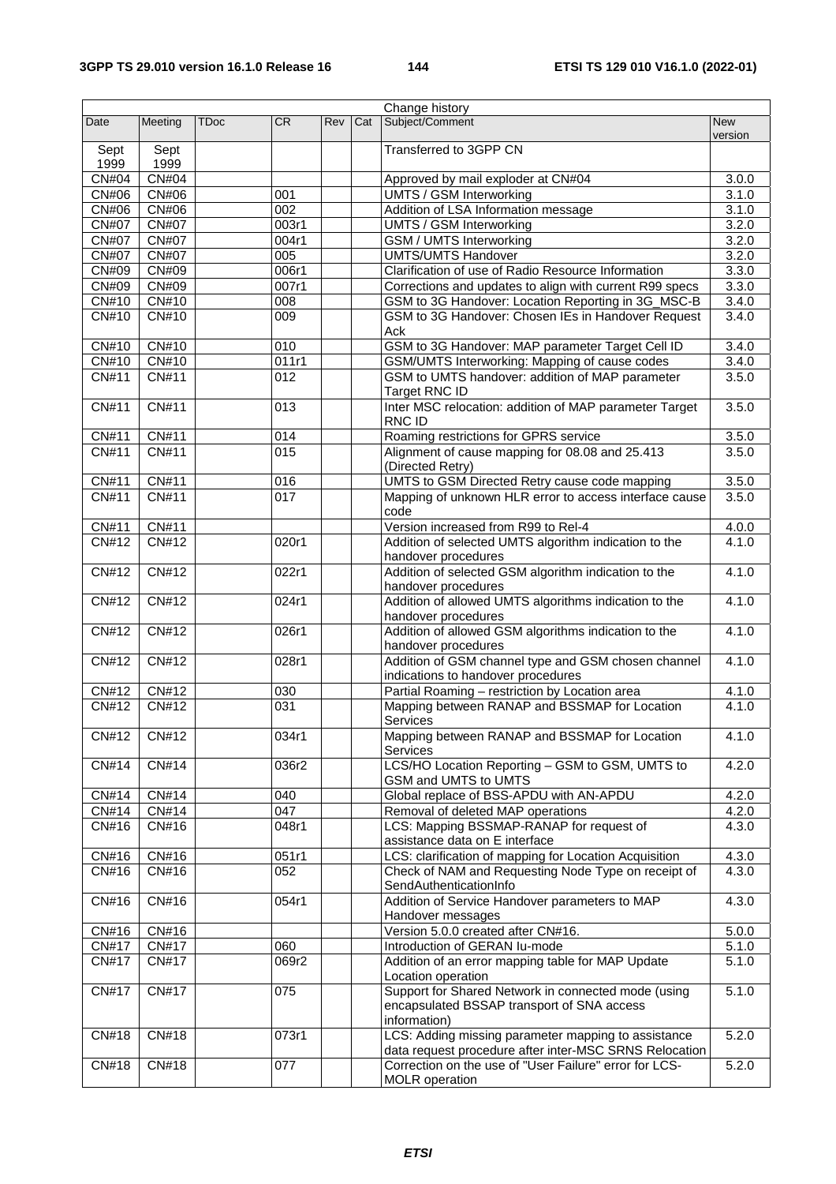| Change history | | | | | | | |
|---|---|---|---|---|---|---|---|
| Date | Meeting | TDoc | CR | Rev | Cat | Subject/Comment | New version |
| Sept 1999 | Sept 1999 | | | | | Transferred to 3GPP CN | |
| CN#04 | CN#04 | | | | | Approved by mail exploder at CN#04 | 3.0.0 |
| CN#06 | CN#06 | | 001 | | | UMTS / GSM Interworking | 3.1.0 |
| CN#06 | CN#06 | | 002 | | | Addition of LSA Information message | 3.1.0 |
| CN#07 | CN#07 | | 003r1 | | | UMTS / GSM Interworking | 3.2.0 |
| CN#07 | CN#07 | | 004r1 | | | GSM / UMTS Interworking | 3.2.0 |
| CN#07 | CN#07 | | 005 | | | UMTS/UMTS Handover | 3.2.0 |
| CN#09 | CN#09 | | 006r1 | | | Clarification of use of Radio Resource Information | 3.3.0 |
| CN#09 | CN#09 | | 007r1 | | | Corrections and updates to align with current R99 specs | 3.3.0 |
| CN#10 | CN#10 | | 008 | | | GSM to 3G Handover: Location Reporting in 3G_MSC-B | 3.4.0 |
| CN#10 | CN#10 | | 009 | | | GSM to 3G Handover: Chosen IEs in Handover Request Ack | 3.4.0 |
| CN#10 | CN#10 | | 010 | | | GSM to 3G Handover: MAP parameter Target Cell ID | 3.4.0 |
| CN#10 | CN#10 | | 011r1 | | | GSM/UMTS Interworking: Mapping of cause codes | 3.4.0 |
| CN#11 | CN#11 | | 012 | | | GSM to UMTS handover: addition of MAP parameter Target RNC ID | 3.5.0 |
| CN#11 | CN#11 | | 013 | | | Inter MSC relocation: addition of MAP parameter Target RNC ID | 3.5.0 |
| CN#11 | CN#11 | | 014 | | | Roaming restrictions for GPRS service | 3.5.0 |
| CN#11 | CN#11 | | 015 | | | Alignment of cause mapping for 08.08 and 25.413 (Directed Retry) | 3.5.0 |
| CN#11 | CN#11 | | 016 | | | UMTS to GSM Directed Retry cause code mapping | 3.5.0 |
| CN#11 | CN#11 | | 017 | | | Mapping of unknown HLR error to access interface cause code | 3.5.0 |
| CN#11 | CN#11 | | | | | Version increased from R99 to Rel-4 | 4.0.0 |
| CN#12 | CN#12 | | 020r1 | | | Addition of selected UMTS algorithm indication to the handover procedures | 4.1.0 |
| CN#12 | CN#12 | | 022r1 | | | Addition of selected GSM algorithm indication to the handover procedures | 4.1.0 |
| CN#12 | CN#12 | | 024r1 | | | Addition of allowed UMTS algorithms indication to the handover procedures | 4.1.0 |
| CN#12 | CN#12 | | 026r1 | | | Addition of allowed GSM algorithms indication to the handover procedures | 4.1.0 |
| CN#12 | CN#12 | | 028r1 | | | Addition of GSM channel type and GSM chosen channel indications to handover procedures | 4.1.0 |
| CN#12 | CN#12 | | 030 | | | Partial Roaming – restriction by Location area | 4.1.0 |
| CN#12 | CN#12 | | 031 | | | Mapping between RANAP and BSSMAP for Location Services | 4.1.0 |
| CN#12 | CN#12 | | 034r1 | | | Mapping between RANAP and BSSMAP for Location Services | 4.1.0 |
| CN#14 | CN#14 | | 036r2 | | | LCS/HO Location Reporting – GSM to GSM, UMTS to GSM and UMTS to UMTS | 4.2.0 |
| CN#14 | CN#14 | | 040 | | | Global replace of BSS-APDU with AN-APDU | 4.2.0 |
| CN#14 | CN#14 | | 047 | | | Removal of deleted MAP operations | 4.2.0 |
| CN#16 | CN#16 | | 048r1 | | | LCS: Mapping BSSMAP-RANAP for request of assistance data on E interface | 4.3.0 |
| CN#16 | CN#16 | | 051r1 | | | LCS: clarification of mapping for Location Acquisition | 4.3.0 |
| CN#16 | CN#16 | | 052 | | | Check of NAM and Requesting Node Type on receipt of SendAuthenticationInfo | 4.3.0 |
| CN#16 | CN#16 | | 054r1 | | | Addition of Service Handover parameters to MAP Handover messages | 4.3.0 |
| CN#16 | CN#16 | | | | | Version 5.0.0 created after CN#16. | 5.0.0 |
| CN#17 | CN#17 | | 060 | | | Introduction of GERAN Iu-mode | 5.1.0 |
| CN#17 | CN#17 | | 069r2 | | | Addition of an error mapping table for MAP Update Location operation | 5.1.0 |
| CN#17 | CN#17 | | 075 | | | Support for Shared Network in connected mode (using encapsulated BSSAP transport of SNA access information) | 5.1.0 |
| CN#18 | CN#18 | | 073r1 | | | LCS: Adding missing parameter mapping to assistance data request procedure after inter-MSC SRNS Relocation | 5.2.0 |
| CN#18 | CN#18 | | 077 | | | Correction on the use of "User Failure" error for LCS-MOLR operation | 5.2.0 |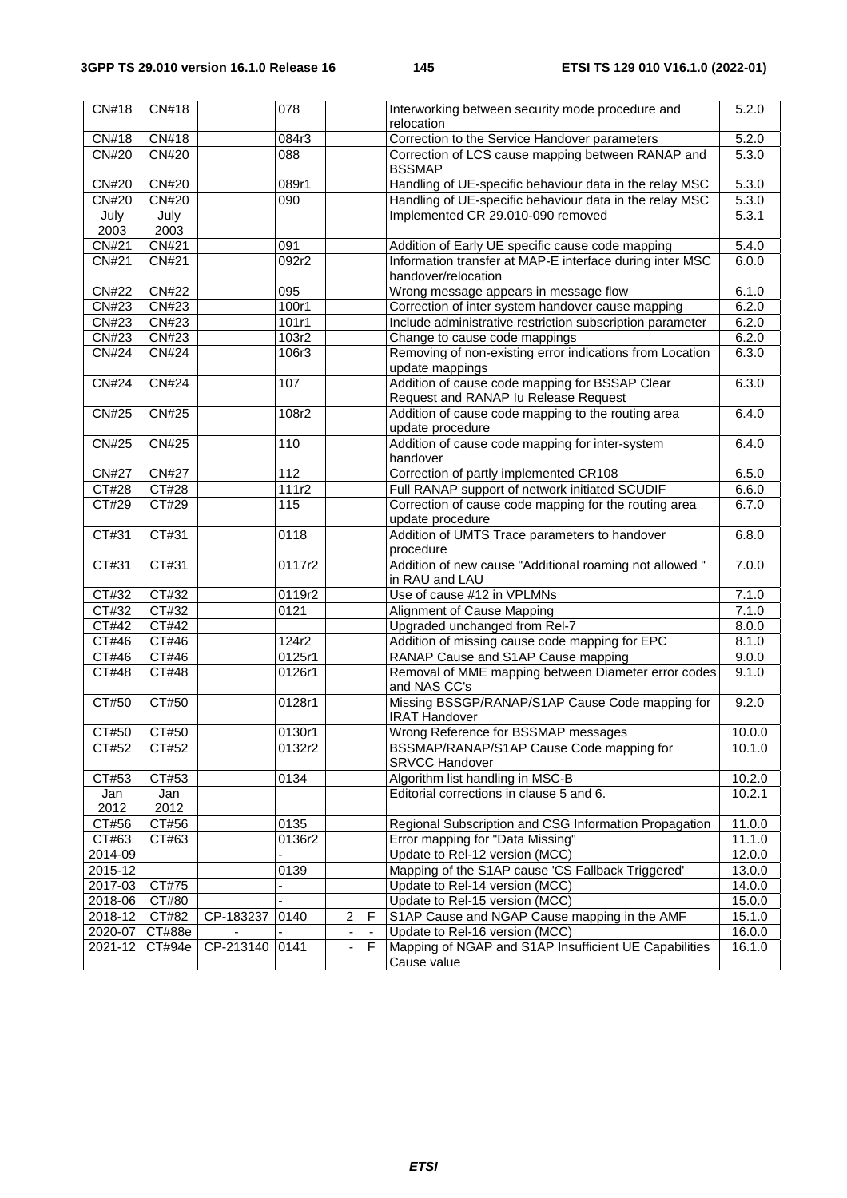| CN#18 | CN#18 | | 078 | | | Interworking between security mode procedure and relocation | 5.2.0 |
|---|---|---|---|---|---|---|---|
| CN#18 | CN#18 | | 084r3 | | | Correction to the Service Handover parameters | 5.2.0 |
| CN#20 | CN#20 | | 088 | | | Correction of LCS cause mapping between RANAP and BSSMAP | 5.3.0 |
| CN#20 | CN#20 | | 089r1 | | | Handling of UE-specific behaviour data in the relay MSC | 5.3.0 |
| CN#20 | CN#20 | | 090 | | | Handling of UE-specific behaviour data in the relay MSC | 5.3.0 |
| July 2003 | July 2003 | | | | | Implemented CR 29.010-090 removed | 5.3.1 |
| CN#21 | CN#21 | | 091 | | | Addition of Early UE specific cause code mapping | 5.4.0 |
| CN#21 | CN#21 | | 092r2 | | | Information transfer at MAP-E interface during inter MSC handover/relocation | 6.0.0 |
| CN#22 | CN#22 | | 095 | | | Wrong message appears in message flow | 6.1.0 |
| CN#23 | CN#23 | | 100r1 | | | Correction of inter system handover cause mapping | 6.2.0 |
| CN#23 | CN#23 | | 101r1 | | | Include administrative restriction subscription parameter | 6.2.0 |
| CN#23 | CN#23 | | 103r2 | | | Change to cause code mappings | 6.2.0 |
| CN#24 | CN#24 | | 106r3 | | | Removing of non-existing error indications from Location update mappings | 6.3.0 |
| CN#24 | CN#24 | | 107 | | | Addition of cause code mapping for BSSAP Clear Request and RANAP Iu Release Request | 6.3.0 |
| CN#25 | CN#25 | | 108r2 | | | Addition of cause code mapping to the routing area update procedure | 6.4.0 |
| CN#25 | CN#25 | | 110 | | | Addition of cause code mapping for inter-system handover | 6.4.0 |
| CN#27 | CN#27 | | 112 | | | Correction of partly implemented CR108 | 6.5.0 |
| CT#28 | CT#28 | | 111r2 | | | Full RANAP support of network initiated SCUDIF | 6.6.0 |
| CT#29 | CT#29 | | 115 | | | Correction of cause code mapping for the routing area update procedure | 6.7.0 |
| CT#31 | CT#31 | | 0118 | | | Addition of UMTS Trace parameters to handover procedure | 6.8.0 |
| CT#31 | CT#31 | | 0117r2 | | | Addition of new cause "Additional roaming not allowed " in RAU and LAU | 7.0.0 |
| CT#32 | CT#32 | | 0119r2 | | | Use of cause #12 in VPLMNs | 7.1.0 |
| CT#32 | CT#32 | | 0121 | | | Alignment of Cause Mapping | 7.1.0 |
| CT#42 | CT#42 | | | | | Upgraded unchanged from Rel-7 | 8.0.0 |
| CT#46 | CT#46 | | 124r2 | | | Addition of missing cause code mapping for EPC | 8.1.0 |
| CT#46 | CT#46 | | 0125r1 | | | RANAP Cause and S1AP Cause mapping | 9.0.0 |
| CT#48 | CT#48 | | 0126r1 | | | Removal of MME mapping between Diameter error codes and NAS CC's | 9.1.0 |
| CT#50 | CT#50 | | 0128r1 | | | Missing BSSGP/RANAP/S1AP Cause Code mapping for IRAT Handover | 9.2.0 |
| CT#50 | CT#50 | | 0130r1 | | | Wrong Reference for BSSMAP messages | 10.0.0 |
| CT#52 | CT#52 | | 0132r2 | | | BSSMAP/RANAP/S1AP Cause Code mapping for SRVCC Handover | 10.1.0 |
| CT#53 | CT#53 | | 0134 | | | Algorithm list handling in MSC-B | 10.2.0 |
| Jan 2012 | Jan 2012 | | | | | Editorial corrections in clause 5 and 6. | 10.2.1 |
| CT#56 | CT#56 | | 0135 | | | Regional Subscription and CSG Information Propagation | 11.0.0 |
| CT#63 | CT#63 | | 0136r2 | | | Error mapping for "Data Missing" | 11.1.0 |
| 2014-09 | | | - | | | Update to Rel-12 version (MCC) | 12.0.0 |
| 2015-12 | | | 0139 | | | Mapping of the S1AP cause 'CS Fallback Triggered' | 13.0.0 |
| 2017-03 | CT#75 | | - | | | Update to Rel-14 version (MCC) | 14.0.0 |
| 2018-06 | CT#80 | | - | | | Update to Rel-15 version (MCC) | 15.0.0 |
| 2018-12 | CT#82 | CP-183237 | 0140 | 2 | F | S1AP Cause and NGAP Cause mapping in the AMF | 15.1.0 |
| 2020-07 | CT#88e | - | - | - | - | Update to Rel-16 version (MCC) | 16.0.0 |
| 2021-12 | CT#94e | CP-213140 | 0141 | - | F | Mapping of NGAP and S1AP Insufficient UE Capabilities Cause value | 16.1.0 |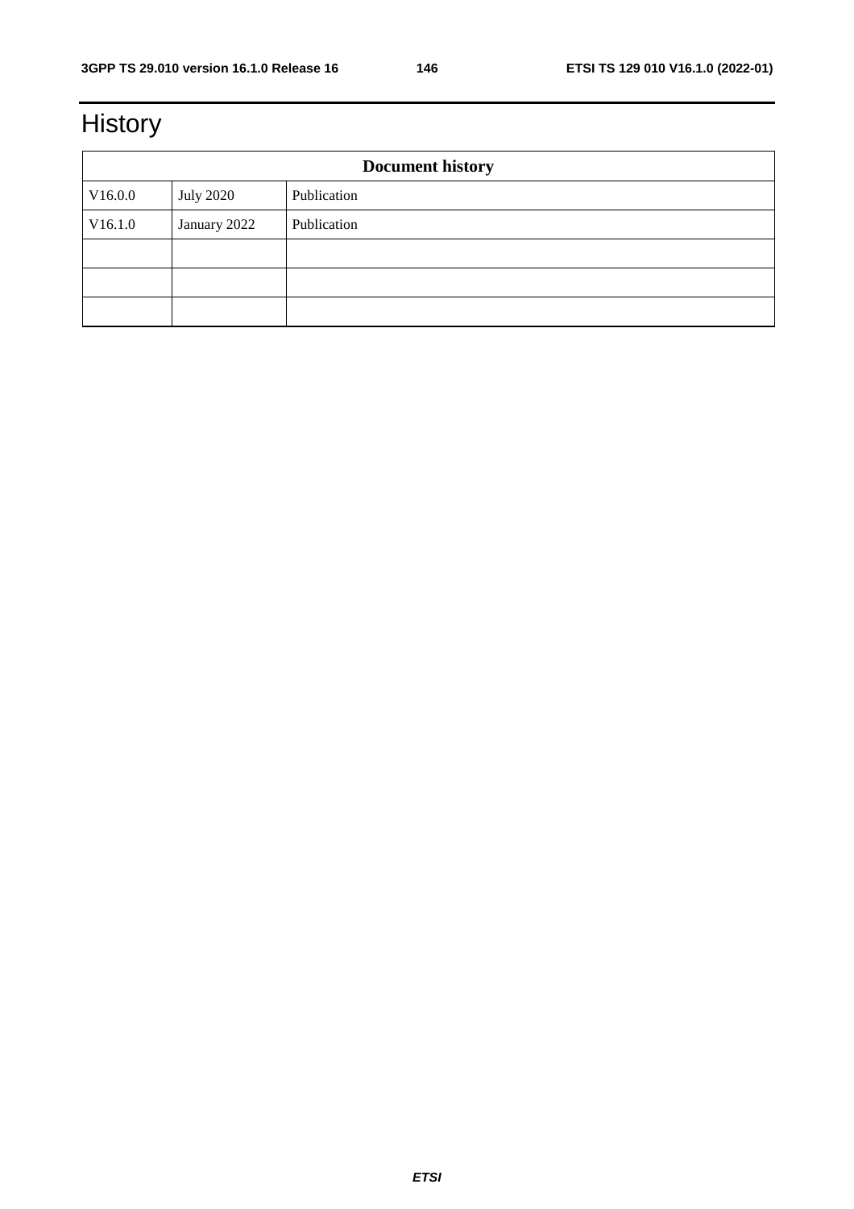# History

| Document history | | |
|---|---|---|
| V16.0.0 | July 2020 | Publication |
| V16.1.0 | January 2022 | Publication |
| | | |
| | | |
| | | |